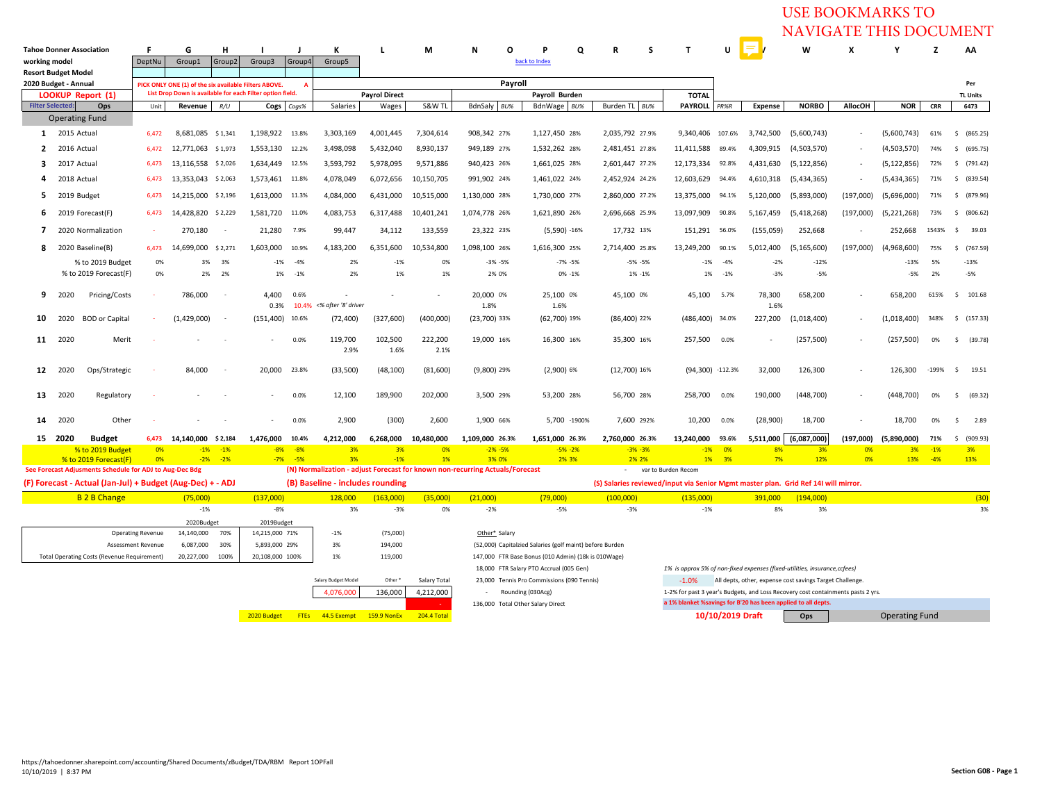USE BOOKMARKS TO NAVIGATE THIS DOCUMENT

**Tahoe Donner Association**
working model
Resort Budget Model
2020 Budget - Annual

PICK ONLY ONE (1) of the six available Filters ABOVE. A
List Drop Down is available for each Filter option field.

LOOKUP Report (1)

Filter Selected: Ops

back to Index

| | | F | G | H | I | J | K | L | M | N | O | P | Q | R | S | T | U | V | W | X | Y | Z | AA |
|---|---|---|---|---|---|---|---|---|---|---|---|---|---|---|---|---|---|---|---|---|---|---|---|
| | | DeptNu | Group1 | Group2 | Group3 | Group4 | Group5 | | | | | | | | | | | | | | | | |
| | | | | | | | | Payrol Direct | | Payroll | | Payroll Burden | | | | TOTAL | | | | | | | Per TL Units |
| | Ops | Unit | Revenue | R/U | Cogs | Cogs% | Salaries | Wages | S&W TL | BdnSaly | BU% | BdnWage | BU% | Burden TL | BU% | PAYROLL | PR%R | Expense | NORBO | AllocOH | NOR | CRR | 6473 |
| | Operating Fund | | | | | | | | | | | | | | | | | | | | | | |
| 1 | 2015 Actual | 6,472 | 8,681,085 | $ 1,341 | 1,198,922 | 13.8% | 3,303,169 | 4,001,445 | 7,304,614 | 908,342 | 27% | 1,127,450 | 28% | 2,035,792 | 27.9% | 9,340,406 | 107.6% | 3,742,550 | (5,600,743) | - | (5,600,743) | 61% | $ (865.25) |
| 2 | 2016 Actual | 6,472 | 12,771,063 | $ 1,973 | 1,553,130 | 12.2% | 3,498,098 | 5,432,040 | 8,930,137 | 949,189 | 27% | 1,532,262 | 28% | 2,481,451 | 27.8% | 11,411,588 | 89.4% | 4,309,915 | (4,503,570) | - | (4,503,570) | 74% | $ (695.75) |
| 3 | 2017 Actual | 6,473 | 13,116,558 | $ 2,026 | 1,634,449 | 12.5% | 3,593,792 | 5,978,095 | 9,571,886 | 940,423 | 26% | 1,661,025 | 28% | 2,601,447 | 27.2% | 12,173,334 | 92.8% | 4,431,630 | (5,122,856) | - | (5,122,856) | 72% | $ (791.42) |
| 4 | 2018 Actual | 6,473 | 13,353,043 | $ 2,063 | 1,573,461 | 11.8% | 4,078,049 | 6,072,656 | 10,150,705 | 991,902 | 24% | 1,461,022 | 24% | 2,452,924 | 24.2% | 12,603,629 | 94.4% | 4,610,318 | (5,434,365) | - | (5,434,365) | 71% | $ (839.54) |
| 5 | 2019 Budget | 6,473 | 14,215,000 | $ 2,196 | 1,613,000 | 11.3% | 4,084,000 | 6,431,000 | 10,515,000 | 1,130,000 | 28% | 1,730,000 | 27% | 2,860,000 | 27.2% | 13,375,000 | 94.1% | 5,120,000 | (5,893,000) | (197,000) | (5,696,000) | 71% | $ (879.96) |
| 6 | 2019 Forecast(F) | 6,473 | 14,428,820 | $ 2,229 | 1,581,720 | 11.0% | 4,083,753 | 6,317,488 | 10,401,241 | 1,074,778 | 26% | 1,621,890 | 26% | 2,696,668 | 25.9% | 13,097,909 | 90.8% | 5,167,459 | (5,418,268) | (197,000) | (5,221,268) | 73% | $ (806.62) |
| 7 | 2020 Normalization | - | 270,180 | - | 21,280 | 7.9% | 99,447 | 34,112 | 133,559 | 23,322 | 23% | (5,590) | -16% | 17,732 | 13% | 151,291 | 56.0% | (155,059) | 252,668 | - | 252,668 | 1543% | $ 39.03 |
| 8 | 2020 Baseline(B) | 6,473 | 14,699,000 | $ 2,271 | 1,603,000 | 10.9% | 4,183,200 | 6,351,600 | 10,534,800 | 1,098,100 | 26% | 1,616,300 | 25% | 2,714,400 | 25.8% | 13,249,200 | 90.1% | 5,012,400 | (5,165,600) | (197,000) | (4,968,600) | 75% | $ (767.59) |
| | % to 2019 Budget | 0% | 3% | 3% | -1% | -4% | 2% | -1% | 0% | -3% | -5% | -7% | -5% | -5% | -5% | -1% | -4% | -2% | -12% | | -13% | 5% | -13% |
| | % to 2019 Forecast(F) | 0% | 2% | 2% | 1% | -1% | 2% | 1% | 1% | 2% | 0% | 0% | -1% | 1% | -1% | 1% | -1% | -3% | -5% | | -5% | 2% | -5% |
| 9 | 2020 Pricing/Costs | - | 786,000 | - | 4,400 / 0.3% | 0.6% / 10.4% | - <% after '8' driver | - | - | 20,000 / 1.8% | 0% | 25,100 / 1.6% | 0% | 45,100 | 0% | 45,100 | 5.7% | 78,300 / 1.6% | 658,200 | - | 658,200 | 615% | $ 101.68 |
| 10 | 2020 BOD or Capital | - | (1,429,000) | - | (151,400) | 10.6% | (72,400) | (327,600) | (400,000) | (23,700) | 33% | (62,700) | 19% | (86,400) | 22% | (486,400) | 34.0% | 227,200 | (1,018,400) | - | (1,018,400) | 348% | $ (157.33) |
| 11 | 2020 Merit | - | - | - | - | 0.0% | 119,700 / 2.9% | 102,500 / 1.6% | 222,200 / 2.1% | 19,000 | 16% | 16,300 | 16% | 35,300 | 16% | 257,500 | 0.0% | - | (257,500) | - | (257,500) | 0% | $ (39.78) |
| 12 | 2020 Ops/Strategic | - | 84,000 | - | 20,000 | 23.8% | (33,500) | (48,100) | (81,600) | (9,800) | 29% | (2,900) | 6% | (12,700) | 16% | (94,300) | -112.3% | 32,000 | 126,300 | - | 126,300 | -199% | $ 19.51 |
| 13 | 2020 Regulatory | - | - | - | - | 0.0% | 12,100 | 189,900 | 202,000 | 3,500 | 29% | 53,200 | 28% | 56,700 | 28% | 258,700 | 0.0% | 190,000 | (448,700) | - | (448,700) | 0% | $ (69.32) |
| 14 | 2020 Other | - | - | - | - | 0.0% | 2,900 | (300) | 2,600 | 1,900 | 66% | 5,700 | -1900% | 7,600 | 292% | 10,200 | 0.0% | (28,900) | 18,700 | - | 18,700 | 0% | $ 2.89 |
| 15 | **2020 Budget** | 6,473 | **14,140,000** | $ 2,184 | **1,476,000** | 10.4% | **4,212,000** | **6,268,000** | **10,480,000** | **1,109,000** | 26.3% | **1,651,000** | 26.3% | **2,760,000** | 26.3% | **13,240,000** | 93.6% | **5,511,000** | **(6,087,000)** | **(197,000)** | **(5,890,000)** | 71% | $ (909.93) |
| | % to 2019 Budget | 0% | -1% | -1% | -8% | -8% | 3% | 3% | 0% | -2% | -5% | -5% | -2% | -3% | -3% | -1% | 0% | 8% | 3% | 0% | 3% | -1% | 3% |
| | % to 2019 Forecast(F) | 0% | -2% | -2% | -7% | -5% | 3% | -1% | 1% | 3% | 0% | 2% | 3% | 2% | 2% | 1% | 3% | 7% | 12% | 0% | 13% | -4% | 13% |

See Forecast Adjusments Schedule for ADJ to Aug-Dec Bdg

(N) Normalization - adjust Forecast for known non-recurring Actuals/Forecast

- var to Burden Recom

(F) Forecast - Actual (Jan-Jul) + Budget (Aug-Dec) + - ADJ

(B) Baseline - includes rounding

(S) Salaries reviewed/input via Senior Mgmt master plan. Grid Ref 14I will mirror.

| | Revenue | Cogs | Salaries | Wages | S&W TL | BdnSaly | BdnWage | Burden TL | PAYROLL | Expense | NORBO | Per TL Units |
|---|---|---|---|---|---|---|---|---|---|---|---|---|
| B 2 B Change | (75,000) | (137,000) | 128,000 | (163,000) | (35,000) | (21,000) | (79,000) | (100,000) | (135,000) | 391,000 | (194,000) | (30) |
| | -1% | -8% | 3% | -3% | 0% | -2% | -5% | -3% | -1% | 8% | 3% | 3% |

| | 2020Budget | | 2019Budget | | | |
|---|---|---|---|---|---|---|
| Operating Revenue | 14,140,000 | 70% | 14,215,000 | 71% | -1% | (75,000) |
| Assessment Revenue | 6,087,000 | 30% | 5,893,000 | 29% | 3% | 194,000 |
| Total Operating Costs (Revenue Requirement) | 20,227,000 | 100% | 20,108,000 | 100% | 1% | 119,000 |

| Salary Budget Model | Other * | Salary Total |
|---|---|---|
| 4,076,000 | 136,000 | 4,212,000 |
| | | - |

| 2020 Budget | FTEs | 44.5 Exempt | 159.9 NonEx | 204.4 Total |
|---|---|---|---|---|

Other* Salary
(52,000) Capitalzied Salaries (golf maint) before Burden
147,000 FTR Base Bonus (010 Admin) (18k is 010Wage)
18,000 FTR Salary PTO Accrual (005 Gen)
23,000 Tennis Pro Commissions (090 Tennis)
- Rounding (030Acg)
136,000 Total Other Salary Direct

*1% is approx 5% of non-fixed expenses (fixed-utilities, insurance,ccfees)*

-1.0% All depts, other, expense cost savings Target Challenge.

1-2% for past 3 year's Budgets, and Loss Recovery cost containments pasts 2 yrs.

a 1% blanket %savings for B'20 has been applied to all depts.

10/10/2019 Draft | Ops | Operating Fund

https://tahoedonner.sharepoint.com/accounting/Shared Documents/zBudget/TDA/RBM Report 1OPFall
10/10/2019 | 8:37 PM

Section G08 - Page 1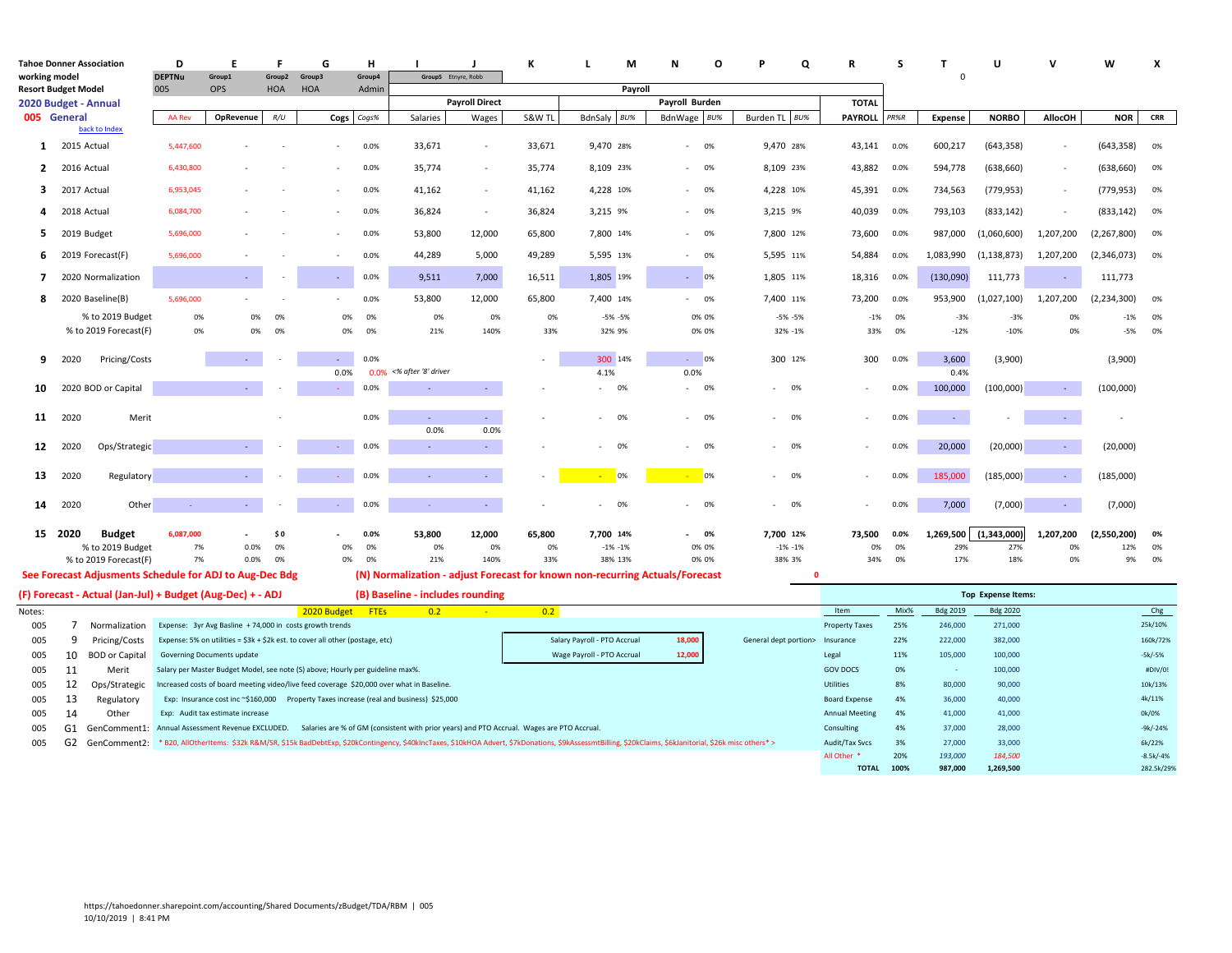**Tahoe Donner Association**
**working model**
**Resort Budget Model**
**2020 Budget - Annual**
**005 General**
back to Index

| | | D | E | F | G | H | I | J | K | L | M | N | O | P | Q | R | S | T | U | V | W | X |
|---|---|---|---|---|---|---|---|---|---|---|---|---|---|---|---|---|---|---|---|---|---|---|
| | | DEPTNu | Group1 | Group2 | Group3 | Group4 | Group5 Etnyre, Robb | | | | | | | | | | | 0 | | | | |
| | | 005 | OPS | HOA | HOA | Admin | | | | Payroll | | | | | | | | | | | | |
| | | | | | | | Payroll Direct | | | Payroll Burden | | | | | | TOTAL | | | | | | |
| | | AA Rev | OpRevenue | R/U | Cogs | Cogs% | Salaries | Wages | S&W TL | BdnSaly | BU% | BdnWage | BU% | Burden TL | BU% | PAYROLL | PR%R | Expense | NORBO | AllocOH | NOR | CRR |
| 1 | 2015 Actual | 5,447,600 | - | - | - | 0.0% | 33,671 | - | 33,671 | 9,470 | 28% | - | 0% | 9,470 | 28% | 43,141 | 0.0% | 600,217 | (643,358) | - | (643,358) | 0% |
| 2 | 2016 Actual | 6,430,800 | - | - | - | 0.0% | 35,774 | - | 35,774 | 8,109 | 23% | - | 0% | 8,109 | 23% | 43,882 | 0.0% | 594,778 | (638,660) | - | (638,660) | 0% |
| 3 | 2017 Actual | 6,953,045 | - | - | - | 0.0% | 41,162 | - | 41,162 | 4,228 | 10% | - | 0% | 4,228 | 10% | 45,391 | 0.0% | 734,563 | (779,953) | - | (779,953) | 0% |
| 4 | 2018 Actual | 6,084,700 | - | - | - | 0.0% | 36,824 | - | 36,824 | 3,215 | 9% | - | 0% | 3,215 | 9% | 40,039 | 0.0% | 793,103 | (833,142) | - | (833,142) | 0% |
| 5 | 2019 Budget | 5,696,000 | - | - | - | 0.0% | 53,800 | 12,000 | 65,800 | 7,800 | 14% | - | 0% | 7,800 | 12% | 73,600 | 0.0% | 987,000 | (1,060,600) | 1,207,200 | (2,267,800) | 0% |
| 6 | 2019 Forecast(F) | 5,696,000 | - | - | - | 0.0% | 44,289 | 5,000 | 49,289 | 5,595 | 13% | - | 0% | 5,595 | 11% | 54,884 | 0.0% | 1,083,990 | (1,138,873) | 1,207,200 | (2,346,073) | 0% |
| 7 | 2020 Normalization | | - | - | - | 0.0% | 9,511 | 7,000 | 16,511 | 1,805 | 19% | - | 0% | 1,805 | 11% | 18,316 | 0.0% | (130,090) | 111,773 | - | 111,773 | |
| 8 | 2020 Baseline(B) | 5,696,000 | - | - | - | 0.0% | 53,800 | 12,000 | 65,800 | 7,400 | 14% | - | 0% | 7,400 | 11% | 73,200 | 0.0% | 953,900 | (1,027,100) | 1,207,200 | (2,234,300) | 0% |
| | % to 2019 Budget | 0% | 0% | 0% | 0% | 0% | 0% | 0% | 0% | -5% | -5% | 0% | 0% | -5% | -5% | -1% | 0% | -3% | -3% | 0% | -1% | 0% |
| | % to 2019 Forecast(F) | 0% | 0% | 0% | 0% | 0% | 21% | 140% | 33% | 32% | 9% | 0% | 0% | 32% | -1% | 33% | 0% | -12% | -10% | 0% | -5% | 0% |
| 9 | 2020 Pricing/Costs | | - | - | - 0.0% | 0.0% 0.0% | <% after 'B' driver | | - | 300 4.1% | 14% | - 0.0% | 0% | 300 | 12% | 300 | 0.0% | 3,600 0.4% | (3,900) | | (3,900) | |
| 10 | 2020 BOD or Capital | | - | - | - | 0.0% | - | - | - | - | 0% | - | 0% | - | 0% | - | 0.0% | 100,000 | (100,000) | - | (100,000) | |
| 11 | 2020 Merit | | | - | | 0.0% | - 0.0% | - 0.0% | - | - | 0% | - | 0% | - | 0% | - | 0.0% | - | - | - | - | |
| 12 | 2020 Ops/Strategic | | - | - | - | 0.0% | - | - | - | - | 0% | - | 0% | - | 0% | - | 0.0% | 20,000 | (20,000) | - | (20,000) | |
| 13 | 2020 Regulatory | | - | - | - | 0.0% | - | - | - | - | 0% | - | 0% | - | 0% | - | 0.0% | 185,000 | (185,000) | - | (185,000) | |
| 14 | 2020 Other | - | - | - | - | 0.0% | - | - | - | - | 0% | - | 0% | - | 0% | - | 0.0% | 7,000 | (7,000) | - | (7,000) | |
| 15 | **2020 Budget** | **6,087,000** | **-** | **$0** | **-** | **0.0%** | **53,800** | **12,000** | **65,800** | **7,700** | **14%** | **-** | **0%** | **7,700** | **12%** | **73,500** | **0.0%** | **1,269,500** | **(1,343,000)** | **1,207,200** | **(2,550,200)** | **0%** |
| | % to 2019 Budget | 7% | 0.0% | 0% | 0% | 0% | 0% | 0% | 0% | -1% | -1% | 0% | 0% | -1% | -1% | 0% | 0% | 29% | 27% | 0% | 12% | 0% |
| | % to 2019 Forecast(F) | 7% | 0.0% | 0% | 0% | 0% | 21% | 140% | 33% | 38% | 13% | 0% | 0% | 38% | 3% | 34% | 0% | 17% | 18% | 0% | 9% | 0% |

**See Forecast Adjusments Schedule for ADJ to Aug-Dec Bdg**

**(N) Normalization - adjust Forecast for known non-recurring Actuals/Forecast** 0

**(F) Forecast - Actual (Jan-Jul) + Budget (Aug-Dec) + - ADJ**

**(B) Baseline - includes rounding**

Notes: 2020 Budget FTEs 0.2 - 0.2

| | | | |
|---|---|---|---|
| 005 | 7 | Normalization | Expense: 3yr Avg Basline + 74,000 in costs growth trends |
| 005 | 9 | Pricing/Costs | Expense: 5% on utilities = $3k + $2k est. to cover all other (postage, etc) |
| 005 | 10 | BOD or Capital | Governing Documents update |
| 005 | 11 | Merit | Salary per Master Budget Model, see note (S) above; Hourly per guideline max%. |
| 005 | 12 | Ops/Strategic | Increased costs of board meeting video/live feed coverage $20,000 over what in Baseline. |
| 005 | 13 | Regulatory | Exp: Insurance cost inc ~$160,000 Property Taxes increase (real and business) $25,000 |
| 005 | 14 | Other | Exp: Audit tax estimate increase |
| 005 | G1 | GenComment1: | Annual Assessment Revenue EXCLUDED. Salaries are % of GM (consistent with prior years) and PTO Accrual. Wages are PTO Accrual. |
| 005 | G2 | GenComment2: | * B20, AllOtherItems: $32k R&M/SR, $15k BadDebtExp, $20kContingency, $40kIncTaxes, $10kHOA Advert, $7kDonations, $9kAssessmtBilling, $20kClaims, $6kJanitorial, $26k misc others* > |

| | |
|---|---|
| Salary Payroll - PTO Accrual | 18,000 |
| Wage Payroll - PTO Accrual | 12,000 |

General dept portion>

**Top Expense Items:**

| Item | Mix% | Bdg 2019 | Bdg 2020 | Chg |
|---|---|---|---|---|
| Property Taxes | 25% | 246,000 | 271,000 | 25k/10% |
| Insurance | 22% | 222,000 | 382,000 | 160k/72% |
| Legal | 11% | 105,000 | 100,000 | -5k/-5% |
| GOV DOCS | 0% | - | 100,000 | #DIV/0! |
| Utilities | 8% | 80,000 | 90,000 | 10k/13% |
| Board Expense | 4% | 36,000 | 40,000 | 4k/11% |
| Annual Meeting | 4% | 41,000 | 41,000 | 0k/0% |
| Consulting | 4% | 37,000 | 28,000 | -9k/-24% |
| Audit/Tax Svcs | 3% | 27,000 | 33,000 | 6k/22% |
| All Other * | 20% | 193,000 | 184,500 | -8.5k/-4% |
| **TOTAL** | **100%** | **987,000** | **1,269,500** | 282.5k/29% |

https://tahoedonner.sharepoint.com/accounting/Shared Documents/zBudget/TDA/RBM | 005
10/10/2019 | 8:41 PM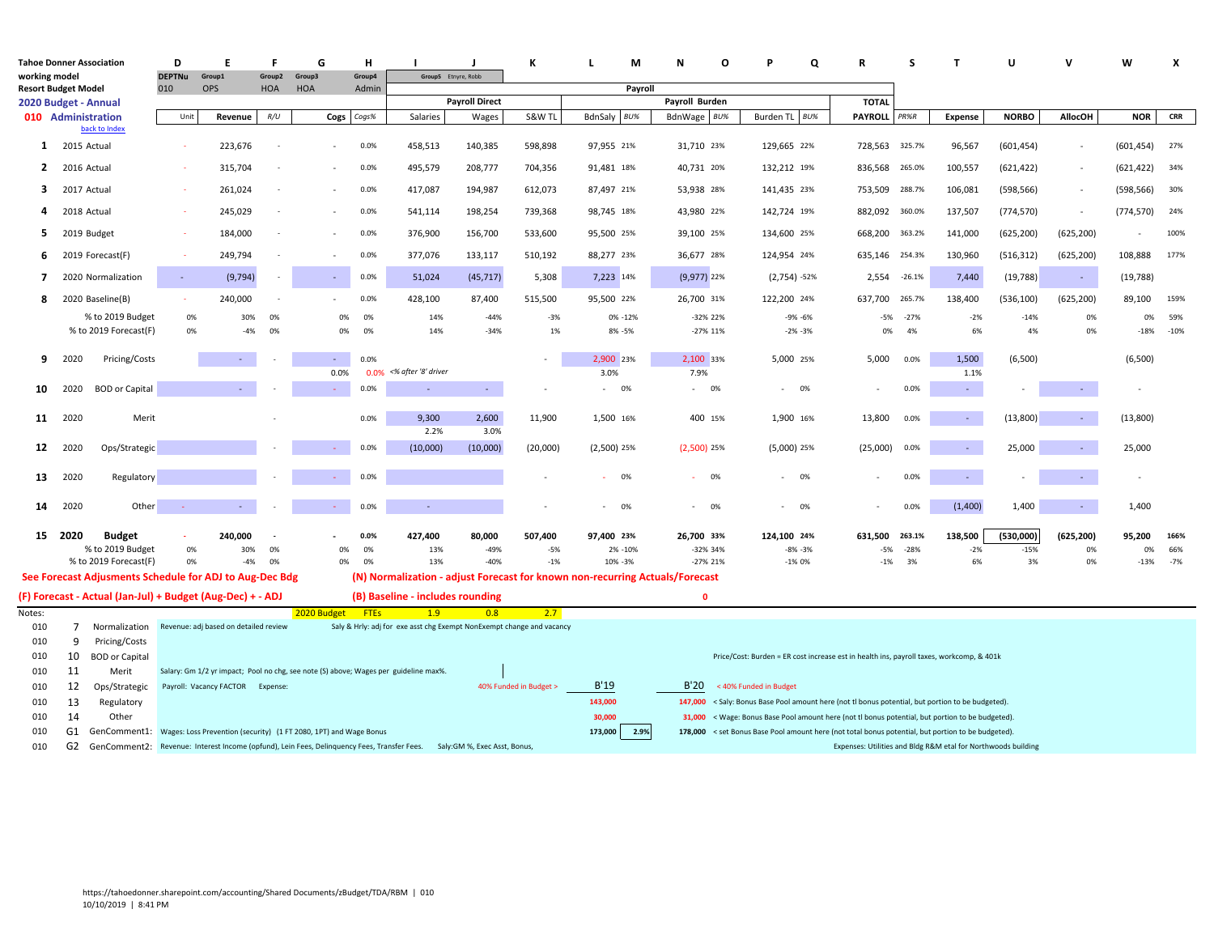**Tahoe Donner Association**
working model
**Resort Budget Model**
**2020 Budget - Annual**
**010 Administration**
back to Index

| | D | E | F | G | H | I | J | K | L | M | N | O | P | Q | R | S | T | U | V | W | X |
|---|---|---|---|---|---|---|---|---|---|---|---|---|---|---|---|---|---|---|---|---|---|
| | DEPTNu | Group1 | Group2 | Group3 | Group4 | Group5 Etnyre, Robb | | | | | | | | | | | | | | | |
| | 010 | OPS | HOA | HOA | Admin | | | | Payroll | | | | | | | | | | | | |
| | | | | | | Payroll Direct | | | Payroll Burden | | | | | | TOTAL | | | | | | |
| | Unit | Revenue | R/U | Cogs | Cogs% | Salaries | Wages | S&W TL | BdnSaly | BU% | BdnWage | BU% | Burden TL | BU% | PAYROLL | PR%R | Expense | NORBO | AllocOH | NOR | CRR |
| 1 2015 Actual | - | 223,676 | - | - | 0.0% | 458,513 | 140,385 | 598,898 | 97,955 | 21% | 31,710 | 23% | 129,665 | 22% | 728,563 | 325.7% | 96,567 | (601,454) | - | (601,454) | 27% |
| 2 2016 Actual | - | 315,704 | - | - | 0.0% | 495,579 | 208,777 | 704,356 | 91,481 | 18% | 40,731 | 20% | 132,212 | 19% | 836,568 | 265.0% | 100,557 | (621,422) | - | (621,422) | 34% |
| 3 2017 Actual | - | 261,024 | - | - | 0.0% | 417,087 | 194,987 | 612,073 | 87,497 | 21% | 53,938 | 28% | 141,435 | 23% | 753,509 | 288.7% | 106,081 | (598,566) | - | (598,566) | 30% |
| 4 2018 Actual | - | 245,029 | - | - | 0.0% | 541,114 | 198,254 | 739,368 | 98,745 | 18% | 43,980 | 22% | 142,724 | 19% | 882,092 | 360.0% | 137,507 | (774,570) | - | (774,570) | 24% |
| 5 2019 Budget | - | 184,000 | - | - | 0.0% | 376,900 | 156,700 | 533,600 | 95,500 | 25% | 39,100 | 25% | 134,600 | 25% | 668,200 | 363.2% | 141,000 | (625,200) | (625,200) | - | 100% |
| 6 2019 Forecast(F) | - | 249,794 | - | - | 0.0% | 377,076 | 133,117 | 510,192 | 88,277 | 23% | 36,677 | 28% | 124,954 | 24% | 635,146 | 254.3% | 130,960 | (516,312) | (625,200) | 108,888 | 177% |
| 7 2020 Normalization | - | (9,794) | - | - | 0.0% | 51,024 | (45,717) | 5,308 | 7,223 | 14% | (9,977) | 22% | (2,754) | -52% | 2,554 | -26.1% | 7,440 | (19,788) | - | (19,788) | |
| 8 2020 Baseline(B) | - | 240,000 | - | - | 0.0% | 428,100 | 87,400 | 515,500 | 95,500 | 22% | 26,700 | 31% | 122,200 | 24% | 637,700 | 265.7% | 138,400 | (536,100) | (625,200) | 89,100 | 159% |
| % to 2019 Budget | 0% | 30% | 0% | 0% | 0% | 14% | -44% | -3% | 0% | -12% | -32% | 22% | -9% | -6% | -5% | -27% | -2% | -14% | 0% | 0% | 59% |
| % to 2019 Forecast(F) | 0% | -4% | 0% | 0% | 0% | 14% | -34% | 1% | 8% | -5% | -27% | 11% | -2% | -3% | 0% | 4% | 6% | 4% | 0% | -18% | -10% |
| 9 2020 Pricing/Costs | | - | - | - | 0.0% | | | - | 2,900 | 23% | 2,100 | 33% | 5,000 | 25% | 5,000 | 0.0% | 1,500 | (6,500) | | (6,500) | |
| | | | | 0.0% | 0.0% | <% after '8' driver | | | 3.0% | | 7.9% | | | | | | 1.1% | | | | |
| 10 2020 BOD or Capital | | - | - | - | 0.0% | - | - | - | - | 0% | - | 0% | - | 0% | - | 0.0% | - | - | - | - | |
| 11 2020 Merit | | | - | | 0.0% | 9,300 | 2,600 | 11,900 | 1,500 | 16% | 400 | 15% | 1,900 | 16% | 13,800 | 0.0% | - | (13,800) | - | (13,800) | |
| | | | | | | 2.2% | 3.0% | | | | | | | | | | | | | | |
| 12 2020 Ops/Strategic | | | - | - | 0.0% | (10,000) | (10,000) | (20,000) | (2,500) | 25% | (2,500) | 25% | (5,000) | 25% | (25,000) | 0.0% | - | 25,000 | - | 25,000 | |
| 13 2020 Regulatory | | | - | - | 0.0% | | | - | - | 0% | - | 0% | - | 0% | - | 0.0% | - | - | - | - | |
| 14 2020 Other | - | - | - | - | 0.0% | - | | - | - | 0% | - | 0% | - | 0% | - | 0.0% | (1,400) | 1,400 | - | 1,400 | |
| **15 2020 Budget** | - | **240,000** | - | - | **0.0%** | **427,400** | **80,000** | **507,400** | **97,400** | **23%** | **26,700** | **33%** | **124,100** | **24%** | **631,500** | **263.1%** | **138,500** | **(530,000)** | **(625,200)** | **95,200** | **166%** |
| % to 2019 Budget | 0% | 30% | 0% | 0% | 0% | 13% | -49% | -5% | 2% | -10% | -32% | 34% | -8% | -3% | -5% | -28% | -2% | -15% | 0% | 0% | 66% |
| % to 2019 Forecast(F) | 0% | -4% | 0% | 0% | 0% | 13% | -40% | -1% | 10% | -3% | -27% | 21% | -1% | 0% | -1% | 3% | 6% | 3% | 0% | -13% | -7% |

**See Forecast Adjusments Schedule for ADJ to Aug-Dec Bdg**

**(N) Normalization - adjust Forecast for known non-recurring Actuals/Forecast**

**(F) Forecast - Actual (Jan-Jul) + Budget (Aug-Dec) + - ADJ**

**(B) Baseline - includes rounding** 0

Notes:

2020 Budget FTEs 1.9 0.8 2.7

| | | | |
|---|---|---|---|
| 010 | 7 | Normalization | Revenue: adj based on detailed review; Salary & Hrly: adj for exe asst chg Exempt NonExempt change and vacancy |
| 010 | 9 | Pricing/Costs | |
| 010 | 10 | BOD or Capital | Price/Cost: Burden = ER cost increase est in health ins, payroll taxes, workcomp, & 401k |
| 010 | 11 | Merit | Salary: Gm 1/2 yr impact; Pool no chg, see note (S) above; Wages per guideline max%. |
| 010 | 12 | Ops/Strategic | Payroll: Vacancy FACTOR Expense: |
| 010 | 13 | Regulatory | |
| 010 | 14 | Other | |
| 010 | G1 | GenComment1: | Wages: Loss Prevention (security) (1 FT 2080, 1PT) and Wage Bonus |
| 010 | G2 | GenComment2: | Revenue: Interest Income (opfund), Lein Fees, Delinquency Fees, Transfer Fees. Sal:GM %, Exec Asst, Bonus, / Expenses: Utilities and Bldg R&M etal for Northwoods building |

| | B'19 | | B'20 | |
|---|---|---|---|---|
| 40% Funded in Budget > | | | | < 40% Funded in Budget |
| | 143,000 | | 147,000 | < Saly: Bonus Base Pool amount here (not tl bonus potential, but portion to be budgeted). |
| | 30,000 | | 31,000 | < Wage: Bonus Base Pool amount here (not tl bonus potential, but portion to be budgeted). |
| | 173,000 | 2.9% | 178,000 | < set Bonus Base Pool amount here (not total bonus potential, but portion to be budgeted). |

https://tahoedonner.sharepoint.com/accounting/Shared Documents/zBudget/TDA/RBM | 010
10/10/2019 | 8:41 PM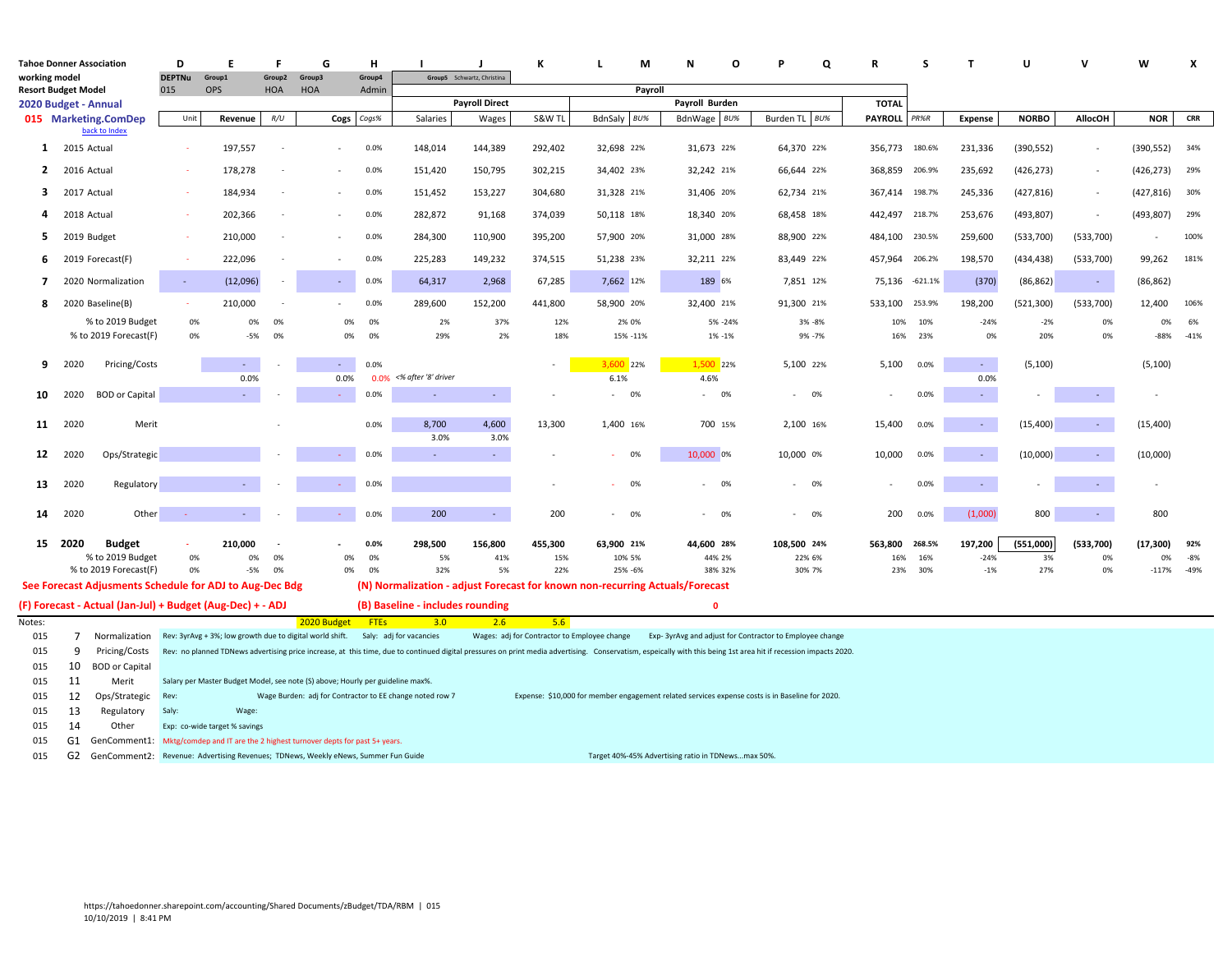**Tahoe Donner Association**
**working model**
**Resort Budget Model**
**2020 Budget - Annual**
**015 Marketing.ComDep**
back to Index

| | | D | E | F | G | H | I | J | K | L | M | N | O | P | Q | R | S | T | U | V | W | X |
|---|---|---|---|---|---|---|---|---|---|---|---|---|---|---|---|---|---|---|---|---|---|---|
| | | DEPTNu | Group1 | Group2 | Group3 | Group4 | | Group5 Schwartz, Christina | | | | | | | | | | | | | | |
| | | 015 | OPS | HOA | HOA | Admin | | | | Payroll | | | | | | | | | | | | |
| | | | | | | | Payroll Direct | | | Payroll Burden | | | | | | TOTAL | | | | | | |
| | | Unit | Revenue | R/U | Cogs | Cogs% | Salaries | Wages | S&W TL | BdnSaly | BU% | BdnWage | BU% | Burden TL | BU% | PAYROLL | PR%R | Expense | NORBO | AllocOH | NOR | CRR |
| 1 | 2015 Actual | - | 197,557 | - | - | 0.0% | 148,014 | 144,389 | 292,402 | 32,698 | 22% | 31,673 | 22% | 64,370 | 22% | 356,773 | 180.6% | 231,336 | (390,552) | - | (390,552) | 34% |
| 2 | 2016 Actual | - | 178,278 | - | - | 0.0% | 151,420 | 150,795 | 302,215 | 34,402 | 23% | 32,242 | 21% | 66,644 | 22% | 368,859 | 206.9% | 235,692 | (426,273) | - | (426,273) | 29% |
| 3 | 2017 Actual | - | 184,934 | - | - | 0.0% | 151,452 | 153,227 | 304,680 | 31,328 | 21% | 31,406 | 20% | 62,734 | 21% | 367,414 | 198.7% | 245,336 | (427,816) | - | (427,816) | 30% |
| 4 | 2018 Actual | - | 202,366 | - | - | 0.0% | 282,872 | 91,168 | 374,039 | 50,118 | 18% | 18,340 | 20% | 68,458 | 18% | 442,497 | 218.7% | 253,676 | (493,807) | - | (493,807) | 29% |
| 5 | 2019 Budget | - | 210,000 | - | - | 0.0% | 284,300 | 110,900 | 395,200 | 57,900 | 20% | 31,000 | 28% | 88,900 | 22% | 484,100 | 230.5% | 259,600 | (533,700) | (533,700) | - | 100% |
| 6 | 2019 Forecast(F) | - | 222,096 | - | - | 0.0% | 225,283 | 149,232 | 374,515 | 51,238 | 23% | 32,211 | 22% | 83,449 | 22% | 457,964 | 206.2% | 198,570 | (434,438) | (533,700) | 99,262 | 181% |
| 7 | 2020 Normalization | - | (12,096) | - | - | 0.0% | 64,317 | 2,968 | 67,285 | 7,662 | 12% | 189 | 6% | 7,851 | 12% | 75,136 | -621.1% | (370) | (86,862) | - | (86,862) | |
| 8 | 2020 Baseline(B) | - | 210,000 | - | - | 0.0% | 289,600 | 152,200 | 441,800 | 58,900 | 20% | 32,400 | 21% | 91,300 | 21% | 533,100 | 253.9% | 198,200 | (521,300) | (533,700) | 12,400 | 106% |
| | % to 2019 Budget | 0% | 0% | 0% | 0% | 0% | 2% | 37% | 12% | 2% | 0% | 5% | -24% | 3% | -8% | 10% | 10% | -24% | -2% | 0% | 0% | 6% |
| | % to 2019 Forecast(F) | 0% | -5% | 0% | 0% | 0% | 29% | 2% | 18% | 15% | -11% | 1% | -1% | 9% | -7% | 16% | 23% | 0% | 20% | 0% | -88% | -41% |
| 9 | 2020 Pricing/Costs | | - / 0.0% | - | - / 0.0% | 0.0% / 0.0% | <% after '8' driver | | - | 3,600 / 6.1% | 22% | 1,500 / 4.6% | 22% | 5,100 | 22% | 5,100 | 0.0% | - / 0.0% | (5,100) | | (5,100) | |
| 10 | 2020 BOD or Capital | | - | - | - | 0.0% | - | - | - | - | 0% | - | 0% | - | 0% | - | 0.0% | - | - | - | - | |
| 11 | 2020 Merit | | | - | | 0.0% | 8,700 / 3.0% | 4,600 / 3.0% | 13,300 | 1,400 | 16% | 700 | 15% | 2,100 | 16% | 15,400 | 0.0% | - | (15,400) | - | (15,400) | |
| 12 | 2020 Ops/Strategic | | | - | - | 0.0% | - | - | - | - | 0% | 10,000 | 0% | 10,000 | 0% | 10,000 | 0.0% | - | (10,000) | - | (10,000) | |
| 13 | 2020 Regulatory | | - | - | - | 0.0% | | | - | - | 0% | - | 0% | - | 0% | - | 0.0% | - | - | - | - | |
| 14 | 2020 Other | - | - | - | - | 0.0% | 200 | - | 200 | - | 0% | - | 0% | - | 0% | 200 | 0.0% | (1,000) | 800 | - | 800 | |
| 15 | **2020 Budget** | - | **210,000** | - | - | **0.0%** | **298,500** | **156,800** | **455,300** | **63,900** | **21%** | **44,600** | **28%** | **108,500** | **24%** | **563,800** | **268.5%** | **197,200** | **(551,000)** | **(533,700)** | **(17,300)** | **92%** |
| | % to 2019 Budget | 0% | 0% | 0% | 0% | 0% | 5% | 41% | 15% | 10% | 5% | 44% | 2% | 22% | 6% | 16% | 16% | -24% | 3% | 0% | 0% | -8% |
| | % to 2019 Forecast(F) | 0% | -5% | 0% | 0% | 0% | 32% | 5% | 22% | 25% | -6% | 38% | 32% | 30% | 7% | 23% | 30% | -1% | 27% | 0% | -117% | -49% |

**See Forecast Adjusments Schedule for ADJ to Aug-Dec Bdg**

**(N) Normalization - adjust Forecast for known non-recurring Actuals/Forecast**

**(F) Forecast - Actual (Jan-Jul) + Budget (Aug-Dec) + - ADJ**

**(B) Baseline - includes rounding** 0

2020 Budget | FTEs | 3.0 | 2.6 | 5.6

Notes:

| | | | |
|---|---|---|---|
| 015 | 7 | Normalization | Rev: 3yrAvg + 3%; low growth due to digital world shift. Saly: adj for vacancies Wages: adj for Contractor to Employee change Exp- 3yrAvg and adjust for Contractor to Employee change |
| 015 | 9 | Pricing/Costs | Rev: no planned TDNews advertising price increase, at this time, due to continued digital pressures on print media advertising. Conservatism, espeically with this being 1st area hit if recession impacts 2020. |
| 015 | 10 | BOD or Capital | |
| 015 | 11 | Merit | Salary per Master Budget Model, see note (S) above; Hourly per guideline max%. |
| 015 | 12 | Ops/Strategic | Rev: Wage Burden: adj for Contractor to EE change noted row 7 Expense: $10,000 for member engagement related services expense costs is in Baseline for 2020. |
| 015 | 13 | Regulatory | Saly: Wage: |
| 015 | 14 | Other | Exp: co-wide target % savings |
| 015 | G1 | GenComment1: | Mktg/comdep and IT are the 2 highest turnover depts for past 5+ years. |
| 015 | G2 | GenComment2: | Revenue: Advertising Revenues; TDNews, Weekly eNews, Summer Fun Guide Target 40%-45% Advertising ratio in TDNews...max 50%. |

https://tahoedonner.sharepoint.com/accounting/Shared Documents/zBudget/TDA/RBM | 015
10/10/2019 | 8:41 PM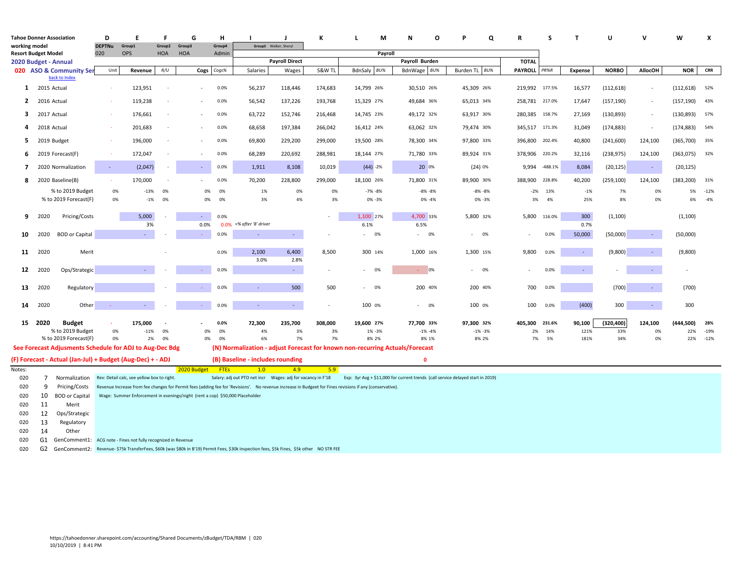**Tahoe Donner Association**
working model
**Resort Budget Model**
**2020 Budget - Annual**
**020 ASO & Community Ser**
back to Index

| | | D | E | F | G | H | I | J | K | L | M | N | O | P | Q | R | S | T | U | V | W | X |
|---|---|---|---|---|---|---|---|---|---|---|---|---|---|---|---|---|---|---|---|---|---|---|
| | | DEPTNu | Group1 | Group2 | Group3 | Group4 | | Group5 Walker, Sheryl | | | | | | | | | | | | | | |
| | | 020 | OPS | HOA | HOA | Admin | | | | | | Payroll | | | | | | | | | | |
| | | | | | | | Payroll Direct | | | | | Payroll Burden | | | | TOTAL | | | | | | |
| | | Unit | Revenue | R/U | Cogs | Cogs% | Salaries | Wages | S&W TL | BdnSaly | BU% | BdnWage | BU% | Burden TL | BU% | PAYROLL | PR%R | Expense | NORBO | AllocOH | NOR | CRR |
| 1 | 2015 Actual | - | 123,951 | - | - | 0.0% | 56,237 | 118,446 | 174,683 | 14,799 | 26% | 30,510 | 26% | 45,309 | 26% | 219,992 | 177.5% | 16,577 | (112,618) | - | (112,618) | 52% |
| 2 | 2016 Actual | - | 119,238 | - | - | 0.0% | 56,542 | 137,226 | 193,768 | 15,329 | 27% | 49,684 | 36% | 65,013 | 34% | 258,781 | 217.0% | 17,647 | (157,190) | - | (157,190) | 43% |
| 3 | 2017 Actual | - | 176,661 | - | - | 0.0% | 63,722 | 152,746 | 216,468 | 14,745 | 23% | 49,172 | 32% | 63,917 | 30% | 280,385 | 158.7% | 27,169 | (130,893) | - | (130,893) | 57% |
| 4 | 2018 Actual | - | 201,683 | - | - | 0.0% | 68,658 | 197,384 | 266,042 | 16,412 | 24% | 63,062 | 32% | 79,474 | 30% | 345,517 | 171.3% | 31,049 | (174,883) | - | (174,883) | 54% |
| 5 | 2019 Budget | - | 196,000 | - | - | 0.0% | 69,800 | 229,200 | 299,000 | 19,500 | 28% | 78,300 | 34% | 97,800 | 33% | 396,800 | 202.4% | 40,800 | (241,600) | 124,100 | (365,700) | 35% |
| 6 | 2019 Forecast(F) | - | 172,047 | - | - | 0.0% | 68,289 | 220,692 | 288,981 | 18,144 | 27% | 71,780 | 33% | 89,924 | 31% | 378,906 | 220.2% | 32,116 | (238,975) | 124,100 | (363,075) | 32% |
| 7 | 2020 Normalization | - | (2,047) | - | - | 0.0% | 1,911 | 8,108 | 10,019 | (44) | -2% | 20 | 0% | (24) | 0% | 9,994 | -488.1% | 8,084 | (20,125) | - | (20,125) | |
| 8 | 2020 Baseline(B) | - | 170,000 | - | - | 0.0% | 70,200 | 228,800 | 299,000 | 18,100 | 26% | 71,800 | 31% | 89,900 | 30% | 388,900 | 228.8% | 40,200 | (259,100) | 124,100 | (383,200) | 31% |
| | % to 2019 Budget | 0% | -13% | 0% | 0% | 0% | 1% | 0% | 0% | -7% | -8% | -8% | -8% | -8% | -8% | -2% | 13% | -1% | 7% | 0% | 5% | -12% |
| | % to 2019 Forecast(F) | 0% | -1% | 0% | 0% | 0% | 3% | 4% | 3% | 0% | -3% | 0% | -4% | 0% | -3% | 3% | 4% | 25% | 8% | 0% | 6% | -4% |
| 9 | 2020 Pricing/Costs | | 5,000 | - | - | 0.0% | | | - | 1,100 | 27% | 4,700 | 33% | 5,800 | 32% | 5,800 | 116.0% | 300 | (1,100) | | (1,100) | |
| | | | 3% | | 0.0% | 0.0% | <% after '8' driver | | | 6.1% | | 6.5% | | | | | | 0.7% | | | | |
| 10 | 2020 BOD or Capital | | - | - | - | 0.0% | - | - | - | - | 0% | - | 0% | - | 0% | - | 0.0% | 50,000 | (50,000) | - | (50,000) | |
| 11 | 2020 Merit | | | - | | 0.0% | 2,100 | 6,400 | 8,500 | 300 | 14% | 1,000 | 16% | 1,300 | 15% | 9,800 | 0.0% | - | (9,800) | - | (9,800) | |
| | | | | | | | 3.0% | 2.8% | | | | | | | | | | | | | | |
| 12 | 2020 Ops/Strategic | | - | - | - | 0.0% | | - | - | - | 0% | - | 0% | - | 0% | - | 0.0% | - | - | - | - | |
| 13 | 2020 Regulatory | | | - | - | 0.0% | - | 500 | 500 | - | 0% | 200 | 40% | 200 | 40% | 700 | 0.0% | | (700) | - | (700) | |
| 14 | 2020 Other | - | - | - | - | 0.0% | - | - | - | 100 | 0% | - | 0% | 100 | 0% | 100 | 0.0% | (400) | 300 | - | 300 | |
| 15 | **2020 Budget** | - | **175,000** | - | - | **0.0%** | **72,300** | **235,700** | **308,000** | **19,600** | **27%** | **77,700** | **33%** | **97,300** | **32%** | **405,300** | **231.6%** | **90,100** | **(320,400)** | **124,100** | **(444,500)** | **28%** |
| | % to 2019 Budget | 0% | -11% | 0% | 0% | 0% | 4% | 3% | 3% | 1% | -3% | -1% | -4% | -1% | -3% | 2% | 14% | 121% | 33% | 0% | 22% | -19% |
| | % to 2019 Forecast(F) | 0% | 2% | 0% | 0% | 0% | 6% | 7% | 7% | 8% | 2% | 8% | 1% | 8% | 2% | 7% | 5% | 181% | 34% | 0% | 22% | -12% |

**See Forecast Adjusments Schedule for ADJ to Aug-Dec Bdg**

**(F) Forecast - Actual (Jan-Jul) + Budget (Aug-Dec) + - ADJ**

**(N) Normalization - adjust Forecast for known non-recurring Actuals/Forecast**

**(B) Baseline - includes rounding** 0

| 2020 Budget | FTEs | 1.0 | 4.9 | 5.9 |
|---|---|---|---|---|

Notes:

| | | | |
|---|---|---|---|
| 020 | 7 | Normalization | Rev: Detail calc, see yellow box to right. Salary: adj out PTO net incr Wages: adj for vacancy in F'18 Exp: 3yr Avg + $11,000 for current trends (call service delayed start in 2019) |
| 020 | 9 | Pricing/Costs | Revenue Increase from fee changes for Permit fees (adding fee for 'Revisions'. No revenue increase in Budgeet for Fines revisions if any (conservative). |
| 020 | 10 | BOD or Capital | Wage: Summer Enforcement in evenings/night (rent a cop) $50,000 Placeholder |
| 020 | 11 | Merit | |
| 020 | 12 | Ops/Strategic | |
| 020 | 13 | Regulatory | |
| 020 | 14 | Other | |
| 020 | G1 | GenComment1: | ACG note - Fines not fully recognized in Revenue |
| 020 | G2 | GenComment2: | Revenue- $75k TransferFees, $60k (was $80k in B'19) Permit Fees, $30k Inspection fees, $5k Fines, $5k other NO STR FEE |

https://tahoedonner.sharepoint.com/accounting/Shared Documents/zBudget/TDA/RBM | 020
10/10/2019 | 8:41 PM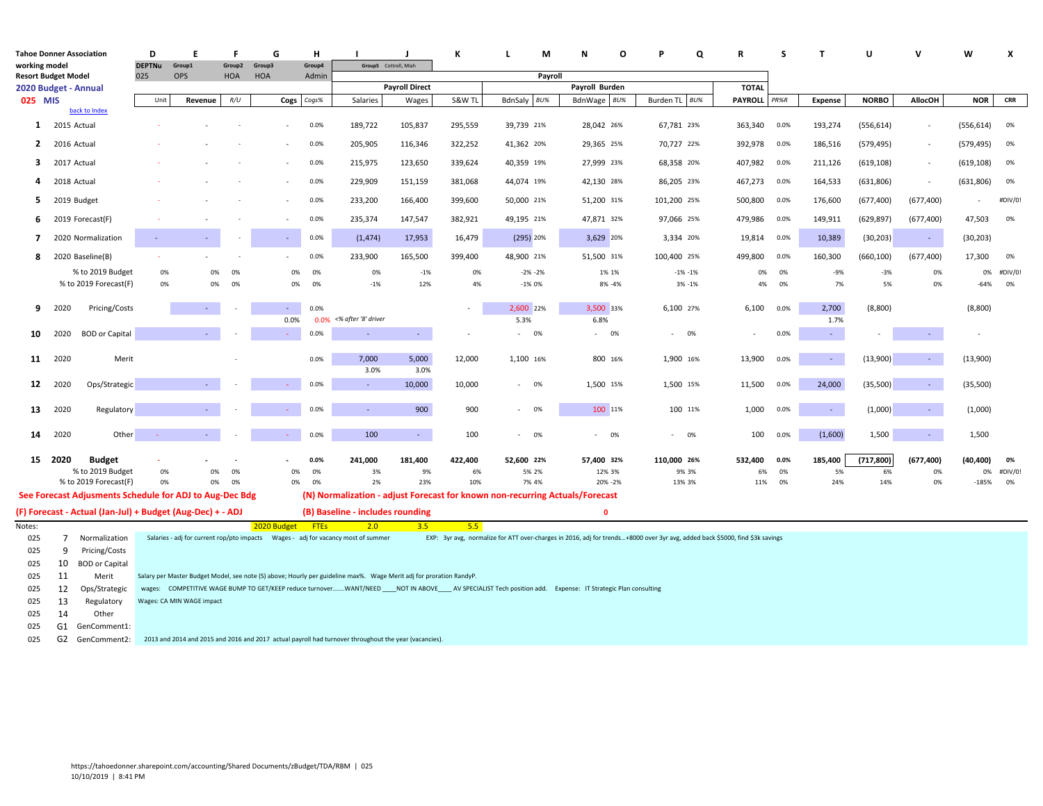**Tahoe Donner Association**
working model
**Resort Budget Model**
**2020 Budget - Annual**
**025 MIS**

back to Index

| | | D | E | F | G | H | I | J | K | L | M | N | O | P | Q | R | S | T | U | V | W | X |
|---|---|---|---|---|---|---|---|---|---|---|---|---|---|---|---|---|---|---|---|---|---|---|
| | | DEPTNu | Group1 | Group2 | Group3 | Group4 | | Group5 Cottrell, Miah | | | | | | | | | | | | | | |
| | | 025 | OPS | HOA | HOA | Admin | | | | Payroll | | | | | | | | | | | | |
| | | | | | | | Payroll Direct | | | Payroll Burden | | | | | | TOTAL | | | | | | |
| | | Unit | Revenue | R/U | Cogs | Cogs% | Salaries | Wages | S&W TL | BdnSaly | BU% | BdnWage | BU% | Burden TL | BU% | PAYROLL | PR%R | Expense | NORBO | AllocOH | NOR | CRR |
| 1 | 2015 Actual | - | - | - | - | 0.0% | 189,722 | 105,837 | 295,559 | 39,739 | 21% | 28,042 | 26% | 67,781 | 23% | 363,340 | 0.0% | 193,274 | (556,614) | - | (556,614) | 0% |
| 2 | 2016 Actual | - | - | - | - | 0.0% | 205,905 | 116,346 | 322,252 | 41,362 | 20% | 29,365 | 25% | 70,727 | 22% | 392,978 | 0.0% | 186,516 | (579,495) | - | (579,495) | 0% |
| 3 | 2017 Actual | - | - | - | - | 0.0% | 215,975 | 123,650 | 339,624 | 40,359 | 19% | 27,999 | 23% | 68,358 | 20% | 407,982 | 0.0% | 211,126 | (619,108) | - | (619,108) | 0% |
| 4 | 2018 Actual | - | - | - | - | 0.0% | 229,909 | 151,159 | 381,068 | 44,074 | 19% | 42,130 | 28% | 86,205 | 23% | 467,273 | 0.0% | 164,533 | (631,806) | - | (631,806) | 0% |
| 5 | 2019 Budget | - | - | - | - | 0.0% | 233,200 | 166,400 | 399,600 | 50,000 | 21% | 51,200 | 31% | 101,200 | 25% | 500,800 | 0.0% | 176,600 | (677,400) | (677,400) | - | #DIV/0! |
| 6 | 2019 Forecast(F) | - | - | - | - | 0.0% | 235,374 | 147,547 | 382,921 | 49,195 | 21% | 47,871 | 32% | 97,066 | 25% | 479,986 | 0.0% | 149,911 | (629,897) | (677,400) | 47,503 | 0% |
| 7 | 2020 Normalization | - | - | - | - | 0.0% | (1,474) | 17,953 | 16,479 | (295) | 20% | 3,629 | 20% | 3,334 | 20% | 19,814 | 0.0% | 10,389 | (30,203) | - | (30,203) | |
| 8 | 2020 Baseline(B) | - | - | - | - | 0.0% | 233,900 | 165,500 | 399,400 | 48,900 | 21% | 51,500 | 31% | 100,400 | 25% | 499,800 | 0.0% | 160,300 | (660,100) | (677,400) | 17,300 | 0% |
| | % to 2019 Budget | 0% | 0% | 0% | 0% | 0% | 0% | -1% | 0% | -2% | -2% | 1% | 1% | -1% | -1% | 0% | 0% | -9% | -3% | 0% | 0% | #DIV/0! |
| | % to 2019 Forecast(F) | 0% | 0% | 0% | 0% | 0% | -1% | 12% | 4% | -1% | 0% | 8% | -4% | 3% | -1% | 4% | 0% | 7% | 5% | 0% | -64% | 0% |
| 9 | 2020 Pricing/Costs | | - | - | - | 0.0% | | | - | 2,600 | 22% | 3,500 | 33% | 6,100 | 27% | 6,100 | 0.0% | 2,700 | (8,800) | | (8,800) | |
| | | | | | 0.0% | 0.0% | <% after '8' driver | | | 5.3% | | 6.8% | | | | | | 1.7% | | | | |
| 10 | 2020 BOD or Capital | | - | - | - | 0.0% | - | - | - | - | 0% | - | 0% | - | 0% | - | 0.0% | - | - | - | - | |
| 11 | 2020 Merit | | | - | | 0.0% | 7,000 | 5,000 | 12,000 | 1,100 | 16% | 800 | 16% | 1,900 | 16% | 13,900 | 0.0% | - | (13,900) | - | (13,900) | |
| | | | | | | | 3.0% | 3.0% | | | | | | | | | | | | | | |
| 12 | 2020 Ops/Strategic | | - | - | - | 0.0% | - | 10,000 | 10,000 | - | 0% | 1,500 | 15% | 1,500 | 15% | 11,500 | 0.0% | 24,000 | (35,500) | - | (35,500) | |
| 13 | 2020 Regulatory | | - | - | - | 0.0% | - | 900 | 900 | - | 0% | 100 | 11% | 100 | 11% | 1,000 | 0.0% | - | (1,000) | - | (1,000) | |
| 14 | 2020 Other | - | - | - | - | 0.0% | 100 | - | 100 | - | 0% | - | 0% | - | 0% | 100 | 0.0% | (1,600) | 1,500 | - | 1,500 | |
| 15 | **2020 Budget** | - | - | - | - | **0.0%** | **241,000** | **181,400** | **422,400** | **52,600** | **22%** | **57,400** | **32%** | **110,000** | **26%** | **532,400** | **0.0%** | **185,400** | **(717,800)** | **(677,400)** | **(40,400)** | **0%** |
| | % to 2019 Budget | 0% | 0% | 0% | 0% | 0% | 3% | 9% | 6% | 5% | 2% | 12% | 3% | 9% | 3% | 6% | 0% | 5% | 6% | 0% | 0% | #DIV/0! |
| | % to 2019 Forecast(F) | 0% | 0% | 0% | 0% | 0% | 2% | 23% | 10% | 7% | 4% | 20% | -2% | 13% | 3% | 11% | 0% | 24% | 14% | 0% | -185% | 0% |

**See Forecast Adjusments Schedule for ADJ to Aug-Dec Bdg** — **(N) Normalization - adjust Forecast for known non-recurring Actuals/Forecast**

**(F) Forecast - Actual (Jan-Jul) + Budget (Aug-Dec) + - ADJ** — **(B) Baseline - includes rounding** — **0**

| 2020 Budget | FTEs | 2.0 | 3.5 | 5.5 |
|---|---|---|---|---|

Notes:

| | | | |
|---|---|---|---|
| 025 | 7 | Normalization | Salaries - adj for current rop/pto impacts Wages - adj for vacancy most of summer EXP: 3yr avg, normalize for ATT over-charges in 2016, adj for trends...+8000 over 3yr avg, added back $5000, find $3k savings |
| 025 | 9 | Pricing/Costs | |
| 025 | 10 | BOD or Capital | |
| 025 | 11 | Merit | Salary per Master Budget Model, see note (S) above; Hourly per guideline max%. Wage Merit adj for proration RandyP. |
| 025 | 12 | Ops/Strategic | wages: COMPETITIVE WAGE BUMP TO GET/KEEP reduce turnover.......WANT/NEED ____NOT IN ABOVE____ AV SPECIALIST Tech position add. Expense: IT Strategic Plan consulting |
| 025 | 13 | Regulatory | Wages: CA MIN WAGE impact |
| 025 | 14 | Other | |
| 025 | G1 | GenComment1: | |
| 025 | G2 | GenComment2: | 2013 and 2014 and 2015 and 2016 and 2017 actual payroll had turnover throughout the year (vacancies). |

https://tahoedonner.sharepoint.com/accounting/Shared Documents/zBudget/TDA/RBM | 025
10/10/2019 | 8:41 PM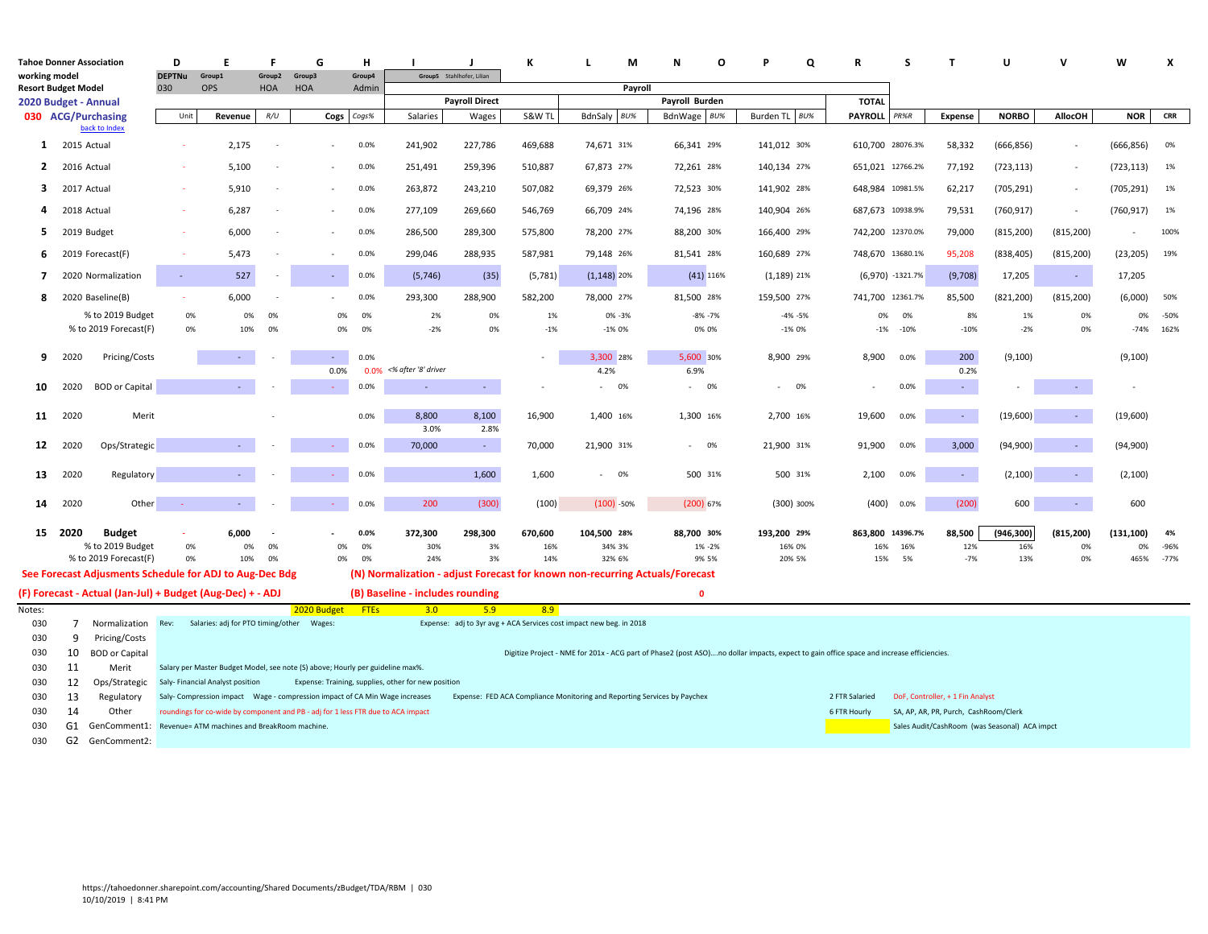**Tahoe Donner Association**
working model
**Resort Budget Model**

## 2020 Budget - Annual

### 030 ACG/Purchasing

back to Index

| | | D | E | F | G | H | I | J | K | L | | N | | P | | R | S | T | U | V | W | X |
|---|---|---|---|---|---|---|---|---|---|---|---|---|---|---|---|---|---|---|---|---|---|---|
| | | DEPTNu | Group1 | Group2 | Group3 | Group4 | Group5 Stahlhofer, Lilian | | | | | | | | | | | | | | | |
| | | 030 | OPS | HOA | HOA | Admin | | | | Payroll | | | | | | | | | | | | |
| | | | | | | | Payroll Direct | | | Payroll Burden | | | | | | TOTAL | | | | | | |
| | | Unit | Revenue | R/U | Cogs | Cogs% | Salaries | Wages | S&W TL | BdnSaly | BU% | BdnWage | BU% | Burden TL | BU% | PAYROLL | PR%R | Expense | NORBO | AllocOH | NOR | CRR |
| 1 | 2015 Actual | - | 2,175 | - | - | 0.0% | 241,902 | 227,786 | 469,688 | 74,671 | 31% | 66,341 | 29% | 141,012 | 30% | 610,700 | 28076.3% | 58,332 | (666,856) | - | (666,856) | 0% |
| 2 | 2016 Actual | - | 5,100 | - | - | 0.0% | 251,491 | 259,396 | 510,887 | 67,873 | 27% | 72,261 | 28% | 140,134 | 27% | 651,021 | 12766.2% | 77,192 | (723,113) | - | (723,113) | 1% |
| 3 | 2017 Actual | - | 5,910 | - | - | 0.0% | 263,872 | 243,210 | 507,082 | 69,379 | 26% | 72,523 | 30% | 141,902 | 28% | 648,984 | 10981.5% | 62,217 | (705,291) | - | (705,291) | 1% |
| 4 | 2018 Actual | - | 6,287 | - | - | 0.0% | 277,109 | 269,660 | 546,769 | 66,709 | 24% | 74,196 | 28% | 140,904 | 26% | 687,673 | 10938.9% | 79,531 | (760,917) | - | (760,917) | 1% |
| 5 | 2019 Budget | - | 6,000 | - | - | 0.0% | 286,500 | 289,300 | 575,800 | 78,200 | 27% | 88,200 | 30% | 166,400 | 29% | 742,200 | 12370.0% | 79,000 | (815,200) | (815,200) | - | 100% |
| 6 | 2019 Forecast(F) | - | 5,473 | - | - | 0.0% | 299,046 | 288,935 | 587,981 | 79,148 | 26% | 81,541 | 28% | 160,689 | 27% | 748,670 | 13680.1% | 95,208 | (838,405) | (815,200) | (23,205) | 19% |
| 7 | 2020 Normalization | - | 527 | - | - | 0.0% | (5,746) | (35) | (5,781) | (1,148) | 20% | (41) | 116% | (1,189) | 21% | (6,970) | -1321.7% | (9,708) | 17,205 | - | 17,205 | |
| 8 | 2020 Baseline(B) | - | 6,000 | - | - | 0.0% | 293,300 | 288,900 | 582,200 | 78,000 | 27% | 81,500 | 28% | 159,500 | 27% | 741,700 | 12361.7% | 85,500 | (821,200) | (815,200) | (6,000) | 50% |
| | % to 2019 Budget | 0% | 0% | 0% | 0% | 0% | 2% | 0% | 1% | 0% | -3% | -8% | -7% | -4% | -5% | 0% | 0% | 8% | 1% | 0% | 0% | -50% |
| | % to 2019 Forecast(F) | 0% | 10% | 0% | 0% | 0% | -2% | 0% | -1% | -1% | 0% | 0% | 0% | -1% | 0% | -1% | -10% | -10% | -2% | 0% | -74% | 162% |
| 9 | 2020 Pricing/Costs | | - | - | - | 0.0% | | | - | 3,300 | 28% | 5,600 | 30% | 8,900 | 29% | 8,900 | 0.0% | 200 | (9,100) | | (9,100) | |
| | | | | | 0.0% | 0.0% | <% after '8' driver | | | 4.2% | | 6.9% | | | | | | 0.2% | | | | |
| 10 | 2020 BOD or Capital | | - | - | - | 0.0% | - | - | - | - | 0% | - | 0% | - | 0% | - | 0.0% | - | - | - | - | |
| 11 | 2020 Merit | | | - | | 0.0% | 8,800 | 8,100 | 16,900 | 1,400 | 16% | 1,300 | 16% | 2,700 | 16% | 19,600 | 0.0% | - | (19,600) | - | (19,600) | |
| | | | | | | | 3.0% | 2.8% | | | | | | | | | | | | | | |
| 12 | 2020 Ops/Strategic | | - | - | - | 0.0% | 70,000 | - | 70,000 | 21,900 | 31% | - | 0% | 21,900 | 31% | 91,900 | 0.0% | 3,000 | (94,900) | - | (94,900) | |
| 13 | 2020 Regulatory | | - | - | - | 0.0% | | 1,600 | 1,600 | - | 0% | 500 | 31% | 500 | 31% | 2,100 | 0.0% | - | (2,100) | - | (2,100) | |
| 14 | 2020 Other | - | - | - | - | 0.0% | 200 | (300) | (100) | (100) | -50% | (200) | 67% | (300) | 300% | (400) | 0.0% | (200) | 600 | - | 600 | |
| 15 | **2020 Budget** | - | **6,000** | - | - | **0.0%** | **372,300** | **298,300** | **670,600** | **104,500** | **28%** | **88,700** | **30%** | **193,200** | **29%** | **863,800** | **14396.7%** | **88,500** | **(946,300)** | **(815,200)** | **(131,100)** | **4%** |
| | % to 2019 Budget | 0% | 0% | 0% | 0% | 0% | 30% | 3% | 16% | 34% | 3% | 1% | -2% | 16% | 0% | 16% | 16% | 12% | 16% | 0% | 0% | -96% |
| | % to 2019 Forecast(F) | 0% | 10% | 0% | 0% | 0% | 24% | 3% | 14% | 32% | 6% | 9% | 5% | 20% | 5% | 15% | 5% | -7% | 13% | 0% | 465% | -77% |

**See Forecast Adjusments Schedule for ADJ to Aug-Dec Bdg**

**(N) Normalization - adjust Forecast for known non-recurring Actuals/Forecast**

**(F) Forecast - Actual (Jan-Jul) + Budget (Aug-Dec) + - ADJ**

**(B) Baseline - includes rounding** 0

| 2020 Budget | FTEs | 3.0 | 5.9 | 8.9 |
|---|---|---|---|---|

Notes:

| | | | |
|---|---|---|---|
| 030 | 7 | Normalization | Rev: Salaries: adj for PTO timing/other Wages: Expense: adj to 3yr avg + ACA Services cost impact new beg. in 2018 |
| 030 | 9 | Pricing/Costs | |
| 030 | 10 | BOD or Capital | Digitize Project - NME for 201x - ACG part of Phase2 (post ASO)....no dollar impacts, expect to gain office space and increase efficiencies. |
| 030 | 11 | Merit | Salary per Master Budget Model, see note (S) above; Hourly per guideline max%. |
| 030 | 12 | Ops/Strategic | Saly- Financial Analyst position Expense: Training, supplies, other for new position |
| 030 | 13 | Regulatory | Saly- Compression impact Wage - compression impact of CA Min Wage increases Expense: FED ACA Compliance Monitoring and Reporting Services by Paychex — 2 FTR Salaried: DoF, Controller, + 1 Fin Analyst |
| 030 | 14 | Other | roundings for co-wide by component and PB - adj for 1 less FTR due to ACA impact — 6 FTR Hourly: SA, AP, AR, PR, Purch, CashRoom/Clerk |
| 030 | G1 | GenComment1: | Revenue= ATM machines and BreakRoom machine. — Sales Audit/CashRoom (was Seasonal) ACA impct |
| 030 | G2 | GenComment2: | |

https://tahoedonner.sharepoint.com/accounting/Shared Documents/zBudget/TDA/RBM | 030
10/10/2019 | 8:41 PM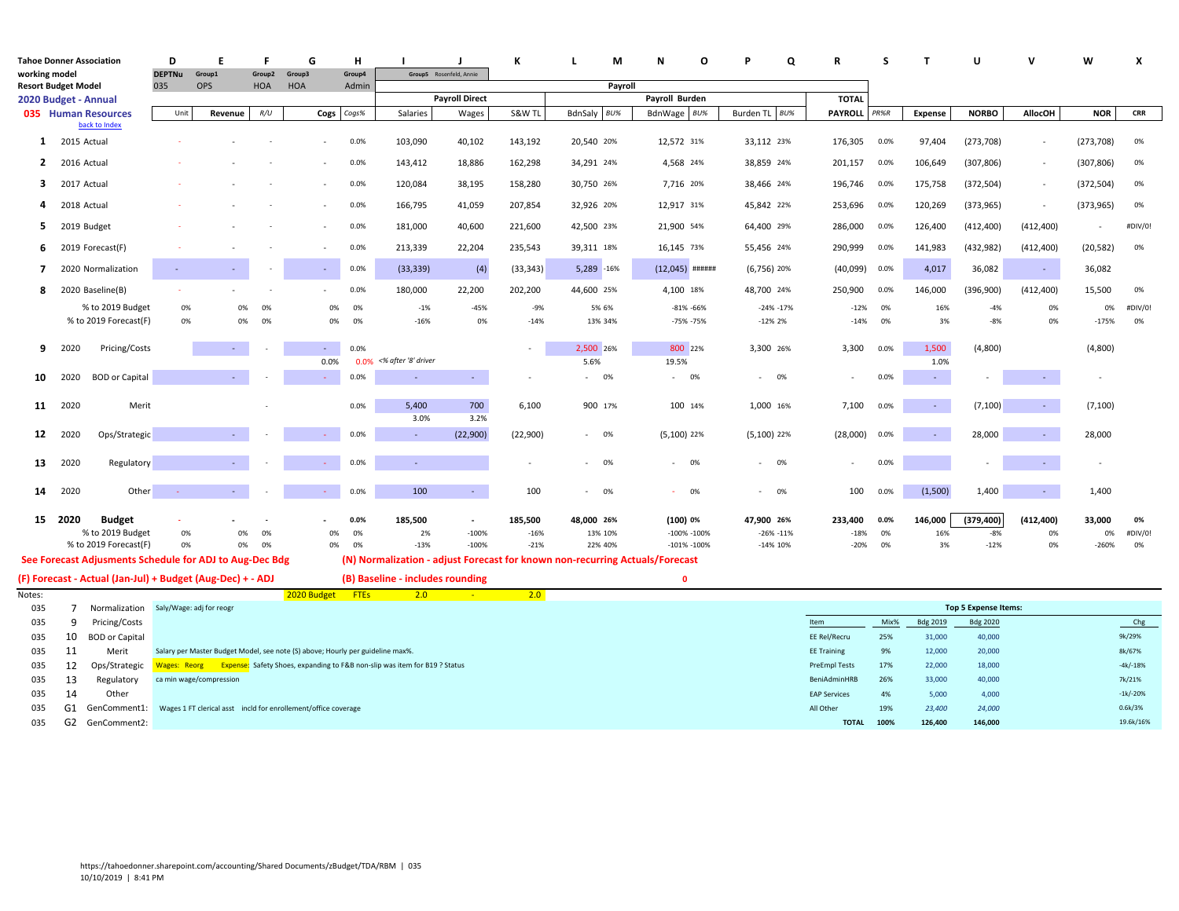**Tahoe Donner Association**
**working model**
**Resort Budget Model**
**2020 Budget - Annual**
**035 Human Resources**
back to Index

| | | D | E | F | G | H | I | J | K | L | M | N | O | P | Q | R | S | T | U | V | W | X |
|---|---|---|---|---|---|---|---|---|---|---|---|---|---|---|---|---|---|---|---|---|---|---|
| | | DEPTNu | Group1 | Group2 | Group3 | Group4 | | Group5 Rosenfeld, Annie | | | | | | | | | | | | | | |
| | | 035 | OPS | HOA | HOA | Admin | | | | Payroll | | | | | | | | | | | | |
| | | | | | | | Payroll Direct | | | Payroll Burden | | | | | | TOTAL | | | | | | |
| | | Unit | Revenue | R/U | Cogs | Cogs% | Salaries | Wages | S&W TL | BdnSaly | BU% | BdnWage | BU% | Burden TL | BU% | PAYROLL | PR%R | Expense | NORBO | AllocOH | NOR | CRR |
| 1 | 2015 Actual | - | - | - | - | 0.0% | 103,090 | 40,102 | 143,192 | 20,540 | 20% | 12,572 | 31% | 33,112 | 23% | 176,305 | 0.0% | 97,404 | (273,708) | - | (273,708) | 0% |
| 2 | 2016 Actual | - | - | - | - | 0.0% | 143,412 | 18,886 | 162,298 | 34,291 | 24% | 4,568 | 24% | 38,859 | 24% | 201,157 | 0.0% | 106,649 | (307,806) | - | (307,806) | 0% |
| 3 | 2017 Actual | - | - | - | - | 0.0% | 120,084 | 38,195 | 158,280 | 30,750 | 26% | 7,716 | 20% | 38,466 | 24% | 196,746 | 0.0% | 175,758 | (372,504) | - | (372,504) | 0% |
| 4 | 2018 Actual | - | - | - | - | 0.0% | 166,795 | 41,059 | 207,854 | 32,926 | 20% | 12,917 | 31% | 45,842 | 22% | 253,696 | 0.0% | 120,269 | (373,965) | - | (373,965) | 0% |
| 5 | 2019 Budget | - | - | - | - | 0.0% | 181,000 | 40,600 | 221,600 | 42,500 | 23% | 21,900 | 54% | 64,400 | 29% | 286,000 | 0.0% | 126,400 | (412,400) | (412,400) | - | #DIV/0! |
| 6 | 2019 Forecast(F) | - | - | - | - | 0.0% | 213,339 | 22,204 | 235,543 | 39,311 | 18% | 16,145 | 73% | 55,456 | 24% | 290,999 | 0.0% | 141,983 | (432,982) | (412,400) | (20,582) | 0% |
| 7 | 2020 Normalization | - | - | - | - | 0.0% | (33,339) | (4) | (33,343) | 5,289 | -16% | (12,045) | ###### | (6,756) | 20% | (40,099) | 0.0% | 4,017 | 36,082 | - | 36,082 | |
| 8 | 2020 Baseline(B) | - | - | - | - | 0.0% | 180,000 | 22,200 | 202,200 | 44,600 | 25% | 4,100 | 18% | 48,700 | 24% | 250,900 | 0.0% | 146,000 | (396,900) | (412,400) | 15,500 | 0% |
| | % to 2019 Budget | 0% | 0% | 0% | 0% | 0% | -1% | -45% | -9% | 5% | 6% | -81% | -66% | -24% | -17% | -12% | 0% | 16% | -4% | 0% | 0% | #DIV/0! |
| | % to 2019 Forecast(F) | 0% | 0% | 0% | 0% | 0% | -16% | 0% | -14% | 13% | 34% | -75% | -75% | -12% | 2% | -14% | 0% | 3% | -8% | 0% | -175% | 0% |
| 9 | 2020 Pricing/Costs | | - | - | - | 0.0% | | | - | 2,500 | 26% | 800 | 22% | 3,300 | 26% | 3,300 | 0.0% | 1,500 | (4,800) | | (4,800) | |
| | | | | | 0.0% | 0.0% <% after '8' driver | | | | 5.6% | | 19.5% | | | | | | 1.0% | | | | |
| 10 | 2020 BOD or Capital | | - | - | - | 0.0% | - | - | - | - | 0% | - | 0% | - | 0% | - | 0.0% | - | - | - | - | |
| 11 | 2020 Merit | | | - | | 0.0% | 5,400 | 700 | 6,100 | 900 | 17% | 100 | 14% | 1,000 | 16% | 7,100 | 0.0% | - | (7,100) | - | (7,100) | |
| | | | | | | | 3.0% | 3.2% | | | | | | | | | | | | | | |
| 12 | 2020 Ops/Strategic | | - | - | - | 0.0% | - | (22,900) | (22,900) | - | 0% | (5,100) | 22% | (5,100) | 22% | (28,000) | 0.0% | - | 28,000 | - | 28,000 | |
| 13 | 2020 Regulatory | | - | - | - | 0.0% | - | | - | - | 0% | - | 0% | - | 0% | - | 0.0% | | - | - | - | |
| 14 | 2020 Other | - | - | - | - | 0.0% | 100 | - | 100 | - | 0% | - | 0% | - | 0% | 100 | 0.0% | (1,500) | 1,400 | - | 1,400 | |
| 15 | **2020 Budget** | - | - | - | - | **0.0%** | **185,500** | **-** | **185,500** | **48,000** | **26%** | **(100)** | **0%** | **47,900** | **26%** | **233,400** | **0.0%** | **146,000** | **(379,400)** | **(412,400)** | **33,000** | **0%** |
| | % to 2019 Budget | 0% | 0% | 0% | 0% | 0% | 2% | -100% | -16% | 13% | 10% | -100% | -100% | -26% | -11% | -18% | 0% | 16% | -8% | 0% | 0% | #DIV/0! |
| | % to 2019 Forecast(F) | 0% | 0% | 0% | 0% | 0% | -13% | -100% | -21% | 22% | 40% | -101% | -100% | -14% | 10% | -20% | 0% | 3% | -12% | 0% | -260% | 0% |

**See Forecast Adjusments Schedule for ADJ to Aug-Dec Bdg**

**(N) Normalization - adjust Forecast for known non-recurring Actuals/Forecast**

**(F) Forecast - Actual (Jan-Jul) + Budget (Aug-Dec) + - ADJ**

**(B) Baseline - includes rounding**

0

Notes: 2020 Budget FTEs 2.0 - 2.0

| | | | |
|---|---|---|---|
| 035 | 7 | Normalization | Saly/Wage: adj for reogr |
| 035 | 9 | Pricing/Costs | |
| 035 | 10 | BOD or Capital | |
| 035 | 11 | Merit | Salary per Master Budget Model, see note (S) above; Hourly per guideline max%. |
| 035 | 12 | Ops/Strategic | Wages: Reorg Expense: Safety Shoes, expanding to F&B non-slip was item for B19 ? Status |
| 035 | 13 | Regulatory | ca min wage/compression |
| 035 | 14 | Other | |
| 035 | G1 | GenComment1: | Wages 1 FT clerical asst incld for enrollement/office coverage |
| 035 | G2 | GenComment2: | |

**Top 5 Expense Items:**

| Item | Mix% | Bdg 2019 | Bdg 2020 | Chg |
|---|---|---|---|---|
| EE Rel/Recru | 25% | 31,000 | 40,000 | 9k/29% |
| EE Training | 9% | 12,000 | 20,000 | 8k/67% |
| PreEmpl Tests | 17% | 22,000 | 18,000 | -4k/-18% |
| BeniAdminHRB | 26% | 33,000 | 40,000 | 7k/21% |
| EAP Services | 4% | 5,000 | 4,000 | -1k/-20% |
| All Other | 19% | 23,400 | 24,000 | 0.6k/3% |
| **TOTAL** | **100%** | **126,400** | **146,000** | 19.6k/16% |

https://tahoedonner.sharepoint.com/accounting/Shared Documents/zBudget/TDA/RBM | 035
10/10/2019 | 8:41 PM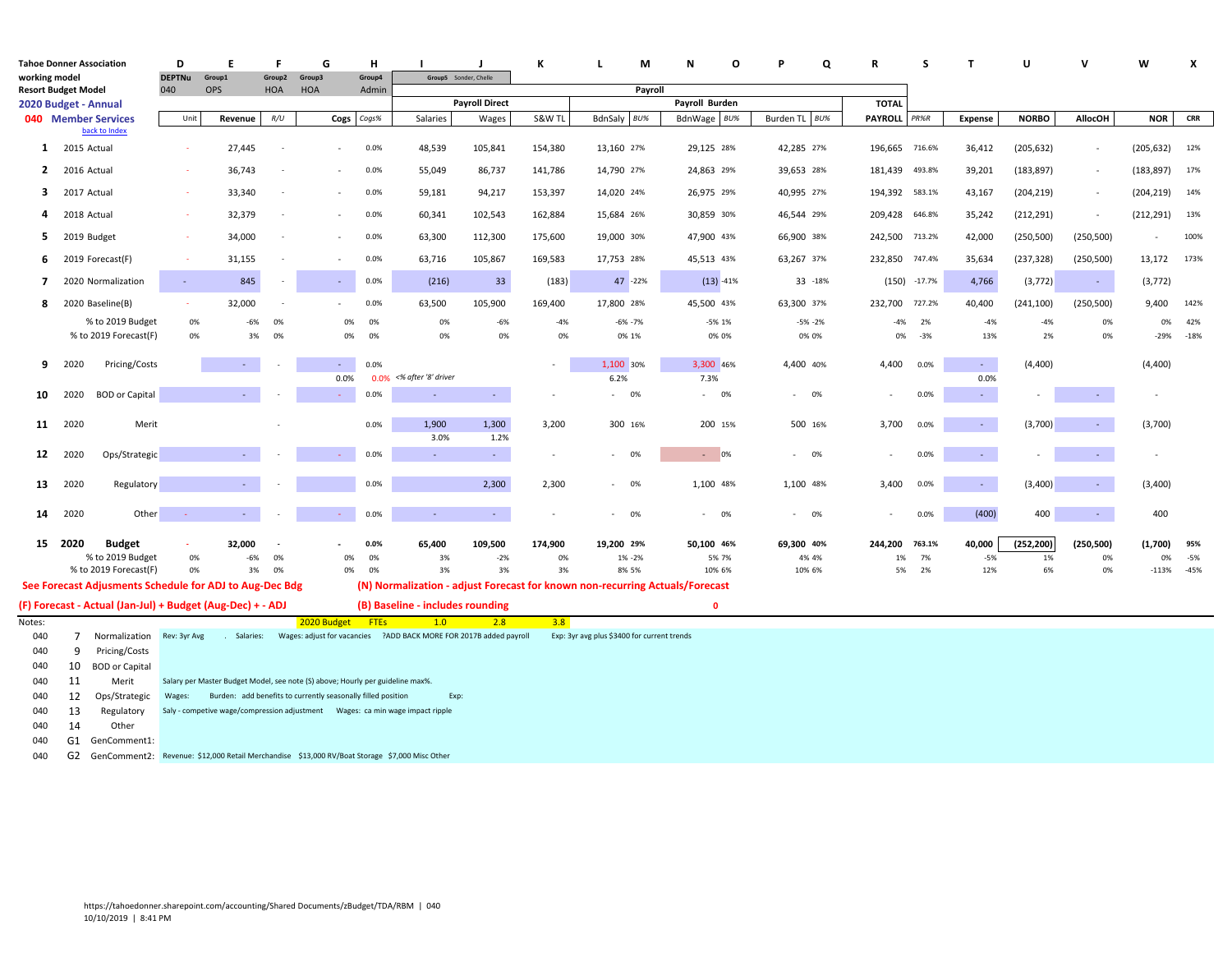**Tahoe Donner Association**
working model
**Resort Budget Model**
**2020 Budget - Annual**
**040 Member Services**
back to Index

| | | D | E | F | G | H | I | J | K | L | M | N | O | P | Q | R | S | T | U | V | W | X |
|---|---|---|---|---|---|---|---|---|---|---|---|---|---|---|---|---|---|---|---|---|---|---|
| | | DEPTNu | Group1 | Group2 | Group3 | Group4 | Group5 Sonder, Chelle | | | | | | | | | | | | | | | |
| | | 040 | OPS | HOA | HOA | Admin | | | Payroll | | | | | | | | | | | | | |
| | | | | | | | Payroll Direct | | | Payroll Burden | | | | | | TOTAL | | | | | | |
| | | Unit | Revenue | R/U | Cogs | Cogs% | Salaries | Wages | S&W TL | BdnSaly | BU% | BdnWage | BU% | Burden TL | BU% | PAYROLL | PR%R | Expense | NORBO | AllocOH | NOR | CRR |
| 1 | 2015 Actual | - | 27,445 | - | - | 0.0% | 48,539 | 105,841 | 154,380 | 13,160 | 27% | 29,125 | 28% | 42,285 | 27% | 196,665 | 716.6% | 36,412 | (205,632) | - | (205,632) | 12% |
| 2 | 2016 Actual | - | 36,743 | - | - | 0.0% | 55,049 | 86,737 | 141,786 | 14,790 | 27% | 24,863 | 29% | 39,653 | 28% | 181,439 | 493.8% | 39,201 | (183,897) | - | (183,897) | 17% |
| 3 | 2017 Actual | - | 33,340 | - | - | 0.0% | 59,181 | 94,217 | 153,397 | 14,020 | 24% | 26,975 | 29% | 40,995 | 27% | 194,392 | 583.1% | 43,167 | (204,219) | - | (204,219) | 14% |
| 4 | 2018 Actual | - | 32,379 | - | - | 0.0% | 60,341 | 102,543 | 162,884 | 15,684 | 26% | 30,859 | 30% | 46,544 | 29% | 209,428 | 646.8% | 35,242 | (212,291) | - | (212,291) | 13% |
| 5 | 2019 Budget | - | 34,000 | - | - | 0.0% | 63,300 | 112,300 | 175,600 | 19,000 | 30% | 47,900 | 43% | 66,900 | 38% | 242,500 | 713.2% | 42,000 | (250,500) | (250,500) | - | 100% |
| 6 | 2019 Forecast(F) | - | 31,155 | - | - | 0.0% | 63,716 | 105,867 | 169,583 | 17,753 | 28% | 45,513 | 43% | 63,267 | 37% | 232,850 | 747.4% | 35,634 | (237,328) | (250,500) | 13,172 | 173% |
| 7 | 2020 Normalization | - | 845 | - | - | 0.0% | (216) | 33 | (183) | 47 | -22% | (13) | -41% | 33 | -18% | (150) | -17.7% | 4,766 | (3,772) | - | (3,772) | |
| 8 | 2020 Baseline(B) | - | 32,000 | - | - | 0.0% | 63,500 | 105,900 | 169,400 | 17,800 | 28% | 45,500 | 43% | 63,300 | 37% | 232,700 | 727.2% | 40,400 | (241,100) | (250,500) | 9,400 | 142% |
| | % to 2019 Budget | 0% | -6% | 0% | 0% | 0% | 0% | -6% | -4% | -6% | -7% | -5% | 1% | -5% | -2% | -4% | 2% | -4% | -4% | 0% | 0% | 42% |
| | % to 2019 Forecast(F) | 0% | 3% | 0% | 0% | 0% | 0% | 0% | 0% | 0% | 1% | 0% | 0% | 0% | 0% | 0% | -3% | 13% | 2% | 0% | -29% | -18% |
| 9 | 2020 Pricing/Costs | | - | - | - / 0.0% | 0.0% / 0.0% <% after '8' driver | | | - | 1,100 / 6.2% | 30% | 3,300 / 7.3% | 46% | 4,400 | 40% | 4,400 | 0.0% | - / 0.0% | (4,400) | | (4,400) | |
| 10 | 2020 BOD or Capital | | - | - | - | 0.0% | - | - | - | - | 0% | - | 0% | - | 0% | - | 0.0% | - | - | - | - | |
| 11 | 2020 Merit | | | - | | 0.0% | 1,900 / 3.0% | 1,300 / 1.2% | 3,200 | 300 | 16% | 200 | 15% | 500 | 16% | 3,700 | 0.0% | - | (3,700) | - | (3,700) | |
| 12 | 2020 Ops/Strategic | | - | - | - | 0.0% | - | - | - | - | 0% | - | 0% | - | 0% | - | 0.0% | - | - | - | - | |
| 13 | 2020 Regulatory | | - | - | | 0.0% | | 2,300 | 2,300 | - | 0% | 1,100 | 48% | 1,100 | 48% | 3,400 | 0.0% | - | (3,400) | - | (3,400) | |
| 14 | 2020 Other | - | - | - | - | 0.0% | - | - | - | - | 0% | - | 0% | - | 0% | - | 0.0% | (400) | 400 | - | 400 | |
| **15** | **2020 Budget** | - | **32,000** | - | - | **0.0%** | **65,400** | **109,500** | **174,900** | **19,200** | **29%** | **50,100** | **46%** | **69,300** | **40%** | **244,200** | **763.1%** | **40,000** | **(252,200)** | **(250,500)** | **(1,700)** | **95%** |
| | % to 2019 Budget | 0% | -6% | 0% | 0% | 0% | 3% | -2% | 0% | 1% | -2% | 5% | 7% | 4% | 4% | 1% | 7% | -5% | 1% | 0% | 0% | -5% |
| | % to 2019 Forecast(F) | 0% | 3% | 0% | 0% | 0% | 3% | 3% | 3% | 8% | 5% | 10% | 6% | 10% | 6% | 5% | 2% | 12% | 6% | 0% | -113% | -45% |

**See Forecast Adjusments Schedule for ADJ to Aug-Dec Bdg**

**(N) Normalization - adjust Forecast for known non-recurring Actuals/Forecast**

**(F) Forecast - Actual (Jan-Jul) + Budget (Aug-Dec) + - ADJ**

**(B) Baseline - includes rounding** 0

| Notes: | | | 2020 Budget FTEs | 1.0 | 2.8 | 3.8 |
|---|---|---|---|---|---|---|
| 040 | 7 | Normalization | Rev: 3yr Avg . Salaries: Wages: adjust for vacancies ?ADD BACK MORE FOR 2017B added payroll Exp: 3yr avg plus $3400 for current trends | | | |
| 040 | 9 | Pricing/Costs | | | | |
| 040 | 10 | BOD or Capital | | | | |
| 040 | 11 | Merit | Salary per Master Budget Model, see note (S) above; Hourly per guideline max%. | | | |
| 040 | 12 | Ops/Strategic | Wages: Burden: add benefits to currently seasonally filled position Exp: | | | |
| 040 | 13 | Regulatory | Saly - competive wage/compression adjustment Wages: ca min wage impact ripple | | | |
| 040 | 14 | Other | | | | |
| 040 | G1 | GenComment1: | | | | |
| 040 | G2 | GenComment2: | Revenue: $12,000 Retail Merchandise $13,000 RV/Boat Storage $7,000 Misc Other | | | |

https://tahoedonner.sharepoint.com/accounting/Shared Documents/zBudget/TDA/RBM | 040
10/10/2019 | 8:41 PM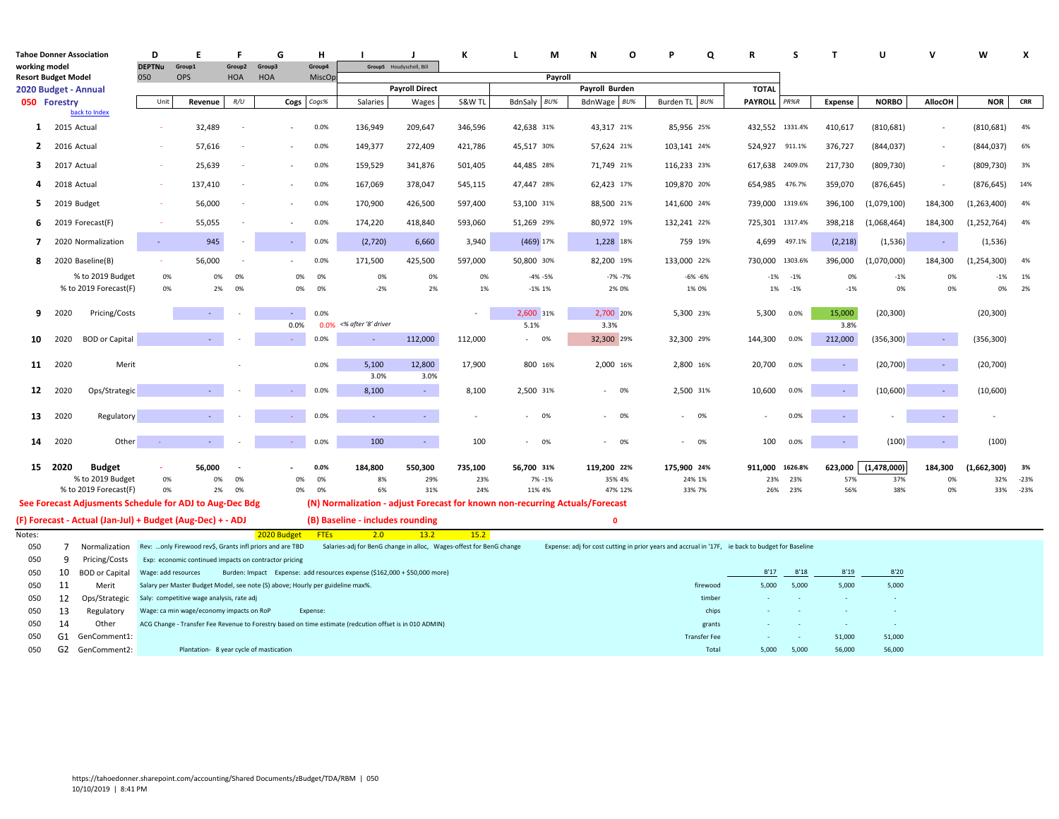**Tahoe Donner Association**
**working model**
**Resort Budget Model**
**2020 Budget - Annual**
**050 Forestry**
back to Index

| | | D | E | F | G | H | I | J | K | L | M | N | O | P | Q | R | S | T | U | V | W | X |
|---|---|---|---|---|---|---|---|---|---|---|---|---|---|---|---|---|---|---|---|---|---|---|
| | | DEPTNu | Group1 | Group2 | Group3 | Group4 | Group5 Houdyschell, Bill | | | Payroll | | | | | | | | | | | | |
| | | 050 | OPS | HOA | HOA | MiscOp | Payroll Direct | | | Payroll Burden | | | | | | TOTAL | | | | | | |
| | | Unit | Revenue | R/U | Cogs | Cogs% | Salaries | Wages | S&W TL | BdnSaly | BU% | BdnWage | BU% | Burden TL | BU% | PAYROLL | PR%R | Expense | NORBO | AllocOH | NOR | CRR |
| 1 | 2015 Actual | - | 32,489 | - | - | 0.0% | 136,949 | 209,647 | 346,596 | 42,638 | 31% | 43,317 | 21% | 85,956 | 25% | 432,552 | 1331.4% | 410,617 | (810,681) | - | (810,681) | 4% |
| 2 | 2016 Actual | - | 57,616 | - | - | 0.0% | 149,377 | 272,409 | 421,786 | 45,517 | 30% | 57,624 | 21% | 103,141 | 24% | 524,927 | 911.1% | 376,727 | (844,037) | - | (844,037) | 6% |
| 3 | 2017 Actual | - | 25,639 | - | - | 0.0% | 159,529 | 341,876 | 501,405 | 44,485 | 28% | 71,749 | 21% | 116,233 | 23% | 617,638 | 2409.0% | 217,730 | (809,730) | - | (809,730) | 3% |
| 4 | 2018 Actual | - | 137,410 | - | - | 0.0% | 167,069 | 378,047 | 545,115 | 47,447 | 28% | 62,423 | 17% | 109,870 | 20% | 654,985 | 476.7% | 359,070 | (876,645) | - | (876,645) | 14% |
| 5 | 2019 Budget | - | 56,000 | - | - | 0.0% | 170,900 | 426,500 | 597,400 | 53,100 | 31% | 88,500 | 21% | 141,600 | 24% | 739,000 | 1319.6% | 396,100 | (1,079,100) | 184,300 | (1,263,400) | 4% |
| 6 | 2019 Forecast(F) | - | 55,055 | - | - | 0.0% | 174,220 | 418,840 | 593,060 | 51,269 | 29% | 80,972 | 19% | 132,241 | 22% | 725,301 | 1317.4% | 398,218 | (1,068,464) | 184,300 | (1,252,764) | 4% |
| 7 | 2020 Normalization | - | 945 | - | - | 0.0% | (2,720) | 6,660 | 3,940 | (469) | 17% | 1,228 | 18% | 759 | 19% | 4,699 | 497.1% | (2,218) | (1,536) | - | (1,536) | |
| 8 | 2020 Baseline(B) | - | 56,000 | - | - | 0.0% | 171,500 | 425,500 | 597,000 | 50,800 | 30% | 82,200 | 19% | 133,000 | 22% | 730,000 | 1303.6% | 396,000 | (1,070,000) | 184,300 | (1,254,300) | 4% |
| | % to 2019 Budget | 0% | 0% | 0% | 0% | 0% | 0% | 0% | 0% | -4% | -5% | -7% | -7% | -6% | -6% | -1% | -1% | 0% | -1% | 0% | -1% | 1% |
| | % to 2019 Forecast(F) | 0% | 2% | 0% | 0% | 0% | -2% | 2% | 1% | -1% | 1% | 2% | 0% | 1% | 0% | 1% | -1% | -1% | 0% | 0% | 0% | 2% |
| 9 | 2020 Pricing/Costs | | - | - | - | 0.0% | | | - | 2,600 | 31% | 2,700 | 20% | 5,300 | 23% | 5,300 | 0.0% | 15,000 | (20,300) | | (20,300) | |
| | | | | | 0.0% | 0.0% | <% after '8' driver | | | 5.1% | | 3.3% | | | | | | 3.8% | | | | |
| 10 | 2020 BOD or Capital | | - | - | - | 0.0% | - | 112,000 | 112,000 | - | 0% | 32,300 | 29% | 32,300 | 29% | 144,300 | 0.0% | 212,000 | (356,300) | - | (356,300) | |
| 11 | 2020 Merit | | | - | | 0.0% | 5,100 | 12,800 | 17,900 | 800 | 16% | 2,000 | 16% | 2,800 | 16% | 20,700 | 0.0% | - | (20,700) | - | (20,700) | |
| | | | | | | | 3.0% | 3.0% | | | | | | | | | | | | | | |
| 12 | 2020 Ops/Strategic | | - | - | - | 0.0% | 8,100 | - | 8,100 | 2,500 | 31% | - | 0% | 2,500 | 31% | 10,600 | 0.0% | - | (10,600) | - | (10,600) | |
| 13 | 2020 Regulatory | | - | - | - | 0.0% | - | - | - | - | 0% | - | 0% | - | 0% | - | 0.0% | - | - | - | - | |
| 14 | 2020 Other | - | - | - | - | 0.0% | 100 | - | 100 | - | 0% | - | 0% | - | 0% | 100 | 0.0% | - | (100) | - | (100) | |
| **15** | **2020 Budget** | - | **56,000** | - | - | **0.0%** | **184,800** | **550,300** | **735,100** | **56,700** | **31%** | **119,200** | **22%** | **175,900** | **24%** | **911,000** | **1626.8%** | **623,000** | **(1,478,000)** | **184,300** | **(1,662,300)** | **3%** |
| | % to 2019 Budget | 0% | 0% | 0% | 0% | 0% | 8% | 29% | 23% | 7% | -1% | 35% | 4% | 24% | 1% | 23% | 23% | 57% | 37% | 0% | 32% | -23% |
| | % to 2019 Forecast(F) | 0% | 2% | 0% | 0% | 0% | 6% | 31% | 24% | 11% | 4% | 47% | 12% | 33% | 7% | 26% | 23% | 56% | 38% | 0% | 33% | -23% |

**See Forecast Adjusments Schedule for ADJ to Aug-Dec Bdg**

**(F) Forecast - Actual (Jan-Jul) + Budget (Aug-Dec) + - ADJ**

**(N) Normalization - adjust Forecast for known non-recurring Actuals/Forecast**

**(B) Baseline - includes rounding** 0

2020 Budget FTEs 2.0 13.2 15.2

Notes:

| | | | |
|---|---|---|---|
| 050 | 7 | Normalization | Rev: ...only Firewood rev$, Grants infl priors and are TBD; Salaries-adj for BenG change in alloc, Wages-offest for BenG change; Expense: adj for cost cutting in prior years and accrual in '17F, ie back to budget for Baseline |
| 050 | 9 | Pricing/Costs | Exp: economic continued impacts on contractor pricing |
| 050 | 10 | BOD or Capital | Wage: add resources; Burden: Impact; Expense: add resources expense ($162,000 + $50,000 more) |
| 050 | 11 | Merit | Salary per Master Budget Model, see note (S) above; Hourly per guideline max%. |
| 050 | 12 | Ops/Strategic | Saly: competitive wage analysis, rate adj |
| 050 | 13 | Regulatory | Wage: ca min wage/economy impacts on RoP; Expense: |
| 050 | 14 | Other | ACG Change - Transfer Fee Revenue to Forestry based on time estimate (redcution offset is in 010 ADMIN) |
| 050 | G1 | GenComment1: | |
| 050 | G2 | GenComment2: | Plantation- 8 year cycle of mastication |

| | B'17 | B'18 | B'19 | B'20 |
|---|---|---|---|---|
| firewood | 5,000 | 5,000 | 5,000 | 5,000 |
| timber | - | - | - | - |
| chips | - | - | - | - |
| grants | - | - | - | - |
| Transfer Fee | - | - | 51,000 | 51,000 |
| Total | 5,000 | 5,000 | 56,000 | 56,000 |

https://tahoedonner.sharepoint.com/accounting/Shared Documents/zBudget/TDA/RBM | 050
10/10/2019 | 8:41 PM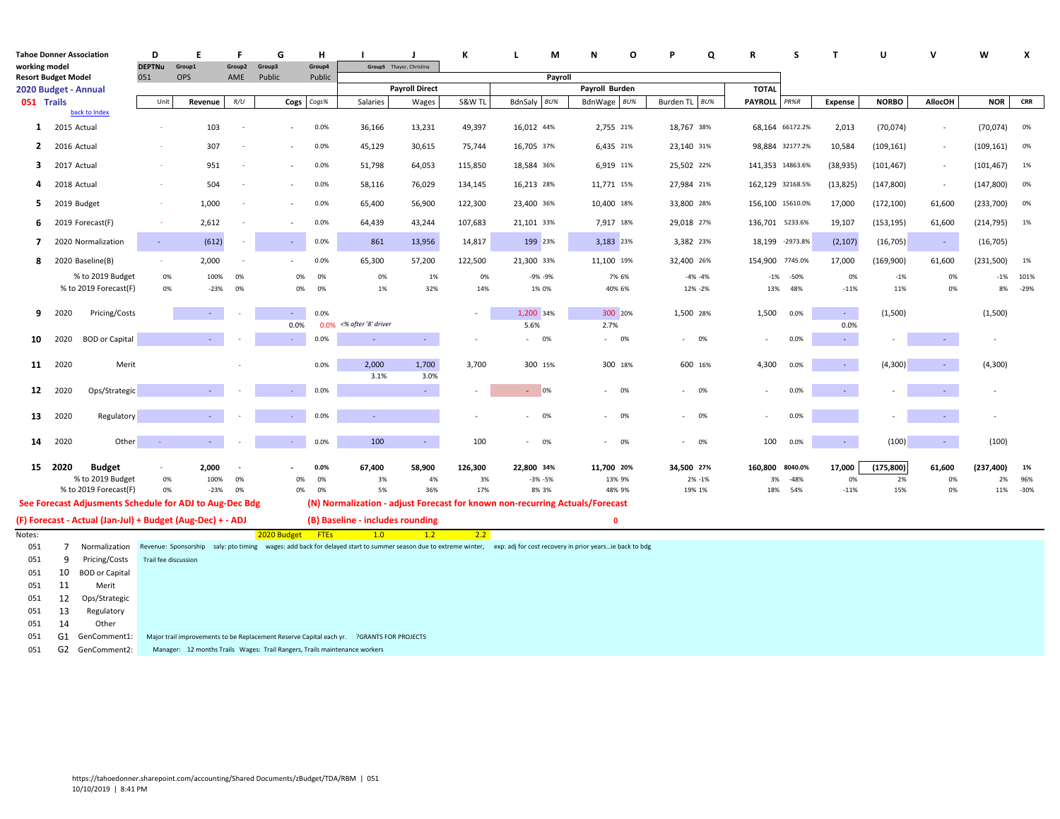**Tahoe Donner Association**
working model
**Resort Budget Model**
**2020 Budget - Annual**
**051 Trails**
back to Index

| | | D | E | F | G | H | I | J | K | L | M | N | O | P | Q | R | S | T | U | V | W | X |
|---|---|---|---|---|---|---|---|---|---|---|---|---|---|---|---|---|---|---|---|---|---|---|
| | | DEPTNu | Group1 | Group2 | Group3 | Group4 | | Group5 Thayer, Christina | | | | | | | | | | | | | | |
| | | 051 | OPS | AME | Public | Public | | | | Payroll | | | | | | | | | | | | |
| | | | | | | | Payroll Direct | | | Payroll Burden | | | | | | TOTAL | | | | | | |
| | | Unit | Revenue | R/U | Cogs | Cogs% | Salaries | Wages | S&W TL | BdnSaly | BU% | BdnWage | BU% | Burden TL | BU% | PAYROLL | PR%R | Expense | NORBO | AllocOH | NOR | CRR |
| 1 | 2015 Actual | - | 103 | - | - | 0.0% | 36,166 | 13,231 | 49,397 | 16,012 | 44% | 2,755 | 21% | 18,767 | 38% | 68,164 | 66172.2% | 2,013 | (70,074) | - | (70,074) | 0% |
| 2 | 2016 Actual | - | 307 | - | - | 0.0% | 45,129 | 30,615 | 75,744 | 16,705 | 37% | 6,435 | 21% | 23,140 | 31% | 98,884 | 32177.2% | 10,584 | (109,161) | - | (109,161) | 0% |
| 3 | 2017 Actual | - | 951 | - | - | 0.0% | 51,798 | 64,053 | 115,850 | 18,584 | 36% | 6,919 | 11% | 25,502 | 22% | 141,353 | 14863.6% | (38,935) | (101,467) | - | (101,467) | 1% |
| 4 | 2018 Actual | - | 504 | - | - | 0.0% | 58,116 | 76,029 | 134,145 | 16,213 | 28% | 11,771 | 15% | 27,984 | 21% | 162,129 | 32168.5% | (13,825) | (147,800) | - | (147,800) | 0% |
| 5 | 2019 Budget | - | 1,000 | - | - | 0.0% | 65,400 | 56,900 | 122,300 | 23,400 | 36% | 10,400 | 18% | 33,800 | 28% | 156,100 | 15610.0% | 17,000 | (172,100) | 61,600 | (233,700) | 0% |
| 6 | 2019 Forecast(F) | - | 2,612 | - | - | 0.0% | 64,439 | 43,244 | 107,683 | 21,101 | 33% | 7,917 | 18% | 29,018 | 27% | 136,701 | 5233.6% | 19,107 | (153,195) | 61,600 | (214,795) | 1% |
| 7 | 2020 Normalization | - | (612) | - | - | 0.0% | 861 | 13,956 | 14,817 | 199 | 23% | 3,183 | 23% | 3,382 | 23% | 18,199 | -2973.8% | (2,107) | (16,705) | - | (16,705) | |
| 8 | 2020 Baseline(B) | - | 2,000 | - | - | 0.0% | 65,300 | 57,200 | 122,500 | 21,300 | 33% | 11,100 | 19% | 32,400 | 26% | 154,900 | 7745.0% | 17,000 | (169,900) | 61,600 | (231,500) | 1% |
| | % to 2019 Budget | 0% | 100% | 0% | 0% | 0% | 0% | 1% | 0% | -9% | -9% | 7% | 6% | -4% | -4% | -1% | -50% | 0% | -1% | 0% | -1% | 101% |
| | % to 2019 Forecast(F) | 0% | -23% | 0% | 0% | 0% | 1% | 32% | 14% | 1% | 0% | 40% | 6% | 12% | -2% | 13% | 48% | -11% | 11% | 0% | 8% | -29% |
| 9 | 2020 Pricing/Costs | | - | - | - / 0.0% | 0.0% / 0.0% <% after '8' driver | | | - | 1,200 / 5.6% | 34% | 300 / 2.7% | 20% | 1,500 | 28% | 1,500 | 0.0% | - / 0.0% | (1,500) | | (1,500) | |
| 10 | 2020 BOD or Capital | | - | - | - | 0.0% | - | - | - | - | 0% | - | 0% | - | 0% | - | 0.0% | - | - | - | - | |
| 11 | 2020 Merit | | | - | | 0.0% | 2,000 / 3.1% | 1,700 / 3.0% | 3,700 | 300 | 15% | 300 | 18% | 600 | 16% | 4,300 | 0.0% | - | (4,300) | - | (4,300) | |
| 12 | 2020 Ops/Strategic | | - | - | - | 0.0% | | - | - | - | 0% | - | 0% | - | 0% | - | 0.0% | - | - | - | - | |
| 13 | 2020 Regulatory | | - | - | - | 0.0% | - | | - | - | 0% | - | 0% | - | 0% | - | 0.0% | | - | - | - | |
| 14 | 2020 Other | - | - | - | - | 0.0% | 100 | - | 100 | - | 0% | - | 0% | - | 0% | 100 | 0.0% | - | (100) | - | (100) | |
| 15 | **2020 Budget** | - | **2,000** | - | - | **0.0%** | **67,400** | **58,900** | **126,300** | **22,800** | **34%** | **11,700** | **20%** | **34,500** | **27%** | **160,800** | **8040.0%** | **17,000** | **(175,800)** | **61,600** | **(237,400)** | **1%** |
| | % to 2019 Budget | 0% | 100% | 0% | 0% | 0% | 3% | 4% | 3% | -3% | -5% | 13% | 9% | 2% | -1% | 3% | -48% | 0% | 2% | 0% | 2% | 96% |
| | % to 2019 Forecast(F) | 0% | -23% | 0% | 0% | 0% | 5% | 36% | 17% | 8% | 3% | 48% | 9% | 19% | 1% | 18% | 54% | -11% | 15% | 0% | 11% | -30% |

**See Forecast Adjusments Schedule for ADJ to Aug-Dec Bdg**

**(N) Normalization - adjust Forecast for known non-recurring Actuals/Forecast**

**(F) Forecast - Actual (Jan-Jul) + Budget (Aug-Dec) + - ADJ**

**(B) Baseline - includes rounding**

0

2020 Budget FTEs: 1.0 | 1.2 | 2.2

Notes:

| | | | |
|---|---|---|---|
| 051 | 7 | Normalization | Revenue: Sponsorship saly: pto timing wages: add back for delayed start to summer season due to extreme winter, exp: adj for cost recovery in prior years...ie back to bdg |
| 051 | 9 | Pricing/Costs | Trail fee discussion |
| 051 | 10 | BOD or Capital | |
| 051 | 11 | Merit | |
| 051 | 12 | Ops/Strategic | |
| 051 | 13 | Regulatory | |
| 051 | 14 | Other | |
| 051 | G1 | GenComment1: | Major trail improvements to be Replacement Reserve Capital each yr. ?GRANTS FOR PROJECTS |
| 051 | G2 | GenComment2: | Manager: 12 months Trails Wages: Trail Rangers, Trails maintenance workers |

https://tahoedonner.sharepoint.com/accounting/Shared Documents/zBudget/TDA/RBM | 051
10/10/2019 | 8:41 PM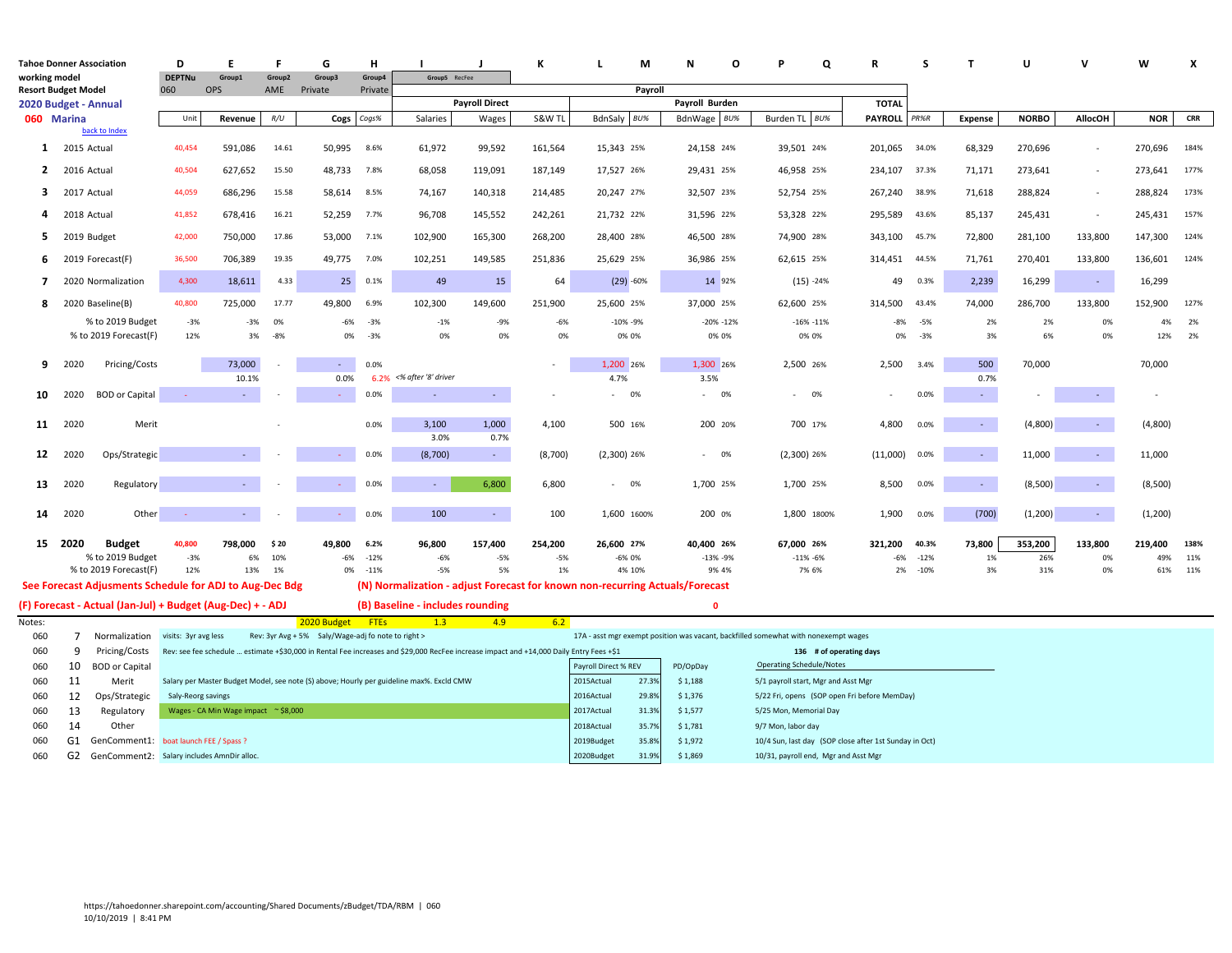Tahoe Donner Association
working model
Resort Budget Model
## 2020 Budget - Annual
**060 Marina**

back to Index

| | | D | E | F | G | H | I | J | K | L | | N | | P | | R | S | T | U | V | W | X |
|---|---|---|---|---|---|---|---|---|---|---|---|---|---|---|---|---|---|---|---|---|---|---|
| | | DEPTNu | Group1 | Group2 | Group3 | Group4 | Group5 RecFee | | | | | | | | | | | | | | | |
| | | 060 | OPS | AME | Private | Private | | | Payroll | | | | | | | | | | | | | |
| | | | | | | | Payroll Direct | | | Payroll Burden | | | | | | TOTAL | | | | | | |
| | | Unit | Revenue | R/U | Cogs | Cogs% | Salaries | Wages | S&W TL | BdnSaly | BU% | BdnWage | BU% | Burden TL | BU% | PAYROLL | PR%R | Expense | NORBO | AllocOH | NOR | CRR |
| 1 | 2015 Actual | 40,454 | 591,086 | 14.61 | 50,995 | 8.6% | 61,972 | 99,592 | 161,564 | 15,343 | 25% | 24,158 | 24% | 39,501 | 24% | 201,065 | 34.0% | 68,329 | 270,696 | - | 270,696 | 184% |
| 2 | 2016 Actual | 40,504 | 627,652 | 15.50 | 48,733 | 7.8% | 68,058 | 119,091 | 187,149 | 17,527 | 26% | 29,431 | 25% | 46,958 | 25% | 234,107 | 37.3% | 71,171 | 273,641 | - | 273,641 | 177% |
| 3 | 2017 Actual | 44,059 | 686,296 | 15.58 | 58,614 | 8.5% | 74,167 | 140,318 | 214,485 | 20,247 | 27% | 32,507 | 23% | 52,754 | 25% | 267,240 | 38.9% | 71,618 | 288,824 | - | 288,824 | 173% |
| 4 | 2018 Actual | 41,852 | 678,416 | 16.21 | 52,259 | 7.7% | 96,708 | 145,552 | 242,261 | 21,732 | 22% | 31,596 | 22% | 53,328 | 22% | 295,589 | 43.6% | 85,137 | 245,431 | - | 245,431 | 157% |
| 5 | 2019 Budget | 42,000 | 750,000 | 17.86 | 53,000 | 7.1% | 102,900 | 165,300 | 268,200 | 28,400 | 28% | 46,500 | 28% | 74,900 | 28% | 343,100 | 45.7% | 72,800 | 281,100 | 133,800 | 147,300 | 124% |
| 6 | 2019 Forecast(F) | 36,500 | 706,389 | 19.35 | 49,775 | 7.0% | 102,251 | 149,585 | 251,836 | 25,629 | 25% | 36,986 | 25% | 62,615 | 25% | 314,451 | 44.5% | 71,761 | 270,401 | 133,800 | 136,601 | 124% |
| 7 | 2020 Normalization | 4,300 | 18,611 | 4.33 | 25 | 0.1% | 49 | 15 | 64 | (29) | -60% | 14 | 92% | (15) | -24% | 49 | 0.3% | 2,239 | 16,299 | - | 16,299 | |
| 8 | 2020 Baseline(B) | 40,800 | 725,000 | 17.77 | 49,800 | 6.9% | 102,300 | 149,600 | 251,900 | 25,600 | 25% | 37,000 | 25% | 62,600 | 25% | 314,500 | 43.4% | 74,000 | 286,700 | 133,800 | 152,900 | 127% |
| | % to 2019 Budget | -3% | -3% | 0% | -6% | -3% | -1% | -9% | -6% | -10% | -9% | -20% | -12% | -16% | -11% | -8% | -5% | 2% | 2% | 0% | 4% | 2% |
| | % to 2019 Forecast(F) | 12% | 3% | -8% | 0% | -3% | 0% | 0% | 0% | 0% | 0% | 0% | 0% | 0% | 0% | 0% | -3% | 3% | 6% | 0% | 12% | 2% |
| 9 | 2020 Pricing/Costs | | 73,000 | - | - | 0.0% | | | - | 1,200 | 26% | 1,300 | 26% | 2,500 | 26% | 2,500 | 3.4% | 500 | 70,000 | | 70,000 | |
| | | | 10.1% | | 0.0% | 6.2% <% after '8' driver | | | | 4.7% | | 3.5% | | | | | | 0.7% | | | | |
| 10 | 2020 BOD or Capital | - | - | - | - | 0.0% | - | - | - | - | 0% | - | 0% | - | 0% | - | 0.0% | - | - | - | - | |
| 11 | 2020 Merit | | | - | | 0.0% | 3,100 | 1,000 | 4,100 | 500 | 16% | 200 | 20% | 700 | 17% | 4,800 | 0.0% | - | (4,800) | - | (4,800) | |
| | | | | | | | 3.0% | 0.7% | | | | | | | | | | | | | | |
| 12 | 2020 Ops/Strategic | | - | - | - | 0.0% | (8,700) | - | (8,700) | (2,300) | 26% | - | 0% | (2,300) | 26% | (11,000) | 0.0% | - | 11,000 | - | 11,000 | |
| 13 | 2020 Regulatory | | - | - | - | 0.0% | - | 6,800 | 6,800 | - | 0% | 1,700 | 25% | 1,700 | 25% | 8,500 | 0.0% | - | (8,500) | - | (8,500) | |
| 14 | 2020 Other | - | - | - | - | 0.0% | 100 | - | 100 | 1,600 | 1600% | 200 | 0% | 1,800 | 1800% | 1,900 | 0.0% | (700) | (1,200) | - | (1,200) | |
| 15 | **2020 Budget** | **40,800** | **798,000** | **$ 20** | **49,800** | **6.2%** | **96,800** | **157,400** | **254,200** | **26,600** | **27%** | **40,400** | **26%** | **67,000** | **26%** | **321,200** | **40.3%** | **73,800** | **353,200** | **133,800** | **219,400** | **138%** |
| | % to 2019 Budget | -3% | 6% | 10% | -6% | -12% | -6% | -5% | -5% | -6% | 0% | -13% | -9% | -11% | -6% | -6% | -12% | 1% | 26% | 0% | 49% | 11% |
| | % to 2019 Forecast(F) | 12% | 13% | 1% | 0% | -11% | -5% | 5% | 1% | 4% | 10% | 9% | 4% | 7% | 6% | 2% | -10% | 3% | 31% | 0% | 61% | 11% |

See Forecast Adjusments Schedule for ADJ to Aug-Dec Bdg

(N) Normalization - adjust Forecast for known non-recurring Actuals/Forecast

(F) Forecast - Actual (Jan-Jul) + Budget (Aug-Dec) + - ADJ

(B) Baseline - includes rounding

0

2020 Budget FTEs 1.3 4.9 6.2

Notes:

| | | | |
|---|---|---|---|
| 060 | 7 | Normalization | visits: 3yr avg less Rev: 3yr Avg + 5% Saly/Wage-adj fo note to right > |
| 060 | 9 | Pricing/Costs | Rev: see fee schedule ... estimate +$30,000 in Rental Fee increases and $29,000 RecFee increase impact and +14,000 Daily Entry Fees +$1 |
| 060 | 10 | BOD or Capital | |
| 060 | 11 | Merit | Salary per Master Budget Model, see note (S) above; Hourly per guideline max%. Excld CMW |
| 060 | 12 | Ops/Strategic | Saly-Reorg savings |
| 060 | 13 | Regulatory | Wages - CA Min Wage impact ~ $8,000 |
| 060 | 14 | Other | |
| 060 | G1 | GenComment1: | boat launch FEE / Spass ? |
| 060 | G2 | GenComment2: | Salary includes AmnDir alloc. |

17A - asst mgr exempt position was vacant, backfilled somewhat with nonexempt wages

| Payroll Direct % REV | | PD/OpDay |
|---|---|---|
| 2015Actual | 27.3% | $ 1,188 |
| 2016Actual | 29.8% | $ 1,376 |
| 2017Actual | 31.3% | $ 1,577 |
| 2018Actual | 35.7% | $ 1,781 |
| 2019Budget | 35.8% | $ 1,972 |
| 2020Budget | 31.9% | $ 1,869 |

**136 # of operating days**

Operating Schedule/Notes

- 5/1 payroll start, Mgr and Asst Mgr
- 5/22 Fri, opens (SOP open Fri before MemDay)
- 5/25 Mon, Memorial Day
- 9/7 Mon, labor day
- 10/4 Sun, last day (SOP close after 1st Sunday in Oct)
- 10/31, payroll end, Mgr and Asst Mgr

https://tahoedonner.sharepoint.com/accounting/Shared Documents/zBudget/TDA/RBM | 060
10/10/2019 | 8:41 PM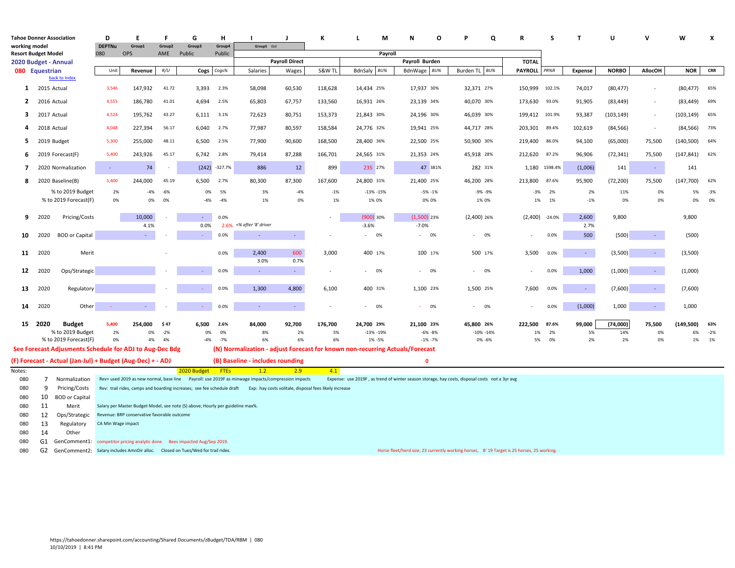**Tahoe Donner Association**
working model
**Resort Budget Model**
**2020 Budget - Annual**
**080 Equestrian**
back to Index

| | | D | E | F | G | H | I | J | K | L | M | N | O | P | Q | R | S | T | U | V | W | X |
|---|---|---|---|---|---|---|---|---|---|---|---|---|---|---|---|---|---|---|---|---|---|---|
| | | DEPTNu | Group1 | Group2 | Group3 | Group4 | Group5 tbd | | | | | | | | | | | | | | | |
| | | 080 | OPS | AME | Public | Public | | | | Payroll | | | | | | | | | | | | |
| | | | | | | | Payroll Direct | | | Payroll Burden | | | | | | TOTAL | | | | | | |
| | | Unit | Revenue | R/U | Cogs | Cogs% | Salaries | Wages | S&W TL | BdnSaly | BU% | BdnWage | BU% | Burden TL | BU% | PAYROLL | PR%R | Expense | NORBO | AllocOH | NOR | CRR |
| 1 | 2015 Actual | 3,546 | 147,932 | 41.72 | 3,393 | 2.3% | 58,098 | 60,530 | 118,628 | 14,434 | 25% | 17,937 | 30% | 32,371 | 27% | 150,999 | 102.1% | 74,017 | (80,477) | - | (80,477) | 65% |
| 2 | 2016 Actual | 4,555 | 186,780 | 41.01 | 4,694 | 2.5% | 65,803 | 67,757 | 133,560 | 16,931 | 26% | 23,139 | 34% | 40,070 | 30% | 173,630 | 93.0% | 91,905 | (83,449) | - | (83,449) | 69% |
| 3 | 2017 Actual | 4,524 | 195,762 | 43.27 | 6,111 | 3.1% | 72,623 | 80,751 | 153,373 | 21,843 | 30% | 24,196 | 30% | 46,039 | 30% | 199,412 | 101.9% | 93,387 | (103,149) | - | (103,149) | 65% |
| 4 | 2018 Actual | 4,048 | 227,394 | 56.17 | 6,040 | 2.7% | 77,987 | 80,597 | 158,584 | 24,776 | 32% | 19,941 | 25% | 44,717 | 28% | 203,301 | 89.4% | 102,619 | (84,566) | - | (84,566) | 73% |
| 5 | 2019 Budget | 5,300 | 255,000 | 48.11 | 6,500 | 2.5% | 77,900 | 90,600 | 168,500 | 28,400 | 36% | 22,500 | 25% | 50,900 | 30% | 219,400 | 86.0% | 94,100 | (65,000) | 75,500 | (140,500) | 64% |
| 6 | 2019 Forecast(F) | 5,400 | 243,926 | 45.17 | 6,742 | 2.8% | 79,414 | 87,288 | 166,701 | 24,565 | 31% | 21,353 | 24% | 45,918 | 28% | 212,620 | 87.2% | 96,906 | (72,341) | 75,500 | (147,841) | 62% |
| 7 | 2020 Normalization | - | 74 | - | (242) | -327.7% | 886 | 12 | 899 | 235 | 27% | 47 | 381% | 282 | 31% | 1,180 | 1598.4% | (1,006) | 141 | - | 141 | |
| 8 | 2020 Baseline(B) | 5,400 | 244,000 | 45.19 | 6,500 | 2.7% | 80,300 | 87,300 | 167,600 | 24,800 | 31% | 21,400 | 25% | 46,200 | 28% | 213,800 | 87.6% | 95,900 | (72,200) | 75,500 | (147,700) | 62% |
| | % to 2019 Budget | 2% | -4% | -6% | 0% | 5% | 3% | -4% | -1% | -13% | -15% | -5% | -1% | -9% | -9% | -3% | 2% | 2% | 11% | 0% | 5% | -3% |
| | % to 2019 Forecast(F) | 0% | 0% | 0% | -4% | -4% | 1% | 0% | 1% | 1% | 0% | 0% | 0% | 1% | 0% | 1% | 1% | -1% | 0% | 0% | 0% | 0% |
| 9 | 2020 Pricing/Costs | | 10,000 | - | - | 0.0% | | | - | (900) | 30% | (1,500) | 23% | (2,400) | 26% | (2,400) | -24.0% | 2,600 | 9,800 | | 9,800 | |
| | | | 4.1% | | 0.0% | 2.6% | <% after '8' driver | | | -3.6% | | -7.0% | | | | | | 2.7% | | | | |
| 10 | 2020 BOD or Capital | | - | - | - | 0.0% | - | - | - | - | 0% | - | 0% | - | 0% | - | 0.0% | 500 | (500) | - | (500) | |
| 11 | 2020 Merit | | | - | | 0.0% | 2,400 | 600 | 3,000 | 400 | 17% | 100 | 17% | 500 | 17% | 3,500 | 0.0% | - | (3,500) | - | (3,500) | |
| | | | | | | | 3.0% | 0.7% | | | | | | | | | | | | | | |
| 12 | 2020 Ops/Strategic | | | - | - | 0.0% | - | - | - | - | 0% | - | 0% | - | 0% | - | 0.0% | 1,000 | (1,000) | - | (1,000) | |
| 13 | 2020 Regulatory | | | - | - | 0.0% | 1,300 | 4,800 | 6,100 | 400 | 31% | 1,100 | 23% | 1,500 | 25% | 7,600 | 0.0% | - | (7,600) | - | (7,600) | |
| 14 | 2020 Other | - | - | - | - | 0.0% | - | - | - | - | 0% | - | 0% | - | 0% | - | 0.0% | (1,000) | 1,000 | - | 1,000 | |
| **15** | **2020 Budget** | **5,400** | **254,000** | **$ 47** | **6,500** | **2.6%** | **84,000** | **92,700** | **176,700** | **24,700** | **29%** | **21,100** | **23%** | **45,800** | **26%** | **222,500** | **87.6%** | **99,000** | **(74,000)** | **75,500** | **(149,500)** | **63%** |
| | % to 2019 Budget | 2% | 0% | -2% | 0% | 0% | 8% | 2% | 5% | -13% | -19% | -6% | -8% | -10% | -14% | 1% | 2% | 5% | 14% | 0% | 6% | -2% |
| | % to 2019 Forecast(F) | 0% | 4% | 4% | -4% | -7% | 6% | 6% | 6% | 1% | -5% | -1% | -7% | 0% | -6% | 5% | 0% | 2% | 2% | 0% | 1% | 1% |

**See Forecast Adjusments Schedule for ADJ to Aug-Dec Bdg**

**(N) Normalization - adjust Forecast for known non-recurring Actuals/Forecast**

**(F) Forecast - Actual (Jan-Jul) + Budget (Aug-Dec) + - ADJ**

**(B) Baseline - includes rounding** 0

2020 Budget FTEs: 1.2 | 2.9 | 4.1

Notes:

| | | | |
|---|---|---|---|
| 080 | 7 | Normalization | Rev= used 2019 as new normal, base line. Payroll: use 2019F as minwage impacts/compression impacts. Expense: use 2019F , as trend of winter season storage, hay costs, disposal costs not a 3yr avg |
| 080 | 9 | Pricing/Costs | Rev: trail rides, camps and boarding increases; see fee schedule draft. Exp: hay costs volitale, disposal fees likely increase |
| 080 | 10 | BOD or Capital | |
| 080 | 11 | Merit | Salary per Master Budget Model, see note (S) above; Hourly per guideline max%. |
| 080 | 12 | Ops/Strategic | Revenue: BRP conservative favorable outcome |
| 080 | 13 | Regulatory | CA Min Wage impact |
| 080 | 14 | Other | |
| 080 | G1 | GenComment1: | competitor pricing analytic done. Bees impacted Aug/Sep 2019. |
| 080 | G2 | GenComment2: | Salary includes AmnDir alloc. Closed on Tues/Wed for trail rides. Horse fleet/herd size; 23 currently working horses, B' 19 Target is 25 horses, 25 working. |

https://tahoedonner.sharepoint.com/accounting/Shared Documents/zBudget/TDA/RBM | 080
10/10/2019 | 8:41 PM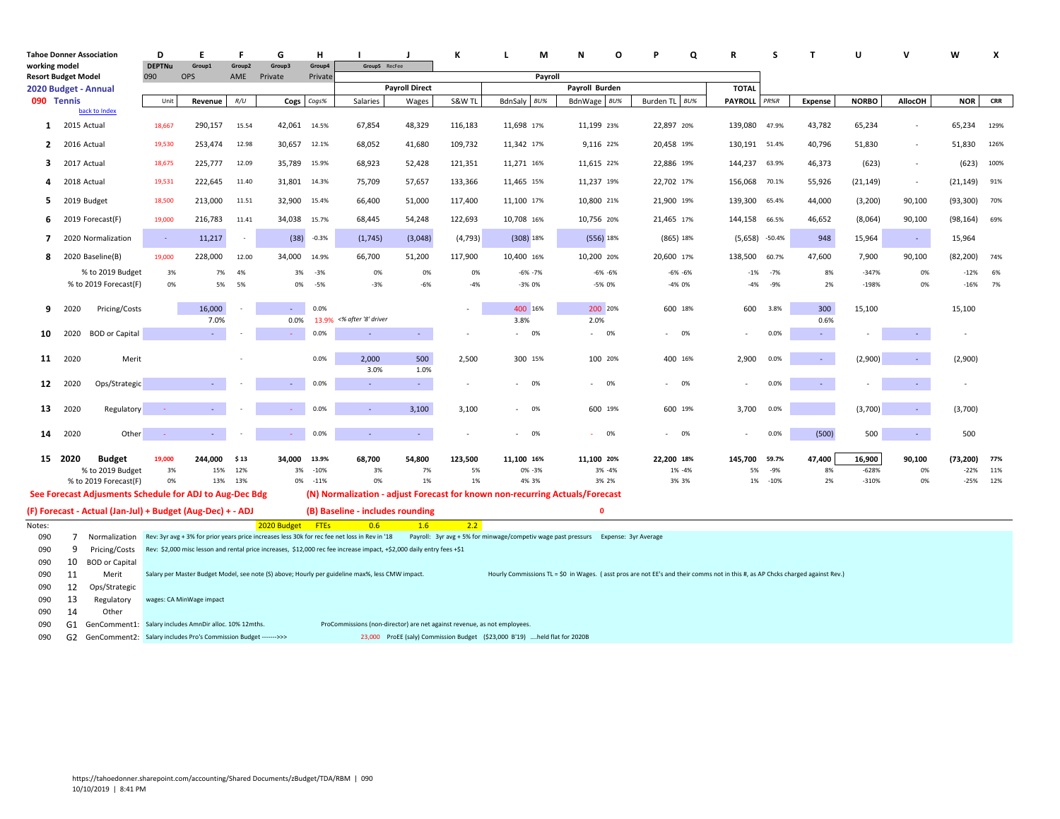**Tahoe Donner Association**
working model
**Resort Budget Model**
**2020 Budget - Annual**
**090 Tennis**
back to Index

| | | D | E | F | G | H | I | J | K | L | M | N | O | P | Q | R | S | T | U | V | W | X |
|---|---|---|---|---|---|---|---|---|---|---|---|---|---|---|---|---|---|---|---|---|---|---|
| | | DEPTNu | Group1 | Group2 | Group3 | Group4 | Group5 | RecFee | | Payroll | | | | | | | | | | | | |
| | | 090 | OPS | AME | Private | Private | Payroll Direct | | | Payroll Burden | | | | | | TOTAL | | | | | | |
| | | Unit | Revenue | R/U | Cogs | Cogs% | Salaries | Wages | S&W TL | BdnSaly | BU% | BdnWage | BU% | Burden TL | BU% | PAYROLL | PR%R | Expense | NORBO | AllocOH | NOR | CRR |
| 1 | 2015 Actual | 18,667 | 290,157 | 15.54 | 42,061 | 14.5% | 67,854 | 48,329 | 116,183 | 11,698 | 17% | 11,199 | 23% | 22,897 | 20% | 139,080 | 47.9% | 43,782 | 65,234 | - | 65,234 | 129% |
| 2 | 2016 Actual | 19,530 | 253,474 | 12.98 | 30,657 | 12.1% | 68,052 | 41,680 | 109,732 | 11,342 | 17% | 9,116 | 22% | 20,458 | 19% | 130,191 | 51.4% | 40,796 | 51,830 | - | 51,830 | 126% |
| 3 | 2017 Actual | 18,675 | 225,777 | 12.09 | 35,789 | 15.9% | 68,923 | 52,428 | 121,351 | 11,271 | 16% | 11,615 | 22% | 22,886 | 19% | 144,237 | 63.9% | 46,373 | (623) | - | (623) | 100% |
| 4 | 2018 Actual | 19,531 | 222,645 | 11.40 | 31,801 | 14.3% | 75,709 | 57,657 | 133,366 | 11,465 | 15% | 11,237 | 19% | 22,702 | 17% | 156,068 | 70.1% | 55,926 | (21,149) | - | (21,149) | 91% |
| 5 | 2019 Budget | 18,500 | 213,000 | 11.51 | 32,900 | 15.4% | 66,400 | 51,000 | 117,400 | 11,100 | 17% | 10,800 | 21% | 21,900 | 19% | 139,300 | 65.4% | 44,000 | (3,200) | 90,100 | (93,300) | 70% |
| 6 | 2019 Forecast(F) | 19,000 | 216,783 | 11.41 | 34,038 | 15.7% | 68,445 | 54,248 | 122,693 | 10,708 | 16% | 10,756 | 20% | 21,465 | 17% | 144,158 | 66.5% | 46,652 | (8,064) | 90,100 | (98,164) | 69% |
| 7 | 2020 Normalization | - | 11,217 | - | (38) | -0.3% | (1,745) | (3,048) | (4,793) | (308) | 18% | (556) | 18% | (865) | 18% | (5,658) | -50.4% | 948 | 15,964 | - | 15,964 | |
| 8 | 2020 Baseline(B) | 19,000 | 228,000 | 12.00 | 34,000 | 14.9% | 66,700 | 51,200 | 117,900 | 10,400 | 16% | 10,200 | 20% | 20,600 | 17% | 138,500 | 60.7% | 47,600 | 7,900 | 90,100 | (82,200) | 74% |
| | % to 2019 Budget | 3% | 7% | 4% | 3% | -3% | 0% | 0% | 0% | -6% | -7% | -6% | -6% | -6% | -6% | -1% | -7% | 8% | -347% | 0% | -12% | 6% |
| | % to 2019 Forecast(F) | 0% | 5% | 5% | 0% | -5% | -3% | -6% | -4% | -3% | 0% | -5% | 0% | -4% | 0% | -4% | -9% | 2% | -198% | 0% | -16% | 7% |
| 9 | 2020 Pricing/Costs | | 16,000 | - | - | 0.0% | | | - | 400 | 16% | 200 | 20% | 600 | 18% | 600 | 3.8% | 300 | 15,100 | | 15,100 | |
| | | | 7.0% | | 0.0% | 13.9% <% after '8' driver | | | | 3.8% | | 2.0% | | | | | | 0.6% | | | | |
| 10 | 2020 BOD or Capital | | - | - | - | 0.0% | - | - | - | - | 0% | - | 0% | - | 0% | - | 0.0% | - | - | - | - | |
| 11 | 2020 Merit | | | - | | 0.0% | 2,000 | 500 | 2,500 | 300 | 15% | 100 | 20% | 400 | 16% | 2,900 | 0.0% | - | (2,900) | - | (2,900) | |
| | | | | | | | 3.0% | 1.0% | | | | | | | | | | | | | | |
| 12 | 2020 Ops/Strategic | | - | - | - | 0.0% | - | - | - | - | 0% | - | 0% | - | 0% | - | 0.0% | - | - | - | - | |
| 13 | 2020 Regulatory | - | - | - | - | 0.0% | - | 3,100 | 3,100 | - | 0% | 600 | 19% | 600 | 19% | 3,700 | 0.0% | | (3,700) | - | (3,700) | |
| 14 | 2020 Other | - | - | - | - | 0.0% | - | - | - | - | 0% | - | 0% | - | 0% | - | 0.0% | (500) | 500 | - | 500 | |
| 15 | **2020 Budget** | **19,000** | **244,000** | **$ 13** | **34,000** | **13.9%** | **68,700** | **54,800** | **123,500** | **11,100** | **16%** | **11,100** | **20%** | **22,200** | **18%** | **145,700** | **59.7%** | **47,400** | **16,900** | **90,100** | **(73,200)** | **77%** |
| | % to 2019 Budget | 3% | 15% | 12% | 3% | -10% | 3% | 7% | 5% | 0% | -3% | 3% | -4% | 1% | -4% | 5% | -9% | 8% | -628% | 0% | -22% | 11% |
| | % to 2019 Forecast(F) | 0% | 13% | 13% | 0% | -11% | 0% | 1% | 1% | 4% | 3% | 3% | 2% | 3% | 3% | 1% | -10% | 2% | -310% | 0% | -25% | 12% |

**See Forecast Adjusments Schedule for ADJ to Aug-Dec Bdg**

**(N) Normalization - adjust Forecast for known non-recurring Actuals/Forecast**

**(F) Forecast - Actual (Jan-Jul) + Budget (Aug-Dec) + - ADJ**

**(B) Baseline - includes rounding** 0

Notes: 2020 Budget FTEs 0.6 1.6 2.2

| | | | |
|---|---|---|---|
| 090 | 7 | Normalization | Rev: 3yr avg + 3% for prior years price increases less 30k for rec fee net loss in Rev in '18 Payroll: 3yr avg + 5% for minwage/competiv wage past pressurs Expense: 3yr Average |
| 090 | 9 | Pricing/Costs | Rev: $2,000 misc lesson and rental price increases, $12,000 rec fee increase impact, +$2,000 daily entry fees +$1 |
| 090 | 10 | BOD or Capital | |
| 090 | 11 | Merit | Salary per Master Budget Model, see note (S) above; Hourly per guideline max%, less CMW impact. Hourly Commissions TL = $0 in Wages. ( asst pros are not EE's and their comms not in this #, as AP Chcks charged against Rev.) |
| 090 | 12 | Ops/Strategic | |
| 090 | 13 | Regulatory | wages: CA MinWage impact |
| 090 | 14 | Other | |
| 090 | G1 | GenComment1: | Salary includes AmnDir alloc. 10% 12mths. ProCommissions (non-director) are net against revenue, as not employees. |
| 090 | G2 | GenComment2: | Salary includes Pro's Commission Budget ------->>> 23,000 ProEE (saly) Commission Budget ($23,000 B'19) ....held flat for 2020B |

https://tahoedonner.sharepoint.com/accounting/Shared Documents/zBudget/TDA/RBM | 090
10/10/2019 | 8:41 PM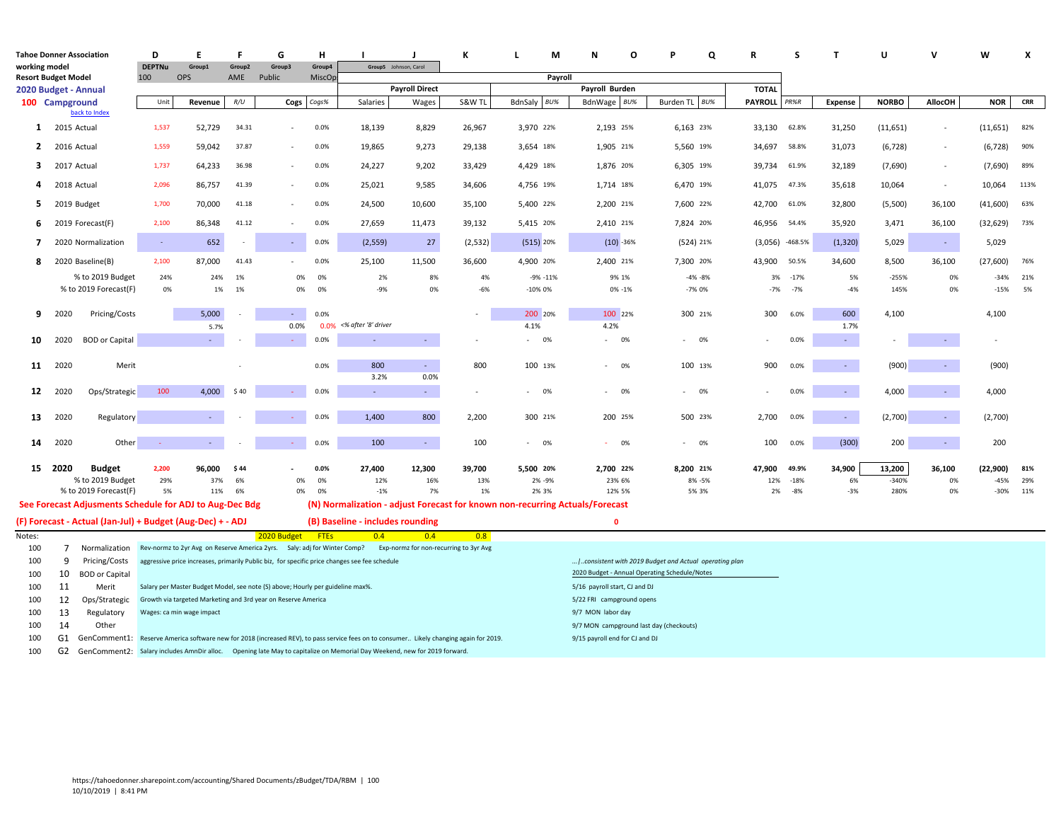**Tahoe Donner Association**
working model
**Resort Budget Model**
**2020 Budget - Annual**
**100 Campground**
back to Index

| | | D | E | F | G | H | I | J | K | L | | M | | N | | O | | P | | Q | R | S | T | U | V | W | X |
|---|---|---|---|---|---|---|---|---|---|---|---|---|---|---|---|---|---|---|---|---|---|---|---|---|---|---|---|
| | | DEPTNu | Group1 | Group2 | Group3 | Group4 | Group5 Johnson, Carol | | | | | | | | | | | | | | | | | | | | |
| | | 100 | OPS | AME | Public | MiscOp | Payroll | | | | | | | | | | | | | | | | | | | | |
| | | | | | | | Payroll Direct | | | Payroll Burden | | | | | | | | | | | TOTAL | | | | | | |
| | | Unit | Revenue | R/U | Cogs | Cogs% | Salaries | Wages | S&W TL | BdnSaly | BU% | BdnWage | BU% | Burden TL | BU% | | | | | | PAYROLL | PR%R | Expense | NORBO | AllocOH | NOR | CRR |
| 1 | 2015 Actual | 1,537 | 52,729 | 34.31 | - | 0.0% | 18,139 | 8,829 | 26,967 | 3,970 | 22% | 2,193 | 25% | 6,163 | 23% | | | | | | 33,130 | 62.8% | 31,250 | (11,651) | - | (11,651) | 82% |
| 2 | 2016 Actual | 1,559 | 59,042 | 37.87 | - | 0.0% | 19,865 | 9,273 | 29,138 | 3,654 | 18% | 1,905 | 21% | 5,560 | 19% | | | | | | 34,697 | 58.8% | 31,073 | (6,728) | - | (6,728) | 90% |
| 3 | 2017 Actual | 1,737 | 64,233 | 36.98 | - | 0.0% | 24,227 | 9,202 | 33,429 | 4,429 | 18% | 1,876 | 20% | 6,305 | 19% | | | | | | 39,734 | 61.9% | 32,189 | (7,690) | - | (7,690) | 89% |
| 4 | 2018 Actual | 2,096 | 86,757 | 41.39 | - | 0.0% | 25,021 | 9,585 | 34,606 | 4,756 | 19% | 1,714 | 18% | 6,470 | 19% | | | | | | 41,075 | 47.3% | 35,618 | 10,064 | - | 10,064 | 113% |
| 5 | 2019 Budget | 1,700 | 70,000 | 41.18 | - | 0.0% | 24,500 | 10,600 | 35,100 | 5,400 | 22% | 2,200 | 21% | 7,600 | 22% | | | | | | 42,700 | 61.0% | 32,800 | (5,500) | 36,100 | (41,600) | 63% |
| 6 | 2019 Forecast(F) | 2,100 | 86,348 | 41.12 | - | 0.0% | 27,659 | 11,473 | 39,132 | 5,415 | 20% | 2,410 | 21% | 7,824 | 20% | | | | | | 46,956 | 54.4% | 35,920 | 3,471 | 36,100 | (32,629) | 73% |
| 7 | 2020 Normalization | - | 652 | - | - | 0.0% | (2,559) | 27 | (2,532) | (515) | 20% | (10) | -36% | (524) | 21% | | | | | | (3,056) | -468.5% | (1,320) | 5,029 | - | 5,029 | |
| 8 | 2020 Baseline(B) | 2,100 | 87,000 | 41.43 | - | 0.0% | 25,100 | 11,500 | 36,600 | 4,900 | 20% | 2,400 | 21% | 7,300 | 20% | | | | | | 43,900 | 50.5% | 34,600 | 8,500 | 36,100 | (27,600) | 76% |
| | % to 2019 Budget | 24% | 24% | 1% | 0% | 0% | 2% | 8% | 4% | -9% | -11% | 9% | 1% | -4% | -8% | | | | | | 3% | -17% | 5% | -255% | 0% | -34% | 21% |
| | % to 2019 Forecast(F) | 0% | 1% | 1% | 0% | 0% | -9% | 0% | -6% | -10% | 0% | 0% | -1% | -7% | 0% | | | | | | -7% | -7% | -4% | 145% | 0% | -15% | 5% |
| 9 | 2020 Pricing/Costs | | 5,000 | - | - | 0.0% | | | - | 200 | 20% | 100 | 22% | 300 | 21% | | | | | | 300 | 6.0% | 600 | 4,100 | | 4,100 | |
| | | | 5.7% | | 0.0% | 0.0% | <% after '8' driver | | | 4.1% | | 4.2% | | | | | | | | | | | 1.7% | | | | |
| 10 | 2020 BOD or Capital | | - | - | - | 0.0% | - | - | - | - | 0% | - | 0% | - | 0% | | | | | | - | 0.0% | - | - | - | - | |
| 11 | 2020 Merit | | | - | | 0.0% | 800 | - | 800 | 100 | 13% | - | 0% | 100 | 13% | | | | | | 900 | 0.0% | - | (900) | - | (900) | |
| | | | | | | | 3.2% | 0.0% | | | | | | | | | | | | | | | | | | | |
| 12 | 2020 Ops/Strategic | 100 | 4,000 | $ 40 | - | 0.0% | - | - | - | - | 0% | - | 0% | - | 0% | | | | | | - | 0.0% | - | 4,000 | - | 4,000 | |
| 13 | 2020 Regulatory | | - | - | - | 0.0% | 1,400 | 800 | 2,200 | 300 | 21% | 200 | 25% | 500 | 23% | | | | | | 2,700 | 0.0% | - | (2,700) | - | (2,700) | |
| 14 | 2020 Other | - | - | - | - | 0.0% | 100 | - | 100 | - | 0% | - | 0% | - | 0% | | | | | | 100 | 0.0% | (300) | 200 | - | 200 | |
| **15** | **2020 Budget** | **2,200** | **96,000** | **$ 44** | **-** | **0.0%** | **27,400** | **12,300** | **39,700** | **5,500** | **20%** | **2,700** | **22%** | **8,200** | **21%** | | | | | | **47,900** | **49.9%** | **34,900** | **13,200** | **36,100** | **(22,900)** | **81%** |
| | % to 2019 Budget | 29% | 37% | 6% | 0% | 0% | 12% | 16% | 13% | 2% | -9% | 23% | 6% | 8% | -5% | | | | | | 12% | -18% | 6% | -340% | 0% | -45% | 29% |
| | % to 2019 Forecast(F) | 5% | 11% | 6% | 0% | 0% | -1% | 7% | 1% | 2% | 3% | 12% | 5% | 5% | 3% | | | | | | 2% | -8% | -3% | 280% | 0% | -30% | 11% |

**See Forecast Adjusments Schedule for ADJ to Aug-Dec Bdg**

**(N) Normalization - adjust Forecast for known non-recurring Actuals/Forecast**

**(F) Forecast - Actual (Jan-Jul) + Budget (Aug-Dec) + - ADJ**

**(B) Baseline - includes rounding** 0

2020 Budget FTEs 0.4 0.4 0.8

Notes:

| | | | |
|---|---|---|---|
| 100 | 7 | Normalization | Rev-normz to 2yr Avg on Reserve America 2yrs. Saly: adj for Winter Comp? Exp-normz for non-recurring to 3yr Avg |
| 100 | 9 | Pricing/Costs | aggressive price increases, primarily Public biz, for specific price changes see fee schedule |
| 100 | 10 | BOD or Capital | |
| 100 | 11 | Merit | Salary per Master Budget Model, see note (5) above; Hourly per guideline max%. |
| 100 | 12 | Ops/Strategic | Growth via targeted Marketing and 3rd year on Reserve America |
| 100 | 13 | Regulatory | Wages: ca min wage impact |
| 100 | 14 | Other | |
| 100 | G1 | GenComment1: | Reserve America software new for 2018 (increased REV), to pass service fees on to consumer.. Likely changing again for 2019. |
| 100 | G2 | GenComment2: | Salary includes AmnDir alloc. Opening late May to capitalize on Memorial Day Weekend, new for 2019 forward. |

*...|..consistent with 2019 Budget and Actual operating plan*

2020 Budget - Annual Operating Schedule/Notes

5/16 payroll start, CJ and DJ
5/22 FRI campground opens
9/7 MON labor day
9/7 MON campground last day (checkouts)
9/15 payroll end for CJ and DJ

https://tahoedonner.sharepoint.com/accounting/Shared Documents/zBudget/TDA/RBM | 100
10/10/2019 | 8:41 PM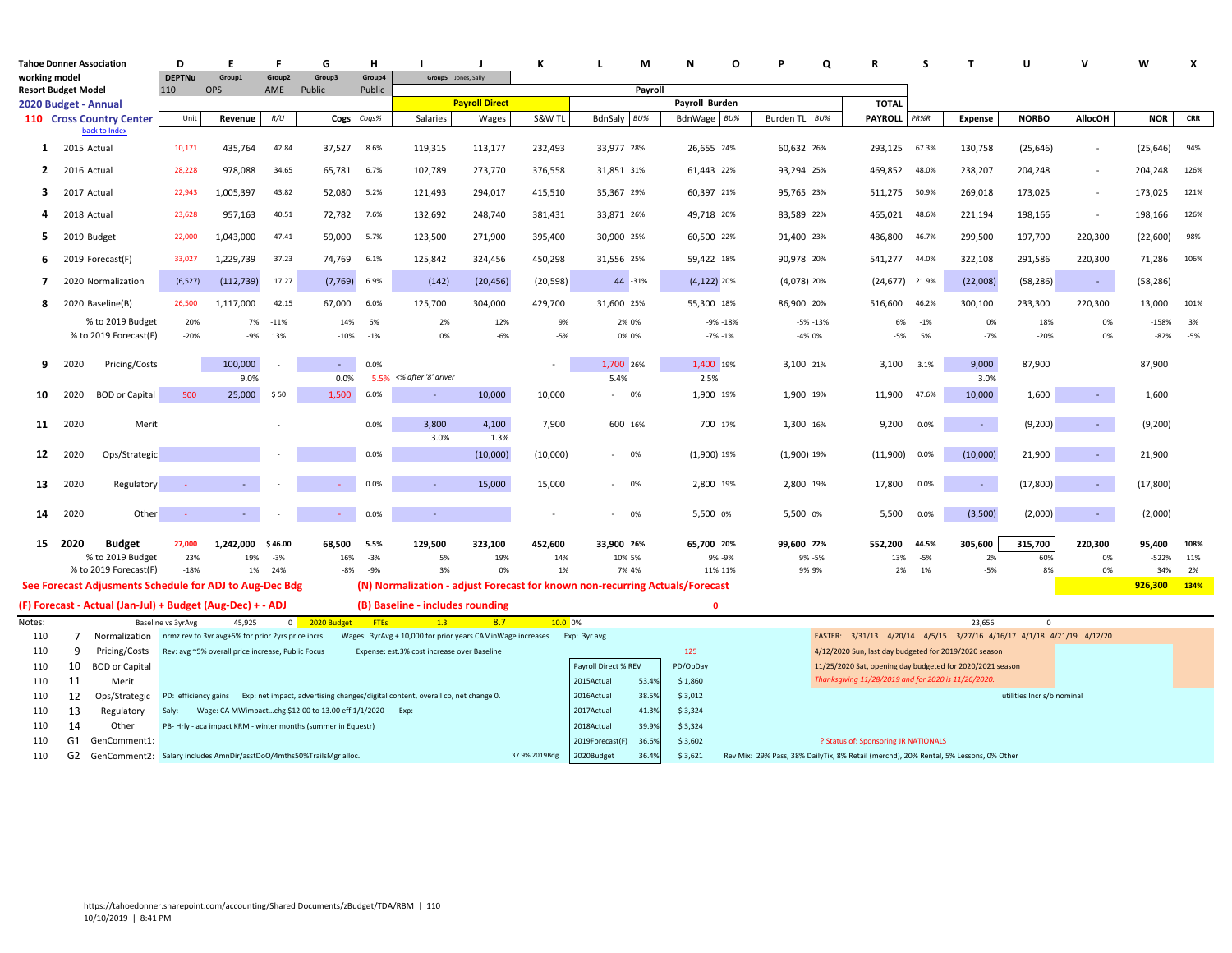**Tahoe Donner Association**
working model
**Resort Budget Model**
**2020 Budget - Annual**
**110 Cross Country Center**
back to Index

| | | D | E | F | G | H | I | J | K | L | M | N | O | P | Q | R | S | T | U | V | W | X |
|---|---|---|---|---|---|---|---|---|---|---|---|---|---|---|---|---|---|---|---|---|---|---|
| | | DEPTNu | Group1 | Group2 | Group3 | Group4 | Group5 Jones, Sally | | | | | | | | | | | | | | | |
| | | 110 | OPS | AME | Public | Public | | | | | | Payroll | | | | | | | | | | |
| | | | | | | | Payroll Direct | | | Payroll Burden | | | | | | TOTAL | | | | | | |
| | | Unit | Revenue | R/U | Cogs | Cogs% | Salaries | Wages | S&W TL | BdnSaly | BU% | BdnWage | BU% | Burden TL | BU% | PAYROLL | PR%R | Expense | NORBO | AllocOH | NOR | CRR |
| 1 | 2015 Actual | 10,171 | 435,764 | 42.84 | 37,527 | 8.6% | 119,315 | 113,177 | 232,493 | 33,977 | 28% | 26,655 | 24% | 60,632 | 26% | 293,125 | 67.3% | 130,758 | (25,646) | - | (25,646) | 94% |
| 2 | 2016 Actual | 28,228 | 978,088 | 34.65 | 65,781 | 6.7% | 102,789 | 273,770 | 376,558 | 31,851 | 31% | 61,443 | 22% | 93,294 | 25% | 469,852 | 48.0% | 238,207 | 204,248 | - | 204,248 | 126% |
| 3 | 2017 Actual | 22,943 | 1,005,397 | 43.82 | 52,080 | 5.2% | 121,493 | 294,017 | 415,510 | 35,367 | 29% | 60,397 | 21% | 95,765 | 23% | 511,275 | 50.9% | 269,018 | 173,025 | - | 173,025 | 121% |
| 4 | 2018 Actual | 23,628 | 957,163 | 40.51 | 72,782 | 7.6% | 132,692 | 248,740 | 381,431 | 33,871 | 26% | 49,718 | 20% | 83,589 | 22% | 465,021 | 48.6% | 221,194 | 198,166 | - | 198,166 | 126% |
| 5 | 2019 Budget | 22,000 | 1,043,000 | 47.41 | 59,000 | 5.7% | 123,500 | 271,900 | 395,400 | 30,900 | 25% | 60,500 | 22% | 91,400 | 23% | 486,800 | 46.7% | 299,500 | 197,700 | 220,300 | (22,600) | 98% |
| 6 | 2019 Forecast(F) | 33,027 | 1,229,739 | 37.23 | 74,769 | 6.1% | 125,842 | 324,456 | 450,298 | 31,556 | 25% | 59,422 | 18% | 90,978 | 20% | 541,277 | 44.0% | 322,108 | 291,586 | 220,300 | 71,286 | 106% |
| 7 | 2020 Normalization | (6,527) | (112,739) | 17.27 | (7,769) | 6.9% | (142) | (20,456) | (20,598) | 44 | -31% | (4,122) | 20% | (4,078) | 20% | (24,677) | 21.9% | (22,008) | (58,286) | - | (58,286) | |
| 8 | 2020 Baseline(B) | 26,500 | 1,117,000 | 42.15 | 67,000 | 6.0% | 125,700 | 304,000 | 429,700 | 31,600 | 25% | 55,300 | 18% | 86,900 | 20% | 516,600 | 46.2% | 300,100 | 233,300 | 220,300 | 13,000 | 101% |
| | % to 2019 Budget | 20% | 7% | -11% | 14% | 6% | 2% | 12% | 9% | 2% | 0% | -9% | -18% | -5% | -13% | 6% | -1% | 0% | 18% | 0% | -158% | 3% |
| | % to 2019 Forecast(F) | -20% | -9% | 13% | -10% | -1% | 0% | -6% | -5% | 0% | 0% | -7% | -1% | -4% | 0% | -5% | 5% | -7% | -20% | 0% | -82% | -5% |
| 9 | 2020 Pricing/Costs | | 100,000 | - | - | 0.0% | | | - | 1,700 | 26% | 1,400 | 19% | 3,100 | 21% | 3,100 | 3.1% | 9,000 | 87,900 | | 87,900 | |
| | | | 9.0% | | 0.0% | 5.5% <% after '8' driver | | | | 5.4% | | 2.5% | | | | | | 3.0% | | | | |
| 10 | 2020 BOD or Capital | 500 | 25,000 | $ 50 | 1,500 | 6.0% | - | 10,000 | 10,000 | - | 0% | 1,900 | 19% | 1,900 | 19% | 11,900 | 47.6% | 10,000 | 1,600 | - | 1,600 | |
| 11 | 2020 Merit | | | - | | 0.0% | 3,800 | 4,100 | 7,900 | 600 | 16% | 700 | 17% | 1,300 | 16% | 9,200 | 0.0% | - | (9,200) | - | (9,200) | |
| | | | | | | | 3.0% | 1.3% | | | | | | | | | | | | | | |
| 12 | 2020 Ops/Strategic | | | - | | 0.0% | | (10,000) | (10,000) | - | 0% | (1,900) | 19% | (1,900) | 19% | (11,900) | 0.0% | (10,000) | 21,900 | - | 21,900 | |
| 13 | 2020 Regulatory | - | - | - | - | 0.0% | - | 15,000 | 15,000 | - | 0% | 2,800 | 19% | 2,800 | 19% | 17,800 | 0.0% | - | (17,800) | - | (17,800) | |
| 14 | 2020 Other | - | - | - | - | 0.0% | - | | - | - | 0% | 5,500 | 0% | 5,500 | 0% | 5,500 | 0.0% | (3,500) | (2,000) | - | (2,000) | |
| 15 | **2020 Budget** | **27,000** | **1,242,000** | **$ 46.00** | **68,500** | **5.5%** | **129,500** | **323,100** | **452,600** | **33,900** | **26%** | **65,700** | **20%** | **99,600** | **22%** | **552,200** | **44.5%** | **305,600** | **315,700** | **220,300** | **95,400** | **108%** |
| | % to 2019 Budget | 23% | 19% | -3% | 16% | -3% | 5% | 19% | 14% | 10% | 5% | 9% | -9% | 9% | -5% | 13% | -5% | 2% | 60% | 0% | -522% | 11% |
| | % to 2019 Forecast(F) | -18% | 1% | 24% | -8% | -9% | 3% | 0% | 1% | 7% | 4% | 11% | 11% | 9% | 9% | 2% | 1% | -5% | 8% | 0% | 34% | 2% |
| | | | | | | | | | | | | | | | | | | | | | 926,300 | 134% |

**See Forecast Adjusments Schedule for ADJ to Aug-Dec Bdg**

**(N) Normalization - adjust Forecast for known non-recurring Actuals/Forecast**

**(F) Forecast - Actual (Jan-Jul) + Budget (Aug-Dec) + - ADJ**

**(B) Baseline - includes rounding** 0

Notes: Baseline vs 3yrAvg 45,925 0 | 2020 Budget FTEs 1.3 8.7 10.0 0% | 23,656 0

| | | | |
|---|---|---|---|
| 110 | 7 | Normalization | nrmz rev to 3yr avg+5% for prior 2yrs price incrs. Wages: 3yrAvg + 10,000 for prior years CAMinWage increases. Exp: 3yr avg |
| 110 | 9 | Pricing/Costs | Rev: avg ~5% overall price increase, Public Focus. Expense: est.3% cost increase over Baseline |
| 110 | 10 | BOD or Capital | |
| 110 | 11 | Merit | |
| 110 | 12 | Ops/Strategic | PD: efficiency gains. Exp: net impact, advertising changes/digital content, overall co, net change 0. |
| 110 | 13 | Regulatory | Saly: Wage: CA MWimpact...chg $12.00 to 13.00 eff 1/1/2020 Exp: |
| 110 | 14 | Other | PB- Hrly - aca impact KRM - winter months (summer in Equestr) |
| 110 | G1 | GenComment1: | |
| 110 | G2 | GenComment2: | Salary includes AmnDir/asstDoO/4mths50%TrailsMgr alloc. 37.9% 2019Bdg |

| Payroll Direct % REV | | PD/OpDay |
|---|---|---|
| | | 125 |
| 2015Actual | 53.4% | $ 1,860 |
| 2016Actual | 38.5% | $ 3,012 |
| 2017Actual | 41.3% | $ 3,324 |
| 2018Actual | 39.9% | $ 3,324 |
| 2019Forecast(F) | 36.6% | $ 3,602 |
| 2020Budget | 36.4% | $ 3,621 |

EASTER: 3/31/13 4/20/14 4/5/15 3/27/16 4/16/17 4/1/18 4/21/19 4/12/20

4/12/2020 Sun, last day budgeted for 2019/2020 season

11/25/2020 Sat, opening day budgeted for 2020/2021 season

*Thanksgiving 11/28/2019 and for 2020 is 11/26/2020.*

utilities Incr s/b nominal

? Status of: Sponsoring JR NATIONALS

Rev Mix: 29% Pass, 38% DailyTix, 8% Retail (merchd), 20% Rental, 5% Lessons, 0% Other

https://tahoedonner.sharepoint.com/accounting/Shared Documents/zBudget/TDA/RBM | 110
10/10/2019 | 8:41 PM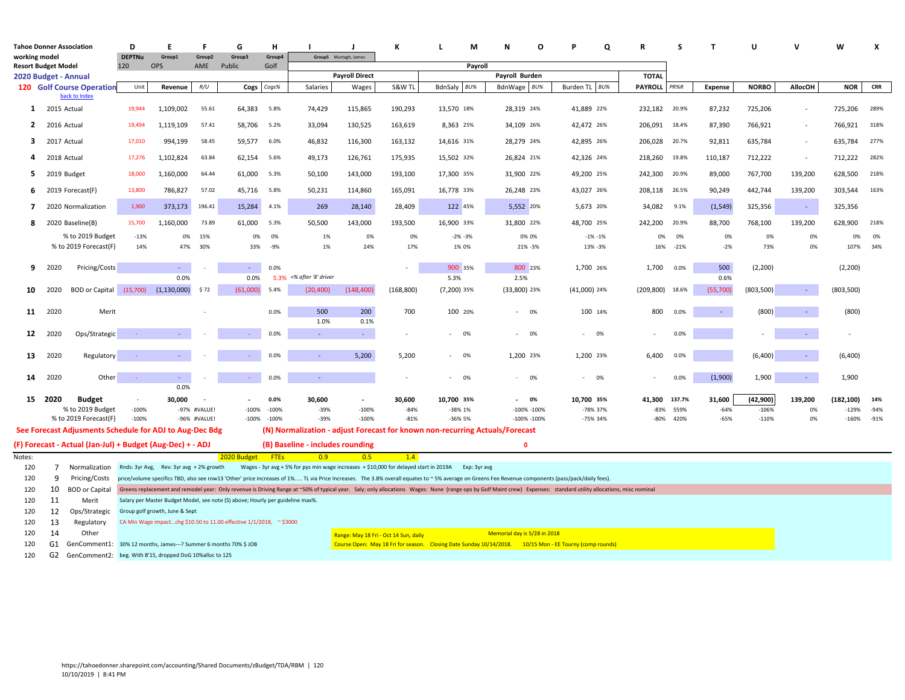**Tahoe Donner Association**
working model
**Resort Budget Model**
**2020 Budget - Annual**
**120 Golf Course Operation**
back to Index

| | | D | E | F | G | H | I | J | K | L | M | N | O | P | Q | R | S | T | U | V | W | X |
|---|---|---|---|---|---|---|---|---|---|---|---|---|---|---|---|---|---|---|---|---|---|---|
| | | DEPTNu | Group1 | Group2 | Group3 | Group4 | | Group5 Murtagh, James | | | | | | | | | | | | | | |
| | | 120 | OPS | AME | Public | Golf | | | | | | | | | | | | | | | | |
| | | | | | | | Payroll | | | | | | | | | | | | | | | |
| | | | | | | | Payroll Direct | | | Payroll Burden | | | | | | TOTAL | | | | | | |
| | | Unit | Revenue | R/U | Cogs | Cogs% | Salaries | Wages | S&W TL | BdnSaly | BU% | BdnWage | BU% | Burden TL | BU% | PAYROLL | PR%R | Expense | NORBO | AllocOH | NOR | CRR |
| 1 | 2015 Actual | 19,944 | 1,109,002 | 55.61 | 64,383 | 5.8% | 74,429 | 115,865 | 190,293 | 13,570 | 18% | 28,319 | 24% | 41,889 | 22% | 232,182 | 20.9% | 87,232 | 725,206 | - | 725,206 | 289% |
| 2 | 2016 Actual | 19,494 | 1,119,109 | 57.41 | 58,706 | 5.2% | 33,094 | 130,525 | 163,619 | 8,363 | 25% | 34,109 | 26% | 42,472 | 26% | 206,091 | 18.4% | 87,390 | 766,921 | - | 766,921 | 318% |
| 3 | 2017 Actual | 17,010 | 994,199 | 58.45 | 59,577 | 6.0% | 46,832 | 116,300 | 163,132 | 14,616 | 31% | 28,279 | 24% | 42,895 | 26% | 206,028 | 20.7% | 92,811 | 635,784 | - | 635,784 | 277% |
| 4 | 2018 Actual | 17,276 | 1,102,824 | 63.84 | 62,154 | 5.6% | 49,173 | 126,761 | 175,935 | 15,502 | 32% | 26,824 | 21% | 42,326 | 24% | 218,260 | 19.8% | 110,187 | 712,222 | - | 712,222 | 282% |
| 5 | 2019 Budget | 18,000 | 1,160,000 | 64.44 | 61,000 | 5.3% | 50,100 | 143,000 | 193,100 | 17,300 | 35% | 31,900 | 22% | 49,200 | 25% | 242,300 | 20.9% | 89,000 | 767,700 | 139,200 | 628,500 | 218% |
| 6 | 2019 Forecast(F) | 13,800 | 786,827 | 57.02 | 45,716 | 5.8% | 50,231 | 114,860 | 165,091 | 16,778 | 33% | 26,248 | 23% | 43,027 | 26% | 208,118 | 26.5% | 90,249 | 442,744 | 139,200 | 303,544 | 163% |
| 7 | 2020 Normalization | 1,900 | 373,173 | 196.41 | 15,284 | 4.1% | 269 | 28,140 | 28,409 | 122 | 45% | 5,552 | 20% | 5,673 | 20% | 34,082 | 9.1% | (1,549) | 325,356 | - | 325,356 | |
| 8 | 2020 Baseline(B) | 15,700 | 1,160,000 | 73.89 | 61,000 | 5.3% | 50,500 | 143,000 | 193,500 | 16,900 | 33% | 31,800 | 22% | 48,700 | 25% | 242,200 | 20.9% | 88,700 | 768,100 | 139,200 | 628,900 | 218% |
| | % to 2019 Budget | -13% | 0% | 15% | 0% | 0% | 1% | 0% | 0% | -2% | -3% | 0% | 0% | -1% | -1% | 0% | 0% | 0% | 0% | 0% | 0% | 0% |
| | % to 2019 Forecast(F) | 14% | 47% | 30% | 33% | -9% | 1% | 24% | 17% | 1% | 0% | 21% | -3% | 13% | -3% | 16% | -21% | -2% | 73% | 0% | 107% | 34% |
| 9 | 2020 Pricing/Costs | | - <br> 0.0% | - | - <br> 0.0% | 0.0% <br> 5.3% | <% after '8' driver | | - | 900 <br> 5.3% | 35% | 800 <br> 2.5% | 23% | 1,700 | 26% | 1,700 | 0.0% | 500 <br> 0.6% | (2,200) | | (2,200) | |
| 10 | 2020 BOD or Capital | (15,700) | (1,130,000) | $ 72 | (61,000) | 5.4% | (20,400) | (148,400) | (168,800) | (7,200) | 35% | (33,800) | 23% | (41,000) | 24% | (209,800) | 18.6% | (55,700) | (803,500) | - | (803,500) | |
| 11 | 2020 Merit | | | - | | 0.0% | 500 <br> 1.0% | 200 <br> 0.1% | 700 | 100 | 20% | - | 0% | 100 | 14% | 800 | 0.0% | - | (800) | - | (800) | |
| 12 | 2020 Ops/Strategic | - | - | - | - | 0.0% | - | - | - | - | 0% | - | 0% | - | 0% | - | 0.0% | | - | - | - | |
| 13 | 2020 Regulatory | - | - | - | - | 0.0% | - | 5,200 | 5,200 | - | 0% | 1,200 | 23% | 1,200 | 23% | 6,400 | 0.0% | | (6,400) | - | (6,400) | |
| 14 | 2020 Other | - | - <br> 0.0% | - | - | 0.0% | - | | - | - | 0% | - | 0% | - | 0% | - | 0.0% | (1,900) | 1,900 | - | 1,900 | |
| 15 | **2020 Budget** | - | **30,000** | - | - | **0.0%** | **30,600** | - | **30,600** | **10,700** | **35%** | - | **0%** | **10,700** | **35%** | **41,300** | **137.7%** | **31,600** | **(42,900)** | **139,200** | **(182,100)** | **14%** |
| | % to 2019 Budget | -100% | -97% | #VALUE! | -100% | -100% | -39% | -100% | -84% | -38% | 1% | -100% | -100% | -78% | 37% | -83% | 559% | -64% | -106% | 0% | -129% | -94% |
| | % to 2019 Forecast(F) | -100% | -96% | #VALUE! | -100% | -100% | -39% | -100% | -81% | -36% | 5% | -100% | -100% | -75% | 34% | -80% | 420% | -65% | -110% | 0% | -160% | -91% |

**See Forecast Adjusments Schedule for ADJ to Aug-Dec Bdg**

**(F) Forecast - Actual (Jan-Jul) + Budget (Aug-Dec) + - ADJ**

**(N) Normalization - adjust Forecast for known non-recurring Actuals/Forecast**

**(B) Baseline - includes rounding**

0

| 2020 Budget | FTEs | 0.9 | 0.5 | 1.4 |
|---|---|---|---|---|

Notes:

| | | | |
|---|---|---|---|
| 120 | 7 | Normalization | Rnds: 3yr Avg, Rev: 3yr avg + 2% growth Wages - 3yr avg + 5% for pys min wage increases + $10,000 for delayed start in 2019A Exp: 3yr avg |
| 120 | 9 | Pricing/Costs | price/volume specifics TBD, also see row13 'Other' price increases of 1%..... TL via Price Increases. The 3.8% overall equates to ~ 5% average on Greens Fee Revenue components (pass/pack/daily fees). |
| 120 | 10 | BOD or Capital | Greens replacement and remodel year: Only revenue is Driving Range at ~50% of typical year. Saly: only allocations Wages: None (range ops by Golf Maint crew) Expenses: standard utility allocations, misc nominal |
| 120 | 11 | Merit | Salary per Master Budget Model, see note (S) above; Hourly per guideline max%. |
| 120 | 12 | Ops/Strategic | Group golf growth, June & Sept |
| 120 | 13 | Regulatory | CA Min Wage impact...chg $10.50 to 11.00 effective 1/1/2018, ~ $3000 |
| 120 | 14 | Other | Range: May 18 Fri - Oct 14 Sun, daily. Memorial day is 5/28 in 2018 |
| 120 | G1 | GenComment1: | 30% 12 months, James---? Summer 6 months 70% $ JOB. Course Open: May 18 Fri for season. Closing Date Sunday 10/14/2018. 10/15 Mon - EE Tourny (comp rounds) |
| 120 | G2 | GenComment2: | beg. With B'15, dropped DoG 10%alloc to 125 |

https://tahoedonner.sharepoint.com/accounting/Shared Documents/zBudget/TDA/RBM | 120
10/10/2019 | 8:41 PM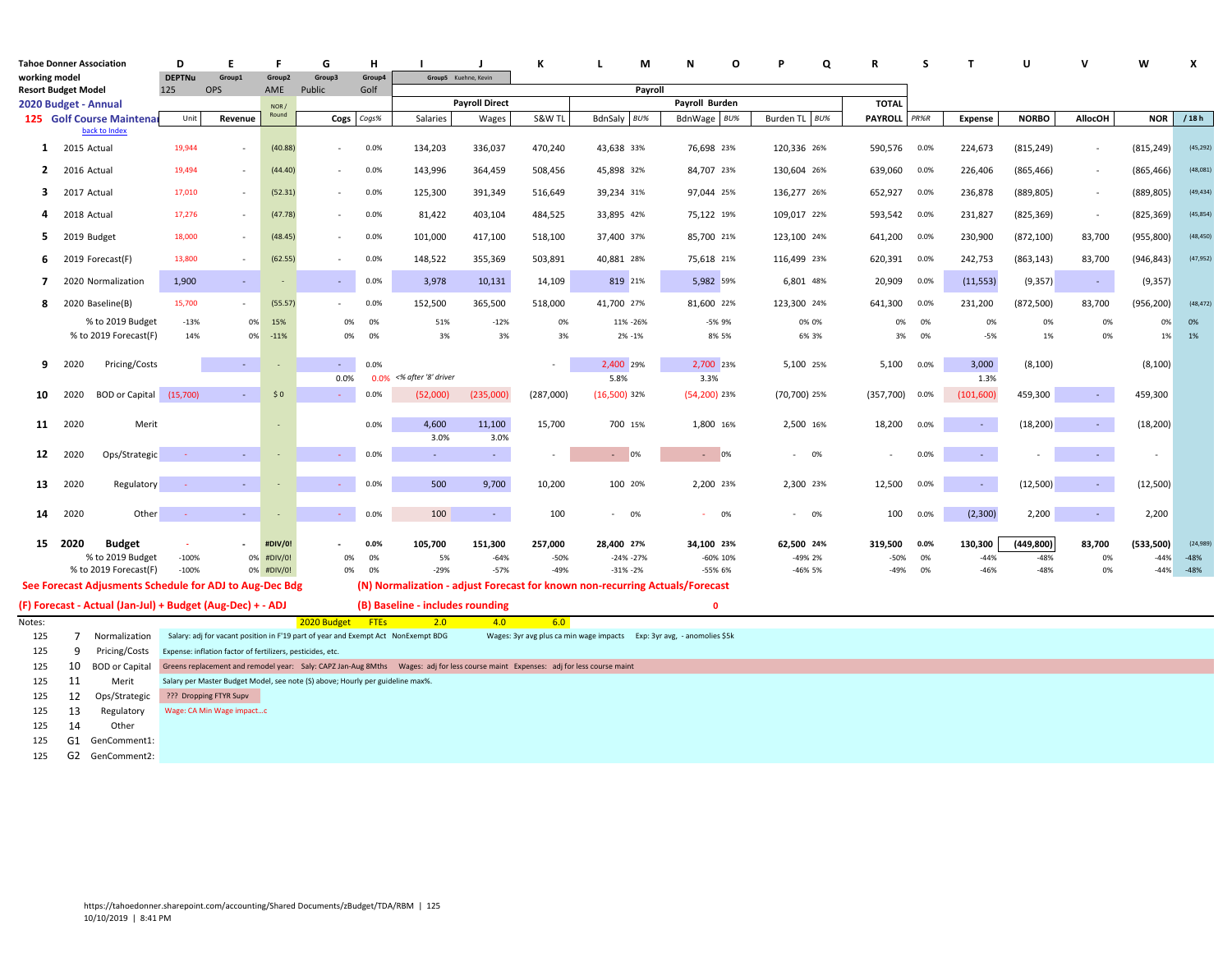**Tahoe Donner Association**
working model
Resort Budget Model
**2020 Budget - Annual**
**125 Golf Course Maintenance**
back to Index

| | | D | E | F | G | H | I | J | K | L | M | N | O | P | Q | R | S | T | U | V | W | X |
|---|---|---|---|---|---|---|---|---|---|---|---|---|---|---|---|---|---|---|---|---|---|---|
| | | DEPTNu | Group1 | Group2 | Group3 | Group4 | Group5 Kuehne, Kevin | | | | | | | | | | | | | | | |
| | | 125 | OPS | AME | Public | Golf | | | | | | | | | | | | | | | | |
| | | | | | | | Payroll | | | | | | | | | | | | | | | |
| | | | | NOR / Round | | | Payroll Direct | | | Payroll Burden | | | | | | TOTAL | | | | | | |
| | | Unit | Revenue | | Cogs | Cogs% | Salaries | Wages | S&W TL | BdnSaly | BU% | BdnWage | BU% | Burden TL | BU% | PAYROLL | PR%R | Expense | NORBO | AllocOH | NOR | / 18 h |
| 1 | 2015 Actual | 19,944 | - | (40.88) | - | 0.0% | 134,203 | 336,037 | 470,240 | 43,638 | 33% | 76,698 | 23% | 120,336 | 26% | 590,576 | 0.0% | 224,673 | (815,249) | - | (815,249) | (45,292) |
| 2 | 2016 Actual | 19,494 | - | (44.40) | - | 0.0% | 143,996 | 364,459 | 508,456 | 45,898 | 32% | 84,707 | 23% | 130,604 | 26% | 639,060 | 0.0% | 226,406 | (865,466) | - | (865,466) | (48,081) |
| 3 | 2017 Actual | 17,010 | - | (52.31) | - | 0.0% | 125,300 | 391,349 | 516,649 | 39,234 | 31% | 97,044 | 25% | 136,277 | 26% | 652,927 | 0.0% | 236,878 | (889,805) | - | (889,805) | (49,434) |
| 4 | 2018 Actual | 17,276 | - | (47.78) | - | 0.0% | 81,422 | 403,104 | 484,525 | 33,895 | 42% | 75,122 | 19% | 109,017 | 22% | 593,542 | 0.0% | 231,827 | (825,369) | - | (825,369) | (45,854) |
| 5 | 2019 Budget | 18,000 | - | (48.45) | - | 0.0% | 101,000 | 417,100 | 518,100 | 37,400 | 37% | 85,700 | 21% | 123,100 | 24% | 641,200 | 0.0% | 230,900 | (872,100) | 83,700 | (955,800) | (48,450) |
| 6 | 2019 Forecast(F) | 13,800 | - | (62.55) | - | 0.0% | 148,522 | 355,369 | 503,891 | 40,881 | 28% | 75,618 | 21% | 116,499 | 23% | 620,391 | 0.0% | 242,753 | (863,143) | 83,700 | (946,843) | (47,952) |
| 7 | 2020 Normalization | 1,900 | - | - | - | 0.0% | 3,978 | 10,131 | 14,109 | 819 | 21% | 5,982 | 59% | 6,801 | 48% | 20,909 | 0.0% | (11,553) | (9,357) | - | (9,357) | |
| 8 | 2020 Baseline(B) | 15,700 | - | (55.57) | - | 0.0% | 152,500 | 365,500 | 518,000 | 41,700 | 27% | 81,600 | 22% | 123,300 | 24% | 641,300 | 0.0% | 231,200 | (872,500) | 83,700 | (956,200) | (48,472) |
| | % to 2019 Budget | -13% | 0% | 15% | 0% | 0% | 51% | -12% | 0% | 11% | -26% | -5% | 9% | 0% | 0% | 0% | 0% | 0% | 0% | 0% | 0% | 0% |
| | % to 2019 Forecast(F) | 14% | 0% | -11% | 0% | 0% | 3% | 3% | 3% | 2% | -1% | 8% | 5% | 6% | 3% | 3% | 0% | -5% | 1% | 0% | 1% | 1% |
| 9 | 2020 Pricing/Costs | | - | - | - | 0.0% | | | - | 2,400 | 29% | 2,700 | 23% | 5,100 | 25% | 5,100 | 0.0% | 3,000 | (8,100) | | (8,100) | |
| | | | | | 0.0% | 0.0% | <% after '8' driver | | | 5.8% | | 3.3% | | | | | | 1.3% | | | | |
| 10 | 2020 BOD or Capital | (15,700) | - | $ 0 | - | 0.0% | (52,000) | (235,000) | (287,000) | (16,500) | 32% | (54,200) | 23% | (70,700) | 25% | (357,700) | 0.0% | (101,600) | 459,300 | - | 459,300 | |
| 11 | 2020 Merit | | | - | | 0.0% | 4,600 | 11,100 | 15,700 | 700 | 15% | 1,800 | 16% | 2,500 | 16% | 18,200 | 0.0% | - | (18,200) | - | (18,200) | |
| | | | | | | | 3.0% | 3.0% | | | | | | | | | | | | | | |
| 12 | 2020 Ops/Strategic | - | - | - | - | 0.0% | - | - | - | - | 0% | - | 0% | - | 0% | - | 0.0% | - | - | - | - | |
| 13 | 2020 Regulatory | - | - | - | - | 0.0% | 500 | 9,700 | 10,200 | 100 | 20% | 2,200 | 23% | 2,300 | 23% | 12,500 | 0.0% | - | (12,500) | - | (12,500) | |
| 14 | 2020 Other | - | - | - | - | 0.0% | 100 | - | 100 | - | 0% | - | 0% | - | 0% | 100 | 0.0% | (2,300) | 2,200 | - | 2,200 | |
| 15 | **2020 Budget** | - | - | #DIV/0! | - | 0.0% | 105,700 | 151,300 | 257,000 | 28,400 | 27% | 34,100 | 23% | 62,500 | 24% | 319,500 | 0.0% | 130,300 | (449,800) | 83,700 | (533,500) | (24,989) |
| | % to 2019 Budget | -100% | 0% | #DIV/0! | 0% | 0% | 5% | -64% | -50% | -24% | -27% | -60% | 10% | -49% | 2% | -50% | 0% | -44% | -48% | 0% | -44% | -48% |
| | % to 2019 Forecast(F) | -100% | 0% | #DIV/0! | 0% | 0% | -29% | -57% | -49% | -31% | -2% | -55% | 6% | -46% | 5% | -49% | 0% | -46% | -48% | 0% | -44% | -48% |

See Forecast Adjusments Schedule for ADJ to Aug-Dec Bdg

(F) Forecast - Actual (Jan-Jul) + Budget (Aug-Dec) + - ADJ

(N) Normalization - adjust Forecast for known non-recurring Actuals/Forecast

(B) Baseline - includes rounding 0

2020 Budget FTEs 2.0 4.0 6.0

Notes:

| | | | |
|---|---|---|---|
| 125 | 7 | Normalization | Salary: adj for vacant position in F'19 part of year and Exempt Act NonExempt BDG Wages: 3yr avg plus ca min wage impacts Exp: 3yr avg, - anomolies $5k |
| 125 | 9 | Pricing/Costs | Expense: inflation factor of fertilizers, pesticides, etc. |
| 125 | 10 | BOD or Capital | Greens replacement and remodel year: Saly: CAPZ Jan-Aug 8Mths Wages: adj for less course maint Expenses: adj for less course maint |
| 125 | 11 | Merit | Salary per Master Budget Model, see note (5) above; Hourly per guideline max%. |
| 125 | 12 | Ops/Strategic | ??? Dropping FTYR Supv |
| 125 | 13 | Regulatory | Wage: CA Min Wage impact...c |
| 125 | 14 | Other | |
| 125 | G1 | GenComment1: | |
| 125 | G2 | GenComment2: | |

https://tahoedonner.sharepoint.com/accounting/Shared Documents/zBudget/TDA/RBM | 125
10/10/2019 | 8:41 PM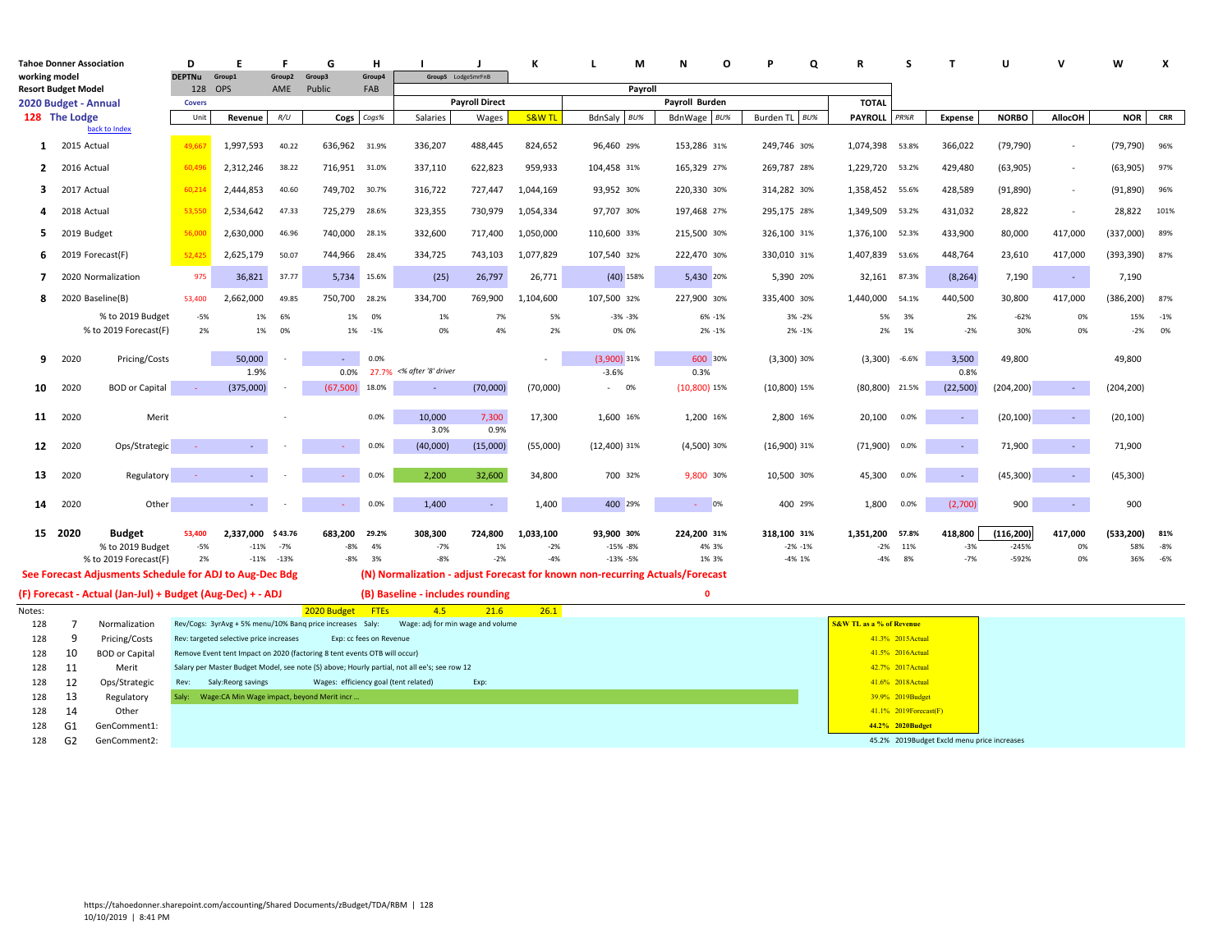**Tahoe Donner Association**
working model
**Resort Budget Model**
**2020 Budget - Annual**
**128 The Lodge**
back to Index

| | | D | E | F | G | H | I | J | K | L | M | N | O | P | Q | R | S | T | U | V | W | X |
|---|---|---|---|---|---|---|---|---|---|---|---|---|---|---|---|---|---|---|---|---|---|---|
| | | DEPTNu | Group1 | Group2 | Group3 | Group4 | Group5 LodgeSmrFnB | | | | | | | | | | | | | | | |
| | | 128 | OPS | AME | Public | FAB | | | | Payroll | | | | | | | | | | | | |
| | | Covers | | | | | Payroll Direct | | | Payroll Burden | | | | | | TOTAL | | | | | | |
| | | Unit | Revenue | R/U | Cogs | Cogs% | Salaries | Wages | S&W TL | BdnSaly | BU% | BdnWage | BU% | Burden TL | BU% | PAYROLL | PR%R | Expense | NORBO | AllocOH | NOR | CRR |
| 1 | 2015 Actual | 49,667 | 1,997,593 | 40.22 | 636,962 | 31.9% | 336,207 | 488,445 | 824,652 | 96,460 | 29% | 153,286 | 31% | 249,746 | 30% | 1,074,398 | 53.8% | 366,022 | (79,790) | - | (79,790) | 96% |
| 2 | 2016 Actual | 60,496 | 2,312,246 | 38.22 | 716,951 | 31.0% | 337,110 | 622,823 | 959,933 | 104,458 | 31% | 165,329 | 27% | 269,787 | 28% | 1,229,720 | 53.2% | 429,480 | (63,905) | - | (63,905) | 97% |
| 3 | 2017 Actual | 60,214 | 2,444,853 | 40.60 | 749,702 | 30.7% | 316,722 | 727,447 | 1,044,169 | 93,952 | 30% | 220,330 | 30% | 314,282 | 30% | 1,358,452 | 55.6% | 428,589 | (91,890) | - | (91,890) | 96% |
| 4 | 2018 Actual | 53,550 | 2,534,642 | 47.33 | 725,279 | 28.6% | 323,355 | 730,979 | 1,054,334 | 97,707 | 30% | 197,468 | 27% | 295,175 | 28% | 1,349,509 | 53.2% | 431,032 | 28,822 | - | 28,822 | 101% |
| 5 | 2019 Budget | 56,000 | 2,630,000 | 46.96 | 740,000 | 28.1% | 332,600 | 717,400 | 1,050,000 | 110,600 | 33% | 215,500 | 30% | 326,100 | 31% | 1,376,100 | 52.3% | 433,900 | 80,000 | 417,000 | (337,000) | 89% |
| 6 | 2019 Forecast(F) | 52,425 | 2,625,179 | 50.07 | 744,966 | 28.4% | 334,725 | 743,103 | 1,077,829 | 107,540 | 32% | 222,470 | 30% | 330,010 | 31% | 1,407,839 | 53.6% | 448,764 | 23,610 | 417,000 | (393,390) | 87% |
| 7 | 2020 Normalization | 975 | 36,821 | 37.77 | 5,734 | 15.6% | (25) | 26,797 | 26,771 | (40) | 158% | 5,430 | 20% | 5,390 | 20% | 32,161 | 87.3% | (8,264) | 7,190 | - | 7,190 | |
| 8 | 2020 Baseline(B) | 53,400 | 2,662,000 | 49.85 | 750,700 | 28.2% | 334,700 | 769,900 | 1,104,600 | 107,500 | 32% | 227,900 | 30% | 335,400 | 30% | 1,440,000 | 54.1% | 440,500 | 30,800 | 417,000 | (386,200) | 87% |
| | % to 2019 Budget | -5% | 1% | 6% | 1% | 0% | 1% | 7% | 5% | -3% | -3% | 6% | -1% | 3% | -2% | 5% | 3% | 2% | -62% | 0% | 15% | -1% |
| | % to 2019 Forecast(F) | 2% | 1% | 0% | 1% | -1% | 0% | 4% | 2% | 0% | 0% | 2% | -1% | 2% | -1% | 2% | 1% | -2% | 30% | 0% | -2% | 0% |
| 9 | 2020 Pricing/Costs | | 50,000 | - | - | 0.0% | | | - | (3,900) | 31% | 600 | 30% | (3,300) | 30% | (3,300) | -6.6% | 3,500 | 49,800 | | 49,800 | |
| | | | 1.9% | | | 0.0% 27.7% | <% after 'B' driver | | | -3.6% | | 0.3% | | | | | | 0.8% | | | | |
| 10 | 2020 BOD or Capital | - | (375,000) | - | (67,500) | 18.0% | - | (70,000) | (70,000) | - | 0% | (10,800) | 15% | (10,800) | 15% | (80,800) | 21.5% | (22,500) | (204,200) | - | (204,200) | |
| 11 | 2020 Merit | | | - | | 0.0% | 10,000 | 7,300 | 17,300 | 1,600 | 16% | 1,200 | 16% | 2,800 | 16% | 20,100 | 0.0% | - | (20,100) | - | (20,100) | |
| | | | | | | | 3.0% | 0.9% | | | | | | | | | | | | | | |
| 12 | 2020 Ops/Strategic | - | - | - | - | 0.0% | (40,000) | (15,000) | (55,000) | (12,400) | 31% | (4,500) | 30% | (16,900) | 31% | (71,900) | 0.0% | - | 71,900 | - | 71,900 | |
| 13 | 2020 Regulatory | - | - | - | - | 0.0% | 2,200 | 32,600 | 34,800 | 700 | 32% | 9,800 | 30% | 10,500 | 30% | 45,300 | 0.0% | - | (45,300) | - | (45,300) | |
| 14 | 2020 Other | | - | - | - | 0.0% | 1,400 | - | 1,400 | 400 | 29% | - | 0% | 400 | 29% | 1,800 | 0.0% | (2,700) | 900 | - | 900 | |
| 15 | **2020 Budget** | 53,400 | 2,337,000 | $43.76 | 683,200 | 29.2% | 308,300 | 724,800 | 1,033,100 | 93,900 | 30% | 224,200 | 31% | 318,100 | 31% | 1,351,200 | 57.8% | 418,800 | (116,200) | 417,000 | (533,200) | 81% |
| | % to 2019 Budget | -5% | -11% | -7% | -8% | 4% | -7% | 1% | -2% | -15% | -8% | 4% | 3% | -2% | -1% | -2% | 11% | -3% | -245% | 0% | 58% | -8% |
| | % to 2019 Forecast(F) | 2% | -11% | -13% | -8% | 3% | -8% | -2% | -4% | -13% | -5% | 1% | 3% | -4% | 1% | -4% | 8% | -7% | -592% | 0% | 36% | -6% |

**See Forecast Adjusments Schedule for ADJ to Aug-Dec Bdg**

**(F) Forecast - Actual (Jan-Jul) + Budget (Aug-Dec) + - ADJ**

**(N) Normalization - adjust Forecast for known non-recurring Actuals/Forecast**

**(B) Baseline - includes rounding**

0

Notes:

2020 Budget FTEs: 4.5 | 21.6 | 26.1

| | | | |
|---|---|---|---|
| 128 | 7 | Normalization | Rev/Cogs: 3yrAvg + 5% menu/10% Banq price increases Saly: Wage: adj for min wage and volume |
| 128 | 9 | Pricing/Costs | Rev: targeted selective price increases Exp: cc fees on Revenue |
| 128 | 10 | BOD or Capital | Remove Event tent Impact on 2020 (factoring 8 tent events OTB will occur) |
| 128 | 11 | Merit | Salary per Master Budget Model, see note (S) above; Hourly partial, not all ee's; see row 12 |
| 128 | 12 | Ops/Strategic | Rev: Saly:Reorg savings Wages: efficiency goal (tent related) Exp: |
| 128 | 13 | Regulatory | Saly: Wage:CA Min Wage impact, beyond Merit incr ... |
| 128 | 14 | Other | |
| 128 | G1 | GenComment1: | |
| 128 | G2 | GenComment2: | |

**S&W TL as a % of Revenue**

| | |
|---|---|
| 41.3% | 2015Actual |
| 41.5% | 2016Actual |
| 42.7% | 2017Actual |
| 41.6% | 2018Actual |
| 39.9% | 2019Budget |
| 41.1% | 2019Forecast(F) |
| **44.2%** | **2020Budget** |
| 45.2% | 2019Budget Excld menu price increases |

https://tahoedonner.sharepoint.com/accounting/Shared Documents/zBudget/TDA/RBM | 128
10/10/2019 | 8:41 PM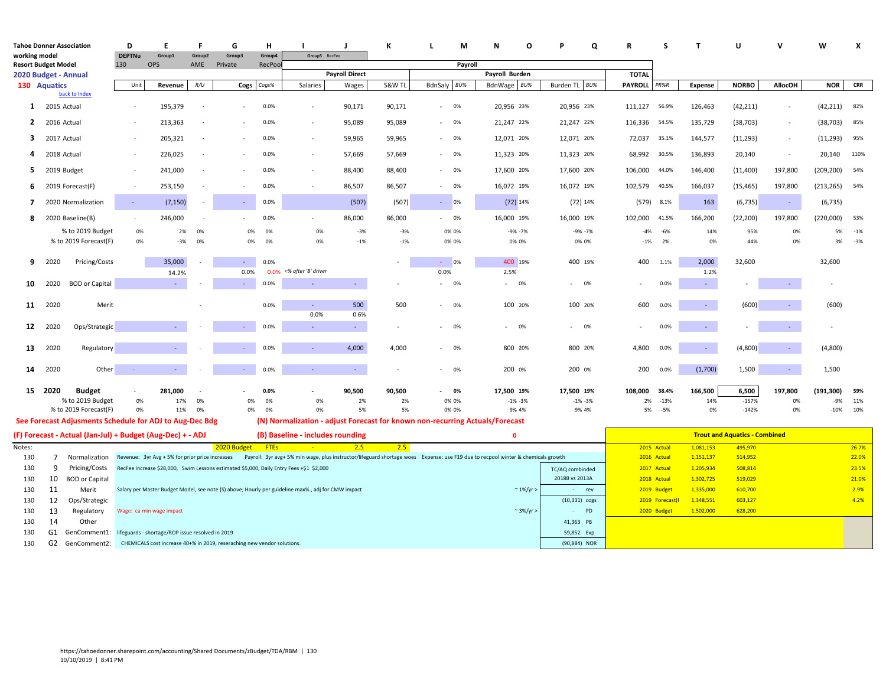**Tahoe Donner Association**
**working model**
**Resort Budget Model**
**2020 Budget - Annual**
**130 Aquatics**
back to index

| | | D | E | F | G | H | I | J | K | L | M | N | O | P | Q | R | S | T | U | V | W | X |
|---|---|---|---|---|---|---|---|---|---|---|---|---|---|---|---|---|---|---|---|---|---|---|
| | | DEPTNu | Group1 | Group2 | Group3 | Group4 | Group5 RecFee | | | | | | | | | | | | | | | |
| | | 130 | OPS | AME | Private | RecPool | | | | | | | | | | | | | | | | |
| | | | | | | | | | | Payroll | | | | | | | | | | | | |
| | | | | | | | Payroll Direct | | | Payroll Burden | | | | | | TOTAL | | | | | | |
| | | Unit | Revenue | R/U | Cogs | Cogs% | Salaries | Wages | S&W TL | BdnSaly | BU% | BdnWage | BU% | Burden TL | BU% | PAYROLL | PR%R | Expense | NORBO | AllocOH | NOR | CRR |
| 1 | 2015 Actual | - | 195,379 | - | - | 0.0% | - | 90,171 | 90,171 | - | 0% | 20,956 | 23% | 20,956 | 23% | 111,127 | 56.9% | 126,463 | (42,211) | - | (42,211) | 82% |
| 2 | 2016 Actual | - | 213,363 | - | - | 0.0% | - | 95,089 | 95,089 | - | 0% | 21,247 | 22% | 21,247 | 22% | 116,336 | 54.5% | 135,729 | (38,703) | - | (38,703) | 85% |
| 3 | 2017 Actual | - | 205,321 | - | - | 0.0% | - | 59,965 | 59,965 | - | 0% | 12,071 | 20% | 12,071 | 20% | 72,037 | 35.1% | 144,577 | (11,293) | - | (11,293) | 95% |
| 4 | 2018 Actual | - | 226,025 | - | - | 0.0% | - | 57,669 | 57,669 | - | 0% | 11,323 | 20% | 11,323 | 20% | 68,992 | 30.5% | 136,893 | 20,140 | - | 20,140 | 110% |
| 5 | 2019 Budget | - | 241,000 | - | - | 0.0% | - | 88,400 | 88,400 | - | 0% | 17,600 | 20% | 17,600 | 20% | 106,000 | 44.0% | 146,400 | (11,400) | 197,800 | (209,200) | 54% |
| 6 | 2019 Forecast(F) | - | 253,150 | - | - | 0.0% | - | 86,507 | 86,507 | - | 0% | 16,072 | 19% | 16,072 | 19% | 102,579 | 40.5% | 166,037 | (15,465) | 197,800 | (213,265) | 54% |
| 7 | 2020 Normalization | - | (7,150) | - | - | 0.0% | | (507) | (507) | - | 0% | (72) | 14% | (72) | 14% | (579) | 8.1% | 163 | (6,735) | - | (6,735) | |
| 8 | 2020 Baseline(B) | - | 246,000 | - | - | 0.0% | - | 86,000 | 86,000 | - | 0% | 16,000 | 19% | 16,000 | 19% | 102,000 | 41.5% | 166,200 | (22,200) | 197,800 | (220,000) | 53% |
| | % to 2019 Budget | 0% | 2% | 0% | 0% | 0% | 0% | -3% | -3% | 0% | 0% | -9% | -7% | -9% | -7% | -4% | -6% | 14% | 95% | 0% | 5% | -1% |
| | % to 2019 Forecast(F) | 0% | -3% | 0% | 0% | 0% | 0% | -1% | -1% | 0% | 0% | 0% | 0% | 0% | 0% | -1% | 2% | 0% | 44% | 0% | 3% | -3% |
| 9 | 2020 Pricing/Costs | | 35,000 | - | - | 0.0% | | | - | - | 0% | 400 | 19% | 400 | 19% | 400 | 1.1% | 2,000 | 32,600 | | 32,600 | |
| | | | 14.2% | | 0.0% | 0.0% | <% after '8' driver | | | 0.0% | | 2.5% | | | | | | 1.2% | | | | |
| 10 | 2020 BOD or Capital | | - | - | - | 0.0% | - | - | - | - | 0% | - | 0% | - | 0% | - | 0.0% | - | - | - | - | |
| 11 | 2020 Merit | | | - | | 0.0% | - | 500 | 500 | - | 0% | 100 | 20% | 100 | 20% | 600 | 0.0% | - | (600) | - | (600) | |
| | | | | | | | 0.0% | 0.6% | | | | | | | | | | | | | | |
| 12 | 2020 Ops/Strategic | | - | - | - | 0.0% | - | - | - | - | 0% | - | 0% | - | 0% | - | 0.0% | - | - | - | - | |
| 13 | 2020 Regulatory | | - | - | - | 0.0% | - | 4,000 | 4,000 | - | 0% | 800 | 20% | 800 | 20% | 4,800 | 0.0% | - | (4,800) | - | (4,800) | |
| 14 | 2020 Other | - | - | - | - | 0.0% | - | - | - | - | 0% | 200 | 0% | 200 | 0% | 200 | 0.0% | (1,700) | 1,500 | - | 1,500 | |
| 15 | **2020 Budget** | - | **281,000** | - | - | **0.0%** | - | **90,500** | **90,500** | - | **0%** | **17,500** | **19%** | **17,500** | **19%** | **108,000** | **38.4%** | **166,500** | **6,500** | **197,800** | **(191,300)** | **59%** |
| | % to 2019 Budget | 0% | 17% | 0% | 0% | 0% | 0% | 2% | 2% | 0% | 0% | -1% | -3% | -1% | -3% | 2% | -13% | 14% | -157% | 0% | -9% | 11% |
| | % to 2019 Forecast(F) | 0% | 11% | 0% | 0% | 0% | 0% | 5% | 5% | 0% | 0% | 9% | 4% | 9% | 4% | 5% | -5% | 0% | -142% | 0% | -10% | 10% |

**See Forecast Adjusments Schedule for ADJ to Aug-Dec Bdg**

**(N) Normalization - adjust Forecast for known non-recurring Actuals/Forecast**

**(F) Forecast - Actual (Jan-Jul) + Budget (Aug-Dec) + - ADJ**

**(B) Baseline - includes rounding** 0

2020 Budget FTEs - 2.5 2.5

Notes:

| | | | |
|---|---|---|---|
| 130 | 7 | Normalization | Revenue: 3yr Avg + 5% for prior price increases Payroll: 3yr avg+ 5% min wage, plus instructor/lifeguard shortage woes Expense: use F19 due to recpool winter & chemicals growth |
| 130 | 9 | Pricing/Costs | RecFee increase $28,000, Swim Lessons estimated $5,000, Daily Entry Fees +$1 $2,000 |
| 130 | 10 | BOD or Capital | |
| 130 | 11 | Merit | Salary per Master Budget Model, see note (S) above; Hourly per guideline max%., adj for CMW impact ~ 1%/yr > |
| 130 | 12 | Ops/Strategic | |
| 130 | 13 | Regulatory | Wage: ca min wage impact ~ 3%/yr > |
| 130 | 14 | Other | |
| 130 | G1 | GenComment1: | lifeguards - shortage/ROP issue resolved in 2019 |
| 130 | G2 | GenComment2: | CHEMICALS cost increase 40+% in 2019, reseraching new vendor solutions. |

| TC/AQ combinded 2018B vs 2013A | |
|---|---|
| - | rev |
| (10,331) | cogs |
| - | PD |
| 41,363 | PB |
| 59,852 | Exp |
| (90,884) | NOR |

**Trout and Aquatics - Combined**

| | | | | |
|---|---|---|---|---|
| 2015 | Actual | 1,081,153 | 495,970 | 26.7% |
| 2016 | Actual | 1,151,137 | 514,952 | 22.0% |
| 2017 | Actual | 1,205,934 | 508,814 | 23.5% |
| 2018 | Actual | 1,302,725 | 519,029 | 21.0% |
| 2019 | Budget | 1,335,000 | 610,700 | 2.9% |
| 2019 | Forecast(I | 1,348,551 | 603,127 | 4.2% |
| 2020 | Budget | 1,502,000 | 628,200 | |

https://tahoedonner.sharepoint.com/accounting/Shared Documents/zBudget/TDA/RBM | 130
10/10/2019 | 8:41 PM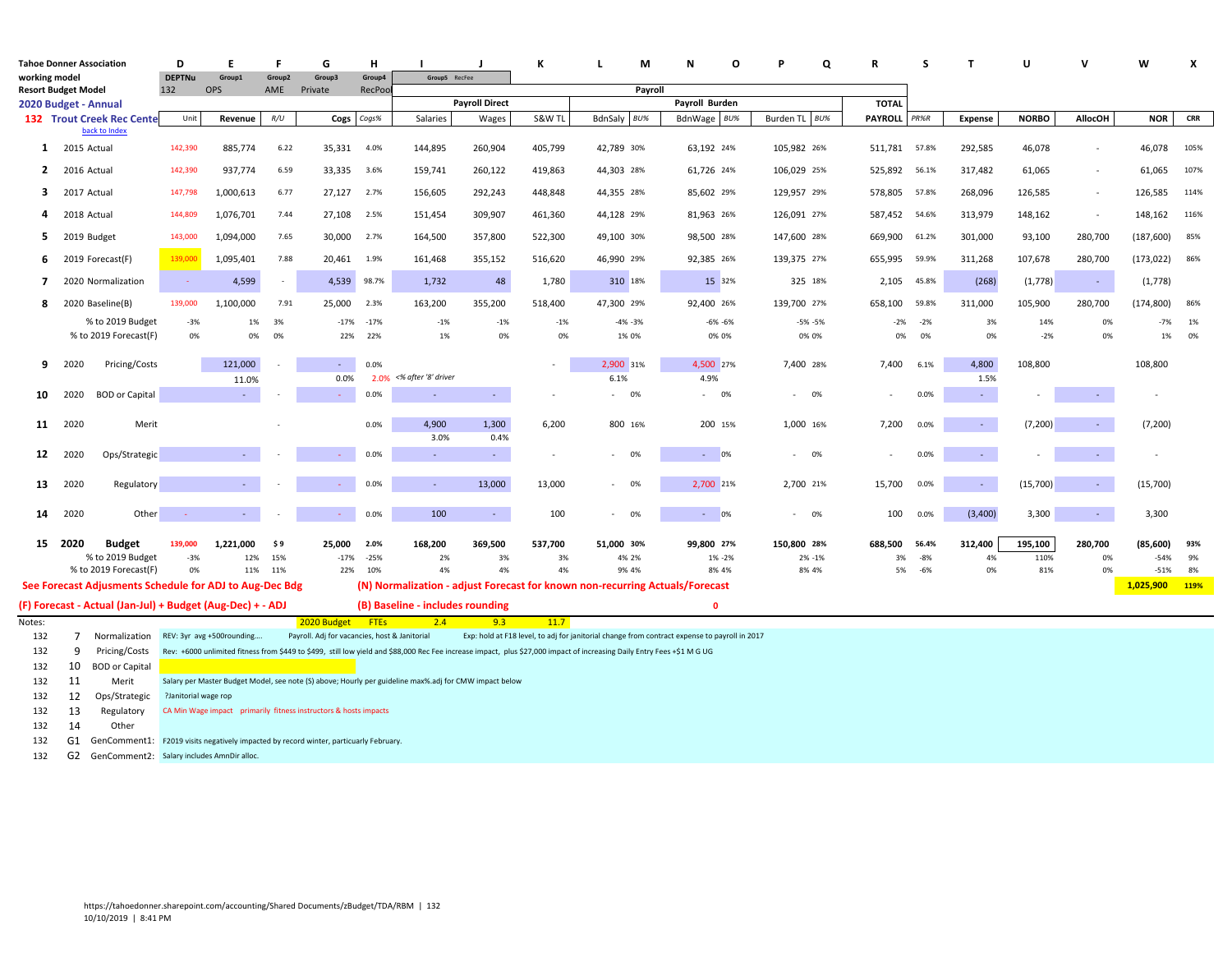**Tahoe Donner Association**
working model
**Resort Budget Model**
**2020 Budget - Annual**
**132 Trout Creek Rec Center**
back to Index

| | | D | E | F | G | H | I | J | K | L | M | N | O | P | Q | R | S | T | U | V | W | X |
|---|---|---|---|---|---|---|---|---|---|---|---|---|---|---|---|---|---|---|---|---|---|---|
| | | DEPTNu | Group1 | Group2 | Group3 | Group4 | Group5 RecFee | | | | | | | | | | | | | | | |
| | | 132 | OPS | AME | Private | RecPool | | | | Payroll | | | | | | | | | | | | |
| | | | | | | | Payroll Direct | | | Payroll Burden | | | | | | TOTAL | | | | | | |
| | | Unit | Revenue | R/U | Cogs | Cogs% | Salaries | Wages | S&W TL | BdnSaly | BU% | BdnWage | BU% | Burden TL | BU% | PAYROLL | PR%R | Expense | NORBO | AllocOH | NOR | CRR |
| 1 | 2015 Actual | 142,390 | 885,774 | 6.22 | 35,331 | 4.0% | 144,895 | 260,904 | 405,799 | 42,789 | 30% | 63,192 | 24% | 105,982 | 26% | 511,781 | 57.8% | 292,585 | 46,078 | - | 46,078 | 105% |
| 2 | 2016 Actual | 142,390 | 937,774 | 6.59 | 33,335 | 3.6% | 159,741 | 260,122 | 419,863 | 44,303 | 28% | 61,726 | 24% | 106,029 | 25% | 525,892 | 56.1% | 317,482 | 61,065 | - | 61,065 | 107% |
| 3 | 2017 Actual | 147,798 | 1,000,613 | 6.77 | 27,127 | 2.7% | 156,605 | 292,243 | 448,848 | 44,355 | 28% | 85,602 | 29% | 129,957 | 29% | 578,805 | 57.8% | 268,096 | 126,585 | - | 126,585 | 114% |
| 4 | 2018 Actual | 144,809 | 1,076,701 | 7.44 | 27,108 | 2.5% | 151,454 | 309,907 | 461,360 | 44,128 | 29% | 81,963 | 26% | 126,091 | 27% | 587,452 | 54.6% | 313,979 | 148,162 | - | 148,162 | 116% |
| 5 | 2019 Budget | 143,000 | 1,094,000 | 7.65 | 30,000 | 2.7% | 164,500 | 357,800 | 522,300 | 49,100 | 30% | 98,500 | 28% | 147,600 | 28% | 669,900 | 61.2% | 301,000 | 93,100 | 280,700 | (187,600) | 85% |
| 6 | 2019 Forecast(F) | 139,000 | 1,095,401 | 7.88 | 20,461 | 1.9% | 161,468 | 355,152 | 516,620 | 46,990 | 29% | 92,385 | 26% | 139,375 | 27% | 655,995 | 59.9% | 311,268 | 107,678 | 280,700 | (173,022) | 86% |
| 7 | 2020 Normalization | - | 4,599 | - | 4,539 | 98.7% | 1,732 | 48 | 1,780 | 310 | 18% | 15 | 32% | 325 | 18% | 2,105 | 45.8% | (268) | (1,778) | - | (1,778) | |
| 8 | 2020 Baseline(B) | 139,000 | 1,100,000 | 7.91 | 25,000 | 2.3% | 163,200 | 355,200 | 518,400 | 47,300 | 29% | 92,400 | 26% | 139,700 | 27% | 658,100 | 59.8% | 311,000 | 105,900 | 280,700 | (174,800) | 86% |
| | % to 2019 Budget | -3% | 1% | 3% | -17% | -17% | -1% | -1% | -1% | -4% | -3% | -6% | -6% | -5% | -5% | -2% | -2% | 3% | 14% | 0% | -7% | 1% |
| | % to 2019 Forecast(F) | 0% | 0% | 0% | 22% | 22% | 1% | 0% | 0% | 1% | 0% | 0% | 0% | 0% | 0% | 0% | 0% | 0% | -2% | 0% | 1% | 0% |
| 9 | 2020 Pricing/Costs | | 121,000 | - | - | 0.0% | | | - | 2,900 | 31% | 4,500 | 27% | 7,400 | 28% | 7,400 | 6.1% | 4,800 | 108,800 | | 108,800 | |
| | | | 11.0% | | 0.0% | 2.0% | <% after '8' driver | | | 6.1% | | 4.9% | | | | | | 1.5% | | | | |
| 10 | 2020 BOD or Capital | | - | - | - | 0.0% | - | - | - | - | 0% | - | 0% | - | 0% | - | 0.0% | - | - | - | - | |
| 11 | 2020 Merit | | | - | | 0.0% | 4,900 | 1,300 | 6,200 | 800 | 16% | 200 | 15% | 1,000 | 16% | 7,200 | 0.0% | - | (7,200) | - | (7,200) | |
| | | | | | | | 3.0% | 0.4% | | | | | | | | | | | | | | |
| 12 | 2020 Ops/Strategic | | - | - | - | 0.0% | - | - | - | - | 0% | - | 0% | - | 0% | - | 0.0% | - | - | - | - | |
| 13 | 2020 Regulatory | | - | - | - | 0.0% | - | 13,000 | 13,000 | - | 0% | 2,700 | 21% | 2,700 | 21% | 15,700 | 0.0% | - | (15,700) | - | (15,700) | |
| 14 | 2020 Other | - | - | - | - | 0.0% | 100 | - | 100 | - | 0% | - | 0% | - | 0% | 100 | 0.0% | (3,400) | 3,300 | - | 3,300 | |
| **15** | **2020 Budget** | **139,000** | **1,221,000** | **$ 9** | **25,000** | **2.0%** | **168,200** | **369,500** | **537,700** | **51,000** | **30%** | **99,800** | **27%** | **150,800** | **28%** | **688,500** | **56.4%** | **312,400** | **195,100** | **280,700** | **(85,600)** | **93%** |
| | % to 2019 Budget | -3% | 12% | 15% | -17% | -25% | 2% | 3% | 3% | 4% | 2% | 1% | -2% | 2% | -1% | 3% | -8% | 4% | 110% | 0% | -54% | 9% |
| | % to 2019 Forecast(F) | 0% | 11% | 11% | 22% | 10% | 4% | 4% | 4% | 9% | 4% | 8% | 4% | 8% | 4% | 5% | -6% | 0% | 81% | 0% | -51% | 8% |

**See Forecast Adjusments Schedule for ADJ to Aug-Dec Bdg**

**(N) Normalization - adjust Forecast for known non-recurring Actuals/Forecast**

**1,025,900** **119%**

**(F) Forecast - Actual (Jan-Jul) + Budget (Aug-Dec) + - ADJ**

**(B) Baseline - includes rounding** **0**

2020 Budget FTEs 2.4 9.3 11.7

Notes:

| | | | |
|---|---|---|---|
| 132 | 7 | Normalization | REV: 3yr avg +500rounding.... Payroll. Adj for vacancies, host & Janitorial Exp: hold at F18 level, to adj for janitorial change from contract expense to payroll in 2017 |
| 132 | 9 | Pricing/Costs | Rev: +6000 unlimited fitness from $449 to $499, still low yield and $88,000 Rec Fee increase impact, plus $27,000 impact of increasing Daily Entry Fees +$1 M G UG |
| 132 | 10 | BOD or Capital | |
| 132 | 11 | Merit | Salary per Master Budget Model, see note (S) above; Hourly per guideline max%.adj for CMW impact below |
| 132 | 12 | Ops/Strategic | ?Janitorial wage rop |
| 132 | 13 | Regulatory | CA Min Wage impact primarily fitness instructors & hosts impacts |
| 132 | 14 | Other | |
| 132 | G1 | GenComment1: | F2019 visits negatively impacted by record winter, particuarly February. |
| 132 | G2 | GenComment2: | Salary includes AmnDir alloc. |

https://tahoedonner.sharepoint.com/accounting/Shared Documents/zBudget/TDA/RBM | 132
10/10/2019 | 8:41 PM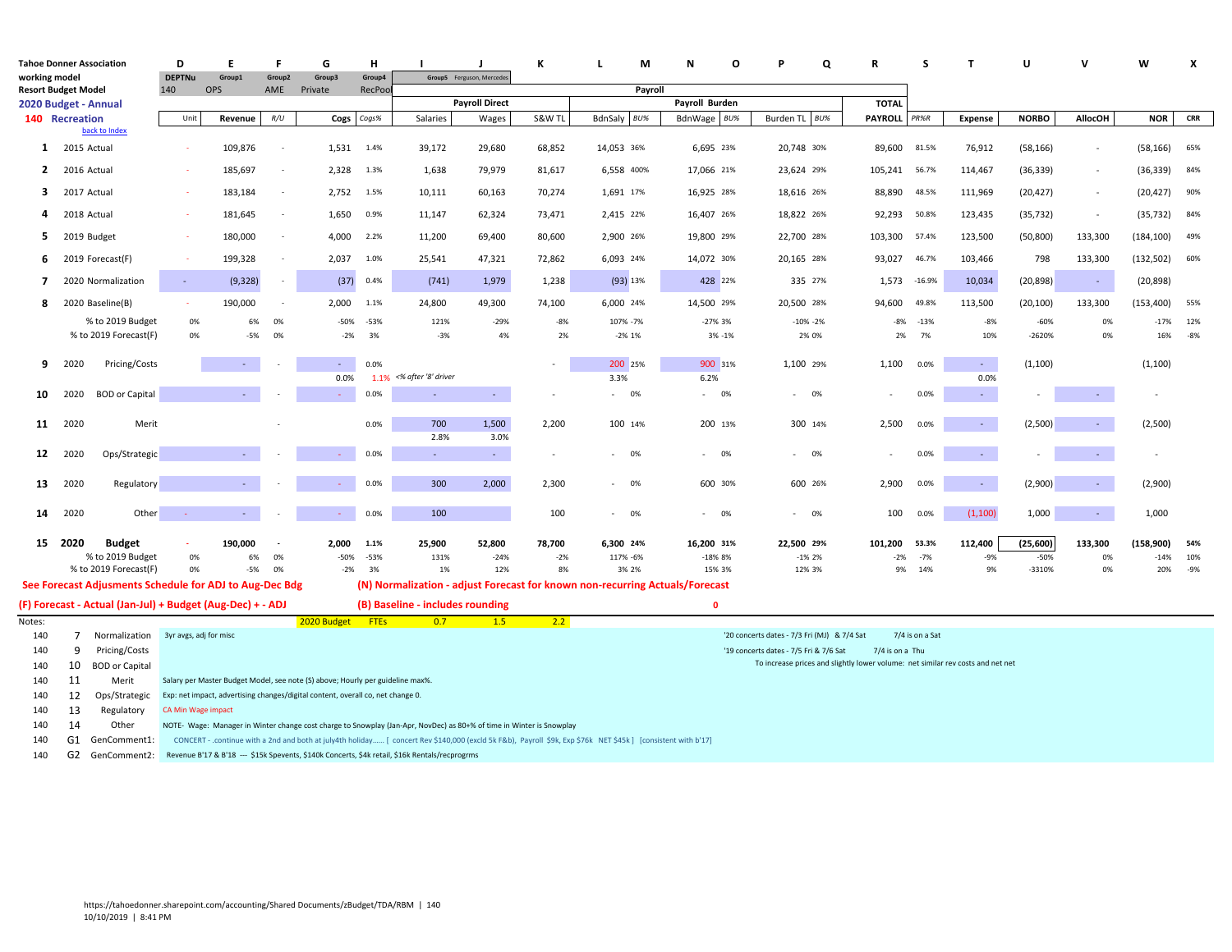**Tahoe Donner Association**
**working model**
**Resort Budget Model**
**2020 Budget - Annual**
**140 Recreation**
back to Index

| | | D | E | F | G | H | I | J | K | L | M | N | O | P | Q | R | S | T | U | V | W | X |
|---|---|---|---|---|---|---|---|---|---|---|---|---|---|---|---|---|---|---|---|---|---|---|
| | | DEPTNu | Group1 | Group2 | Group3 | Group4 | | Group5 Ferguson, Mercedes | | | | | | | | | | | | | | |
| | | 140 | OPS | AME | Private | RecPool | | | | | | Payroll | | | | | | | | | | |
| | | | | | | | Payroll Direct | | | Payroll Burden | | | | | | TOTAL | | | | | | |
| | | Unit | Revenue | R/U | Cogs | Cogs% | Salaries | Wages | S&W TL | BdnSaly | BU% | BdnWage | BU% | Burden TL | BU% | PAYROLL | PR%R | Expense | NORBO | AllocOH | NOR | CRR |
| 1 | 2015 Actual | - | 109,876 | - | 1,531 | 1.4% | 39,172 | 29,680 | 68,852 | 14,053 | 36% | 6,695 | 23% | 20,748 | 30% | 89,600 | 81.5% | 76,912 | (58,166) | - | (58,166) | 65% |
| 2 | 2016 Actual | - | 185,697 | - | 2,328 | 1.3% | 1,638 | 79,979 | 81,617 | 6,558 | 400% | 17,066 | 21% | 23,624 | 29% | 105,241 | 56.7% | 114,467 | (36,339) | - | (36,339) | 84% |
| 3 | 2017 Actual | - | 183,184 | - | 2,752 | 1.5% | 10,111 | 60,163 | 70,274 | 1,691 | 17% | 16,925 | 28% | 18,616 | 26% | 88,890 | 48.5% | 111,969 | (20,427) | - | (20,427) | 90% |
| 4 | 2018 Actual | - | 181,645 | - | 1,650 | 0.9% | 11,147 | 62,324 | 73,471 | 2,415 | 22% | 16,407 | 26% | 18,822 | 26% | 92,293 | 50.8% | 123,435 | (35,732) | - | (35,732) | 84% |
| 5 | 2019 Budget | - | 180,000 | - | 4,000 | 2.2% | 11,200 | 69,400 | 80,600 | 2,900 | 26% | 19,800 | 29% | 22,700 | 28% | 103,300 | 57.4% | 123,500 | (50,800) | 133,300 | (184,100) | 49% |
| 6 | 2019 Forecast(F) | - | 199,328 | - | 2,037 | 1.0% | 25,541 | 47,321 | 72,862 | 6,093 | 24% | 14,072 | 30% | 20,165 | 28% | 93,027 | 46.7% | 103,466 | 798 | 133,300 | (132,502) | 60% |
| 7 | 2020 Normalization | - | (9,328) | - | (37) | 0.4% | (741) | 1,979 | 1,238 | (93) | 13% | 428 | 22% | 335 | 27% | 1,573 | -16.9% | 10,034 | (20,898) | - | (20,898) | |
| 8 | 2020 Baseline(B) | - | 190,000 | - | 2,000 | 1.1% | 24,800 | 49,300 | 74,100 | 6,000 | 24% | 14,500 | 29% | 20,500 | 28% | 94,600 | 49.8% | 113,500 | (20,100) | 133,300 | (153,400) | 55% |
| | % to 2019 Budget | 0% | 6% | 0% | -50% | -53% | 121% | -29% | -8% | 107% | -7% | -27% | 3% | -10% | -2% | -8% | -13% | -8% | -60% | 0% | -17% | 12% |
| | % to 2019 Forecast(F) | 0% | -5% | 0% | -2% | 3% | -3% | 4% | 2% | -2% | 1% | 3% | -1% | 2% | 0% | 2% | 7% | 10% | -2620% | 0% | 16% | -8% |
| 9 | 2020 Pricing/Costs | | - | - | - | 0.0% | | | - | 200 | 25% | 900 | 31% | 1,100 | 29% | 1,100 | 0.0% | - | (1,100) | | (1,100) | |
| | | | | | 0.0% | 1.1% <% after '8' driver | | | | 3.3% | | 6.2% | | | | | | 0.0% | | | | |
| 10 | 2020 BOD or Capital | | - | - | - | 0.0% | - | - | - | - | 0% | - | 0% | - | 0% | - | 0.0% | - | - | - | - | |
| 11 | 2020 Merit | | | - | | 0.0% | 700 | 1,500 | 2,200 | 100 | 14% | 200 | 13% | 300 | 14% | 2,500 | 0.0% | - | (2,500) | - | (2,500) | |
| | | | | | | | 2.8% | 3.0% | | | | | | | | | | | | | | |
| 12 | 2020 Ops/Strategic | | - | - | - | 0.0% | - | - | - | - | 0% | - | 0% | - | 0% | - | 0.0% | - | - | - | - | |
| 13 | 2020 Regulatory | | - | - | - | 0.0% | 300 | 2,000 | 2,300 | - | 0% | 600 | 30% | 600 | 26% | 2,900 | 0.0% | - | (2,900) | - | (2,900) | |
| 14 | 2020 Other | - | - | - | - | 0.0% | 100 | | 100 | - | 0% | - | 0% | - | 0% | 100 | 0.0% | (1,100) | 1,000 | - | 1,000 | |
| **15** | **2020 Budget** | - | **190,000** | - | **2,000** | **1.1%** | **25,900** | **52,800** | **78,700** | **6,300** | **24%** | **16,200** | **31%** | **22,500** | **29%** | **101,200** | **53.3%** | **112,400** | **(25,600)** | **133,300** | **(158,900)** | **54%** |
| | % to 2019 Budget | 0% | 6% | 0% | -50% | -53% | 131% | -24% | -2% | 117% | -6% | -18% | 8% | -1% | 2% | -2% | -7% | -9% | -50% | 0% | -14% | 10% |
| | % to 2019 Forecast(F) | 0% | -5% | 0% | -2% | 3% | 1% | 12% | 8% | 3% | 2% | 15% | 3% | 12% | 3% | 9% | 14% | 9% | -3310% | 0% | 20% | -9% |

See Forecast Adjusments Schedule for ADJ to Aug-Dec Bdg

(N) Normalization - adjust Forecast for known non-recurring Actuals/Forecast

(F) Forecast - Actual (Jan-Jul) + Budget (Aug-Dec) + - ADJ

(B) Baseline - includes rounding

0

| Notes: | | | | | | | |
|---|---|---|---|---|---|---|---|
| | | | 2020 Budget | FTEs | 0.7 | 1.5 | 2.2 |
| 140 | 7 | Normalization | 3yr avgs, adj for misc | '20 concerts dates - 7/3 Fri (MJ) & 7/4 Sat | 7/4 is on a Sat | | |
| 140 | 9 | Pricing/Costs | | '19 concerts dates - 7/5 Fri & 7/6 Sat | 7/4 is on a Thu | | |
| 140 | 10 | BOD or Capital | | To increase prices and slightly lower volume: net similar rev costs and net net | | | |
| 140 | 11 | Merit | Salary per Master Budget Model, see note (S) above; Hourly per guideline max%. | | | | |
| 140 | 12 | Ops/Strategic | Exp: net impact, advertising changes/digital content, overall co, net change 0. | | | | |
| 140 | 13 | Regulatory | CA Min Wage impact | | | | |
| 140 | 14 | Other | NOTE- Wage: Manager in Winter change cost charge to Snowplay (Jan-Apr, NovDec) as 80+% of time in Winter is Snowplay | | | | |
| 140 | G1 | GenComment1: | CONCERT - .continue with a 2nd and both at july4th holiday...... [ concert Rev $140,000 (excld 5k F&b), Payroll $9k, Exp $76k NET $45k ] [consistent with b'17] | | | | |
| 140 | G2 | GenComment2: | Revenue B'17 & B'18 --- $15k Spevents, $140k Concerts, $4k retail, $16k Rentals/recprogrms | | | | |

https://tahoedonner.sharepoint.com/accounting/Shared Documents/zBudget/TDA/RBM | 140
10/10/2019 | 8:41 PM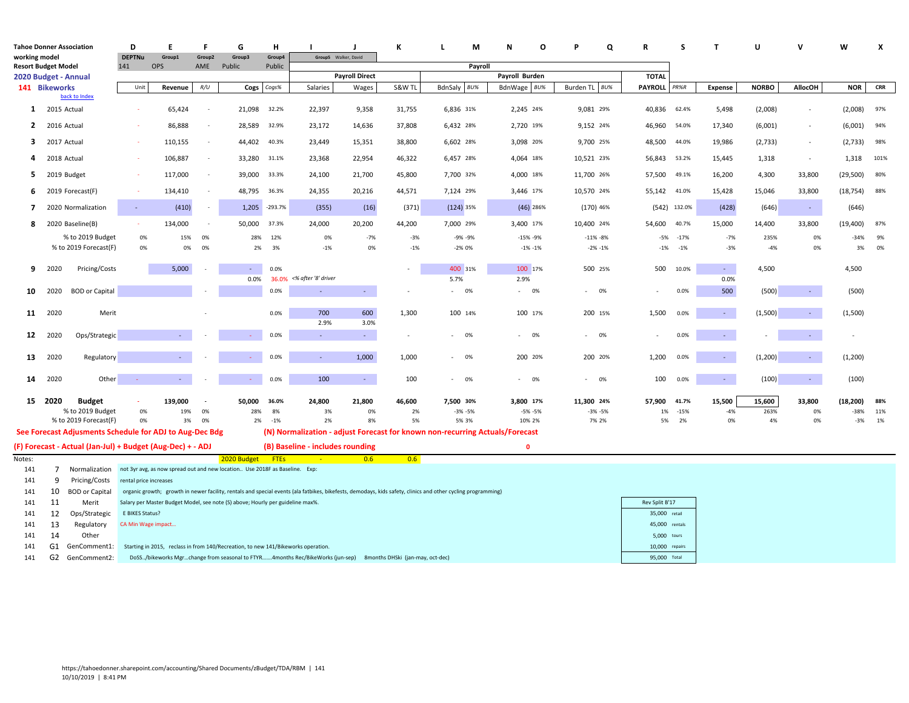**Tahoe Donner Association**
working model
**Resort Budget Model**
**2020 Budget - Annual**
**141 Bikeworks**
back to Index

| | | D | E | F | G | H | I | J | K | L | M | N | O | P | Q | R | S | T | U | V | W | X |
|---|---|---|---|---|---|---|---|---|---|---|---|---|---|---|---|---|---|---|---|---|---|---|
| | | DEPTNu | Group1 | Group2 | Group3 | Group4 | Group5 | Walker, David | | | | | | | | | | | | | | |
| | | 141 | OPS | AME | Public | Public | | | | | | | | | | | | | | | | |
| | | | | | | | Payroll | | | | | | | | | | | | | | | |
| | | | | | | | Payroll Direct | | | Payroll Burden | | | | | | TOTAL | | | | | | |
| | | Unit | Revenue | R/U | Cogs | Cogs% | Salaries | Wages | S&W TL | BdnSaly | BU% | BdnWage | BU% | Burden TL | BU% | PAYROLL | PR%R | Expense | NORBO | AllocOH | NOR | CRR |
| 1 | 2015 Actual | - | 65,424 | - | 21,098 | 32.2% | 22,397 | 9,358 | 31,755 | 6,836 | 31% | 2,245 | 24% | 9,081 | 29% | 40,836 | 62.4% | 5,498 | (2,008) | - | (2,008) | 97% |
| 2 | 2016 Actual | - | 86,888 | - | 28,589 | 32.9% | 23,172 | 14,636 | 37,808 | 6,432 | 28% | 2,720 | 19% | 9,152 | 24% | 46,960 | 54.0% | 17,340 | (6,001) | - | (6,001) | 94% |
| 3 | 2017 Actual | - | 110,155 | - | 44,402 | 40.3% | 23,449 | 15,351 | 38,800 | 6,602 | 28% | 3,098 | 20% | 9,700 | 25% | 48,500 | 44.0% | 19,986 | (2,733) | - | (2,733) | 98% |
| 4 | 2018 Actual | - | 106,887 | - | 33,280 | 31.1% | 23,368 | 22,954 | 46,322 | 6,457 | 28% | 4,064 | 18% | 10,521 | 23% | 56,843 | 53.2% | 15,445 | 1,318 | - | 1,318 | 101% |
| 5 | 2019 Budget | - | 117,000 | - | 39,000 | 33.3% | 24,100 | 21,700 | 45,800 | 7,700 | 32% | 4,000 | 18% | 11,700 | 26% | 57,500 | 49.1% | 16,200 | 4,300 | 33,800 | (29,500) | 80% |
| 6 | 2019 Forecast(F) | - | 134,410 | - | 48,795 | 36.3% | 24,355 | 20,216 | 44,571 | 7,124 | 29% | 3,446 | 17% | 10,570 | 24% | 55,142 | 41.0% | 15,428 | 15,046 | 33,800 | (18,754) | 88% |
| 7 | 2020 Normalization | - | (410) | - | 1,205 | -293.7% | (355) | (16) | (371) | (124) | 35% | (46) | 286% | (170) | 46% | (542) | 132.0% | (428) | (646) | - | (646) | |
| 8 | 2020 Baseline(B) | - | 134,000 | - | 50,000 | 37.3% | 24,000 | 20,200 | 44,200 | 7,000 | 29% | 3,400 | 17% | 10,400 | 24% | 54,600 | 40.7% | 15,000 | 14,400 | 33,800 | (19,400) | 87% |
| | % to 2019 Budget | 0% | 15% | 0% | 28% | 12% | 0% | -7% | -3% | -9% | -9% | -15% | -9% | -11% | -8% | -5% | -17% | -7% | 235% | 0% | -34% | 9% |
| | % to 2019 Forecast(F) | 0% | 0% | 0% | 2% | 3% | -1% | 0% | -1% | -2% | 0% | -1% | -1% | -2% | -1% | -1% | -1% | -3% | -4% | 0% | 3% | 0% |
| 9 | 2020 Pricing/Costs | | 5,000 | - | - | 0.0% | | | - | 400 | 31% | 100 | 17% | 500 | 25% | 500 | 10.0% | - | 4,500 | | 4,500 | |
| | | | | | 0.0% | 36.0% | <% after '8' driver | | | 5.7% | | 2.9% | | | | | | 0.0% | | | | |
| 10 | 2020 BOD or Capital | | | - | | 0.0% | - | - | - | - | 0% | - | 0% | - | 0% | - | 0.0% | 500 | (500) | - | (500) | |
| 11 | 2020 Merit | | | - | | 0.0% | 700 | 600 | 1,300 | 100 | 14% | 100 | 17% | 200 | 15% | 1,500 | 0.0% | - | (1,500) | - | (1,500) | |
| | | | | | | | 2.9% | 3.0% | | | | | | | | | | | | | | |
| 12 | 2020 Ops/Strategic | | - | - | - | 0.0% | - | - | - | - | 0% | - | 0% | - | 0% | - | 0.0% | - | - | - | - | |
| 13 | 2020 Regulatory | | - | - | - | 0.0% | - | 1,000 | 1,000 | - | 0% | 200 | 20% | 200 | 20% | 1,200 | 0.0% | - | (1,200) | - | (1,200) | |
| 14 | 2020 Other | - | - | - | - | 0.0% | 100 | - | 100 | - | 0% | - | 0% | - | 0% | 100 | 0.0% | - | (100) | - | (100) | |
| **15** | **2020 Budget** | - | **139,000** | - | **50,000** | **36.0%** | **24,800** | **21,800** | **46,600** | **7,500** | **30%** | **3,800** | **17%** | **11,300** | **24%** | **57,900** | **41.7%** | **15,500** | **15,600** | **33,800** | **(18,200)** | **88%** |
| | % to 2019 Budget | 0% | 19% | 0% | 28% | 8% | 3% | 0% | 2% | -3% | -5% | -5% | -5% | -3% | -5% | 1% | -15% | -4% | 263% | 0% | -38% | 11% |
| | % to 2019 Forecast(F) | 0% | 3% | 0% | 2% | -1% | 2% | 8% | 5% | 5% | 3% | 10% | 2% | 7% | 2% | 5% | 2% | 0% | 4% | 0% | -3% | 1% |

**See Forecast Adjusments Schedule for ADJ to Aug-Dec Bdg** — **(N) Normalization - adjust Forecast for known non-recurring Actuals/Forecast**

**(F) Forecast - Actual (Jan-Jul) + Budget (Aug-Dec) + - ADJ** — **(B) Baseline - includes rounding** — 0

2020 Budget FTEs: - 0.6 0.6

Notes:

| | | | |
|---|---|---|---|
| 141 | 7 | Normalization | not 3yr avg, as now spread out and new location.. Use 2018F as Baseline. Exp: |
| 141 | 9 | Pricing/Costs | rental price increases |
| 141 | 10 | BOD or Capital | organic growth; growth in newer facility, rentals and special events (ala fatbikes, bikefests, demodays, kids safety, clinics and other cycling programming) |
| 141 | 11 | Merit | Salary per Master Budget Model, see note (S) above; Hourly per guideline max%. |
| 141 | 12 | Ops/Strategic | E BIKES Status? |
| 141 | 13 | Regulatory | CA Min Wage impact... |
| 141 | 14 | Other | |
| 141 | G1 | GenComment1: | Starting in 2015, reclass in from 140/Recreation, to new 141/Bikeworks operation. |
| 141 | G2 | GenComment2: | DoSS../bikeworks Mgr...change from seasonal to FTYR.......4months Rec/BikeWorks (jun-sep) 8months DHSki (jan-may, oct-dec) |

| Rev Split B'17 | |
|---|---|
| 35,000 | retail |
| 45,000 | rentals |
| 5,000 | tours |
| 10,000 | repairs |
| 95,000 | Total |

https://tahoedonner.sharepoint.com/accounting/Shared Documents/zBudget/TDA/RBM | 141
10/10/2019 | 8:41 PM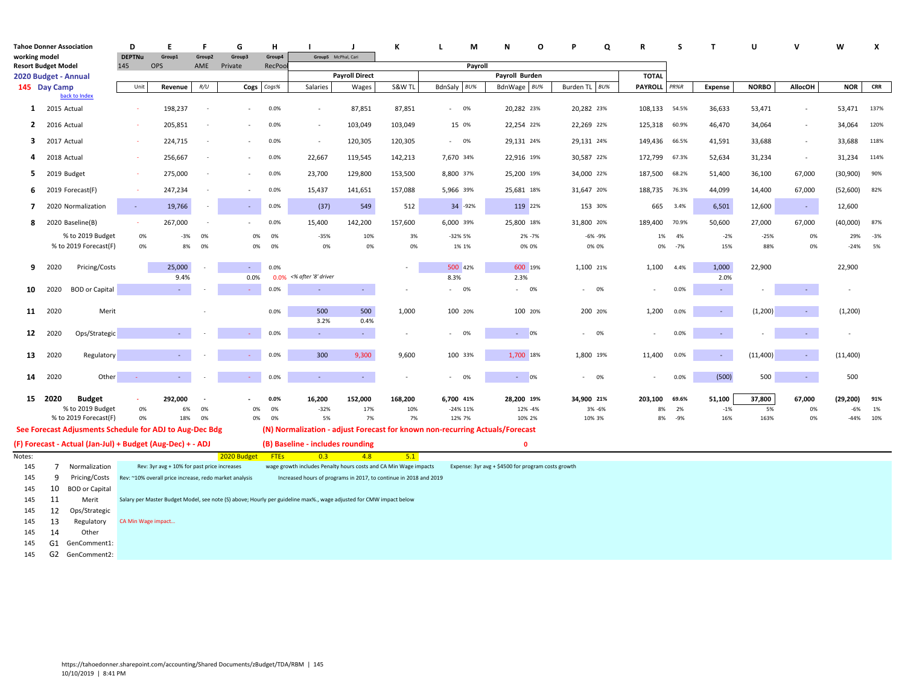**Tahoe Donner Association**
working model
**Resort Budget Model**
**2020 Budget - Annual**
**145 Day Camp**
back to Index

| | | D | E | F | G | H | I | J | K | L | M | N | O | P | Q | R | S | T | U | V | W | X |
|---|---|---|---|---|---|---|---|---|---|---|---|---|---|---|---|---|---|---|---|---|---|---|
| | | DEPTNu | Group1 | Group2 | Group3 | Group4 | Group5 | McPhal, Cari | | | | | | | | | | | | | | |
| | | 145 | OPS | AME | Private | RecPool | | | | Payroll | | | | | | | | | | | | |
| | | | | | | | Payroll Direct | | | Payroll Burden | | | | | | TOTAL | | | | | | |
| | | Unit | Revenue | R/U | Cogs | Cogs% | Salaries | Wages | S&W TL | BdnSaly | BU% | BdnWage | BU% | Burden TL | BU% | PAYROLL | PR%R | Expense | NORBO | AllocOH | NOR | CRR |
| 1 | 2015 Actual | - | 198,237 | - | - | 0.0% | - | 87,851 | 87,851 | - | 0% | 20,282 | 23% | 20,282 | 23% | 108,133 | 54.5% | 36,633 | 53,471 | - | 53,471 | 137% |
| 2 | 2016 Actual | - | 205,851 | - | - | 0.0% | - | 103,049 | 103,049 | 15 | 0% | 22,254 | 22% | 22,269 | 22% | 125,318 | 60.9% | 46,470 | 34,064 | - | 34,064 | 120% |
| 3 | 2017 Actual | - | 224,715 | - | - | 0.0% | - | 120,305 | 120,305 | - | 0% | 29,131 | 24% | 29,131 | 24% | 149,436 | 66.5% | 41,591 | 33,688 | - | 33,688 | 118% |
| 4 | 2018 Actual | - | 256,667 | - | - | 0.0% | 22,667 | 119,545 | 142,213 | 7,670 | 34% | 22,916 | 19% | 30,587 | 22% | 172,799 | 67.3% | 52,634 | 31,234 | - | 31,234 | 114% |
| 5 | 2019 Budget | - | 275,000 | - | - | 0.0% | 23,700 | 129,800 | 153,500 | 8,800 | 37% | 25,200 | 19% | 34,000 | 22% | 187,500 | 68.2% | 51,400 | 36,100 | 67,000 | (30,900) | 90% |
| 6 | 2019 Forecast(F) | - | 247,234 | - | - | 0.0% | 15,437 | 141,651 | 157,088 | 5,966 | 39% | 25,681 | 18% | 31,647 | 20% | 188,735 | 76.3% | 44,099 | 14,400 | 67,000 | (52,600) | 82% |
| 7 | 2020 Normalization | - | 19,766 | - | - | 0.0% | (37) | 549 | 512 | 34 | -92% | 119 | 22% | 153 | 30% | 665 | 3.4% | 6,501 | 12,600 | - | 12,600 | |
| 8 | 2020 Baseline(B) | - | 267,000 | - | - | 0.0% | 15,400 | 142,200 | 157,600 | 6,000 | 39% | 25,800 | 18% | 31,800 | 20% | 189,400 | 70.9% | 50,600 | 27,000 | 67,000 | (40,000) | 87% |
| | % to 2019 Budget | 0% | -3% | 0% | 0% | 0% | -35% | 10% | 3% | -32% | 5% | 2% | -7% | -6% | -9% | 1% | 4% | -2% | -25% | 0% | 29% | -3% |
| | % to 2019 Forecast(F) | 0% | 8% | 0% | 0% | 0% | 0% | 0% | 0% | 1% | 1% | 0% | 0% | 0% | 0% | 0% | -7% | 15% | 88% | 0% | -24% | 5% |
| 9 | 2020 Pricing/Costs | | 25,000 | - | - | 0.0% | | | - | 500 | 42% | 600 | 19% | 1,100 | 21% | 1,100 | 4.4% | 1,000 | 22,900 | | 22,900 | |
| | | | 9.4% | | 0.0% | 0.0% | <% after '8' driver | | | 8.3% | | 2.3% | | | | | | 2.0% | | | | |
| 10 | 2020 BOD or Capital | | - | - | - | 0.0% | - | - | - | - | 0% | - | 0% | - | 0% | - | 0.0% | - | - | - | - | |
| 11 | 2020 Merit | | | - | | 0.0% | 500 | 500 | 1,000 | 100 | 20% | 100 | 20% | 200 | 20% | 1,200 | 0.0% | - | (1,200) | - | (1,200) | |
| | | | | | | | 3.2% | 0.4% | | | | | | | | | | | | | | |
| 12 | 2020 Ops/Strategic | | - | - | - | 0.0% | - | - | - | - | 0% | - | 0% | - | 0% | - | 0.0% | - | - | - | - | |
| 13 | 2020 Regulatory | | - | - | - | 0.0% | 300 | 9,300 | 9,600 | 100 | 33% | 1,700 | 18% | 1,800 | 19% | 11,400 | 0.0% | - | (11,400) | - | (11,400) | |
| 14 | 2020 Other | - | - | - | - | 0.0% | - | - | - | - | 0% | - | 0% | - | 0% | - | 0.0% | (500) | 500 | - | 500 | |
| 15 | **2020 Budget** | - | **292,000** | - | - | **0.0%** | **16,200** | **152,000** | **168,200** | **6,700** | **41%** | **28,200** | **19%** | **34,900** | **21%** | **203,100** | **69.6%** | **51,100** | **37,800** | **67,000** | **(29,200)** | **91%** |
| | % to 2019 Budget | 0% | 6% | 0% | 0% | 0% | -32% | 17% | 10% | -24% | 11% | 12% | -4% | 3% | -6% | 8% | 2% | -1% | 5% | 0% | -6% | 1% |
| | % to 2019 Forecast(F) | 0% | 18% | 0% | 0% | 0% | 5% | 7% | 7% | 12% | 7% | 10% | 2% | 10% | 3% | 8% | -9% | 16% | 163% | 0% | -44% | 10% |

**See Forecast Adjusments Schedule for ADJ to Aug-Dec Bdg**

**(F) Forecast - Actual (Jan-Jul) + Budget (Aug-Dec) + - ADJ**

**(N) Normalization - adjust Forecast for known non-recurring Actuals/Forecast**

**(B) Baseline - includes rounding** 0

| 2020 Budget | FTEs | 0.3 | 4.8 | 5.1 |
|---|---|---|---|---|

Notes:

| | | | |
|---|---|---|---|
| 145 | 7 | Normalization | Rev: 3yr avg + 10% for past price increases; wage growth includes Penalty hours costs and CA Min Wage impacts; Expense: 3yr avg + $4500 for program costs growth |
| 145 | 9 | Pricing/Costs | Rev: ~10% overall price increase, redo market analysis; Increased hours of programs in 2017, to continue in 2018 and 2019 |
| 145 | 10 | BOD or Capital | |
| 145 | 11 | Merit | Salary per Master Budget Model, see note (S) above; Hourly per guideline max%., wage adjusted for CMW impact below |
| 145 | 12 | Ops/Strategic | |
| 145 | 13 | Regulatory | CA Min Wage impact... |
| 145 | 14 | Other | |
| 145 | G1 | GenComment1: | |
| 145 | G2 | GenComment2: | |

https://tahoedonner.sharepoint.com/accounting/Shared Documents/zBudget/TDA/RBM | 145
10/10/2019 | 8:41 PM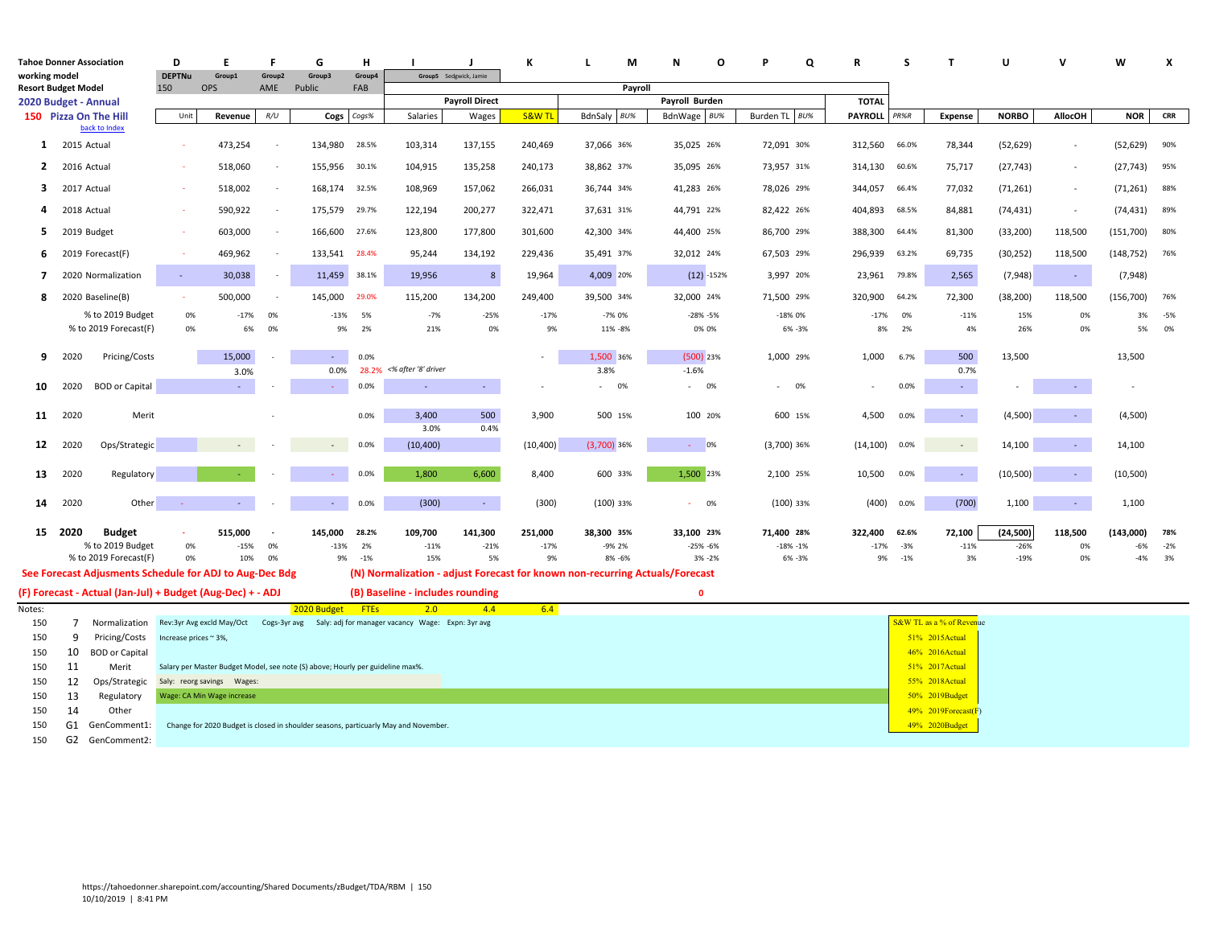**Tahoe Donner Association**
working model
**Resort Budget Model**
**2020 Budget - Annual**
**150 Pizza On The Hill**
back to Index

| | | D | E | F | G | H | I | J | K | L | M | N | O | P | Q | R | S | T | U | V | W | X |
|---|---|---|---|---|---|---|---|---|---|---|---|---|---|---|---|---|---|---|---|---|---|---|
| | | DEPTNu | Group1 | Group2 | Group3 | Group4 | | Group5 Sedgwick, Jamie | | | | | | | | | | | | | | |
| | | 150 | OPS | AME | Public | FAB | | | | Payroll | | | | | | | | | | | | |
| | | | | | | | Payroll Direct | | | Payroll Burden | | | | | | TOTAL | | | | | | |
| | | Unit | Revenue | R/U | Cogs | Cogs% | Salaries | Wages | S&W TL | BdnSaly | BU% | BdnWage | BU% | Burden TL | BU% | PAYROLL | PR%R | Expense | NORBO | AllocOH | NOR | CRR |
| 1 | 2015 Actual | - | 473,254 | - | 134,980 | 28.5% | 103,314 | 137,155 | 240,469 | 37,066 | 36% | 35,025 | 26% | 72,091 | 30% | 312,560 | 66.0% | 78,344 | (52,629) | - | (52,629) | 90% |
| 2 | 2016 Actual | - | 518,060 | - | 155,956 | 30.1% | 104,915 | 135,258 | 240,173 | 38,862 | 37% | 35,095 | 26% | 73,957 | 31% | 314,130 | 60.6% | 75,717 | (27,743) | - | (27,743) | 95% |
| 3 | 2017 Actual | - | 518,002 | - | 168,174 | 32.5% | 108,969 | 157,062 | 266,031 | 36,744 | 34% | 41,283 | 26% | 78,026 | 29% | 344,057 | 66.4% | 77,032 | (71,261) | - | (71,261) | 88% |
| 4 | 2018 Actual | - | 590,922 | - | 175,579 | 29.7% | 122,194 | 200,277 | 322,471 | 37,631 | 31% | 44,791 | 22% | 82,422 | 26% | 404,893 | 68.5% | 84,881 | (74,431) | - | (74,431) | 89% |
| 5 | 2019 Budget | - | 603,000 | - | 166,600 | 27.6% | 123,800 | 177,800 | 301,600 | 42,300 | 34% | 44,400 | 25% | 86,700 | 29% | 388,300 | 64.4% | 81,300 | (33,200) | 118,500 | (151,700) | 80% |
| 6 | 2019 Forecast(F) | - | 469,962 | - | 133,541 | 28.4% | 95,244 | 134,192 | 229,436 | 35,491 | 37% | 32,012 | 24% | 67,503 | 29% | 296,939 | 63.2% | 69,735 | (30,252) | 118,500 | (148,752) | 76% |
| 7 | 2020 Normalization | - | 30,038 | - | 11,459 | 38.1% | 19,956 | 8 | 19,964 | 4,009 | 20% | (12) | -152% | 3,997 | 20% | 23,961 | 79.8% | 2,565 | (7,948) | - | (7,948) | |
| 8 | 2020 Baseline(B) | - | 500,000 | - | 145,000 | 29.0% | 115,200 | 134,200 | 249,400 | 39,500 | 34% | 32,000 | 24% | 71,500 | 29% | 320,900 | 64.2% | 72,300 | (38,200) | 118,500 | (156,700) | 76% |
| | % to 2019 Budget | 0% | -17% | 0% | -13% | 5% | -7% | -25% | -17% | -7% | 0% | -28% | -5% | -18% | 0% | -17% | 0% | -11% | 15% | 0% | 3% | -5% |
| | % to 2019 Forecast(F) | 0% | 6% | 0% | 9% | 2% | 21% | 0% | 9% | 11% | -8% | 0% | 0% | 6% | -3% | 8% | 2% | 4% | 26% | 0% | 5% | 0% |
| 9 | 2020 Pricing/Costs | | 15,000 | - | - | 0.0% | | | - | 1,500 | 36% | (500) | 23% | 1,000 | 29% | 1,000 | 6.7% | 500 | 13,500 | | 13,500 | |
| | | | 3.0% | | 0.0% | 28.2% <% after '8' driver | | | | 3.8% | | -1.6% | | | | | | 0.7% | | | | |
| 10 | 2020 BOD or Capital | | - | - | - | 0.0% | - | - | - | - | 0% | - | 0% | - | 0% | - | 0.0% | - | - | - | - | |
| 11 | 2020 Merit | | | - | | 0.0% | 3,400 | 500 | 3,900 | 500 | 15% | 100 | 20% | 600 | 15% | 4,500 | 0.0% | - | (4,500) | - | (4,500) | |
| | | | | | | | 3.0% | 0.4% | | | | | | | | | | | | | | |
| 12 | 2020 Ops/Strategic | | - | - | - | 0.0% | (10,400) | | (10,400) | (3,700) | 36% | - | 0% | (3,700) | 36% | (14,100) | 0.0% | - | 14,100 | - | 14,100 | |
| 13 | 2020 Regulatory | | - | - | - | 0.0% | 1,800 | 6,600 | 8,400 | 600 | 33% | 1,500 | 23% | 2,100 | 25% | 10,500 | 0.0% | - | (10,500) | - | (10,500) | |
| 14 | 2020 Other | - | - | - | - | 0.0% | (300) | - | (300) | (100) | 33% | - | 0% | (100) | 33% | (400) | 0.0% | (700) | 1,100 | - | 1,100 | |
| 15 | **2020 Budget** | - | **515,000** | - | **145,000** | **28.2%** | **109,700** | **141,300** | **251,000** | **38,300** | **35%** | **33,100** | **23%** | **71,400** | **28%** | **322,400** | **62.6%** | **72,100** | **(24,500)** | **118,500** | **(143,000)** | **78%** |
| | % to 2019 Budget | 0% | -15% | 0% | -13% | 2% | -11% | -21% | -17% | -9% | 2% | -25% | -6% | -18% | -1% | -17% | -3% | -11% | -26% | 0% | -6% | -2% |
| | % to 2019 Forecast(F) | 0% | 10% | 0% | 9% | -1% | 15% | 5% | 9% | 8% | -6% | 3% | -2% | 6% | -3% | 9% | -1% | 3% | -19% | 0% | -4% | 3% |

See Forecast Adjusments Schedule for ADJ to Aug-Dec Bdg

(N) Normalization - adjust Forecast for known non-recurring Actuals/Forecast

(F) Forecast - Actual (Jan-Jul) + Budget (Aug-Dec) + - ADJ

(B) Baseline - includes rounding

0

2020 Budget FTEs 2.0 4.4 6.4

Notes:

| | | | |
|---|---|---|---|
| 150 | 7 | Normalization | Rev:3yr Avg excld May/Oct Cogs-3yr avg Saly: adj for manager vacancy Wage: Expn: 3yr avg |
| 150 | 9 | Pricing/Costs | Increase prices ~ 3%, |
| 150 | 10 | BOD or Capital | |
| 150 | 11 | Merit | Salary per Master Budget Model, see note (S) above; Hourly per guideline max%. |
| 150 | 12 | Ops/Strategic | Saly: reorg savings Wages: |
| 150 | 13 | Regulatory | Wage: CA Min Wage increase |
| 150 | 14 | Other | |
| 150 | G1 | GenComment1: | Change for 2020 Budget is closed in shoulder seasons, particualry May and November. |
| 150 | G2 | GenComment2: | |

S&W TL as a % of Revenue

| | |
|---|---|
| 51% | 2015Actual |
| 46% | 2016Actual |
| 51% | 2017Actual |
| 55% | 2018Actual |
| 50% | 2019Budget |
| 49% | 2019Forecast(F) |
| 49% | 2020Budget |

https://tahoedonner.sharepoint.com/accounting/Shared Documents/zBudget/TDA/RBM | 150
10/10/2019 | 8:41 PM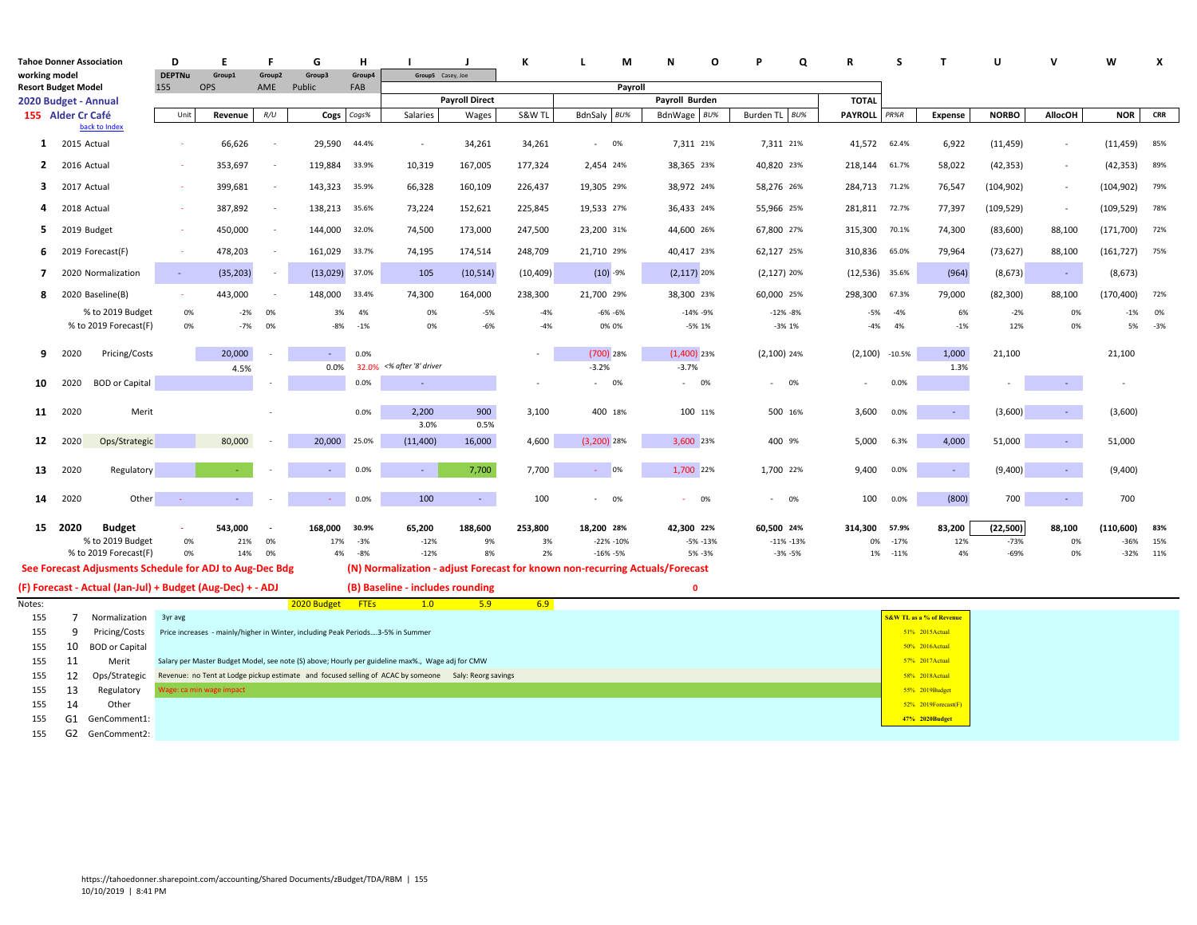**Tahoe Donner Association**
**working model**
**Resort Budget Model**
**2020 Budget - Annual**
**155 Alder Cr Café**
back to Index

| | | D | E | F | G | H | I | J | K | L | M | N | O | P | Q | R | S | T | U | V | W | X |
|---|---|---|---|---|---|---|---|---|---|---|---|---|---|---|---|---|---|---|---|---|---|---|
| | | DEPTNu | Group1 | Group2 | Group3 | Group4 | Group5 Casey, Joe | | | | | | | | | | | | | | | |
| | | 155 | OPS | AME | Public | FAB | | | | | | Payroll | | | | | | | | | | |
| | | | | | | | Payroll Direct | | | Payroll Burden | | | | | | TOTAL | | | | | | |
| | | Unit | Revenue | R/U | Cogs | Cogs% | Salaries | Wages | S&W TL | BdnSaly | BU% | BdnWage | BU% | Burden TL | BU% | PAYROLL | PR%R | Expense | NORBO | AllocOH | NOR | CRR |
| 1 | 2015 Actual | - | 66,626 | - | 29,590 | 44.4% | - | 34,261 | 34,261 | - | 0% | 7,311 | 21% | 7,311 | 21% | 41,572 | 62.4% | 6,922 | (11,459) | - | (11,459) | 85% |
| 2 | 2016 Actual | - | 353,697 | - | 119,884 | 33.9% | 10,319 | 167,005 | 177,324 | 2,454 | 24% | 38,365 | 23% | 40,820 | 23% | 218,144 | 61.7% | 58,022 | (42,353) | - | (42,353) | 89% |
| 3 | 2017 Actual | - | 399,681 | - | 143,323 | 35.9% | 66,328 | 160,109 | 226,437 | 19,305 | 29% | 38,972 | 24% | 58,276 | 26% | 284,713 | 71.2% | 76,547 | (104,902) | - | (104,902) | 79% |
| 4 | 2018 Actual | - | 387,892 | - | 138,213 | 35.6% | 73,224 | 152,621 | 225,845 | 19,533 | 27% | 36,433 | 24% | 55,966 | 25% | 281,811 | 72.7% | 77,397 | (109,529) | - | (109,529) | 78% |
| 5 | 2019 Budget | - | 450,000 | - | 144,000 | 32.0% | 74,500 | 173,000 | 247,500 | 23,200 | 31% | 44,600 | 26% | 67,800 | 27% | 315,300 | 70.1% | 74,300 | (83,600) | 88,100 | (171,700) | 72% |
| 6 | 2019 Forecast(F) | - | 478,203 | - | 161,029 | 33.7% | 74,195 | 174,514 | 248,709 | 21,710 | 29% | 40,417 | 23% | 62,127 | 25% | 310,836 | 65.0% | 79,964 | (73,627) | 88,100 | (161,727) | 75% |
| 7 | 2020 Normalization | - | (35,203) | - | (13,029) | 37.0% | 105 | (10,514) | (10,409) | (10) | -9% | (2,117) | 20% | (2,127) | 20% | (12,536) | 35.6% | (964) | (8,673) | - | (8,673) | |
| 8 | 2020 Baseline(B) | - | 443,000 | - | 148,000 | 33.4% | 74,300 | 164,000 | 238,300 | 21,700 | 29% | 38,300 | 23% | 60,000 | 25% | 298,300 | 67.3% | 79,000 | (82,300) | 88,100 | (170,400) | 72% |
| | % to 2019 Budget | 0% | -2% | 0% | 3% | 4% | 0% | -5% | -4% | -6% | -6% | -14% | -9% | -12% | -8% | -5% | -4% | 6% | -2% | 0% | -1% | 0% |
| | % to 2019 Forecast(F) | 0% | -7% | 0% | -8% | -1% | 0% | -6% | -4% | 0% | 0% | -5% | 1% | -3% | 1% | -4% | 4% | -1% | 12% | 0% | 5% | -3% |
| 9 | 2020 Pricing/Costs | | 20,000<br>4.5% | - | -<br>0.0% | 0.0%<br>32.0% <% after '8' driver | | | - | (700)<br>-3.2% | 28% | (1,400)<br>-3.7% | 23% | (2,100) | 24% | (2,100) | -10.5% | 1,000<br>1.3% | 21,100 | | 21,100 | |
| 10 | 2020 BOD or Capital | | | - | | 0.0% | - | | - | - | 0% | - | 0% | - | 0% | - | 0.0% | | - | - | - | |
| 11 | 2020 Merit | | | - | | 0.0% | 2,200<br>3.0% | 900<br>0.5% | 3,100 | 400 | 18% | 100 | 11% | 500 | 16% | 3,600 | 0.0% | - | (3,600) | - | (3,600) | |
| 12 | 2020 Ops/Strategic | | 80,000 | - | 20,000 | 25.0% | (11,400) | 16,000 | 4,600 | (3,200) | 28% | 3,600 | 23% | 400 | 9% | 5,000 | 6.3% | 4,000 | 51,000 | - | 51,000 | |
| 13 | 2020 Regulatory | | - | - | - | 0.0% | - | 7,700 | 7,700 | - | 0% | 1,700 | 22% | 1,700 | 22% | 9,400 | 0.0% | - | (9,400) | - | (9,400) | |
| 14 | 2020 Other | - | - | - | - | 0.0% | 100 | - | 100 | - | 0% | - | 0% | - | 0% | 100 | 0.0% | (800) | 700 | - | 700 | |
| **15** | **2020 Budget** | - | **543,000** | - | **168,000** | **30.9%** | **65,200** | **188,600** | **253,800** | **18,200** | **28%** | **42,300** | **22%** | **60,500** | **24%** | **314,300** | **57.9%** | **83,200** | **(22,500)** | **88,100** | **(110,600)** | **83%** |
| | % to 2019 Budget | 0% | 21% | 0% | 17% | -3% | -12% | 9% | 3% | -22% | -10% | -5% | -13% | -11% | -13% | 0% | -17% | 12% | -73% | 0% | -36% | 15% |
| | % to 2019 Forecast(F) | 0% | 14% | 0% | 4% | -8% | -12% | 8% | 2% | -16% | -5% | 5% | -3% | -3% | -5% | 1% | -11% | 4% | -69% | 0% | -32% | 11% |

**See Forecast Adjusments Schedule for ADJ to Aug-Dec Bdg**

**(F) Forecast - Actual (Jan-Jul) + Budget (Aug-Dec) + - ADJ**

**(N) Normalization - adjust Forecast for known non-recurring Actuals/Forecast**

**(B) Baseline - includes rounding** 0

2020 Budget FTEs 1.0 5.9 6.9

Notes:

| | | | |
|---|---|---|---|
| 155 | 7 | Normalization | 3yr avg |
| 155 | 9 | Pricing/Costs | Price increases - mainly/higher in Winter, including Peak Periods....3-5% in Summer |
| 155 | 10 | BOD or Capital | |
| 155 | 11 | Merit | Salary per Master Budget Model, see note (S) above; Hourly per guideline max%., Wage adj for CMW |
| 155 | 12 | Ops/Strategic | Revenue: no Tent at Lodge pickup estimate and focused selling of ACAC by someone Saly: Reorg savings |
| 155 | 13 | Regulatory | Wage: ca min wage impact |
| 155 | 14 | Other | |
| 155 | G1 | GenComment1: | |
| 155 | G2 | GenComment2: | |

**S&W TL as a % of Revenue**

| | |
|---|---|
| 51% | 2015Actual |
| 50% | 2016Actual |
| 57% | 2017Actual |
| 58% | 2018Actual |
| 55% | 2019Budget |
| 52% | 2019Forecast(F) |
| **47%** | **2020Budget** |

https://tahoedonner.sharepoint.com/accounting/Shared Documents/zBudget/TDA/RBM | 155
10/10/2019 | 8:41 PM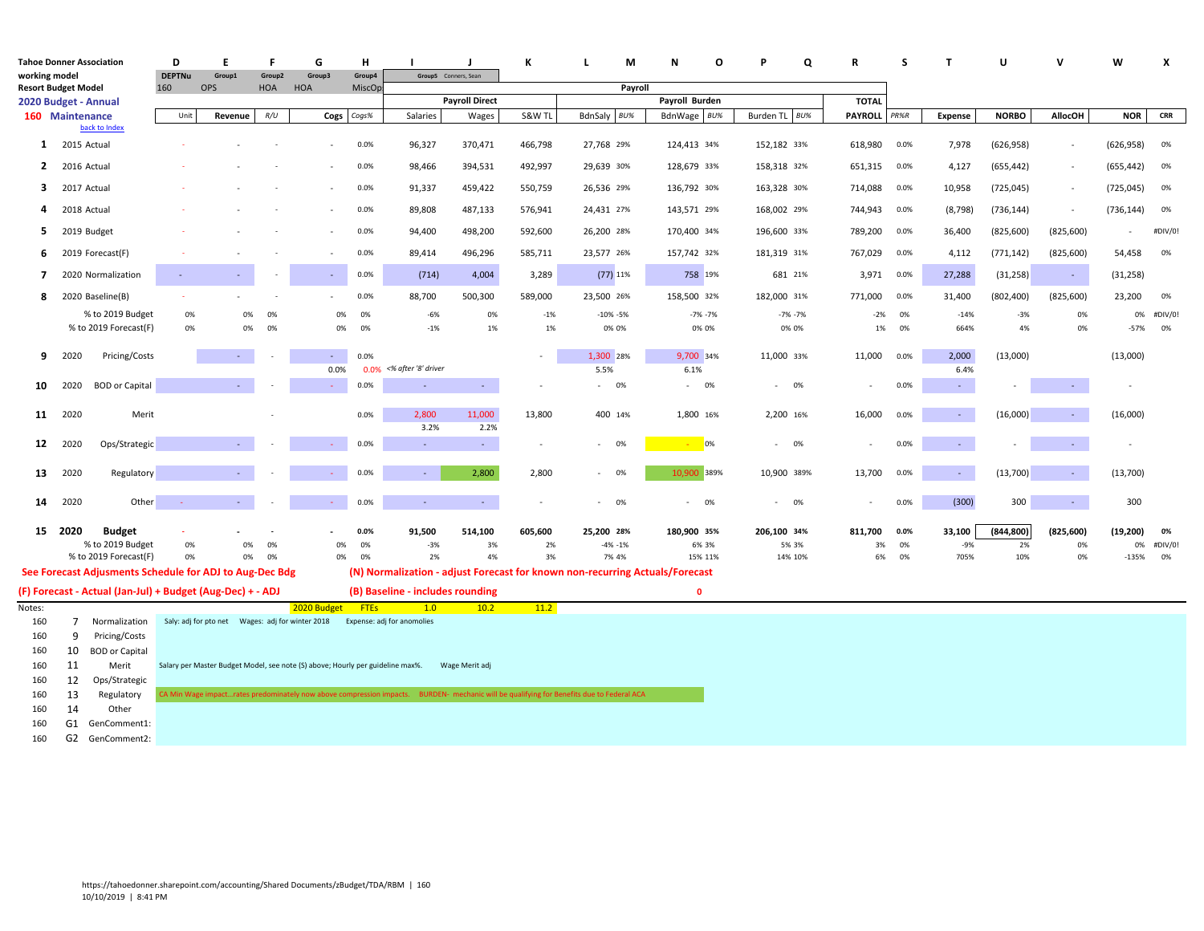**Tahoe Donner Association**
working model
**Resort Budget Model**
**2020 Budget - Annual**
**160 Maintenance**
back to Index

| | | D | E | F | G | H | I | J | K | L | M | N | O | P | Q | R | S | T | U | V | W | X |
|---|---|---|---|---|---|---|---|---|---|---|---|---|---|---|---|---|---|---|---|---|---|---|
| | | DEPTNu | Group1 | Group2 | Group3 | Group4 | Group5 Conners, Sean | | | | | | | | | | | | | | | |
| | | 160 | OPS | HOA | HOA | MiscOp | | | Payroll | | | | | | | | | | | | | |
| | | | | | | | Payroll Direct | | | Payroll Burden | | | | | | TOTAL | | | | | | |
| | | Unit | Revenue | R/U | Cogs | Cogs% | Salaries | Wages | S&W TL | BdnSaly | BU% | BdnWage | BU% | Burden TL | BU% | PAYROLL | PR%R | Expense | NORBO | AllocOH | NOR | CRR |
| 1 | 2015 Actual | - | - | - | - | 0.0% | 96,327 | 370,471 | 466,798 | 27,768 | 29% | 124,413 | 34% | 152,182 | 33% | 618,980 | 0.0% | 7,978 | (626,958) | - | (626,958) | 0% |
| 2 | 2016 Actual | - | - | - | - | 0.0% | 98,466 | 394,531 | 492,997 | 29,639 | 30% | 128,679 | 33% | 158,318 | 32% | 651,315 | 0.0% | 4,127 | (655,442) | - | (655,442) | 0% |
| 3 | 2017 Actual | - | - | - | - | 0.0% | 91,337 | 459,422 | 550,759 | 26,536 | 29% | 136,792 | 30% | 163,328 | 30% | 714,088 | 0.0% | 10,958 | (725,045) | - | (725,045) | 0% |
| 4 | 2018 Actual | - | - | - | - | 0.0% | 89,808 | 487,133 | 576,941 | 24,431 | 27% | 143,571 | 29% | 168,002 | 29% | 744,943 | 0.0% | (8,798) | (736,144) | - | (736,144) | 0% |
| 5 | 2019 Budget | - | - | - | - | 0.0% | 94,400 | 498,200 | 592,600 | 26,200 | 28% | 170,400 | 34% | 196,600 | 33% | 789,200 | 0.0% | 36,400 | (825,600) | (825,600) | - | #DIV/0! |
| 6 | 2019 Forecast(F) | - | - | - | - | 0.0% | 89,414 | 496,296 | 585,711 | 23,577 | 26% | 157,742 | 32% | 181,319 | 31% | 767,029 | 0.0% | 4,112 | (771,142) | (825,600) | 54,458 | 0% |
| 7 | 2020 Normalization | - | - | - | - | 0.0% | (714) | 4,004 | 3,289 | (77) | 11% | 758 | 19% | 681 | 21% | 3,971 | 0.0% | 27,288 | (31,258) | - | (31,258) | |
| 8 | 2020 Baseline(B) | - | - | - | - | 0.0% | 88,700 | 500,300 | 589,000 | 23,500 | 26% | 158,500 | 32% | 182,000 | 31% | 771,000 | 0.0% | 31,400 | (802,400) | (825,600) | 23,200 | 0% |
| | % to 2019 Budget | 0% | 0% | 0% | 0% | 0% | -6% | 0% | -1% | -10% | -5% | -7% | -7% | -7% | -7% | -2% | 0% | -14% | -3% | 0% | 0% | #DIV/0! |
| | % to 2019 Forecast(F) | 0% | 0% | 0% | 0% | 0% | -1% | 1% | 1% | 0% | 0% | 0% | 0% | 0% | 0% | 1% | 0% | 664% | 4% | 0% | -57% | 0% |
| 9 | 2020 Pricing/Costs | | - | - | - | 0.0% | | | - | 1,300 | 28% | 9,700 | 34% | 11,000 | 33% | 11,000 | 0.0% | 2,000 | (13,000) | | (13,000) | |
| | | | | | 0.0% | 0.0% | <% after '8' driver | | | 5.5% | | 6.1% | | | | | | 6.4% | | | | |
| 10 | 2020 BOD or Capital | | - | - | - | 0.0% | - | - | - | - | 0% | - | 0% | - | 0% | - | 0.0% | - | - | - | - | |
| 11 | 2020 Merit | | | - | | 0.0% | 2,800 | 11,000 | 13,800 | 400 | 14% | 1,800 | 16% | 2,200 | 16% | 16,000 | 0.0% | - | (16,000) | - | (16,000) | |
| | | | | | | | 3.2% | 2.2% | | | | | | | | | | | | | | |
| 12 | 2020 Ops/Strategic | | - | - | - | 0.0% | - | - | - | - | 0% | - | 0% | - | 0% | - | 0.0% | - | - | - | - | |
| 13 | 2020 Regulatory | | - | - | - | 0.0% | - | 2,800 | 2,800 | - | 0% | 10,900 | 389% | 10,900 | 389% | 13,700 | 0.0% | - | (13,700) | - | (13,700) | |
| 14 | 2020 Other | - | - | - | - | 0.0% | - | - | - | - | 0% | - | 0% | - | 0% | - | 0.0% | (300) | 300 | - | 300 | |
| 15 | **2020 Budget** | - | - | - | - | **0.0%** | **91,500** | **514,100** | **605,600** | **25,200** | **28%** | **180,900** | **35%** | **206,100** | **34%** | **811,700** | **0.0%** | **33,100** | **(844,800)** | **(825,600)** | **(19,200)** | **0%** |
| | % to 2019 Budget | 0% | 0% | 0% | 0% | 0% | -3% | 3% | 2% | -4% | -1% | 6% | 3% | 5% | 3% | 3% | 0% | -9% | 2% | 0% | 0% | #DIV/0! |
| | % to 2019 Forecast(F) | 0% | 0% | 0% | 0% | 0% | 2% | 4% | 3% | 7% | 4% | 15% | 11% | 14% | 10% | 6% | 0% | 705% | 10% | 0% | -135% | 0% |

See Forecast Adjusments Schedule for ADJ to Aug-Dec Bdg

(N) Normalization - adjust Forecast for known non-recurring Actuals/Forecast

(F) Forecast - Actual (Jan-Jul) + Budget (Aug-Dec) + - ADJ

(B) Baseline - includes rounding

0

| 2020 Budget | FTEs | 1.0 | 10.2 | 11.2 |
|---|---|---|---|---|

Notes:

| | | | |
|---|---|---|---|
| 160 | 7 | Normalization | Saly: adj for pto net Wages: adj for winter 2018 Expense: adj for anomolies |
| 160 | 9 | Pricing/Costs | |
| 160 | 10 | BOD or Capital | |
| 160 | 11 | Merit | Salary per Master Budget Model, see note (S) above; Hourly per guideline max%. Wage Merit adj |
| 160 | 12 | Ops/Strategic | |
| 160 | 13 | Regulatory | CA Min Wage impact...rates predominately now above compression impacts. BURDEN- mechanic will be qualifying for Benefits due to Federal ACA |
| 160 | 14 | Other | |
| 160 | G1 | GenComment1: | |
| 160 | G2 | GenComment2: | |

https://tahoedonner.sharepoint.com/accounting/Shared Documents/zBudget/TDA/RBM | 160
10/10/2019 | 8:41 PM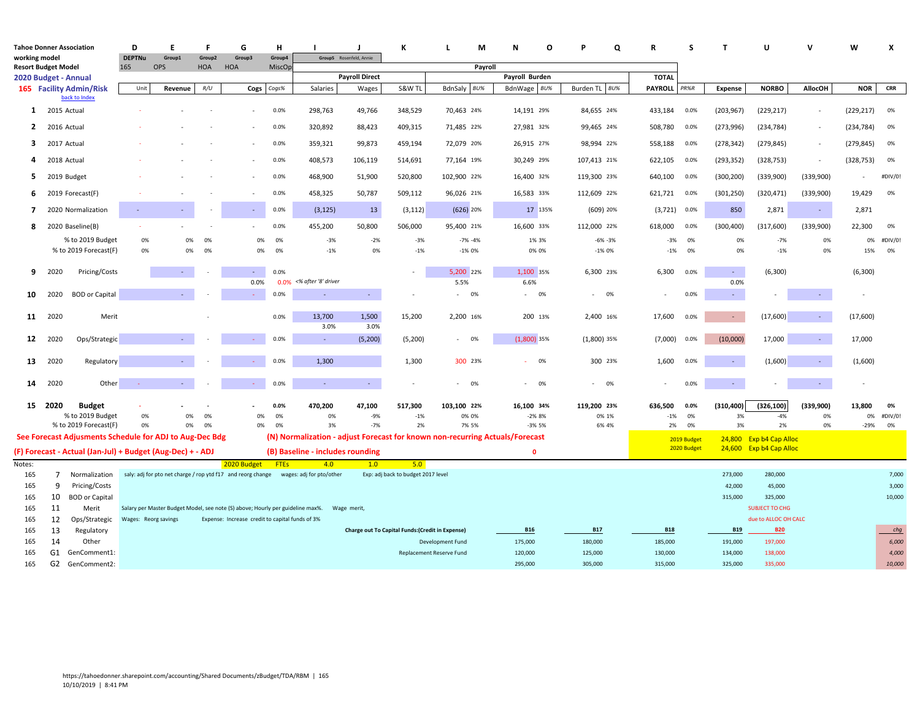**Tahoe Donner Association**
working model
**Resort Budget Model**
**2020 Budget - Annual**
**165 Facility Admin/Risk**
back to Index

| | | D | E | F | G | H | I | J | K | L | M | N | O | P | Q | R | S | T | U | V | W | X |
|---|---|---|---|---|---|---|---|---|---|---|---|---|---|---|---|---|---|---|---|---|---|---|
| | | DEPTNu | Group1 | Group2 | Group3 | Group4 | | Group5 Rosenfeld, Annie | | | | | | | | | | | | | | |
| | | 165 | OPS | HOA | HOA | MiscOp | | | | Payroll | | | | | | | | | | | | |
| | | | | | | | Payroll Direct | | | Payroll Burden | | | | | | TOTAL | | | | | | |
| | | Unit | Revenue | R/U | Cogs | Cogs% | Salaries | Wages | S&W TL | BdnSaly | BU% | BdnWage | BU% | Burden TL | BU% | PAYROLL | PR%R | Expense | NORBO | AllocOH | NOR | CRR |
| 1 | 2015 Actual | - | - | - | - | 0.0% | 298,763 | 49,766 | 348,529 | 70,463 | 24% | 14,191 | 29% | 84,655 | 24% | 433,184 | 0.0% | (203,967) | (229,217) | - | (229,217) | 0% |
| 2 | 2016 Actual | - | - | - | - | 0.0% | 320,892 | 88,423 | 409,315 | 71,485 | 22% | 27,981 | 32% | 99,465 | 24% | 508,780 | 0.0% | (273,996) | (234,784) | - | (234,784) | 0% |
| 3 | 2017 Actual | - | - | - | - | 0.0% | 359,321 | 99,873 | 459,194 | 72,079 | 20% | 26,915 | 27% | 98,994 | 22% | 558,188 | 0.0% | (278,342) | (279,845) | - | (279,845) | 0% |
| 4 | 2018 Actual | - | - | - | - | 0.0% | 408,573 | 106,119 | 514,691 | 77,164 | 19% | 30,249 | 29% | 107,413 | 21% | 622,105 | 0.0% | (293,352) | (328,753) | - | (328,753) | 0% |
| 5 | 2019 Budget | - | - | - | - | 0.0% | 468,900 | 51,900 | 520,800 | 102,900 | 22% | 16,400 | 32% | 119,300 | 23% | 640,100 | 0.0% | (300,200) | (339,900) | (339,900) | - | #DIV/0! |
| 6 | 2019 Forecast(F) | - | - | - | - | 0.0% | 458,325 | 50,787 | 509,112 | 96,026 | 21% | 16,583 | 33% | 112,609 | 22% | 621,721 | 0.0% | (301,250) | (320,471) | (339,900) | 19,429 | 0% |
| 7 | 2020 Normalization | - | - | - | - | 0.0% | (3,125) | 13 | (3,112) | (626) | 20% | 17 | 135% | (609) | 20% | (3,721) | 0.0% | 850 | 2,871 | - | 2,871 | |
| 8 | 2020 Baseline(B) | - | - | - | - | 0.0% | 455,200 | 50,800 | 506,000 | 95,400 | 21% | 16,600 | 33% | 112,000 | 22% | 618,000 | 0.0% | (300,400) | (317,600) | (339,900) | 22,300 | 0% |
| | % to 2019 Budget | 0% | 0% | 0% | 0% | 0% | -3% | -2% | -3% | -7% | -4% | 1% | 3% | -6% | -3% | -3% | 0% | 0% | -7% | 0% | 0% | #DIV/0! |
| | % to 2019 Forecast(F) | 0% | 0% | 0% | 0% | 0% | -1% | 0% | -1% | -1% | 0% | 0% | 0% | -1% | 0% | -1% | 0% | 0% | -1% | 0% | 15% | 0% |
| 9 | 2020 Pricing/Costs | | - | - | - | 0.0% | | | - | 5,200 | 22% | 1,100 | 35% | 6,300 | 23% | 6,300 | 0.0% | - | (6,300) | | (6,300) | |
| | | | | | 0.0% | 0.0% | <% after '8' driver | | | 5.5% | | 6.6% | | | | | | 0.0% | | | | |
| 10 | 2020 BOD or Capital | | - | - | - | 0.0% | - | - | - | - | 0% | - | 0% | - | 0% | - | 0.0% | - | - | - | - | |
| 11 | 2020 Merit | | | - | | 0.0% | 13,700 | 1,500 | 15,200 | 2,200 | 16% | 200 | 13% | 2,400 | 16% | 17,600 | 0.0% | - | (17,600) | - | (17,600) | |
| | | | | | | | 3.0% | 3.0% | | | | | | | | | | | | | | |
| 12 | 2020 Ops/Strategic | | - | - | - | 0.0% | - | (5,200) | (5,200) | - | 0% | (1,800) | 35% | (1,800) | 35% | (7,000) | 0.0% | (10,000) | 17,000 | - | 17,000 | |
| 13 | 2020 Regulatory | | - | - | - | 0.0% | 1,300 | | 1,300 | 300 | 23% | - | 0% | 300 | 23% | 1,600 | 0.0% | - | (1,600) | - | (1,600) | |
| 14 | 2020 Other | - | - | - | - | 0.0% | - | - | - | - | 0% | - | 0% | - | 0% | - | 0.0% | - | - | - | - | |
| **15** | **2020 Budget** | - | - | - | - | **0.0%** | **470,200** | **47,100** | **517,300** | **103,100** | **22%** | **16,100** | **34%** | **119,200** | **23%** | **636,500** | **0.0%** | **(310,400)** | **(326,100)** | **(339,900)** | **13,800** | **0%** |
| | % to 2019 Budget | 0% | 0% | 0% | 0% | 0% | 0% | -9% | -1% | 0% | 0% | -2% | 8% | 0% | 1% | -1% | 0% | 3% | -4% | 0% | 0% | #DIV/0! |
| | % to 2019 Forecast(F) | 0% | 0% | 0% | 0% | 0% | 3% | -7% | 2% | 7% | 5% | -3% | 5% | 6% | 4% | 2% | 0% | 3% | 2% | 0% | -29% | 0% |

See Forecast Adjusments Schedule for ADJ to Aug-Dec Bdg

(F) Forecast - Actual (Jan-Jul) + Budget (Aug-Dec) + - ADJ

(N) Normalization - adjust Forecast for known non-recurring Actuals/Forecast

(B) Baseline - includes rounding

0

2019 Budget 24,800 Exp b4 Cap Alloc
2020 Budget 24,600 Exp b4 Cap Alloc

| 2020 Budget | FTEs | 4.0 | 1.0 | 5.0 |
|---|---|---|---|---|

Notes:

| | | | | | | | | | |
|---|---|---|---|---|---|---|---|---|---|
| 165 | 7 | Normalization | saly: adj for pto net charge / rop ytd f17 and reorg change; wages: adj for pto/other; Exp: adj back to budget 2017 level | | | | 273,000 | 280,000 | 7,000 |
| 165 | 9 | Pricing/Costs | | | | | 42,000 | 45,000 | 3,000 |
| 165 | 10 | BOD or Capital | | | | | 315,000 | 325,000 | 10,000 |
| 165 | 11 | Merit | Salary per Master Budget Model, see note (5) above; Hourly per guideline max%. Wage merit, | | | | | SUBJECT TO CHG | |
| 165 | 12 | Ops/Strategic | Wages: Reorg savings; Expense: Increase credit to capital funds of 3% | | | | | due to ALLOC OH CALC | |
| 165 | 13 | Regulatory | Charge out To Capital Funds:(Credit in Expense) | B16 | B17 | B18 | B19 | B20 | chg |
| 165 | 14 | Other | Development Fund | 175,000 | 180,000 | 185,000 | 191,000 | 197,000 | 6,000 |
| 165 | G1 | GenComment1: | Replacement Reserve Fund | 120,000 | 125,000 | 130,000 | 134,000 | 138,000 | 4,000 |
| 165 | G2 | GenComment2: | | 295,000 | 305,000 | 315,000 | 325,000 | 335,000 | 10,000 |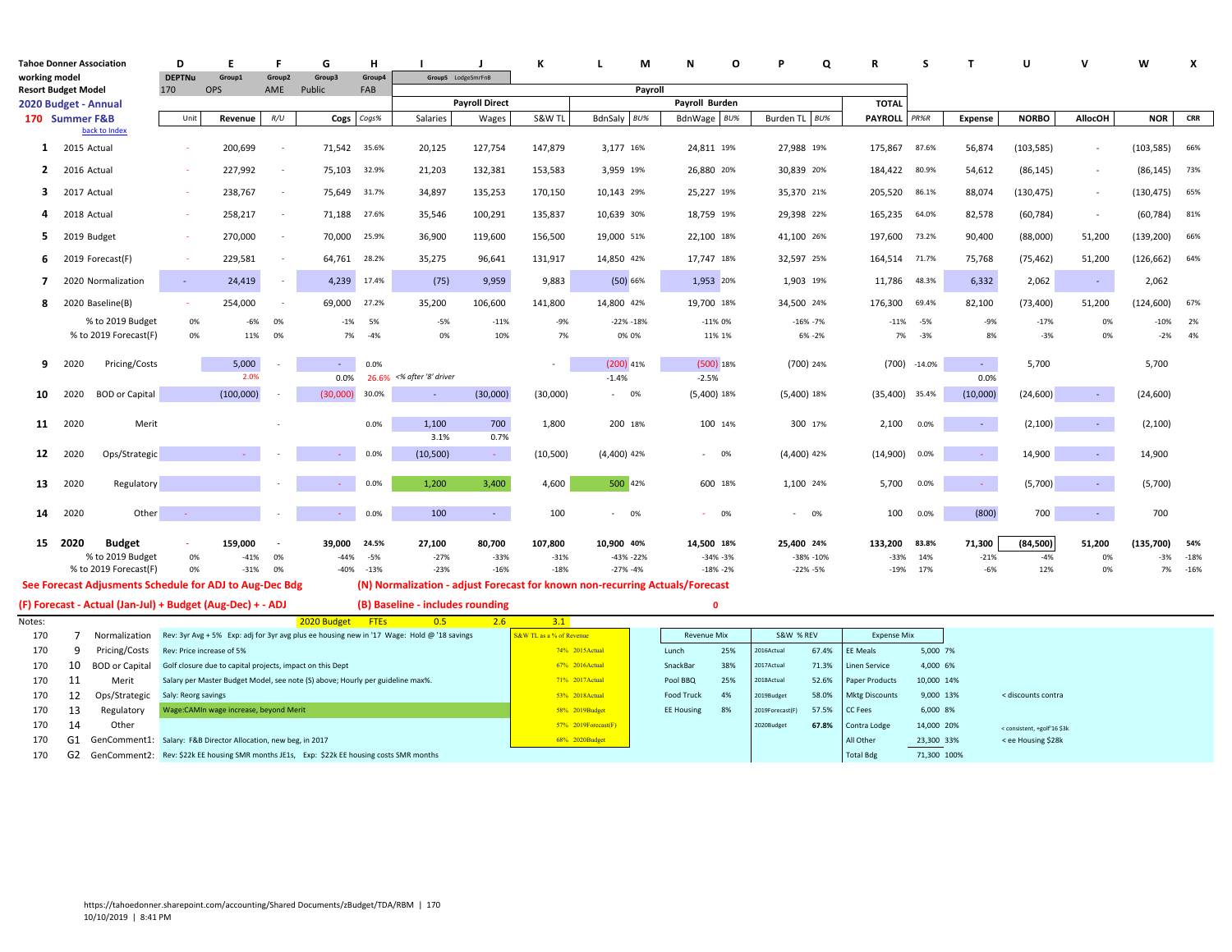**Tahoe Donner Association**
**working model**
**Resort Budget Model**
**2020 Budget - Annual**
**170 Summer F&B**
back to Index

| | | D | E | F | G | H | I | J | K | L | M | N | O | P | Q | R | S | T | U | V | W | X |
|---|---|---|---|---|---|---|---|---|---|---|---|---|---|---|---|---|---|---|---|---|---|---|
| | | DEPTNu | Group1 | Group2 | Group3 | Group4 | Group5 LodgeSmrFnB | | | | | | | | | | | | | | | |
| | | 170 | OPS | AME | Public | FAB | | | Payroll | | | | | | | | | | | | | |
| | | | | | | | Payroll Direct | | | Payroll Burden | | | | | | TOTAL | | | | | | |
| | | Unit | Revenue | R/U | Cogs | Cogs% | Salaries | Wages | S&W TL | BdnSaly | BU% | BdnWage | BU% | Burden TL | BU% | PAYROLL | PR%R | Expense | NORBO | AllocOH | NOR | CRR |
| 1 | 2015 Actual | - | 200,699 | - | 71,542 | 35.6% | 20,125 | 127,754 | 147,879 | 3,177 | 16% | 24,811 | 19% | 27,988 | 19% | 175,867 | 87.6% | 56,874 | (103,585) | - | (103,585) | 66% |
| 2 | 2016 Actual | - | 227,992 | - | 75,103 | 32.9% | 21,203 | 132,381 | 153,583 | 3,959 | 19% | 26,880 | 20% | 30,839 | 20% | 184,422 | 80.9% | 54,612 | (86,145) | - | (86,145) | 73% |
| 3 | 2017 Actual | - | 238,767 | - | 75,649 | 31.7% | 34,897 | 135,253 | 170,150 | 10,143 | 29% | 25,227 | 19% | 35,370 | 21% | 205,520 | 86.1% | 88,074 | (130,475) | - | (130,475) | 65% |
| 4 | 2018 Actual | - | 258,217 | - | 71,188 | 27.6% | 35,546 | 100,291 | 135,837 | 10,639 | 30% | 18,759 | 19% | 29,398 | 22% | 165,235 | 64.0% | 82,578 | (60,784) | - | (60,784) | 81% |
| 5 | 2019 Budget | - | 270,000 | - | 70,000 | 25.9% | 36,900 | 119,600 | 156,500 | 19,000 | 51% | 22,100 | 18% | 41,100 | 26% | 197,600 | 73.2% | 90,400 | (88,000) | 51,200 | (139,200) | 66% |
| 6 | 2019 Forecast(F) | - | 229,581 | - | 64,761 | 28.2% | 35,275 | 96,641 | 131,917 | 14,850 | 42% | 17,747 | 18% | 32,597 | 25% | 164,514 | 71.7% | 75,768 | (75,462) | 51,200 | (126,662) | 64% |
| 7 | 2020 Normalization | - | 24,419 | - | 4,239 | 17.4% | (75) | 9,959 | 9,883 | (50) | 66% | 1,953 | 20% | 1,903 | 19% | 11,786 | 48.3% | 6,332 | 2,062 | - | 2,062 | |
| 8 | 2020 Baseline(B) | - | 254,000 | - | 69,000 | 27.2% | 35,200 | 106,600 | 141,800 | 14,800 | 42% | 19,700 | 18% | 34,500 | 24% | 176,300 | 69.4% | 82,100 | (73,400) | 51,200 | (124,600) | 67% |
| | % to 2019 Budget | 0% | -6% | 0% | -1% | 5% | -5% | -11% | -9% | -22% | -18% | -11% | 0% | -16% | -7% | -11% | -5% | -9% | -17% | 0% | -10% | 2% |
| | % to 2019 Forecast(F) | 0% | 11% | 0% | 7% | -4% | 0% | 10% | 7% | 0% | 0% | 11% | 1% | 6% | -2% | 7% | -3% | 8% | -3% | 0% | -2% | 4% |
| 9 | 2020 Pricing/Costs | | 5,000<br>2.0% | - | -<br>0.0% | 0.0%<br>26.6% | <% after '8' driver | | - | (200)<br>-1.4% | 41% | (500)<br>-2.5% | 18% | (700) | 24% | (700) | -14.0% | -<br>0.0% | 5,700 | | 5,700 | |
| 10 | 2020 BOD or Capital | | (100,000) | - | (30,000) | 30.0% | - | (30,000) | (30,000) | - | 0% | (5,400) | 18% | (5,400) | 18% | (35,400) | 35.4% | (10,000) | (24,600) | - | (24,600) | |
| 11 | 2020 Merit | | | - | | 0.0% | 1,100<br>3.1% | 700<br>0.7% | 1,800 | 200 | 18% | 100 | 14% | 300 | 17% | 2,100 | 0.0% | - | (2,100) | - | (2,100) | |
| 12 | 2020 Ops/Strategic | | - | - | - | 0.0% | (10,500) | - | (10,500) | (4,400) | 42% | - | 0% | (4,400) | 42% | (14,900) | 0.0% | - | 14,900 | - | 14,900 | |
| 13 | 2020 Regulatory | | | - | - | 0.0% | 1,200 | 3,400 | 4,600 | 500 | 42% | 600 | 18% | 1,100 | 24% | 5,700 | 0.0% | - | (5,700) | - | (5,700) | |
| 14 | 2020 Other | - | | - | - | 0.0% | 100 | - | 100 | - | 0% | - | 0% | - | 0% | 100 | 0.0% | (800) | 700 | - | 700 | |
| 15 | **2020 Budget** | - | **159,000** | - | **39,000** | **24.5%** | **27,100** | **80,700** | **107,800** | **10,900** | **40%** | **14,500** | **18%** | **25,400** | **24%** | **133,200** | **83.8%** | **71,300** | **(84,500)** | **51,200** | **(135,700)** | **54%** |
| | % to 2019 Budget | 0% | -41% | 0% | -44% | -5% | -27% | -33% | -31% | -43% | -22% | -34% | -3% | -38% | -10% | -33% | 14% | -21% | -4% | 0% | -3% | -18% |
| | % to 2019 Forecast(F) | 0% | -31% | 0% | -40% | -13% | -23% | -16% | -18% | -27% | -4% | -18% | -2% | -22% | -5% | -19% | 17% | -6% | 12% | 0% | 7% | -16% |

See Forecast Adjusments Schedule for ADJ to Aug-Dec Bdg

(N) Normalization - adjust Forecast for known non-recurring Actuals/Forecast

(F) Forecast - Actual (Jan-Jul) + Budget (Aug-Dec) + - ADJ

(B) Baseline - includes rounding 0

2020 Budget FTEs: 0.5 | 2.6 | 3.1

Notes:

| | | | |
|---|---|---|---|
| 170 | 7 | Normalization | Rev: 3yr Avg + 5% Exp: adj for 3yr avg plus ee housing new in '17 Wage: Hold @ '18 savings |
| 170 | 9 | Pricing/Costs | Rev: Price increase of 5% |
| 170 | 10 | BOD or Capital | Golf closure due to capital projects, impact on this Dept |
| 170 | 11 | Merit | Salary per Master Budget Model, see note (S) above; Hourly per guideline max%. |
| 170 | 12 | Ops/Strategic | Saly: Reorg savings |
| 170 | 13 | Regulatory | Wage:CAMin wage increase, beyond Merit |
| 170 | 14 | Other | |
| 170 | G1 | GenComment1: | Salary: F&B Director Allocation, new beg, in 2017 |
| 170 | G2 | GenComment2: | Rev: $22k EE housing SMR months JE1s, Exp: $22k EE housing costs SMR months |

| S&W TL as a % of Revenue | |
|---|---|
| 74% | 2015Actual |
| 67% | 2016Actual |
| 71% | 2017Actual |
| 53% | 2018Actual |
| 58% | 2019Budget |
| 57% | 2019Forecast(F) |
| 68% | 2020Budget |

| Revenue Mix | |
|---|---|
| Lunch | 25% |
| SnackBar | 38% |
| Pool BBQ | 25% |
| Food Truck | 4% |
| EE Housing | 8% |

| S&W % REV | |
|---|---|
| 2016Actual | 67.4% |
| 2017Actual | 71.3% |
| 2018Actual | 52.6% |
| 2019Budget | 58.0% |
| 2019Forecast(F) | 57.5% |
| 2020Budget | 67.8% |

| Expense Mix | | | |
|---|---|---|---|
| EE Meals | 5,000 | 7% | |
| Linen Service | 4,000 | 6% | |
| Paper Products | 10,000 | 14% | |
| Mktg Discounts | 9,000 | 13% | < discounts contra |
| CC Fees | 6,000 | 8% | |
| Contra Lodge | 14,000 | 20% | < consistent, +golf'16 $3k |
| All Other | 23,300 | 33% | < ee Housing $28k |
| Total Bdg | 71,300 | 100% | |

https://tahoedonner.sharepoint.com/accounting/Shared Documents/zBudget/TDA/RBM | 170
10/10/2019 | 8:41 PM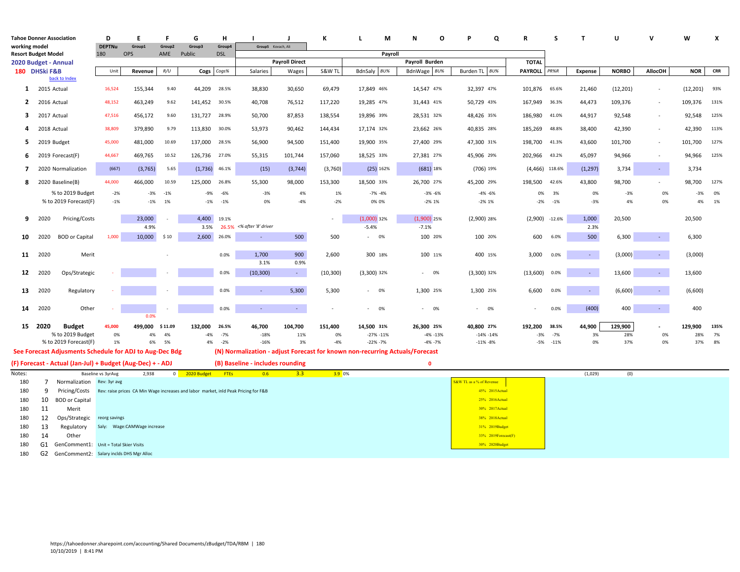**Tahoe Donner Association**
**working model**
**Resort Budget Model**
**2020 Budget - Annual**
**180 DHSki F&B**
back to index

| | | D | E | F | G | H | I | J | K | L | M | N | O | P | Q | R | S | T | U | V | W | X |
|---|---|---|---|---|---|---|---|---|---|---|---|---|---|---|---|---|---|---|---|---|---|---|
| | | DEPTNu | Group1 | Group2 | Group3 | Group4 | Group5 Kovach, Ali | | | | | | | | | | | | | | | |
| | | 180 | OPS | AME | Public | DSL | | | | | | | | | | | | | | | | |
| | | | | | | | Payroll Direct | | | Payroll Burden | | | | | | TOTAL | | | | | | |
| | | Unit | Revenue | R/U | Cogs | Cogs% | Salaries | Wages | S&W TL | BdnSaly | BU% | BdnWage | BU% | Burden TL | BU% | PAYROLL | PR%R | Expense | NORBO | AllocOH | NOR | CRR |
| 1 | 2015 Actual | 16,524 | 155,344 | 9.40 | 44,209 | 28.5% | 38,830 | 30,650 | 69,479 | 17,849 | 46% | 14,547 | 47% | 32,397 | 47% | 101,876 | 65.6% | 21,460 | (12,201) | - | (12,201) | 93% |
| 2 | 2016 Actual | 48,152 | 463,249 | 9.62 | 141,452 | 30.5% | 40,708 | 76,512 | 117,220 | 19,285 | 47% | 31,443 | 41% | 50,729 | 43% | 167,949 | 36.3% | 44,473 | 109,376 | - | 109,376 | 131% |
| 3 | 2017 Actual | 47,516 | 456,172 | 9.60 | 131,727 | 28.9% | 50,700 | 87,853 | 138,554 | 19,896 | 39% | 28,531 | 32% | 48,426 | 35% | 186,980 | 41.0% | 44,917 | 92,548 | - | 92,548 | 125% |
| 4 | 2018 Actual | 38,809 | 379,890 | 9.79 | 113,830 | 30.0% | 53,973 | 90,462 | 144,434 | 17,174 | 32% | 23,662 | 26% | 40,835 | 28% | 185,269 | 48.8% | 38,400 | 42,390 | - | 42,390 | 113% |
| 5 | 2019 Budget | 45,000 | 481,000 | 10.69 | 137,000 | 28.5% | 56,900 | 94,500 | 151,400 | 19,900 | 35% | 27,400 | 29% | 47,300 | 31% | 198,700 | 41.3% | 43,600 | 101,700 | - | 101,700 | 127% |
| 6 | 2019 Forecast(F) | 44,667 | 469,765 | 10.52 | 126,736 | 27.0% | 55,315 | 101,744 | 157,060 | 18,525 | 33% | 27,381 | 27% | 45,906 | 29% | 202,966 | 43.2% | 45,097 | 94,966 | - | 94,966 | 125% |
| 7 | 2020 Normalization | (667) | (3,765) | 5.65 | (1,736) | 46.1% | (15) | (3,744) | (3,760) | (25) | 162% | (681) | 18% | (706) | 19% | (4,466) | 118.6% | (1,297) | 3,734 | - | 3,734 | |
| 8 | 2020 Baseline(B) | 44,000 | 466,000 | 10.59 | 125,000 | 26.8% | 55,300 | 98,000 | 153,300 | 18,500 | 33% | 26,700 | 27% | 45,200 | 29% | 198,500 | 42.6% | 43,800 | 98,700 | - | 98,700 | 127% |
| | % to 2019 Budget | -2% | -3% | -1% | -9% | -6% | -3% | 4% | 1% | -7% | -4% | -3% | -6% | -4% | -6% | 0% | 3% | 0% | -3% | 0% | -3% | 0% |
| | % to 2019 Forecast(F) | -1% | -1% | 1% | -1% | -1% | 0% | -4% | -2% | 0% | 0% | -2% | 1% | -2% | 1% | -2% | -1% | -3% | 4% | 0% | 4% | 1% |
| 9 | 2020 Pricing/Costs | | 23,000 | - | 4,400 | 19.1% | | | - | (1,000) | 32% | (1,900) | 25% | (2,900) | 28% | (2,900) | -12.6% | 1,000 | 20,500 | | 20,500 | |
| | | | 4.9% | | 3.5% | 26.5% | <% after '8' driver | | | -5.4% | | -7.1% | | | | | | 2.3% | | | | |
| 10 | 2020 BOD or Capital | 1,000 | 10,000 | $ 10 | 2,600 | 26.0% | - | 500 | 500 | - | 0% | 100 | 20% | 100 | 20% | 600 | 6.0% | 500 | 6,300 | - | 6,300 | |
| 11 | 2020 Merit | | | - | | 0.0% | 1,700 | 900 | 2,600 | 300 | 18% | 100 | 11% | 400 | 15% | 3,000 | 0.0% | - | (3,000) | - | (3,000) | |
| | | | | | | | 3.1% | 0.9% | | | | | | | | | | | | | | |
| 12 | 2020 Ops/Strategic | - | | - | | 0.0% | (10,300) | - | (10,300) | (3,300) | 32% | - | 0% | (3,300) | 32% | (13,600) | 0.0% | - | 13,600 | - | 13,600 | |
| 13 | 2020 Regulatory | - | | - | | 0.0% | - | 5,300 | 5,300 | - | 0% | 1,300 | 25% | 1,300 | 25% | 6,600 | 0.0% | - | (6,600) | - | (6,600) | |
| 14 | 2020 Other | - | | - | | 0.0% | - | - | - | - | 0% | - | 0% | - | 0% | - | 0.0% | (400) | 400 | - | 400 | |
| | | | 0.0% | | | | | | | | | | | | | | | | | | | |
| 15 | **2020 Budget** | 45,000 | **499,000** | **$ 11.09** | **132,000** | **26.5%** | **46,700** | **104,700** | **151,400** | **14,500** | **31%** | **26,300** | **25%** | **40,800** | **27%** | **192,200** | **38.5%** | **44,900** | **129,900** | **-** | **129,900** | **135%** |
| | % to 2019 Budget | 0% | 4% | 4% | -4% | -7% | -18% | 11% | 0% | -27% | -11% | -4% | -13% | -14% | -14% | -3% | -7% | 3% | 28% | 0% | 28% | 7% |
| | % to 2019 Forecast(F) | 1% | 6% | 5% | 4% | -2% | -16% | 3% | -4% | -22% | -7% | -4% | -7% | -11% | -8% | -5% | -11% | 0% | 37% | 0% | 37% | 8% |

**See Forecast Adjusments Schedule for ADJ to Aug-Dec Bdg**

**(F) Forecast - Actual (Jan-Jul) + Budget (Aug-Dec) + - ADJ**

**(N) Normalization - adjust Forecast for known non-recurring Actuals/Forecast**

**(B) Baseline - includes rounding** 0

Notes: Baseline vs 3yrAvg 2,938 0 | 2020 Budget FTEs 0.6 3.3 3.9 0% | (1,029) (0)

| | | | |
|---|---|---|---|
| 180 | 7 | Normalization | Rev: 3yr avg |
| 180 | 9 | Pricing/Costs | Rev: raise prices CA Min Wage increases and labor market, inld Peak Pricing for F&B |
| 180 | 10 | BOD or Capital | |
| 180 | 11 | Merit | |
| 180 | 12 | Ops/Strategic | reorg savings |
| 180 | 13 | Regulatory | Saly: Wage:CAMWage increase |
| 180 | 14 | Other | |
| 180 | G1 | GenComment1: | Unit = Total Skier Visits |
| 180 | G2 | GenComment2: | Salary inclds DHS Mgr Alloc |

S&W TL as a % of Revenue

- 45% 2015Actual
- 25% 2016Actual
- 30% 2017Actual
- 38% 2018Actual
- 31% 2019Budget
- 33% 2019Forecast(F)
- 30% 2020Budget

https://tahoedonner.sharepoint.com/accounting/Shared Documents/zBudget/TDA/RBM | 180
10/10/2019 | 8:41 PM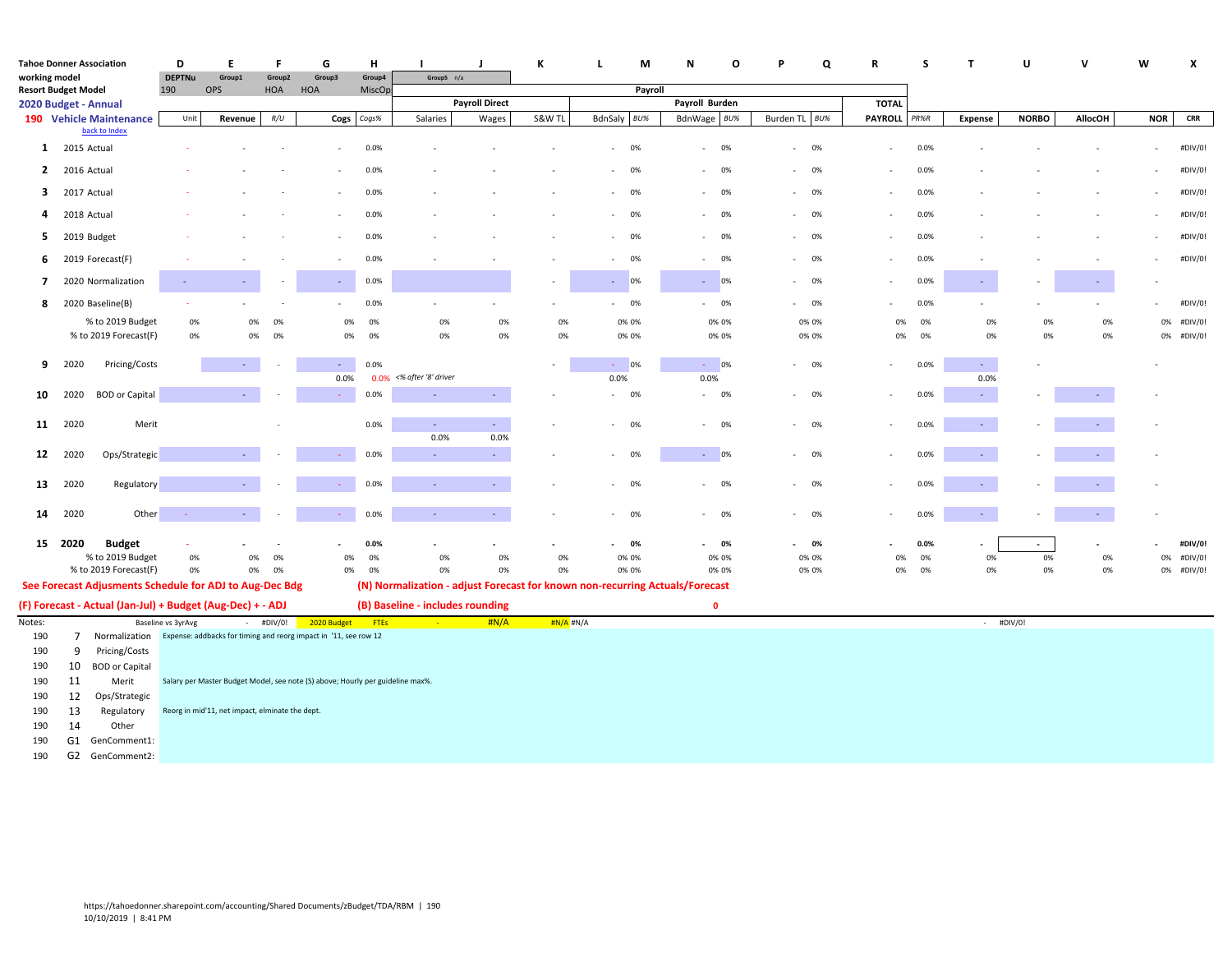**Tahoe Donner Association**
**working model**
**Resort Budget Model**
**2020 Budget - Annual**
**190 Vehicle Maintenance**
back to Index

| | | D | E | F | G | H | I | J | K | L | M | N | O | P | Q | R | S | T | U | V | W | X |
|---|---|---|---|---|---|---|---|---|---|---|---|---|---|---|---|---|---|---|---|---|---|---|
| | | DEPTNu | Group1 | Group2 | Group3 | Group4 | Group5 n/a | | | | | | | | | | | | | | | |
| | | 190 | OPS | HOA | HOA | MiscOp | | | | | Payroll | | | | | | | | | | | |
| | | | | | | | | Payroll Direct | | | | Payroll Burden | | | | TOTAL | | | | | | |
| | | Unit | Revenue | R/U | Cogs | Cogs% | Salaries | Wages | S&W TL | BdnSaly | BU% | BdnWage | BU% | Burden TL | BU% | PAYROLL | PR%R | Expense | NORBO | AllocOH | NOR | CRR |
| 1 | 2015 Actual | - | - | - | - | 0.0% | - | - | - | - | 0% | - | 0% | - | 0% | - | 0.0% | - | - | - | - | #DIV/0! |
| 2 | 2016 Actual | - | - | - | - | 0.0% | - | - | - | - | 0% | - | 0% | - | 0% | - | 0.0% | - | - | - | - | #DIV/0! |
| 3 | 2017 Actual | - | - | - | - | 0.0% | - | - | - | - | 0% | - | 0% | - | 0% | - | 0.0% | - | - | - | - | #DIV/0! |
| 4 | 2018 Actual | - | - | - | - | 0.0% | - | - | - | - | 0% | - | 0% | - | 0% | - | 0.0% | - | - | - | - | #DIV/0! |
| 5 | 2019 Budget | - | - | - | - | 0.0% | - | - | - | - | 0% | - | 0% | - | 0% | - | 0.0% | - | - | - | - | #DIV/0! |
| 6 | 2019 Forecast(F) | - | - | - | - | 0.0% | - | - | - | - | 0% | - | 0% | - | 0% | - | 0.0% | - | - | - | - | #DIV/0! |
| 7 | 2020 Normalization | - | - | - | - | 0.0% | | | - | - | 0% | - | 0% | - | 0% | - | 0.0% | - | - | - | - | |
| 8 | 2020 Baseline(B) | - | - | - | - | 0.0% | - | - | - | - | 0% | - | 0% | - | 0% | - | 0.0% | - | - | - | - | #DIV/0! |
| | % to 2019 Budget | 0% | 0% | 0% | 0% | 0% | 0% | 0% | 0% | 0% | 0% | 0% | 0% | 0% | 0% | 0% | 0% | 0% | 0% | 0% | 0% | #DIV/0! |
| | % to 2019 Forecast(F) | 0% | 0% | 0% | 0% | 0% | 0% | 0% | 0% | 0% | 0% | 0% | 0% | 0% | 0% | 0% | 0% | 0% | 0% | 0% | 0% | #DIV/0! |
| 9 | 2020 Pricing/Costs | | - | - | - | 0.0% | | | - | - | 0% | - | 0% | - | 0% | - | 0.0% | - | - | | - | |
| | | | | | 0.0% | 0.0% | <% after '8' driver | | | 0.0% | | 0.0% | | | | | | 0.0% | | | | |
| 10 | 2020 BOD or Capital | | - | - | - | 0.0% | - | - | - | - | 0% | - | 0% | - | 0% | - | 0.0% | - | - | - | - | |
| 11 | 2020 Merit | | | - | | 0.0% | - | - | - | - | 0% | - | 0% | - | 0% | - | 0.0% | - | - | - | - | |
| | | | | | | | 0.0% | 0.0% | | | | | | | | | | | | | | |
| 12 | 2020 Ops/Strategic | | - | - | - | 0.0% | - | - | - | - | 0% | - | 0% | - | 0% | - | 0.0% | - | - | - | - | |
| 13 | 2020 Regulatory | | - | - | - | 0.0% | - | - | - | - | 0% | - | 0% | - | 0% | - | 0.0% | - | - | - | - | |
| 14 | 2020 Other | - | - | - | - | 0.0% | - | - | - | - | 0% | - | 0% | - | 0% | - | 0.0% | - | - | - | - | |
| **15** | **2020 Budget** | - | - | - | - | **0.0%** | - | - | - | - | **0%** | - | **0%** | - | **0%** | - | **0.0%** | - | - | - | - | **#DIV/0!** |
| | % to 2019 Budget | 0% | 0% | 0% | 0% | 0% | 0% | 0% | 0% | 0% | 0% | 0% | 0% | 0% | 0% | 0% | 0% | 0% | 0% | 0% | 0% | #DIV/0! |
| | % to 2019 Forecast(F) | 0% | 0% | 0% | 0% | 0% | 0% | 0% | 0% | 0% | 0% | 0% | 0% | 0% | 0% | 0% | 0% | 0% | 0% | 0% | 0% | #DIV/0! |

**See Forecast Adjusments Schedule for ADJ to Aug-Dec Bdg**

**(N) Normalization - adjust Forecast for known non-recurring Actuals/Forecast**

**(F) Forecast - Actual (Jan-Jul) + Budget (Aug-Dec) + - ADJ**

**(B) Baseline - includes rounding** 0

Notes: Baseline vs 3yrAvg - #DIV/0! 2020 Budget FTEs - #N/A #N/A #N/A - #DIV/0!

| | | | |
|---|---|---|---|
| 190 | 7 | Normalization | Expense: addbacks for timing and reorg impact in '11, see row 12 |
| 190 | 9 | Pricing/Costs | |
| 190 | 10 | BOD or Capital | |
| 190 | 11 | Merit | Salary per Master Budget Model, see note (S) above; Hourly per guideline max%. |
| 190 | 12 | Ops/Strategic | |
| 190 | 13 | Regulatory | Reorg in mid'11, net impact, elminate the dept. |
| 190 | 14 | Other | |
| 190 | G1 | GenComment1: | |
| 190 | G2 | GenComment2: | |

https://tahoedonner.sharepoint.com/accounting/Shared Documents/zBudget/TDA/RBM | 190
10/10/2019 | 8:41 PM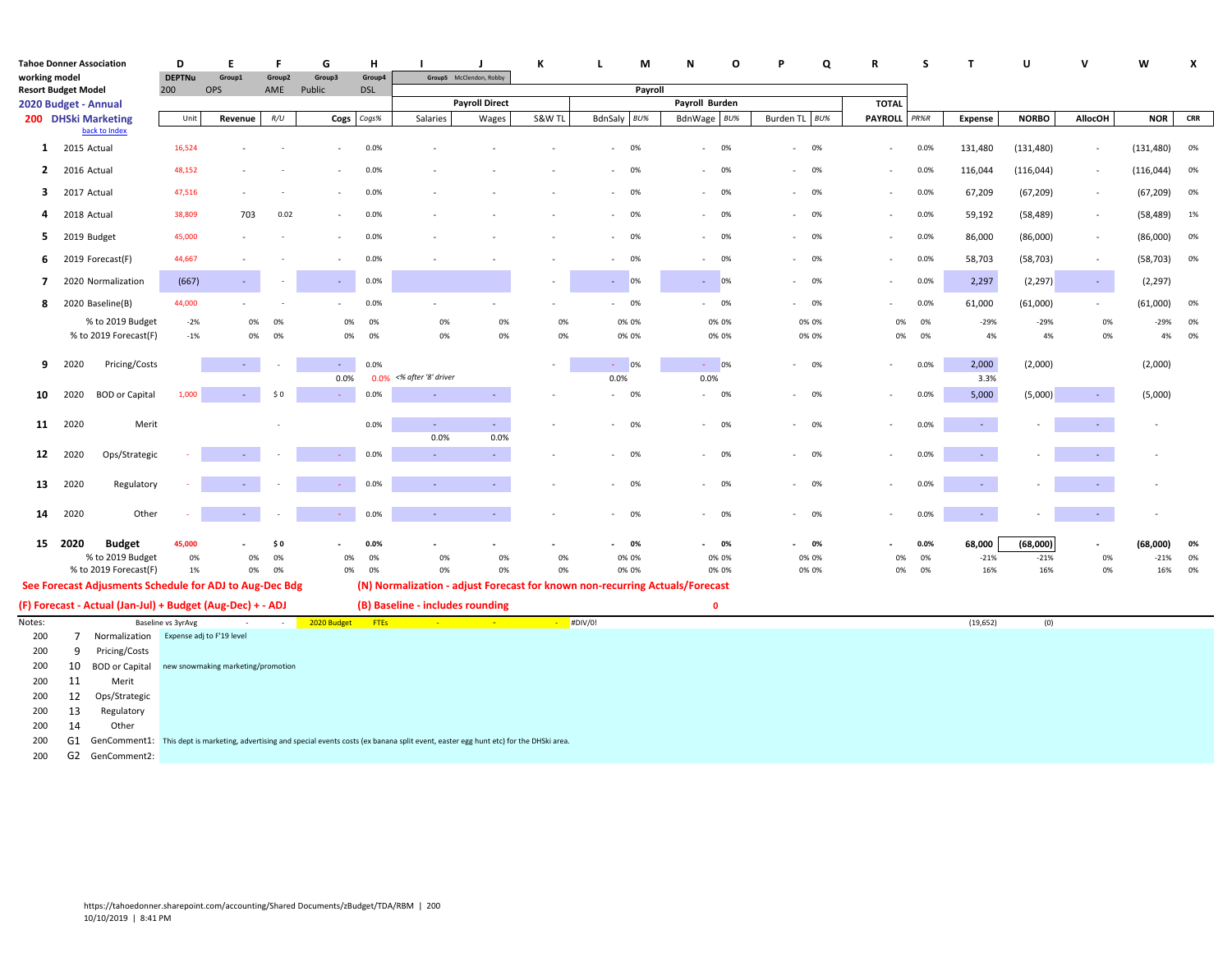**Tahoe Donner Association**
working model
**Resort Budget Model**
**2020 Budget - Annual**
**200 DHSki Marketing**
back to Index

| | | D | E | F | G | H | I | J | K | L | M | N | O | P | Q | R | S | T | U | V | W | X |
|---|---|---|---|---|---|---|---|---|---|---|---|---|---|---|---|---|---|---|---|---|---|---|
| | | DEPTNu | Group1 | Group2 | Group3 | Group4 | Group5 | McClendon, Robby | | | | | | | | | | | | | | |
| | | 200 | OPS | AME | Public | DSL | | | | | Payroll | | | | | | | | | | | |
| | | | | | | | Payroll Direct | | | Payroll Burden | | | | | | TOTAL | | | | | | |
| | | Unit | Revenue | R/U | Cogs | Cogs% | Salaries | Wages | S&W TL | BdnSaly | BU% | BdnWage | BU% | Burden TL | BU% | PAYROLL | PR%R | Expense | NORBO | AllocOH | NOR | CRR |
| 1 | 2015 Actual | 16,524 | - | - | - | 0.0% | - | - | - | - | 0% | - | 0% | - | 0% | - | 0.0% | 131,480 | (131,480) | - | (131,480) | 0% |
| 2 | 2016 Actual | 48,152 | - | - | - | 0.0% | - | - | - | - | 0% | - | 0% | - | 0% | - | 0.0% | 116,044 | (116,044) | - | (116,044) | 0% |
| 3 | 2017 Actual | 47,516 | - | - | - | 0.0% | - | - | - | - | 0% | - | 0% | - | 0% | - | 0.0% | 67,209 | (67,209) | - | (67,209) | 0% |
| 4 | 2018 Actual | 38,809 | 703 | 0.02 | - | 0.0% | - | - | - | - | 0% | - | 0% | - | 0% | - | 0.0% | 59,192 | (58,489) | - | (58,489) | 1% |
| 5 | 2019 Budget | 45,000 | - | - | - | 0.0% | - | - | - | - | 0% | - | 0% | - | 0% | - | 0.0% | 86,000 | (86,000) | - | (86,000) | 0% |
| 6 | 2019 Forecast(F) | 44,667 | - | - | - | 0.0% | - | - | - | - | 0% | - | 0% | - | 0% | - | 0.0% | 58,703 | (58,703) | - | (58,703) | 0% |
| 7 | 2020 Normalization | (667) | - | - | - | 0.0% | | | - | - | 0% | - | 0% | - | 0% | - | 0.0% | 2,297 | (2,297) | - | (2,297) | |
| 8 | 2020 Baseline(B) | 44,000 | - | - | - | 0.0% | - | - | - | - | 0% | - | 0% | - | 0% | - | 0.0% | 61,000 | (61,000) | - | (61,000) | 0% |
| | % to 2019 Budget | -2% | 0% | 0% | 0% | 0% | 0% | 0% | 0% | 0% | 0% | 0% | 0% | 0% | 0% | 0% | 0% | -29% | -29% | 0% | -29% | 0% |
| | % to 2019 Forecast(F) | -1% | 0% | 0% | 0% | 0% | 0% | 0% | 0% | 0% | 0% | 0% | 0% | 0% | 0% | 0% | 0% | 4% | 4% | 0% | 4% | 0% |
| 9 | 2020 Pricing/Costs | | - | - | - 0.0% | 0.0% 0.0% | <% after '8' driver | | - | - 0.0% | 0% | - 0.0% | 0% | - | 0% | - | 0.0% | 2,000 3.3% | (2,000) | | (2,000) | |
| 10 | 2020 BOD or Capital | 1,000 | - | $ 0 | - | 0.0% | - | - | - | - | 0% | - | 0% | - | 0% | - | 0.0% | 5,000 | (5,000) | - | (5,000) | |
| 11 | 2020 Merit | | | - | | 0.0% | - 0.0% | - 0.0% | - | - | 0% | - | 0% | - | 0% | - | 0.0% | - | - | - | - | |
| 12 | 2020 Ops/Strategic | - | - | - | - | 0.0% | - | - | - | - | 0% | - | 0% | - | 0% | - | 0.0% | - | - | - | - | |
| 13 | 2020 Regulatory | - | - | - | - | 0.0% | - | - | - | - | 0% | - | 0% | - | 0% | - | 0.0% | - | - | - | - | |
| 14 | 2020 Other | - | - | - | - | 0.0% | - | - | - | - | 0% | - | 0% | - | 0% | - | 0.0% | - | - | - | - | |
| **15** | **2020 Budget** | **45,000** | **-** | **$ 0** | **-** | **0.0%** | **-** | **-** | **-** | **-** | **0%** | **-** | **0%** | **-** | **0%** | **-** | **0.0%** | **68,000** | **(68,000)** | **-** | **(68,000)** | **0%** |
| | % to 2019 Budget | 0% | 0% | 0% | 0% | 0% | 0% | 0% | 0% | 0% | 0% | 0% | 0% | 0% | 0% | 0% | 0% | -21% | -21% | 0% | -21% | 0% |
| | % to 2019 Forecast(F) | 1% | 0% | 0% | 0% | 0% | 0% | 0% | 0% | 0% | 0% | 0% | 0% | 0% | 0% | 0% | 0% | 16% | 16% | 0% | 16% | 0% |

**See Forecast Adjusments Schedule for ADJ to Aug-Dec Bdg**

**(N) Normalization - adjust Forecast for known non-recurring Actuals/Forecast**

**(F) Forecast - Actual (Jan-Jul) + Budget (Aug-Dec) + - ADJ**

**(B) Baseline - includes rounding** 0

Notes: Baseline vs 3yrAvg - - 2020 Budget FTEs - - - #DIV/0! (19,652) (0)

| | | | |
|---|---|---|---|
| 200 | 7 | Normalization | Expense adj to F'19 level |
| 200 | 9 | Pricing/Costs | |
| 200 | 10 | BOD or Capital | new snowmaking marketing/promotion |
| 200 | 11 | Merit | |
| 200 | 12 | Ops/Strategic | |
| 200 | 13 | Regulatory | |
| 200 | 14 | Other | |
| 200 | G1 | GenComment1: | This dept is marketing, advertising and special events costs (ex banana split event, easter egg hunt etc) for the DHSki area. |
| 200 | G2 | GenComment2: | |

https://tahoedonner.sharepoint.com/accounting/Shared Documents/zBudget/TDA/RBM | 200
10/10/2019 | 8:41 PM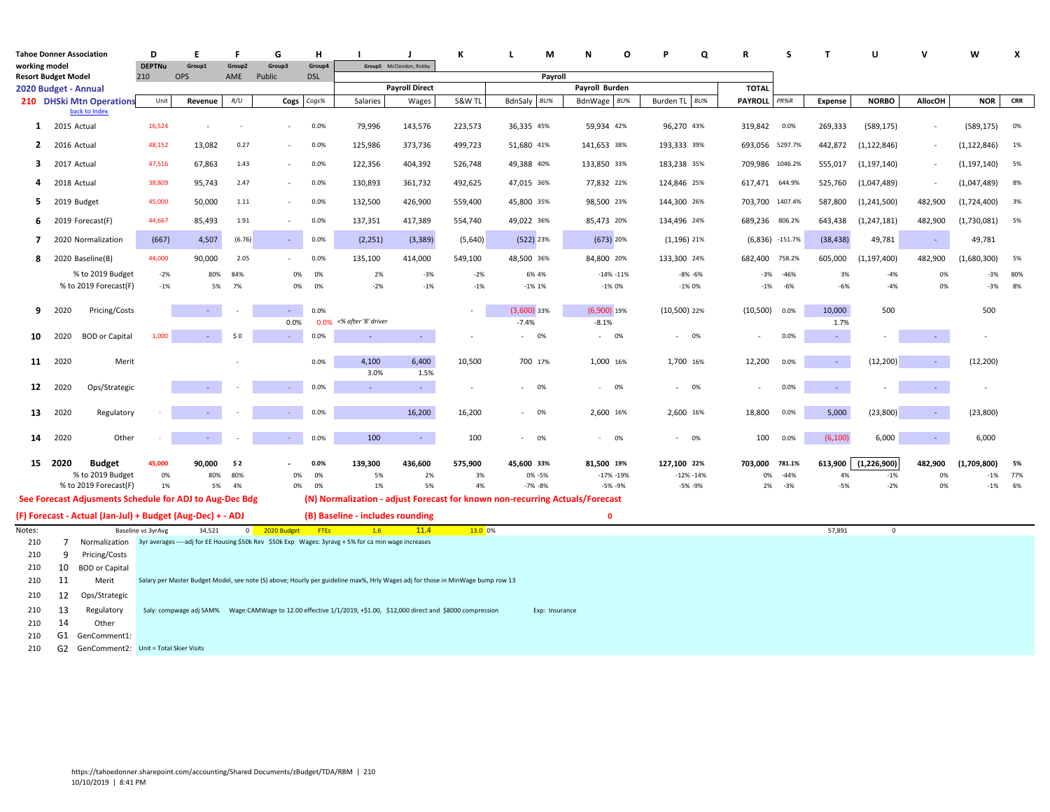**Tahoe Donner Association**
**working model**
**Resort Budget Model**
**2020 Budget - Annual**
**210 DHSki Mtn Operations**
back to Index

| | | D | E | F | G | H | I | J | K | L | M | N | O | P | Q | R | S | T | U | V | W | X |
|---|---|---|---|---|---|---|---|---|---|---|---|---|---|---|---|---|---|---|---|---|---|---|
| | | DEPTNu | Group1 | Group2 | Group3 | Group4 | | Group5 McClendon, Robby | | | | | | | | | | | | | | |
| | | 210 | OPS | AME | Public | DSL | | | | | Payroll | | | | | | | | | | | |
| | | | | | | | Payroll Direct | | | Payroll Burden | | | | | | TOTAL | | | | | | |
| | | Unit | Revenue | R/U | Cogs | Cogs% | Salaries | Wages | S&W TL | BdnSaly | BU% | BdnWage | BU% | Burden TL | BU% | PAYROLL | PR%R | Expense | NORBO | AllocOH | NOR | CRR |
| 1 | 2015 Actual | 16,524 | - | - | - | 0.0% | 79,996 | 143,576 | 223,573 | 36,335 | 45% | 59,934 | 42% | 96,270 | 43% | 319,842 | 0.0% | 269,333 | (589,175) | - | (589,175) | 0% |
| 2 | 2016 Actual | 48,152 | 13,082 | 0.27 | - | 0.0% | 125,986 | 373,736 | 499,723 | 51,680 | 41% | 141,653 | 38% | 193,333 | 39% | 693,056 | 5297.7% | 442,872 | (1,122,846) | - | (1,122,846) | 1% |
| 3 | 2017 Actual | 47,516 | 67,863 | 1.43 | - | 0.0% | 122,356 | 404,392 | 526,748 | 49,388 | 40% | 133,850 | 33% | 183,238 | 35% | 709,986 | 1046.2% | 555,017 | (1,197,140) | - | (1,197,140) | 5% |
| 4 | 2018 Actual | 38,809 | 95,743 | 2.47 | - | 0.0% | 130,893 | 361,732 | 492,625 | 47,015 | 36% | 77,832 | 22% | 124,846 | 25% | 617,471 | 644.9% | 525,760 | (1,047,489) | - | (1,047,489) | 8% |
| 5 | 2019 Budget | 45,000 | 50,000 | 1.11 | - | 0.0% | 132,500 | 426,900 | 559,400 | 45,800 | 35% | 98,500 | 23% | 144,300 | 26% | 703,700 | 1407.4% | 587,800 | (1,241,500) | 482,900 | (1,724,400) | 3% |
| 6 | 2019 Forecast(F) | 44,667 | 85,493 | 1.91 | - | 0.0% | 137,351 | 417,389 | 554,740 | 49,022 | 36% | 85,473 | 20% | 134,496 | 24% | 689,236 | 806.2% | 643,438 | (1,247,181) | 482,900 | (1,730,081) | 5% |
| 7 | 2020 Normalization | (667) | 4,507 | (6.76) | - | 0.0% | (2,251) | (3,389) | (5,640) | (522) | 23% | (673) | 20% | (1,196) | 21% | (6,836) | -151.7% | (38,438) | 49,781 | - | 49,781 | |
| 8 | 2020 Baseline(B) | 44,000 | 90,000 | 2.05 | - | 0.0% | 135,100 | 414,000 | 549,100 | 48,500 | 36% | 84,800 | 20% | 133,300 | 24% | 682,400 | 758.2% | 605,000 | (1,197,400) | 482,900 | (1,680,300) | 5% |
| | % to 2019 Budget | -2% | 80% | 84% | 0% | 0% | 2% | -3% | -2% | 6% | 4% | -14% | -11% | -8% | -6% | -3% | -46% | 3% | -4% | 0% | -3% | 80% |
| | % to 2019 Forecast(F) | -1% | 5% | 7% | 0% | 0% | -2% | -1% | -1% | -1% | 1% | -1% | 0% | -1% | 0% | -1% | -6% | -6% | -4% | 0% | -3% | 8% |
| 9 | 2020 Pricing/Costs | | - | - | - / 0.0% | 0.0% / 0.0% | <% after '8' driver | | - | (3,600) / -7.4% | 33% | (6,900) / -8.1% | 19% | (10,500) | 22% | (10,500) | 0.0% | 10,000 / 1.7% | 500 | | 500 | |
| 10 | 2020 BOD or Capital | 1,000 | - | $ 0 | - | 0.0% | - | - | - | - | 0% | - | 0% | - | 0% | - | 0.0% | - | - | - | - | |
| 11 | 2020 Merit | | | - | | 0.0% | 4,100 / 3.0% | 6,400 / 1.5% | 10,500 | 700 | 17% | 1,000 | 16% | 1,700 | 16% | 12,200 | 0.0% | - | (12,200) | - | (12,200) | |
| 12 | 2020 Ops/Strategic | | - | - | - | 0.0% | - | - | - | - | 0% | - | 0% | - | 0% | - | 0.0% | - | - | - | - | |
| 13 | 2020 Regulatory | - | - | - | - | 0.0% | | 16,200 | 16,200 | - | 0% | 2,600 | 16% | 2,600 | 16% | 18,800 | 0.0% | 5,000 | (23,800) | - | (23,800) | |
| 14 | 2020 Other | - | - | - | - | 0.0% | 100 | - | 100 | - | 0% | - | 0% | - | 0% | 100 | 0.0% | (6,100) | 6,000 | - | 6,000 | |
| 15 | **2020 Budget** | **45,000** | **90,000** | **$ 2** | **-** | **0.0%** | **139,300** | **436,600** | **575,900** | **45,600** | **33%** | **81,500** | **19%** | **127,100** | **22%** | **703,000** | **781.1%** | **613,900** | **(1,226,900)** | **482,900** | **(1,709,800)** | **5%** |
| | % to 2019 Budget | 0% | 80% | 80% | 0% | 0% | 5% | 2% | 3% | 0% | -5% | -17% | -19% | -12% | -14% | 0% | -44% | 4% | -1% | 0% | -1% | 77% |
| | % to 2019 Forecast(F) | 1% | 5% | 4% | 0% | 0% | 1% | 5% | 4% | -7% | -8% | -5% | -9% | -5% | -9% | 2% | -3% | -5% | -2% | 0% | -1% | 6% |

**See Forecast Adjusments Schedule for ADJ to Aug-Dec Bdg**

**(N) Normalization - adjust Forecast for known non-recurring Actuals/Forecast**

**(F) Forecast - Actual (Jan-Jul) + Budget (Aug-Dec) + - ADJ**

**(B) Baseline - includes rounding** 0

Notes: Baseline vs 3yrAvg 34,521 0 | 2020 Budget | FTEs 1.6 | 11.4 | 13.0 | 0% | 57,891 | 0

| | | | |
|---|---|---|---|
| 210 | 7 | Normalization | 3yr averages ----adj for EE Housing $50k Rev $50k Exp Wages: 3yravg + 5% for ca min wage increases |
| 210 | 9 | Pricing/Costs | |
| 210 | 10 | BOD or Capital | |
| 210 | 11 | Merit | Salary per Master Budget Model, see note (S) above; Hourly per guideline max%, Hrly Wages adj for those in MinWage bump row 13 |
| 210 | 12 | Ops/Strategic | |
| 210 | 13 | Regulatory | Saly: compwage adj SAM% Wage:CAMWage to 12.00 effective 1/1/2019, +$1.00, $12,000 direct and $8000 compression Exp: Insurance |
| 210 | 14 | Other | |
| 210 | G1 | GenComment1: | |
| 210 | G2 | GenComment2: | Unit = Total Skier Visits |

https://tahoedonner.sharepoint.com/accounting/Shared Documents/zBudget/TDA/RBM | 210
10/10/2019 | 8:41 PM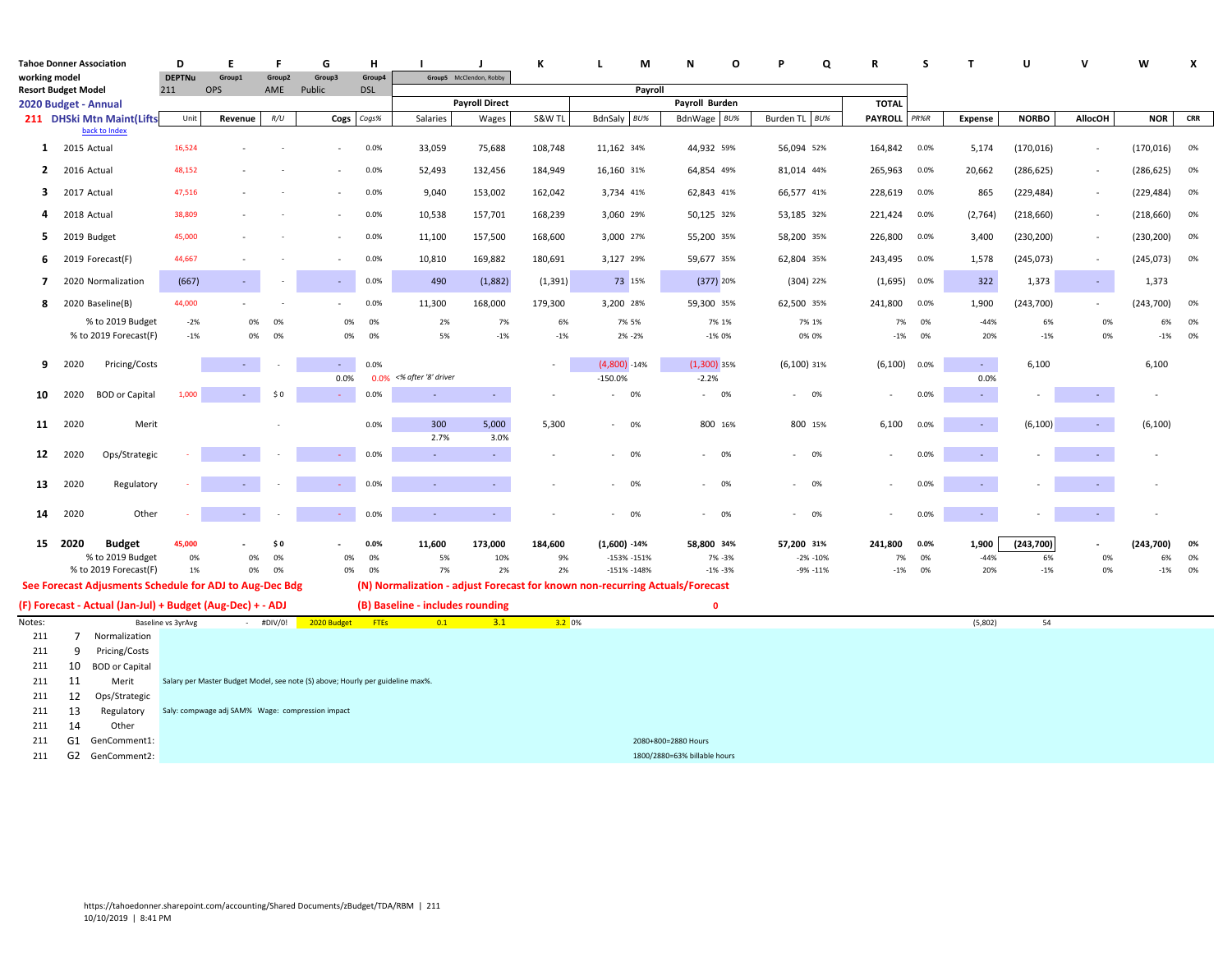**Tahoe Donner Association**
**working model**
**Resort Budget Model**
**2020 Budget - Annual**
**211 DHSki Mtn Maint(Lifts)**
back to Index

| | | D | E | F | G | H | I | J | K | L | M | N | O | P | Q | R | S | T | U | V | W | X |
|---|---|---|---|---|---|---|---|---|---|---|---|---|---|---|---|---|---|---|---|---|---|---|
| | | DEPTNu | Group1 | Group2 | Group3 | Group4 | | Group5 McClendon, Robby | | | | | | | | | | | | | | |
| | | 211 | OPS | AME | Public | DSL | | | | | Payroll | | | | | | | | | | | |
| | | | | | | | Payroll Direct | | | Payroll Burden | | | | | | TOTAL | | | | | | |
| | | Unit | Revenue | R/U | Cogs | Cogs% | Salaries | Wages | S&W TL | BdnSaly | BU% | BdnWage | BU% | Burden TL | BU% | PAYROLL | PR%R | Expense | NORBO | AllocOH | NOR | CRR |
| 1 | 2015 Actual | 16,524 | - | - | - | 0.0% | 33,059 | 75,688 | 108,748 | 11,162 | 34% | 44,932 | 59% | 56,094 | 52% | 164,842 | 0.0% | 5,174 | (170,016) | - | (170,016) | 0% |
| 2 | 2016 Actual | 48,152 | - | - | - | 0.0% | 52,493 | 132,456 | 184,949 | 16,160 | 31% | 64,854 | 49% | 81,014 | 44% | 265,963 | 0.0% | 20,662 | (286,625) | - | (286,625) | 0% |
| 3 | 2017 Actual | 47,516 | - | - | - | 0.0% | 9,040 | 153,002 | 162,042 | 3,734 | 41% | 62,843 | 41% | 66,577 | 41% | 228,619 | 0.0% | 865 | (229,484) | - | (229,484) | 0% |
| 4 | 2018 Actual | 38,809 | - | - | - | 0.0% | 10,538 | 157,701 | 168,239 | 3,060 | 29% | 50,125 | 32% | 53,185 | 32% | 221,424 | 0.0% | (2,764) | (218,660) | - | (218,660) | 0% |
| 5 | 2019 Budget | 45,000 | - | - | - | 0.0% | 11,100 | 157,500 | 168,600 | 3,000 | 27% | 55,200 | 35% | 58,200 | 35% | 226,800 | 0.0% | 3,400 | (230,200) | - | (230,200) | 0% |
| 6 | 2019 Forecast(F) | 44,667 | - | - | - | 0.0% | 10,810 | 169,882 | 180,691 | 3,127 | 29% | 59,677 | 35% | 62,804 | 35% | 243,495 | 0.0% | 1,578 | (245,073) | - | (245,073) | 0% |
| 7 | 2020 Normalization | (667) | - | - | - | 0.0% | 490 | (1,882) | (1,391) | 73 | 15% | (377) | 20% | (304) | 22% | (1,695) | 0.0% | 322 | 1,373 | - | 1,373 | |
| 8 | 2020 Baseline(B) | 44,000 | - | - | - | 0.0% | 11,300 | 168,000 | 179,300 | 3,200 | 28% | 59,300 | 35% | 62,500 | 35% | 241,800 | 0.0% | 1,900 | (243,700) | - | (243,700) | 0% |
| | % to 2019 Budget | -2% | 0% | 0% | 0% | 0% | 2% | 7% | 6% | 7% | 5% | 7% | 1% | 7% | 1% | 7% | 0% | -44% | 6% | 0% | 6% | 0% |
| | % to 2019 Forecast(F) | -1% | 0% | 0% | 0% | 0% | 5% | -1% | -1% | 2% | -2% | -1% | 0% | 0% | 0% | -1% | 0% | 20% | -1% | 0% | -1% | 0% |
| 9 | 2020 Pricing/Costs | | - | - | - | 0.0% | | | - | (4,800) | -14% | (1,300) | 35% | (6,100) | 31% | (6,100) | 0.0% | - | 6,100 | | 6,100 | |
| | | | | | 0.0% | 0.0% | <% after '8' driver | | | -150.0% | | -2.2% | | | | | | 0.0% | | | | |
| 10 | 2020 BOD or Capital | 1,000 | - | $ 0 | - | 0.0% | - | - | - | - | 0% | - | 0% | - | 0% | - | 0.0% | - | - | - | - | |
| 11 | 2020 Merit | | | - | | 0.0% | 300 | 5,000 | 5,300 | - | 0% | 800 | 16% | 800 | 15% | 6,100 | 0.0% | - | (6,100) | - | (6,100) | |
| | | | | | | | 2.7% | 3.0% | | | | | | | | | | | | | | |
| 12 | 2020 Ops/Strategic | - | - | - | - | 0.0% | - | - | - | - | 0% | - | 0% | - | 0% | - | 0.0% | - | - | - | - | |
| 13 | 2020 Regulatory | - | - | - | - | 0.0% | - | - | - | - | 0% | - | 0% | - | 0% | - | 0.0% | - | - | - | - | |
| 14 | 2020 Other | - | - | - | - | 0.0% | - | - | - | - | 0% | - | 0% | - | 0% | - | 0.0% | - | - | - | - | |
| 15 | **2020 Budget** | 45,000 | - | $ 0 | - | 0.0% | 11,600 | 173,000 | 184,600 | (1,600) | -14% | 58,800 | 34% | 57,200 | 31% | 241,800 | 0.0% | 1,900 | (243,700) | - | (243,700) | 0% |
| | % to 2019 Budget | 0% | 0% | 0% | 0% | 0% | 5% | 10% | 9% | -153% | -151% | 7% | -3% | -2% | -10% | 7% | 0% | -44% | 6% | 0% | 6% | 0% |
| | % to 2019 Forecast(F) | 1% | 0% | 0% | 0% | 0% | 7% | 2% | 2% | -151% | -148% | -1% | -3% | -9% | -11% | -1% | 0% | 20% | -1% | 0% | -1% | 0% |

**See Forecast Adjusments Schedule for ADJ to Aug-Dec Bdg**

**(F) Forecast - Actual (Jan-Jul) + Budget (Aug-Dec) + - ADJ**

**(N) Normalization - adjust Forecast for known non-recurring Actuals/Forecast**

**(B) Baseline - includes rounding** 0

Notes: Baseline vs 3yrAvg - #DIV/0! | 2020 Budget FTEs 0.1 | 3.1 | 3.2 | 0% | (5,802) | 54

| | | | |
|---|---|---|---|
| 211 | 7 | Normalization | |
| 211 | 9 | Pricing/Costs | |
| 211 | 10 | BOD or Capital | |
| 211 | 11 | Merit | Salary per Master Budget Model, see note (S) above; Hourly per guideline max%. |
| 211 | 12 | Ops/Strategic | |
| 211 | 13 | Regulatory | Saly: compwage adj SAM% Wage: compression impact |
| 211 | 14 | Other | |
| 211 | G1 | GenComment1: | 2080+800=2880 Hours |
| 211 | G2 | GenComment2: | 1800/2880=63% billable hours |

https://tahoedonner.sharepoint.com/accounting/Shared Documents/zBudget/TDA/RBM | 211
10/10/2019 | 8:41 PM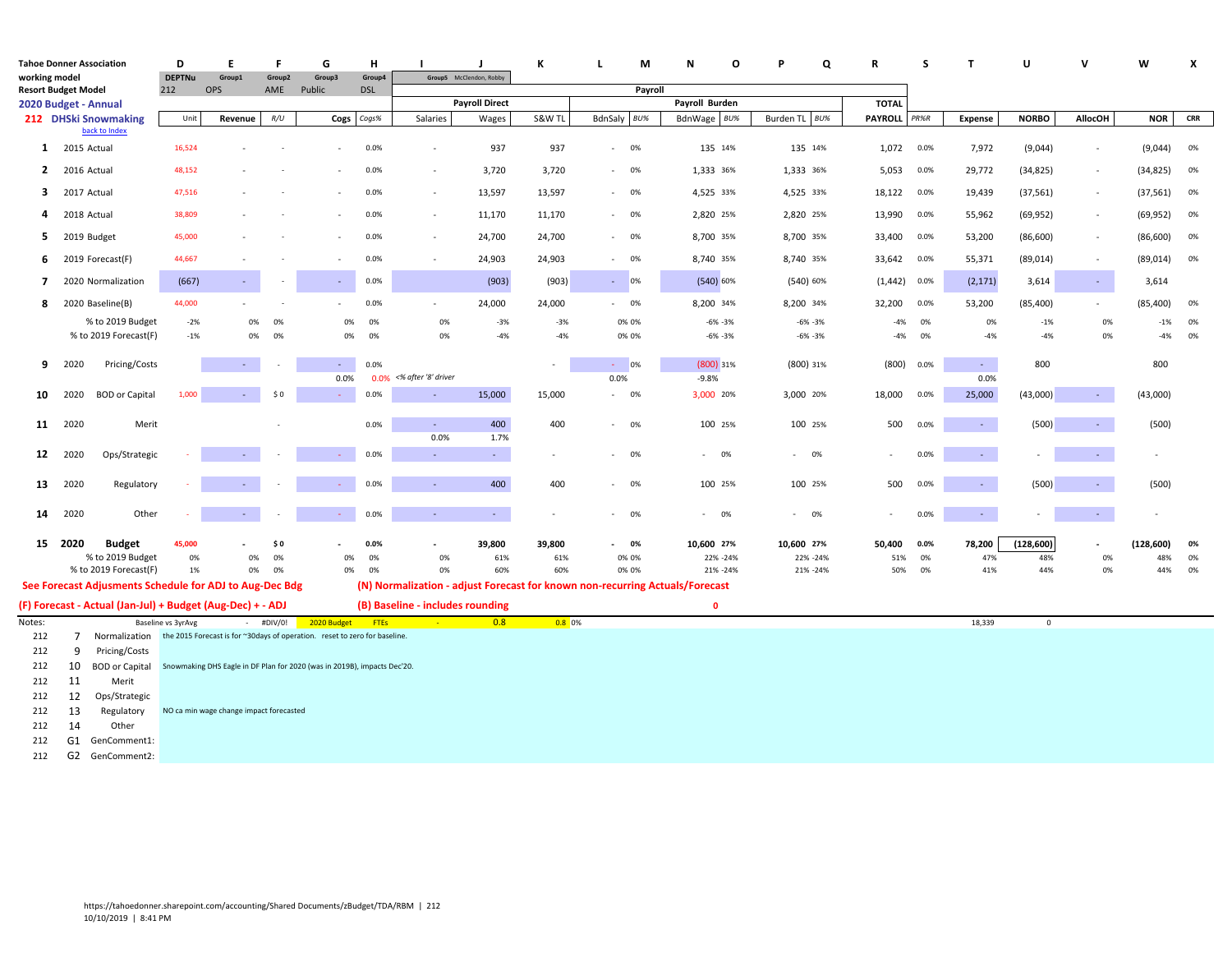**Tahoe Donner Association**
working model
**Resort Budget Model**
**2020 Budget - Annual**
**212 DHSki Snowmaking**
back to Index

| | | D | E | F | G | H | I | J | K | L | M | N | O | P | Q | R | S | T | U | V | W | X |
|---|---|---|---|---|---|---|---|---|---|---|---|---|---|---|---|---|---|---|---|---|---|---|
| | | DEPTNu | Group1 | Group2 | Group3 | Group4 | | Group5 McClendon, Robby | | | | | | | | | | | | | | |
| | | 212 | OPS | AME | Public | DSL | | | | | Payroll | | | | | | | | | | | |
| | | | | | | | Payroll Direct | | | Payroll Burden | | | | | | TOTAL | | | | | | |
| | | Unit | Revenue | R/U | Cogs | Cogs% | Salaries | Wages | S&W TL | BdnSaly | BU% | BdnWage | BU% | Burden TL | BU% | PAYROLL | PR%R | Expense | NORBO | AllocOH | NOR | CRR |
| 1 | 2015 Actual | 16,524 | - | - | - | 0.0% | - | 937 | 937 | - | 0% | 135 | 14% | 135 | 14% | 1,072 | 0.0% | 7,972 | (9,044) | - | (9,044) | 0% |
| 2 | 2016 Actual | 48,152 | - | - | - | 0.0% | - | 3,720 | 3,720 | - | 0% | 1,333 | 36% | 1,333 | 36% | 5,053 | 0.0% | 29,772 | (34,825) | - | (34,825) | 0% |
| 3 | 2017 Actual | 47,516 | - | - | - | 0.0% | - | 13,597 | 13,597 | - | 0% | 4,525 | 33% | 4,525 | 33% | 18,122 | 0.0% | 19,439 | (37,561) | - | (37,561) | 0% |
| 4 | 2018 Actual | 38,809 | - | - | - | 0.0% | - | 11,170 | 11,170 | - | 0% | 2,820 | 25% | 2,820 | 25% | 13,990 | 0.0% | 55,962 | (69,952) | - | (69,952) | 0% |
| 5 | 2019 Budget | 45,000 | - | - | - | 0.0% | - | 24,700 | 24,700 | - | 0% | 8,700 | 35% | 8,700 | 35% | 33,400 | 0.0% | 53,200 | (86,600) | - | (86,600) | 0% |
| 6 | 2019 Forecast(F) | 44,667 | - | - | - | 0.0% | - | 24,903 | 24,903 | - | 0% | 8,740 | 35% | 8,740 | 35% | 33,642 | 0.0% | 55,371 | (89,014) | - | (89,014) | 0% |
| 7 | 2020 Normalization | (667) | - | - | - | 0.0% | | (903) | (903) | - | 0% | (540) | 60% | (540) | 60% | (1,442) | 0.0% | (2,171) | 3,614 | - | 3,614 | |
| 8 | 2020 Baseline(B) | 44,000 | - | - | - | 0.0% | - | 24,000 | 24,000 | - | 0% | 8,200 | 34% | 8,200 | 34% | 32,200 | 0.0% | 53,200 | (85,400) | - | (85,400) | 0% |
| | % to 2019 Budget | -2% | 0% | 0% | 0% | 0% | 0% | -3% | -3% | 0% | 0% | -6% | -3% | -6% | -3% | -4% | 0% | 0% | -1% | 0% | -1% | 0% |
| | % to 2019 Forecast(F) | -1% | 0% | 0% | 0% | 0% | 0% | -4% | -4% | 0% | 0% | -6% | -3% | -6% | -3% | -4% | 0% | -4% | -4% | 0% | -4% | 0% |
| 9 | 2020 Pricing/Costs | | - | - | - 0.0% | 0.0% 0.0% | <% after '8' driver | | - | - 0.0% | 0% | (800) -9.8% | 31% | (800) | 31% | (800) | 0.0% | - 0.0% | 800 | | 800 | |
| 10 | 2020 BOD or Capital | 1,000 | - | $ 0 | - | 0.0% | - | 15,000 | 15,000 | - | 0% | 3,000 | 20% | 3,000 | 20% | 18,000 | 0.0% | 25,000 | (43,000) | - | (43,000) | |
| 11 | 2020 Merit | | | - | | 0.0% | - 0.0% | 400 1.7% | 400 | - | 0% | 100 | 25% | 100 | 25% | 500 | 0.0% | - | (500) | - | (500) | |
| 12 | 2020 Ops/Strategic | - | - | - | - | 0.0% | - | - | - | - | 0% | - | 0% | - | 0% | - | 0.0% | - | - | - | - | |
| 13 | 2020 Regulatory | - | - | - | - | 0.0% | - | 400 | 400 | - | 0% | 100 | 25% | 100 | 25% | 500 | 0.0% | - | (500) | - | (500) | |
| 14 | 2020 Other | - | - | - | - | 0.0% | - | - | - | - | 0% | - | 0% | - | 0% | - | 0.0% | - | - | - | - | |
| **15** | **2020 Budget** | **45,000** | **-** | **$ 0** | **-** | **0.0%** | **-** | **39,800** | **39,800** | **-** | **0%** | **10,600** | **27%** | **10,600** | **27%** | **50,400** | **0.0%** | **78,200** | **(128,600)** | **-** | **(128,600)** | **0%** |
| | % to 2019 Budget | 0% | 0% | 0% | 0% | 0% | 0% | 61% | 61% | 0% | 0% | 22% | -24% | 22% | -24% | 51% | 0% | 47% | 48% | 0% | 48% | 0% |
| | % to 2019 Forecast(F) | 1% | 0% | 0% | 0% | 0% | 0% | 60% | 60% | 0% | 0% | 21% | -24% | 21% | -24% | 50% | 0% | 41% | 44% | 0% | 44% | 0% |

**See Forecast Adjusments Schedule for ADJ to Aug-Dec Bdg**

**(N) Normalization - adjust Forecast for known non-recurring Actuals/Forecast**

**(F) Forecast - Actual (Jan-Jul) + Budget (Aug-Dec) + - ADJ**

**(B) Baseline - includes rounding**

0

Notes: Baseline vs 3yrAvg - #DIV/0! 2020 Budget FTEs - 0.8 0.8 0% 18,339 0

| | | | |
|---|---|---|---|
| 212 | 7 | Normalization | the 2015 Forecast is for ~30days of operation. reset to zero for baseline. |
| 212 | 9 | Pricing/Costs | |
| 212 | 10 | BOD or Capital | Snowmaking DHS Eagle in DF Plan for 2020 (was in 2019B), impacts Dec'20. |
| 212 | 11 | Merit | |
| 212 | 12 | Ops/Strategic | |
| 212 | 13 | Regulatory | NO ca min wage change impact forecasted |
| 212 | 14 | Other | |
| 212 | G1 | GenComment1: | |
| 212 | G2 | GenComment2: | |

https://tahoedonner.sharepoint.com/accounting/Shared Documents/zBudget/TDA/RBM | 212
10/10/2019 | 8:41 PM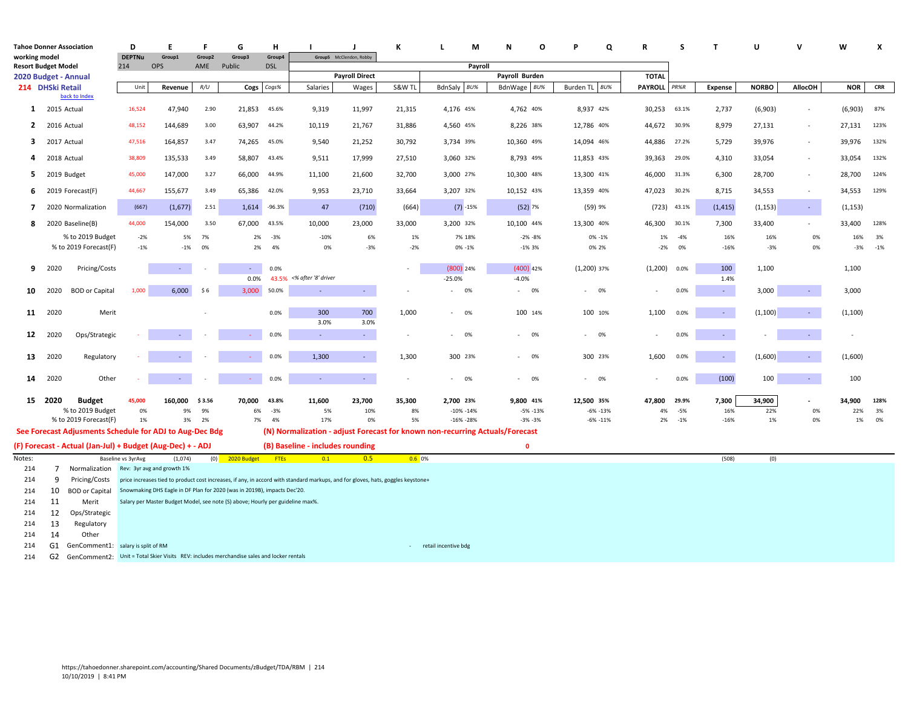**Tahoe Donner Association**
working model
**Resort Budget Model**
**2020 Budget - Annual**
**214 DHSki Retail**
back to Index

| | | D | E | F | G | H | I | J | K | L | M | N | O | P | Q | R | S | T | U | V | W | X |
|---|---|---|---|---|---|---|---|---|---|---|---|---|---|---|---|---|---|---|---|---|---|---|
| | | DEPTNu | Group1 | Group2 | Group3 | Group4 | Group5 McClendon, Robby | | | | | | | | | | | | | | | |
| | | 214 | OPS | AME | Public | DSL | | | | Payroll | | | | | | | | | | | | |
| | | | | | | | Payroll Direct | | | Payroll Burden | | | | | | TOTAL | | | | | | |
| | | Unit | Revenue | R/U | Cogs | Cogs% | Salaries | Wages | S&W TL | BdnSaly | BU% | BdnWage | BU% | Burden TL | BU% | PAYROLL | PR%R | Expense | NORBO | AllocOH | NOR | CRR |
| 1 | 2015 Actual | 16,524 | 47,940 | 2.90 | 21,853 | 45.6% | 9,319 | 11,997 | 21,315 | 4,176 | 45% | 4,762 | 40% | 8,937 | 42% | 30,253 | 63.1% | 2,737 | (6,903) | - | (6,903) | 87% |
| 2 | 2016 Actual | 48,152 | 144,689 | 3.00 | 63,907 | 44.2% | 10,119 | 21,767 | 31,886 | 4,560 | 45% | 8,226 | 38% | 12,786 | 40% | 44,672 | 30.9% | 8,979 | 27,131 | - | 27,131 | 123% |
| 3 | 2017 Actual | 47,516 | 164,857 | 3.47 | 74,265 | 45.0% | 9,540 | 21,252 | 30,792 | 3,734 | 39% | 10,360 | 49% | 14,094 | 46% | 44,886 | 27.2% | 5,729 | 39,976 | - | 39,976 | 132% |
| 4 | 2018 Actual | 38,809 | 135,533 | 3.49 | 58,807 | 43.4% | 9,511 | 17,999 | 27,510 | 3,060 | 32% | 8,793 | 49% | 11,853 | 43% | 39,363 | 29.0% | 4,310 | 33,054 | - | 33,054 | 132% |
| 5 | 2019 Budget | 45,000 | 147,000 | 3.27 | 66,000 | 44.9% | 11,100 | 21,600 | 32,700 | 3,000 | 27% | 10,300 | 48% | 13,300 | 41% | 46,000 | 31.3% | 6,300 | 28,700 | - | 28,700 | 124% |
| 6 | 2019 Forecast(F) | 44,667 | 155,677 | 3.49 | 65,386 | 42.0% | 9,953 | 23,710 | 33,664 | 3,207 | 32% | 10,152 | 43% | 13,359 | 40% | 47,023 | 30.2% | 8,715 | 34,553 | - | 34,553 | 129% |
| 7 | 2020 Normalization | (667) | (1,677) | 2.51 | 1,614 | -96.3% | 47 | (710) | (664) | (7) | -15% | (52) | 7% | (59) | 9% | (723) | 43.1% | (1,415) | (1,153) | - | (1,153) | |
| 8 | 2020 Baseline(B) | 44,000 | 154,000 | 3.50 | 67,000 | 43.5% | 10,000 | 23,000 | 33,000 | 3,200 | 32% | 10,100 | 44% | 13,300 | 40% | 46,300 | 30.1% | 7,300 | 33,400 | - | 33,400 | 128% |
| | % to 2019 Budget | -2% | 5% | 7% | 2% | -3% | -10% | 6% | 1% | 7% | 18% | -2% | -8% | 0% | -1% | 1% | -4% | 16% | 16% | 0% | 16% | 3% |
| | % to 2019 Forecast(F) | -1% | -1% | 0% | 2% | 4% | 0% | -3% | -2% | 0% | -1% | -1% | 3% | 0% | 2% | -2% | 0% | -16% | -3% | 0% | -3% | -1% |
| 9 | 2020 Pricing/Costs | | - | - | - | 0.0% | | | - | (800) | 24% | (400) | 42% | (1,200) | 37% | (1,200) | 0.0% | 100 | 1,100 | | 1,100 | |
| | | | | | 0.0% | 43.5% | <% after '8' driver | | | -25.0% | | -4.0% | | | | | | 1.4% | | | | |
| 10 | 2020 BOD or Capital | 1,000 | 6,000 | $ 6 | 3,000 | 50.0% | - | - | - | - | 0% | - | 0% | - | 0% | - | 0.0% | - | 3,000 | - | 3,000 | |
| 11 | 2020 Merit | | | - | | 0.0% | 300 | 700 | 1,000 | - | 0% | 100 | 14% | 100 | 10% | 1,100 | 0.0% | - | (1,100) | - | (1,100) | |
| | | | | | | | 3.0% | 3.0% | | | | | | | | | | | | | | |
| 12 | 2020 Ops/Strategic | - | - | - | - | 0.0% | - | - | - | - | 0% | - | 0% | - | 0% | - | 0.0% | - | - | - | - | |
| 13 | 2020 Regulatory | - | - | - | - | 0.0% | 1,300 | - | 1,300 | 300 | 23% | - | 0% | 300 | 23% | 1,600 | 0.0% | - | (1,600) | - | (1,600) | |
| 14 | 2020 Other | - | - | - | - | 0.0% | - | - | - | - | 0% | - | 0% | - | 0% | - | 0.0% | (100) | 100 | - | 100 | |
| **15** | **2020 Budget** | **45,000** | **160,000** | **$ 3.56** | **70,000** | **43.8%** | **11,600** | **23,700** | **35,300** | **2,700** | **23%** | **9,800** | **41%** | **12,500** | **35%** | **47,800** | **29.9%** | **7,300** | **34,900** | **-** | **34,900** | **128%** |
| | % to 2019 Budget | 0% | 9% | 9% | 6% | -3% | 5% | 10% | 8% | -10% | -14% | -5% | -13% | -6% | -13% | 4% | -5% | 16% | 22% | 0% | 22% | 3% |
| | % to 2019 Forecast(F) | 1% | 3% | 2% | 7% | 4% | 17% | 0% | 5% | -16% | -28% | -3% | -3% | -6% | -11% | 2% | -1% | -16% | 1% | 0% | 1% | 0% |

**See Forecast Adjusments Schedule for ADJ to Aug-Dec Bdg**

**(N) Normalization - adjust Forecast for known non-recurring Actuals/Forecast**

**(F) Forecast - Actual (Jan-Jul) + Budget (Aug-Dec) + - ADJ**

**(B) Baseline - includes rounding** 0

| Notes: | | Baseline vs 3yrAvg | | (1,074) | (0) | 2020 Budget | FTEs | 0.1 | 0.5 | 0.6 | 0% | (508) | (0) |
|---|---|---|---|---|---|---|---|---|---|---|---|---|---|

| | | | |
|---|---|---|---|
| 214 | 7 | Normalization | Rev: 3yr avg and growth 1% |
| 214 | 9 | Pricing/Costs | price increases tied to product cost increases, if any, in accord with standard markups, and for gloves, hats, goggles keystone+ |
| 214 | 10 | BOD or Capital | Snowmaking DHS Eagle in DF Plan for 2020 (was in 2019B), impacts Dec'20. |
| 214 | 11 | Merit | Salary per Master Budget Model, see note (5) above; Hourly per guideline max%. |
| 214 | 12 | Ops/Strategic | |
| 214 | 13 | Regulatory | |
| 214 | 14 | Other | |
| 214 | G1 | GenComment1: | salary is split of RM - retail incentive bdg |
| 214 | G2 | GenComment2: | Unit = Total Skier Visits REV: includes merchandise sales and locker rentals |

https://tahoedonner.sharepoint.com/accounting/Shared Documents/zBudget/TDA/RBM | 214
10/10/2019 | 8:41 PM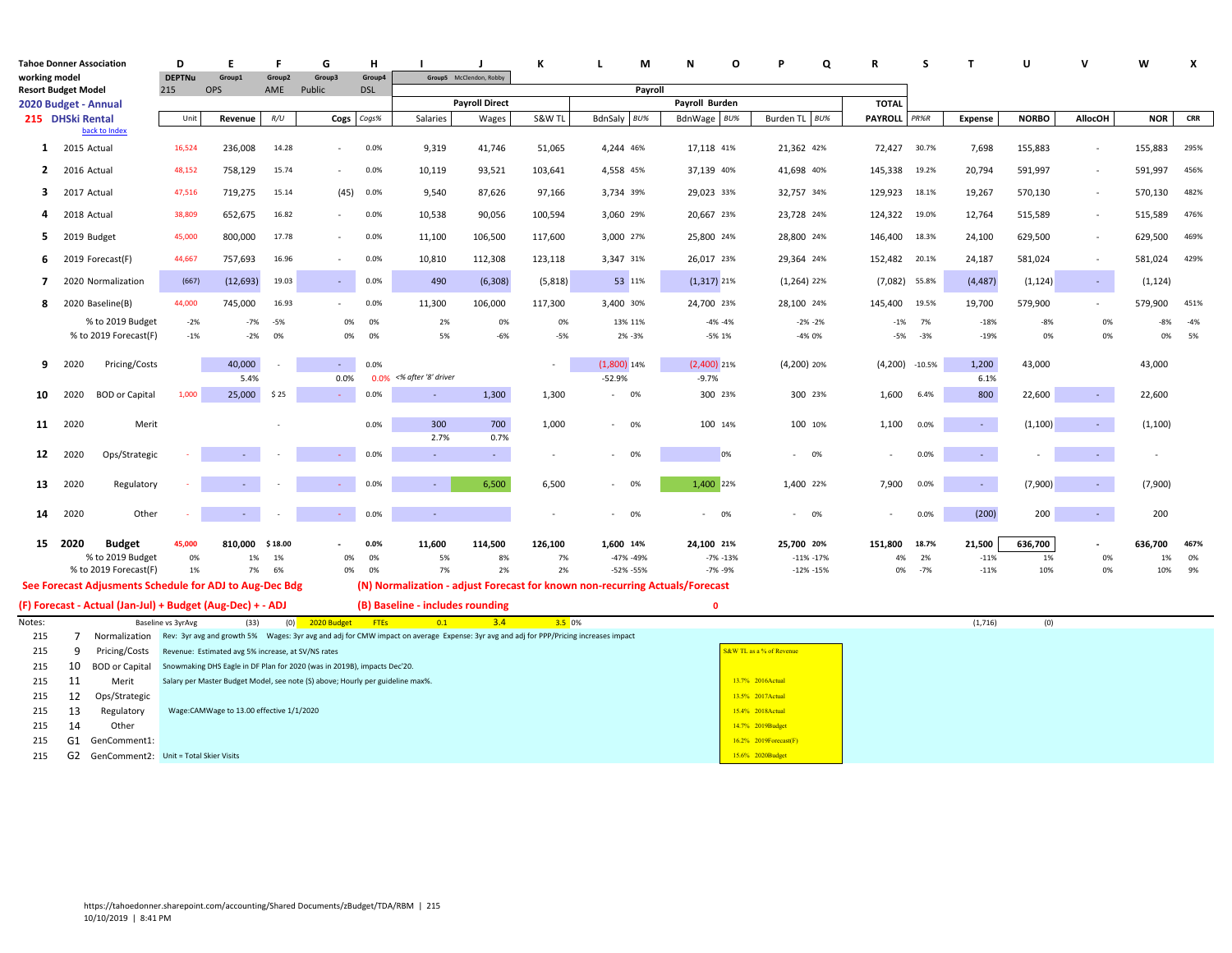**Tahoe Donner Association**
working model
**Resort Budget Model**
**2020 Budget - Annual**
**215 DHSki Rental**
back to Index

| | | D | E | F | G | H | I | J | K | L | M | N | O | P | Q | R | S | T | U | V | W | X |
|---|---|---|---|---|---|---|---|---|---|---|---|---|---|---|---|---|---|---|---|---|---|---|
| | | DEPTNu | Group1 | Group2 | Group3 | Group4 | | Group5 McClendon, Robby | | | | | | | | | | | | | | |
| | | 215 | OPS | AME | Public | DSL | | | | | Payroll | | | | | | | | | | | |
| | | | | | | | Payroll Direct | | | Payroll Burden | | | | | | TOTAL | | | | | | |
| | | Unit | Revenue | R/U | Cogs | Cogs% | Salaries | Wages | S&W TL | BdnSaly | BU% | BdnWage | BU% | Burden TL | BU% | PAYROLL | PR%R | Expense | NORBO | AllocOH | NOR | CRR |
| 1 | 2015 Actual | 16,524 | 236,008 | 14.28 | - | 0.0% | 9,319 | 41,746 | 51,065 | 4,244 | 46% | 17,118 | 41% | 21,362 | 42% | 72,427 | 30.7% | 7,698 | 155,883 | - | 155,883 | 295% |
| 2 | 2016 Actual | 48,152 | 758,129 | 15.74 | - | 0.0% | 10,119 | 93,521 | 103,641 | 4,558 | 45% | 37,139 | 40% | 41,698 | 40% | 145,338 | 19.2% | 20,794 | 591,997 | - | 591,997 | 456% |
| 3 | 2017 Actual | 47,516 | 719,275 | 15.14 | (45) | 0.0% | 9,540 | 87,626 | 97,166 | 3,734 | 39% | 29,023 | 33% | 32,757 | 34% | 129,923 | 18.1% | 19,267 | 570,130 | - | 570,130 | 482% |
| 4 | 2018 Actual | 38,809 | 652,675 | 16.82 | - | 0.0% | 10,538 | 90,056 | 100,594 | 3,060 | 29% | 20,667 | 23% | 23,728 | 24% | 124,322 | 19.0% | 12,764 | 515,589 | - | 515,589 | 476% |
| 5 | 2019 Budget | 45,000 | 800,000 | 17.78 | - | 0.0% | 11,100 | 106,500 | 117,600 | 3,000 | 27% | 25,800 | 24% | 28,800 | 24% | 146,400 | 18.3% | 24,100 | 629,500 | - | 629,500 | 469% |
| 6 | 2019 Forecast(F) | 44,667 | 757,693 | 16.96 | - | 0.0% | 10,810 | 112,308 | 123,118 | 3,347 | 31% | 26,017 | 23% | 29,364 | 24% | 152,482 | 20.1% | 24,187 | 581,024 | - | 581,024 | 429% |
| 7 | 2020 Normalization | (667) | (12,693) | 19.03 | - | 0.0% | 490 | (6,308) | (5,818) | 53 | 11% | (1,317) | 21% | (1,264) | 22% | (7,082) | 55.8% | (4,487) | (1,124) | - | (1,124) | |
| 8 | 2020 Baseline(B) | 44,000 | 745,000 | 16.93 | - | 0.0% | 11,300 | 106,000 | 117,300 | 3,400 | 30% | 24,700 | 23% | 28,100 | 24% | 145,400 | 19.5% | 19,700 | 579,900 | - | 579,900 | 451% |
| | % to 2019 Budget | -2% | -7% | -5% | 0% | 0% | 2% | 0% | 0% | 13% | 11% | -4% | -4% | -2% | -2% | -1% | 7% | -18% | -8% | 0% | -8% | -4% |
| | % to 2019 Forecast(F) | -1% | -2% | 0% | 0% | 0% | 5% | -6% | -5% | 2% | -3% | -5% | 1% | -4% | 0% | -5% | -3% | -19% | 0% | 0% | 0% | 5% |
| 9 | 2020 Pricing/Costs | | 40,000 | - | - | 0.0% | | | - | (1,800) | 14% | (2,400) | 21% | (4,200) | 20% | (4,200) | -10.5% | 1,200 | 43,000 | | 43,000 | |
| | | | 5.4% | | 0.0% | 0.0% | <% after '8' driver | | | -52.9% | | -9.7% | | | | | | 6.1% | | | | |
| 10 | 2020 BOD or Capital | 1,000 | 25,000 | $ 25 | - | 0.0% | - | 1,300 | 1,300 | - | 0% | 300 | 23% | 300 | 23% | 1,600 | 6.4% | 800 | 22,600 | - | 22,600 | |
| 11 | 2020 Merit | | | - | | 0.0% | 300 | 700 | 1,000 | - | 0% | 100 | 14% | 100 | 10% | 1,100 | 0.0% | - | (1,100) | - | (1,100) | |
| | | | | | | | 2.7% | 0.7% | | | | | | | | | | | | | | |
| 12 | 2020 Ops/Strategic | - | - | - | - | 0.0% | - | - | - | - | 0% | | 0% | - | 0% | - | 0.0% | - | - | - | - | |
| 13 | 2020 Regulatory | - | - | - | - | 0.0% | - | 6,500 | 6,500 | - | 0% | 1,400 | 22% | 1,400 | 22% | 7,900 | 0.0% | - | (7,900) | - | (7,900) | |
| 14 | 2020 Other | - | - | - | - | 0.0% | - | | - | - | 0% | - | 0% | - | 0% | - | 0.0% | (200) | 200 | - | 200 | |
| 15 | **2020 Budget** | **45,000** | **810,000** | **$ 18.00** | **-** | **0.0%** | **11,600** | **114,500** | **126,100** | **1,600** | **14%** | **24,100** | **21%** | **25,700** | **20%** | **151,800** | **18.7%** | **21,500** | **636,700** | **-** | **636,700** | **467%** |
| | % to 2019 Budget | 0% | 1% | 1% | 0% | 0% | 5% | 8% | 7% | -47% | -49% | -7% | -13% | -11% | -17% | 4% | 2% | -11% | 1% | 0% | 1% | 0% |
| | % to 2019 Forecast(F) | 1% | 7% | 6% | 0% | 0% | 7% | 2% | 2% | -52% | -55% | -7% | -9% | -12% | -15% | 0% | -7% | -11% | 10% | 0% | 10% | 9% |

**See Forecast Adjusments Schedule for ADJ to Aug-Dec Bdg**

**(F) Forecast - Actual (Jan-Jul) + Budget (Aug-Dec) + - ADJ**

**(N) Normalization - adjust Forecast for known non-recurring Actuals/Forecast**

**(B) Baseline - includes rounding**

0

Notes: Baseline vs 3yrAvg (33) (0) 2020 Budget FTEs 0.1 3.4 3.5 0% (1,716) (0)

| Dept | # | Item | Comment |
|---|---|---|---|
| 215 | 7 | Normalization | Rev: 3yr avg and growth 5% Wages: 3yr avg and adj for CMW impact on average Expense: 3yr avg and adj for PPP/Pricing increases impact |
| 215 | 9 | Pricing/Costs | Revenue: Estimated avg 5% increase, at SV/NS rates |
| 215 | 10 | BOD or Capital | Snowmaking DHS Eagle in DF Plan for 2020 (was in 2019B), impacts Dec'20. |
| 215 | 11 | Merit | Salary per Master Budget Model, see note (S) above; Hourly per guideline max%. |
| 215 | 12 | Ops/Strategic | |
| 215 | 13 | Regulatory | Wage:CAMWage to 13.00 effective 1/1/2020 |
| 215 | 14 | Other | |
| 215 | G1 | GenComment1: | |
| 215 | G2 | GenComment2: | Unit = Total Skier Visits |

| S&W TL as a % of Revenue | |
|---|---|
| 13.7% | 2016Actual |
| 13.5% | 2017Actual |
| 15.4% | 2018Actual |
| 14.7% | 2019Budget |
| 16.2% | 2019Forecast(F) |
| 15.6% | 2020Budget |

https://tahoedonner.sharepoint.com/accounting/Shared Documents/zBudget/TDA/RBM | 215
10/10/2019 | 8:41 PM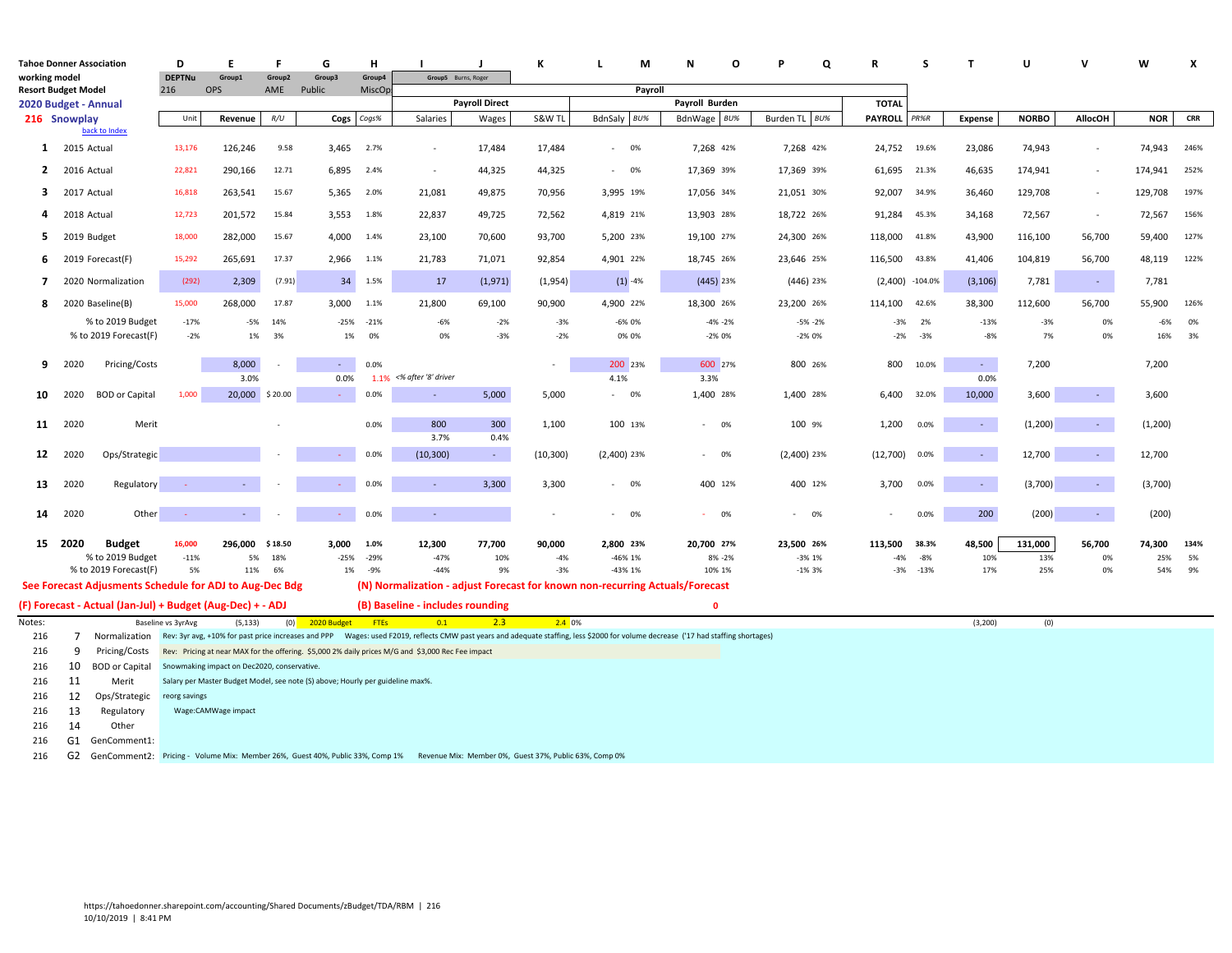**Tahoe Donner Association**
working model
**Resort Budget Model**
**2020 Budget - Annual**
**216 Snowplay**
back to Index

| | | D | E | F | G | H | I | J | K | L | | M | | N | | O | | R | S | T | U | V | W | X |
|---|---|---|---|---|---|---|---|---|---|---|---|---|---|---|---|---|---|---|---|---|---|---|---|---|
| | | DEPTNu | Group1 | Group2 | Group3 | Group4 | Group5 Burns, Roger | | | Payroll | | | | | | | | | | | | | | |
| | | 216 | OPS | AME | Public | MiscOp | Payroll Direct | | | Payroll Burden | | | | | | | | TOTAL | | | | | | |
| | | Unit | Revenue | R/U | Cogs | Cogs% | Salaries | Wages | S&W TL | BdnSaly | BU% | BdnWage | BU% | Burden TL | BU% | | | PAYROLL | PR%R | Expense | NORBO | AllocOH | NOR | CRR |
| **1** | 2015 Actual | 13,176 | 126,246 | 9.58 | 3,465 | 2.7% | - | 17,484 | 17,484 | - | 0% | 7,268 | 42% | 7,268 | 42% | | | 24,752 | 19.6% | 23,086 | 74,943 | - | 74,943 | 246% |
| **2** | 2016 Actual | 22,821 | 290,166 | 12.71 | 6,895 | 2.4% | - | 44,325 | 44,325 | - | 0% | 17,369 | 39% | 17,369 | 39% | | | 61,695 | 21.3% | 46,635 | 174,941 | - | 174,941 | 252% |
| **3** | 2017 Actual | 16,818 | 263,541 | 15.67 | 5,365 | 2.0% | 21,081 | 49,875 | 70,956 | 3,995 | 19% | 17,056 | 34% | 21,051 | 30% | | | 92,007 | 34.9% | 36,460 | 129,708 | - | 129,708 | 197% |
| **4** | 2018 Actual | 12,723 | 201,572 | 15.84 | 3,553 | 1.8% | 22,837 | 49,725 | 72,562 | 4,819 | 21% | 13,903 | 28% | 18,722 | 26% | | | 91,284 | 45.3% | 34,168 | 72,567 | - | 72,567 | 156% |
| **5** | 2019 Budget | 18,000 | 282,000 | 15.67 | 4,000 | 1.4% | 23,100 | 70,600 | 93,700 | 5,200 | 23% | 19,100 | 27% | 24,300 | 26% | | | 118,000 | 41.8% | 43,900 | 116,100 | 56,700 | 59,400 | 127% |
| **6** | 2019 Forecast(F) | 15,292 | 265,691 | 17.37 | 2,966 | 1.1% | 21,783 | 71,071 | 92,854 | 4,901 | 22% | 18,745 | 26% | 23,646 | 25% | | | 116,500 | 43.8% | 41,406 | 104,819 | 56,700 | 48,119 | 122% |
| **7** | 2020 Normalization | (292) | 2,309 | (7.91) | 34 | 1.5% | 17 | (1,971) | (1,954) | (1) | -4% | (445) | 23% | (446) | 23% | | | (2,400) | -104.0% | (3,106) | 7,781 | - | 7,781 | |
| **8** | 2020 Baseline(B) | 15,000 | 268,000 | 17.87 | 3,000 | 1.1% | 21,800 | 69,100 | 90,900 | 4,900 | 22% | 18,300 | 26% | 23,200 | 26% | | | 114,100 | 42.6% | 38,300 | 112,600 | 56,700 | 55,900 | 126% |
| | % to 2019 Budget | -17% | -5% | 14% | -25% | -21% | -6% | -2% | -3% | -6% | 0% | -4% | -2% | -5% | -2% | | | -3% | 2% | -13% | -3% | 0% | -6% | 0% |
| | % to 2019 Forecast(F) | -2% | 1% | 3% | 1% | 0% | 0% | -3% | -2% | 0% | 0% | -2% | 0% | -2% | 0% | | | -2% | -3% | -8% | 7% | 0% | 16% | 3% |
| **9** | 2020 Pricing/Costs | | 8,000 | - | - | 0.0% | | | - | 200 | 23% | 600 | 27% | 800 | 26% | | | 800 | 10.0% | - | 7,200 | | 7,200 | |
| | | | 3.0% | | 0.0% | 1.1% | <% after '8' driver | | | 4.1% | | 3.3% | | | | | | | | 0.0% | | | | |
| **10** | 2020 BOD or Capital | 1,000 | 20,000 | $ 20.00 | - | 0.0% | - | 5,000 | 5,000 | - | 0% | 1,400 | 28% | 1,400 | 28% | | | 6,400 | 32.0% | 10,000 | 3,600 | - | 3,600 | |
| **11** | 2020 Merit | | | - | | 0.0% | 800 | 300 | 1,100 | 100 | 13% | - | 0% | 100 | 9% | | | 1,200 | 0.0% | - | (1,200) | - | (1,200) | |
| | | | | | | | 3.7% | 0.4% | | | | | | | | | | | | | | | | |
| **12** | 2020 Ops/Strategic | | | - | - | 0.0% | (10,300) | - | (10,300) | (2,400) | 23% | - | 0% | (2,400) | 23% | | | (12,700) | 0.0% | - | 12,700 | - | 12,700 | |
| **13** | 2020 Regulatory | - | - | - | - | 0.0% | - | 3,300 | 3,300 | - | 0% | 400 | 12% | 400 | 12% | | | 3,700 | 0.0% | - | (3,700) | - | (3,700) | |
| **14** | 2020 Other | - | - | - | - | 0.0% | - | | - | - | 0% | - | 0% | - | 0% | | | - | 0.0% | 200 | (200) | - | (200) | |
| **15** | **2020 Budget** | **16,000** | **296,000** | **$ 18.50** | **3,000** | **1.0%** | **12,300** | **77,700** | **90,000** | **2,800** | **23%** | **20,700** | **27%** | **23,500** | **26%** | | | **113,500** | **38.3%** | **48,500** | **131,000** | **56,700** | **74,300** | **134%** |
| | % to 2019 Budget | -11% | 5% | 18% | -25% | -29% | -47% | 10% | -4% | -46% | 1% | 8% | -2% | -3% | 1% | | | -4% | -8% | 10% | 13% | 0% | 25% | 5% |
| | % to 2019 Forecast(F) | 5% | 11% | 6% | 1% | -9% | -44% | 9% | -3% | -43% | 1% | 10% | 1% | -1% | 3% | | | -3% | -13% | 17% | 25% | 0% | 54% | 9% |

**See Forecast Adjusments Schedule for ADJ to Aug-Dec Bdg**

**(N) Normalization - adjust Forecast for known non-recurring Actuals/Forecast**

**(F) Forecast - Actual (Jan-Jul) + Budget (Aug-Dec) + - ADJ**

**(B) Baseline - includes rounding** 0

Notes: Baseline vs 3yrAvg (5,133) (0) 2020 Budget FTEs 0.1 2.3 2.4 0% (3,200) (0)

| | | | |
|---|---|---|---|
| 216 | 7 | Normalization | Rev: 3yr avg, +10% for past price increases and PPP Wages: used F2019, reflects CMW past years and adequate staffing, less $2000 for volume decrease ('17 had staffing shortages) |
| 216 | 9 | Pricing/Costs | Rev: Pricing at near MAX for the offering. $5,000 2% daily prices M/G and $3,000 Rec Fee impact |
| 216 | 10 | BOD or Capital | Snowmaking impact on Dec2020, conservative. |
| 216 | 11 | Merit | Salary per Master Budget Model, see note (5) above; Hourly per guideline max%. |
| 216 | 12 | Ops/Strategic | reorg savings |
| 216 | 13 | Regulatory | Wage:CAMWage impact |
| 216 | 14 | Other | |
| 216 | G1 | GenComment1: | |
| 216 | G2 | GenComment2: | Pricing - Volume Mix: Member 26%, Guest 40%, Public 33%, Comp 1% Revenue Mix: Member 0%, Guest 37%, Public 63%, Comp 0% |

https://tahoedonner.sharepoint.com/accounting/Shared Documents/zBudget/TDA/RBM | 216
10/10/2019 | 8:41 PM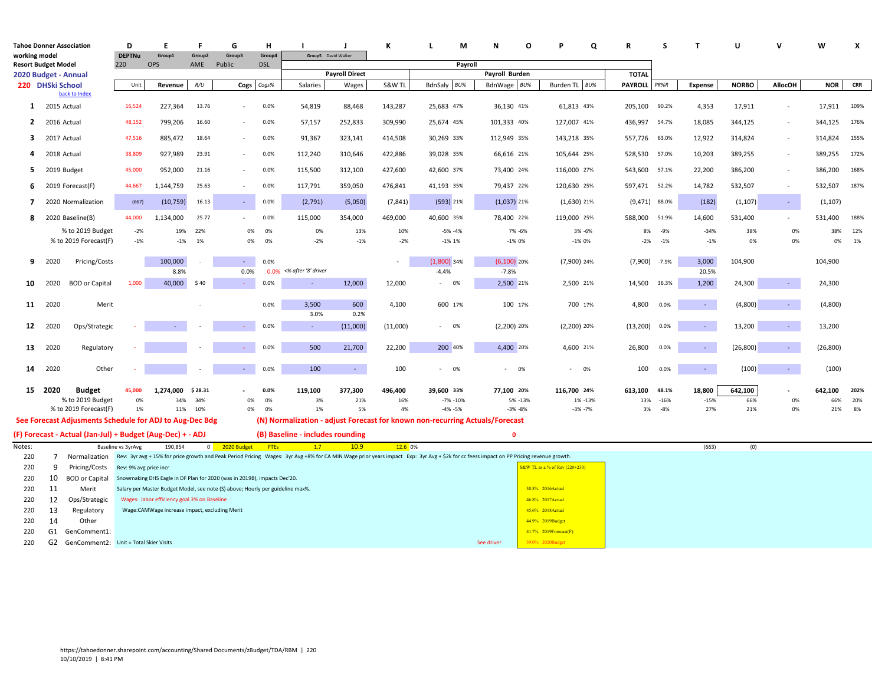**Tahoe Donner Association**
working model
**Resort Budget Model**
**2020 Budget - Annual**
**220 DHSki School**
back to Index

| | | D | E | F | G | H | I | J | K | L | M | N | O | P | Q | R | S | T | U | V | W | X |
|---|---|---|---|---|---|---|---|---|---|---|---|---|---|---|---|---|---|---|---|---|---|---|
| | | DEPTNu | Group1 | Group2 | Group3 | Group4 | Group5 David Walker | | | | | | | | | | | | | | | |
| | | 220 | OPS | AME | Public | DSL | | | | | | | | | | | | | | | | |
| | | | | | | | Payroll | | | | | | | | | | | | | | | |
| | | | | | | | Payroll Direct | | | Payroll Burden | | | | | | TOTAL | | | | | | |
| | | Unit | Revenue | R/U | Cogs | Cogs% | Salaries | Wages | S&W TL | BdnSaly | BU% | BdnWage | BU% | Burden TL | BU% | PAYROLL | PR%R | Expense | NORBO | AllocOH | NOR | CRR |
| 1 | 2015 Actual | 16,524 | 227,364 | 13.76 | - | 0.0% | 54,819 | 88,468 | 143,287 | 25,683 | 47% | 36,130 | 41% | 61,813 | 43% | 205,100 | 90.2% | 4,353 | 17,911 | - | 17,911 | 109% |
| 2 | 2016 Actual | 48,152 | 799,206 | 16.60 | - | 0.0% | 57,157 | 252,833 | 309,990 | 25,674 | 45% | 101,333 | 40% | 127,007 | 41% | 436,997 | 54.7% | 18,085 | 344,125 | - | 344,125 | 176% |
| 3 | 2017 Actual | 47,516 | 885,472 | 18.64 | - | 0.0% | 91,367 | 323,141 | 414,508 | 30,269 | 33% | 112,949 | 35% | 143,218 | 35% | 557,726 | 63.0% | 12,922 | 314,824 | - | 314,824 | 155% |
| 4 | 2018 Actual | 38,809 | 927,989 | 23.91 | - | 0.0% | 112,240 | 310,646 | 422,886 | 39,028 | 35% | 66,616 | 21% | 105,644 | 25% | 528,530 | 57.0% | 10,203 | 389,255 | - | 389,255 | 172% |
| 5 | 2019 Budget | 45,000 | 952,000 | 21.16 | - | 0.0% | 115,500 | 312,100 | 427,600 | 42,600 | 37% | 73,400 | 24% | 116,000 | 27% | 543,600 | 57.1% | 22,200 | 386,200 | - | 386,200 | 168% |
| 6 | 2019 Forecast(F) | 44,667 | 1,144,759 | 25.63 | - | 0.0% | 117,791 | 359,050 | 476,841 | 41,193 | 35% | 79,437 | 22% | 120,630 | 25% | 597,471 | 52.2% | 14,782 | 532,507 | - | 532,507 | 187% |
| 7 | 2020 Normalization | (667) | (10,759) | 16.13 | - | 0.0% | (2,791) | (5,050) | (7,841) | (593) | 21% | (1,037) | 21% | (1,630) | 21% | (9,471) | 88.0% | (182) | (1,107) | - | (1,107) | |
| 8 | 2020 Baseline(B) | 44,000 | 1,134,000 | 25.77 | - | 0.0% | 115,000 | 354,000 | 469,000 | 40,600 | 35% | 78,400 | 22% | 119,000 | 25% | 588,000 | 51.9% | 14,600 | 531,400 | - | 531,400 | 188% |
| | % to 2019 Budget | -2% | 19% | 22% | 0% | 0% | 0% | 13% | 10% | -5% | -4% | 7% | -6% | 3% | -6% | 8% | -9% | -34% | 38% | 0% | 38% | 12% |
| | % to 2019 Forecast(F) | -1% | -1% | 1% | 0% | 0% | -2% | -1% | -2% | -1% | 1% | -1% | 0% | -1% | 0% | -2% | -1% | -1% | 0% | 0% | 0% | 1% |
| 9 | 2020 Pricing/Costs | | 100,000 | - | - | 0.0% | | | - | (1,800) | 34% | (6,100) | 20% | (7,900) | 24% | (7,900) | -7.9% | 3,000 | 104,900 | | 104,900 | |
| | | | 8.8% | | 0.0% | 0.0% | <% after '8' driver | | | -4.4% | | -7.8% | | | | | | 20.5% | | | | |
| 10 | 2020 BOD or Capital | 1,000 | 40,000 | $ 40 | - | 0.0% | - | 12,000 | 12,000 | - | 0% | 2,500 | 21% | 2,500 | 21% | 14,500 | 36.3% | 1,200 | 24,300 | - | 24,300 | |
| 11 | 2020 Merit | | | - | | 0.0% | 3,500 | 600 | 4,100 | 600 | 17% | 100 | 17% | 700 | 17% | 4,800 | 0.0% | - | (4,800) | - | (4,800) | |
| | | | | | | | 3.0% | 0.2% | | | | | | | | | | | | | | |
| 12 | 2020 Ops/Strategic | - | - | - | - | 0.0% | - | (11,000) | (11,000) | - | 0% | (2,200) | 20% | (2,200) | 20% | (13,200) | 0.0% | - | 13,200 | - | 13,200 | |
| 13 | 2020 Regulatory | - | | - | - | 0.0% | 500 | 21,700 | 22,200 | 200 | 40% | 4,400 | 20% | 4,600 | 21% | 26,800 | 0.0% | - | (26,800) | - | (26,800) | |
| 14 | 2020 Other | - | | - | - | 0.0% | 100 | - | 100 | - | 0% | - | 0% | - | 0% | 100 | 0.0% | - | (100) | - | (100) | |
| **15** | **2020 Budget** | **45,000** | **1,274,000** | **$ 28.31** | **-** | **0.0%** | **119,100** | **377,300** | **496,400** | **39,600** | **33%** | **77,100** | **20%** | **116,700** | **24%** | **613,100** | **48.1%** | **18,800** | **642,100** | **-** | **642,100** | **202%** |
| | % to 2019 Budget | 0% | 34% | 34% | 0% | 0% | 3% | 21% | 16% | -7% | -10% | 5% | -13% | 1% | -13% | 13% | -16% | -15% | 66% | 0% | 66% | 20% |
| | % to 2019 Forecast(F) | 1% | 11% | 10% | 0% | 0% | 1% | 5% | 4% | -4% | -5% | -3% | -8% | -3% | -7% | 3% | -8% | 27% | 21% | 0% | 21% | 8% |

**See Forecast Adjusments Schedule for ADJ to Aug-Dec Bdg**

**(N) Normalization - adjust Forecast for known non-recurring Actuals/Forecast**

**(F) Forecast - Actual (Jan-Jul) + Budget (Aug-Dec) + - ADJ**

**(B) Baseline - includes rounding** 0

Notes: Baseline vs 3yrAvg 190,854 | 0 | 2020 Budget | FTEs | 1.7 | 10.9 | 12.6 | 0% | (663) | (0)

| Dept | Line | Item | Note |
|---|---|---|---|
| 220 | 7 | Normalization | Rev: 3yr avg + 15% for price growth and Peak Period Pricing Wages: 3yr Avg +8% for CA MIN Wage prior years impact Exp: 3yr Avg + $2k for cc feess impact on PP Pricing revenue growth. |
| 220 | 9 | Pricing/Costs | Rev: 9% avg price incr |
| 220 | 10 | BOD or Capital | Snowmaking DHS Eagle in DF Plan for 2020 (was in 2019B), impacts Dec'20. |
| 220 | 11 | Merit | Salary per Master Budget Model, see note (5) above; Hourly per guideline max%. |
| 220 | 12 | Ops/Strategic | Wages: labor efficiency goal 3% on Baseline |
| 220 | 13 | Regulatory | Wage:CAMWage increase impact, excluding Merit |
| 220 | 14 | Other | |
| 220 | G1 | GenComment1: | |
| 220 | G2 | GenComment2: | Unit = Total Skier Visits — See driver |

S&W TL as a % of Rev (220+230)

| % | Period |
|---|---|
| 38.8% | 2016Actual |
| 46.8% | 2017Actual |
| 45.6% | 2018Actual |
| 44.9% | 2019Budget |
| 41.7% | 2019Forecast(F) |
| 39.0% | 2020Budget |

https://tahoedonner.sharepoint.com/accounting/Shared Documents/zBudget/TDA/RBM | 220
10/10/2019 | 8:41 PM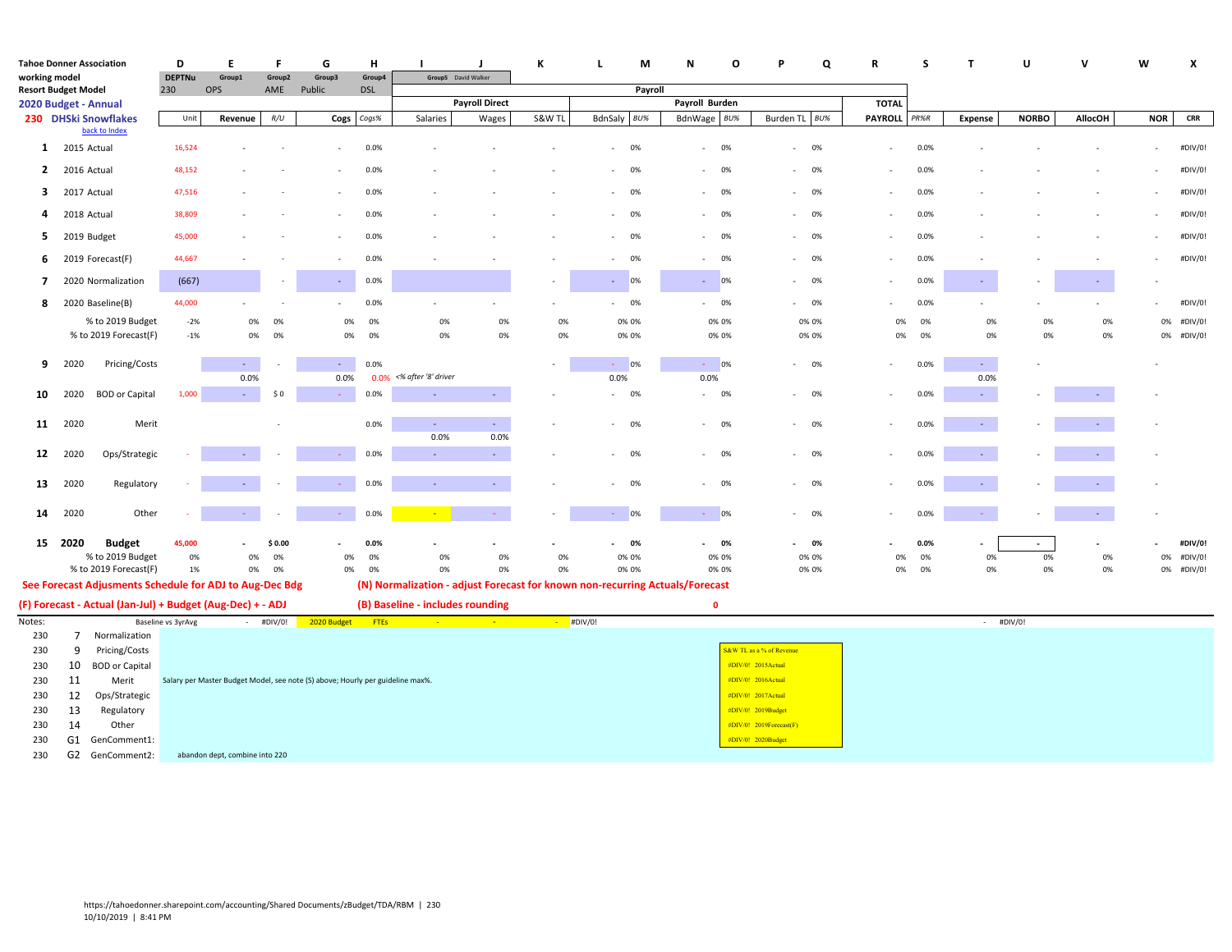**Tahoe Donner Association**
**working model**
**Resort Budget Model**
**2020 Budget - Annual**
**230 DHSki Snowflakes**
back to index

| | | D | E | F | G | H | I | J | K | L | M | N | O | P | Q | R | S | T | U | V | W | X |
|---|---|---|---|---|---|---|---|---|---|---|---|---|---|---|---|---|---|---|---|---|---|---|
| | | DEPTNu | Group1 | Group2 | Group3 | Group4 | Group5 David Walker | | | | | | | | | | | | | | | |
| | | 230 | OPS | AME | Public | DSL | | | | Payroll | | | | | | | | | | | | |
| | | | | | | | Payroll Direct | | | Payroll Burden | | | | | | TOTAL | | | | | | |
| | | Unit | Revenue | R/U | Cogs | Cogs% | Salaries | Wages | S&W TL | BdnSaly | BU% | BdnWage | BU% | Burden TL | BU% | PAYROLL | PR%R | Expense | NORBO | AllocOH | NOR | CRR |
| 1 | 2015 Actual | 16,524 | - | - | - | 0.0% | - | - | - | - | 0% | - | 0% | - | 0% | - | 0.0% | - | - | - | - | #DIV/0! |
| 2 | 2016 Actual | 48,152 | - | - | - | 0.0% | - | - | - | - | 0% | - | 0% | - | 0% | - | 0.0% | - | - | - | - | #DIV/0! |
| 3 | 2017 Actual | 47,516 | - | - | - | 0.0% | - | - | - | - | 0% | - | 0% | - | 0% | - | 0.0% | - | - | - | - | #DIV/0! |
| 4 | 2018 Actual | 38,809 | - | - | - | 0.0% | - | - | - | - | 0% | - | 0% | - | 0% | - | 0.0% | - | - | - | - | #DIV/0! |
| 5 | 2019 Budget | 45,000 | - | - | - | 0.0% | - | - | - | - | 0% | - | 0% | - | 0% | - | 0.0% | - | - | - | - | #DIV/0! |
| 6 | 2019 Forecast(F) | 44,667 | - | - | - | 0.0% | - | - | - | - | 0% | - | 0% | - | 0% | - | 0.0% | - | - | - | - | #DIV/0! |
| 7 | 2020 Normalization | (667) | | - | - | 0.0% | | | - | - | 0% | - | 0% | - | 0% | - | 0.0% | - | - | - | - | |
| 8 | 2020 Baseline(B) | 44,000 | - | - | - | 0.0% | - | - | - | - | 0% | - | 0% | - | 0% | - | 0.0% | - | - | - | - | #DIV/0! |
| | % to 2019 Budget | -2% | 0% | 0% | 0% | 0% | 0% | 0% | 0% | 0% | 0% | 0% | 0% | 0% | 0% | 0% | 0% | 0% | 0% | 0% | 0% | #DIV/0! |
| | % to 2019 Forecast(F) | -1% | 0% | 0% | 0% | 0% | 0% | 0% | 0% | 0% | 0% | 0% | 0% | 0% | 0% | 0% | 0% | 0% | 0% | 0% | 0% | #DIV/0! |
| 9 | 2020 Pricing/Costs | | - 0.0% | - | - 0.0% | 0.0% 0.0% | <% after '8' driver | | - | - 0.0% | 0% | - 0.0% | 0% | - | 0% | - | 0.0% | - 0.0% | - | | - | |
| 10 | 2020 BOD or Capital | 1,000 | - | $ 0 | - | 0.0% | - | - | - | - | 0% | - | 0% | - | 0% | - | 0.0% | - | - | - | - | |
| 11 | 2020 Merit | | | - | | 0.0% | - 0.0% | - 0.0% | - | - | 0% | - | 0% | - | 0% | - | 0.0% | - | - | - | - | |
| 12 | 2020 Ops/Strategic | - | - | - | - | 0.0% | - | - | - | - | 0% | - | 0% | - | 0% | - | 0.0% | - | - | - | - | |
| 13 | 2020 Regulatory | - | - | - | - | 0.0% | - | - | - | - | 0% | - | 0% | - | 0% | - | 0.0% | - | - | - | - | |
| 14 | 2020 Other | - | - | - | - | 0.0% | - | - | - | - | 0% | - | 0% | - | 0% | - | 0.0% | - | - | - | - | |
| **15** | **2020 Budget** | **45,000** | **-** | **$ 0.00** | **-** | **0.0%** | **-** | **-** | **-** | **-** | **0%** | **-** | **0%** | **-** | **0%** | **-** | **0.0%** | **-** | **-** | **-** | **-** | **#DIV/0!** |
| | % to 2019 Budget | 0% | 0% | 0% | 0% | 0% | 0% | 0% | 0% | 0% | 0% | 0% | 0% | 0% | 0% | 0% | 0% | 0% | 0% | 0% | 0% | #DIV/0! |
| | % to 2019 Forecast(F) | 1% | 0% | 0% | 0% | 0% | 0% | 0% | 0% | 0% | 0% | 0% | 0% | 0% | 0% | 0% | 0% | 0% | 0% | 0% | 0% | #DIV/0! |

**See Forecast Adjusments Schedule for ADJ to Aug-Dec Bdg**

**(F) Forecast - Actual (Jan-Jul) + Budget (Aug-Dec) + - ADJ**

**(N) Normalization - adjust Forecast for known non-recurring Actuals/Forecast**

**(B) Baseline - includes rounding** 0

Notes: Baseline vs 3yrAvg - #DIV/0! 2020 Budget FTEs - - - #DIV/0! - #DIV/0!

| | | | |
|---|---|---|---|
| 230 | 7 | Normalization | |
| 230 | 9 | Pricing/Costs | |
| 230 | 10 | BOD or Capital | |
| 230 | 11 | Merit | Salary per Master Budget Model, see note (S) above; Hourly per guideline max%. |
| 230 | 12 | Ops/Strategic | |
| 230 | 13 | Regulatory | |
| 230 | 14 | Other | |
| 230 | G1 | GenComment1: | |
| 230 | G2 | GenComment2: | abandon dept, combine into 220 |

S&W TL as a % of Revenue
- #DIV/0! 2015Actual
- #DIV/0! 2016Actual
- #DIV/0! 2017Actual
- #DIV/0! 2019Budget
- #DIV/0! 2019Forecast(F)
- #DIV/0! 2020Budget

https://tahoedonner.sharepoint.com/accounting/Shared Documents/zBudget/TDA/RBM | 230
10/10/2019 | 8:41 PM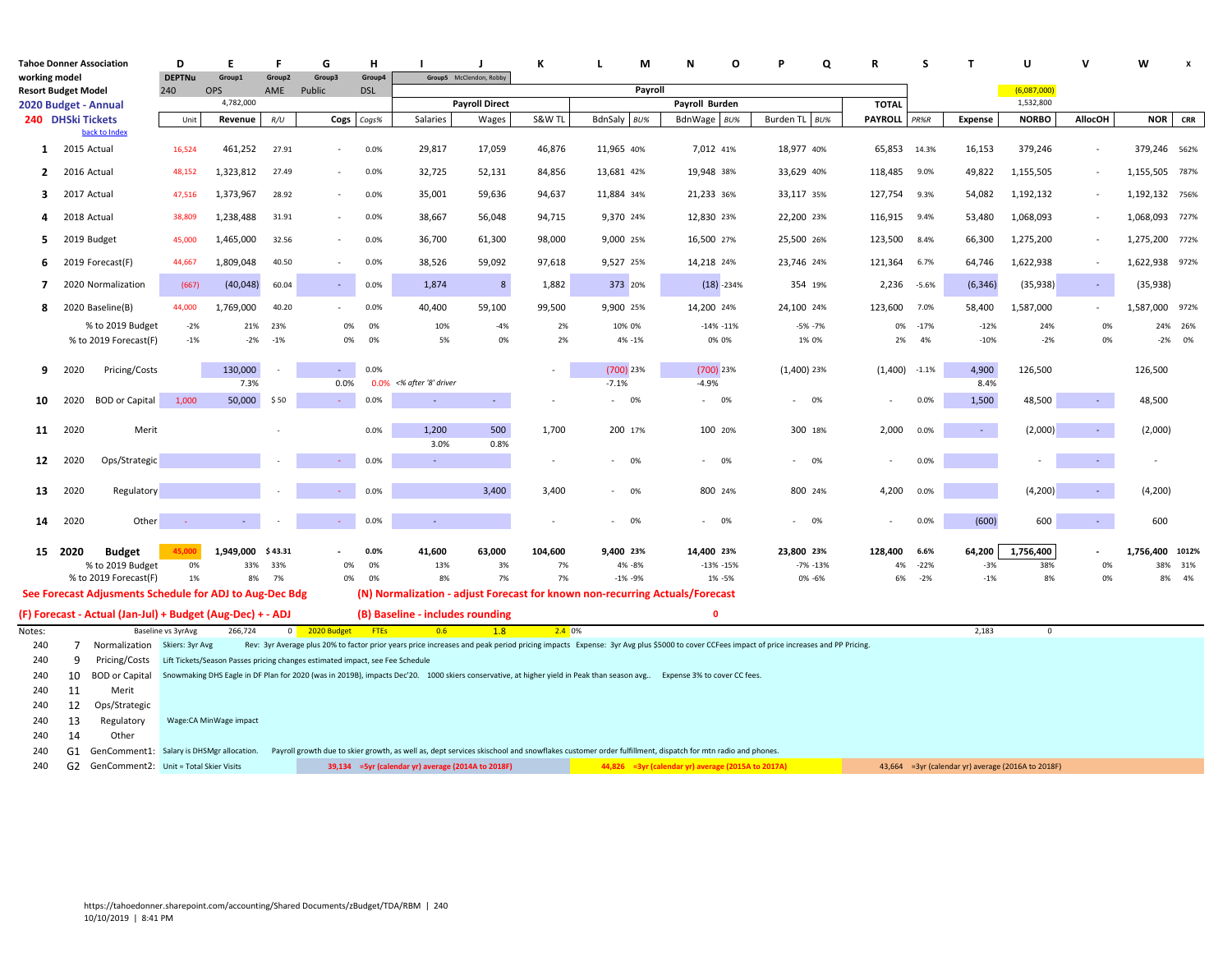**Tahoe Donner Association**
**working model**
**Resort Budget Model**
**2020 Budget - Annual**
**240 DHSki Tickets**
back to Index

| | | D | E | F | G | H | I | J | K | L | M | N | O | P | Q | R | S | T | U | V | W | X |
|---|---|---|---|---|---|---|---|---|---|---|---|---|---|---|---|---|---|---|---|---|---|---|
| | | DEPTNu | Group1 | Group2 | Group3 | Group4 | Group5 | McClendon, Robby | | | | | | | | | | | | | | |
| | | 240 | OPS | AME | Public | DSL | | | | | | Payroll | | | | | | | (6,087,000) | | | |
| | | | 4,782,000 | | | | Payroll Direct | | | Payroll Burden | | | | | | TOTAL | | | 1,532,800 | | | |
| | | Unit | Revenue | R/U | Cogs | Cogs% | Salaries | Wages | S&W TL | BdnSaly | BU% | BdnWage | BU% | Burden TL | BU% | PAYROLL | PR%R | Expense | NORBO | AllocOH | NOR | CRR |
| 1 | 2015 Actual | 16,524 | 461,252 | 27.91 | - | 0.0% | 29,817 | 17,059 | 46,876 | 11,965 | 40% | 7,012 | 41% | 18,977 | 40% | 65,853 | 14.3% | 16,153 | 379,246 | - | 379,246 | 562% |
| 2 | 2016 Actual | 48,152 | 1,323,812 | 27.49 | - | 0.0% | 32,725 | 52,131 | 84,856 | 13,681 | 42% | 19,948 | 38% | 33,629 | 40% | 118,485 | 9.0% | 49,822 | 1,155,505 | - | 1,155,505 | 787% |
| 3 | 2017 Actual | 47,516 | 1,373,967 | 28.92 | - | 0.0% | 35,001 | 59,636 | 94,637 | 11,884 | 34% | 21,233 | 36% | 33,117 | 35% | 127,754 | 9.3% | 54,082 | 1,192,132 | - | 1,192,132 | 756% |
| 4 | 2018 Actual | 38,809 | 1,238,488 | 31.91 | - | 0.0% | 38,667 | 56,048 | 94,715 | 9,370 | 24% | 12,830 | 23% | 22,200 | 23% | 116,915 | 9.4% | 53,480 | 1,068,093 | - | 1,068,093 | 727% |
| 5 | 2019 Budget | 45,000 | 1,465,000 | 32.56 | - | 0.0% | 36,700 | 61,300 | 98,000 | 9,000 | 25% | 16,500 | 27% | 25,500 | 26% | 123,500 | 8.4% | 66,300 | 1,275,200 | - | 1,275,200 | 772% |
| 6 | 2019 Forecast(F) | 44,667 | 1,809,048 | 40.50 | - | 0.0% | 38,526 | 59,092 | 97,618 | 9,527 | 25% | 14,218 | 24% | 23,746 | 24% | 121,364 | 6.7% | 64,746 | 1,622,938 | - | 1,622,938 | 972% |
| 7 | 2020 Normalization | (667) | (40,048) | 60.04 | - | 0.0% | 1,874 | 8 | 1,882 | 373 | 20% | (18) | -234% | 354 | 19% | 2,236 | -5.6% | (6,346) | (35,938) | - | (35,938) | |
| 8 | 2020 Baseline(B) | 44,000 | 1,769,000 | 40.20 | - | 0.0% | 40,400 | 59,100 | 99,500 | 9,900 | 25% | 14,200 | 24% | 24,100 | 24% | 123,600 | 7.0% | 58,400 | 1,587,000 | - | 1,587,000 | 972% |
| | % to 2019 Budget | -2% | 21% | 23% | 0% | 0% | 10% | -4% | 2% | 10% | 0% | -14% | -11% | -5% | -7% | 0% | -17% | -12% | 24% | 0% | 24% | 26% |
| | % to 2019 Forecast(F) | -1% | -2% | -1% | 0% | 0% | 5% | 0% | 2% | 4% | -1% | 0% | 0% | 1% | 0% | 2% | 4% | -10% | -2% | 0% | -2% | 0% |
| 9 | 2020 Pricing/Costs | | 130,000 | - | - | 0.0% | | | - | (700) | 23% | (700) | 23% | (1,400) | 23% | (1,400) | -1.1% | 4,900 | 126,500 | | 126,500 | |
| | | | 7.3% | | 0.0% | 0.0% | <% after '8' driver | | | -7.1% | | -4.9% | | | | | | 8.4% | | | | |
| 10 | 2020 BOD or Capital | 1,000 | 50,000 | $ 50 | - | 0.0% | - | - | - | - | 0% | - | 0% | - | 0% | - | 0.0% | 1,500 | 48,500 | - | 48,500 | |
| 11 | 2020 Merit | | | - | | 0.0% | 1,200 | 500 | 1,700 | 200 | 17% | 100 | 20% | 300 | 18% | 2,000 | 0.0% | - | (2,000) | - | (2,000) | |
| | | | | | | | 3.0% | 0.8% | | | | | | | | | | | | | | |
| 12 | 2020 Ops/Strategic | | | - | - | 0.0% | - | | - | - | 0% | - | 0% | - | 0% | - | 0.0% | | - | - | - | |
| 13 | 2020 Regulatory | | | - | - | 0.0% | | 3,400 | 3,400 | - | 0% | 800 | 24% | 800 | 24% | 4,200 | 0.0% | | (4,200) | - | (4,200) | |
| 14 | 2020 Other | - | - | - | - | 0.0% | - | | - | - | 0% | - | 0% | - | 0% | - | 0.0% | (600) | 600 | - | 600 | |
| 15 | **2020 Budget** | 45,000 | 1,949,000 | $ 43.31 | - | 0.0% | 41,600 | 63,000 | 104,600 | 9,400 | 23% | 14,400 | 23% | 23,800 | 23% | 128,400 | 6.6% | 64,200 | 1,756,400 | - | 1,756,400 | 1012% |
| | % to 2019 Budget | 0% | 33% | 33% | 0% | 0% | 13% | 3% | 7% | 4% | -8% | -13% | -15% | -7% | -13% | 4% | -22% | -3% | 38% | 0% | 38% | 31% |
| | % to 2019 Forecast(F) | 1% | 8% | 7% | 0% | 0% | 8% | 7% | 7% | -1% | -9% | 1% | -5% | 0% | -6% | 6% | -2% | -1% | 8% | 0% | 8% | 4% |

**See Forecast Adjusments Schedule for ADJ to Aug-Dec Bdg**

**(N) Normalization - adjust Forecast for known non-recurring Actuals/Forecast**

**(F) Forecast - Actual (Jan-Jul) + Budget (Aug-Dec) + - ADJ**

**(B) Baseline - includes rounding** 0

Notes: Baseline vs 3yrAvg 266,724 0 2020 Budget FTEs 0.6 1.8 2.4 0% 2,183 0

| | | | |
|---|---|---|---|
| 240 | 7 | Normalization | Skiers: 3yr Avg Rev: 3yr Average plus 20% to factor prior years price increases and peak period pricing impacts Expense: 3yr Avg plus $5000 to cover CCFees impact of price increases and PP Pricing. |
| 240 | 9 | Pricing/Costs | Lift Tickets/Season Passes pricing changes estimated impact, see Fee Schedule |
| 240 | 10 | BOD or Capital | Snowmaking DHS Eagle in DF Plan for 2020 (was in 2019B), impacts Dec'20. 1000 skiers conservative, at higher yield in Peak than season avg.. Expense 3% to cover CC fees. |
| 240 | 11 | Merit | |
| 240 | 12 | Ops/Strategic | |
| 240 | 13 | Regulatory | Wage:CA MinWage impact |
| 240 | 14 | Other | |
| 240 | G1 | GenComment1: | Salary is DHSMgr allocation. Payroll growth due to skier growth, as well as, dept services skischool and snowflakes customer order fulfillment, dispatch for mtn radio and phones. |
| 240 | G2 | GenComment2: | Unit = Total Skier Visits 39,134 =5yr (calendar yr) average (2014A to 2018F) 44,826 =3yr (calendar yr) average (2015A to 2017A) 43,664 =3yr (calendar yr) average (2016A to 2018F) |

https://tahoedonner.sharepoint.com/accounting/Shared Documents/zBudget/TDA/RBM | 240
10/10/2019 | 8:41 PM